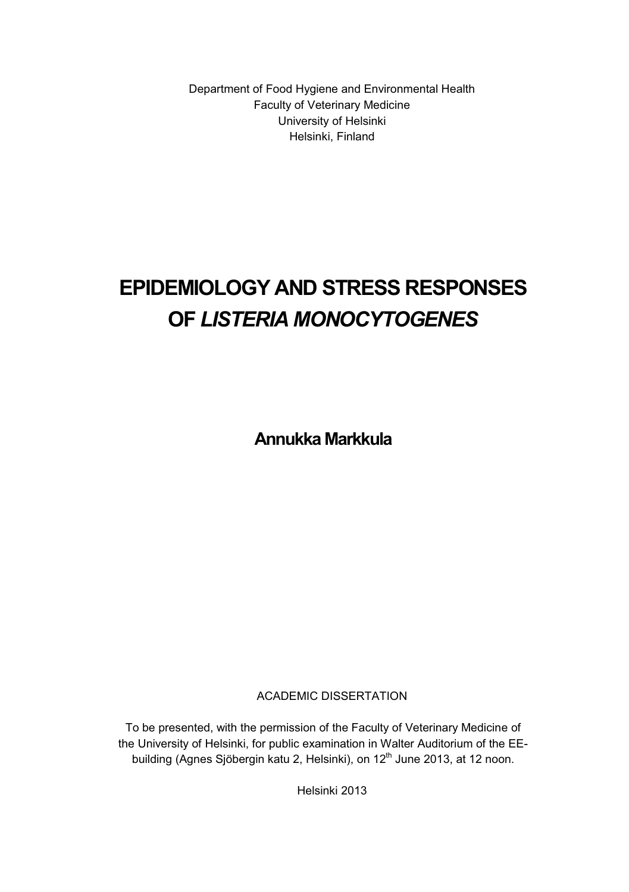Department of Food Hygiene and Environmental Health
Faculty of Veterinary Medicine
University of Helsinki
Helsinki, Finland

# EPIDEMIOLOGY AND STRESS RESPONSES OF *LISTERIA MONOCYTOGENES*

**Annukka Markkula**

ACADEMIC DISSERTATION

To be presented, with the permission of the Faculty of Veterinary Medicine of the University of Helsinki, for public examination in Walter Auditorium of the EE-building (Agnes Sjöbergin katu 2, Helsinki), on 12th June 2013, at 12 noon.

Helsinki 2013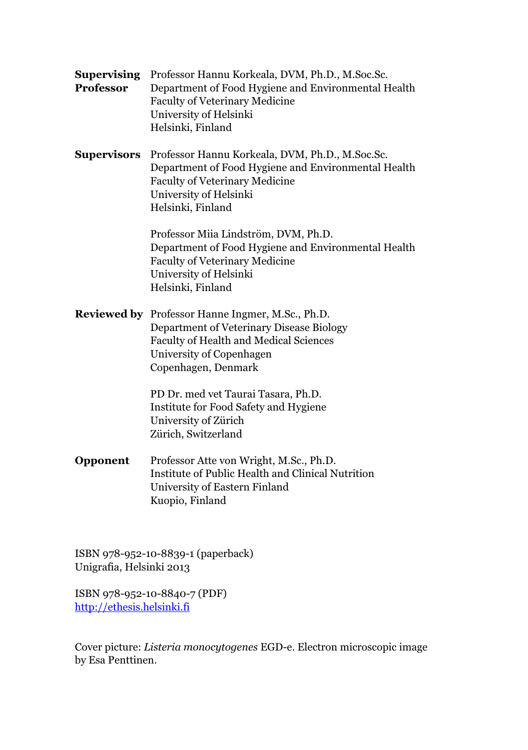**Supervising Professor** Professor Hannu Korkeala, DVM, Ph.D., M.Soc.Sc.
Department of Food Hygiene and Environmental Health
Faculty of Veterinary Medicine
University of Helsinki
Helsinki, Finland

**Supervisors** Professor Hannu Korkeala, DVM, Ph.D., M.Soc.Sc.
Department of Food Hygiene and Environmental Health
Faculty of Veterinary Medicine
University of Helsinki
Helsinki, Finland

Professor Miia Lindström, DVM, Ph.D.
Department of Food Hygiene and Environmental Health
Faculty of Veterinary Medicine
University of Helsinki
Helsinki, Finland

**Reviewed by** Professor Hanne Ingmer, M.Sc., Ph.D.
Department of Veterinary Disease Biology
Faculty of Health and Medical Sciences
University of Copenhagen
Copenhagen, Denmark

PD Dr. med vet Taurai Tasara, Ph.D.
Institute for Food Safety and Hygiene
University of Zürich
Zürich, Switzerland

**Opponent** Professor Atte von Wright, M.Sc., Ph.D.
Institute of Public Health and Clinical Nutrition
University of Eastern Finland
Kuopio, Finland

ISBN 978-952-10-8839-1 (paperback)
Unigrafia, Helsinki 2013

ISBN 978-952-10-8840-7 (PDF)
http://ethesis.helsinki.fi

Cover picture: *Listeria monocytogenes* EGD-e. Electron microscopic image by Esa Penttinen.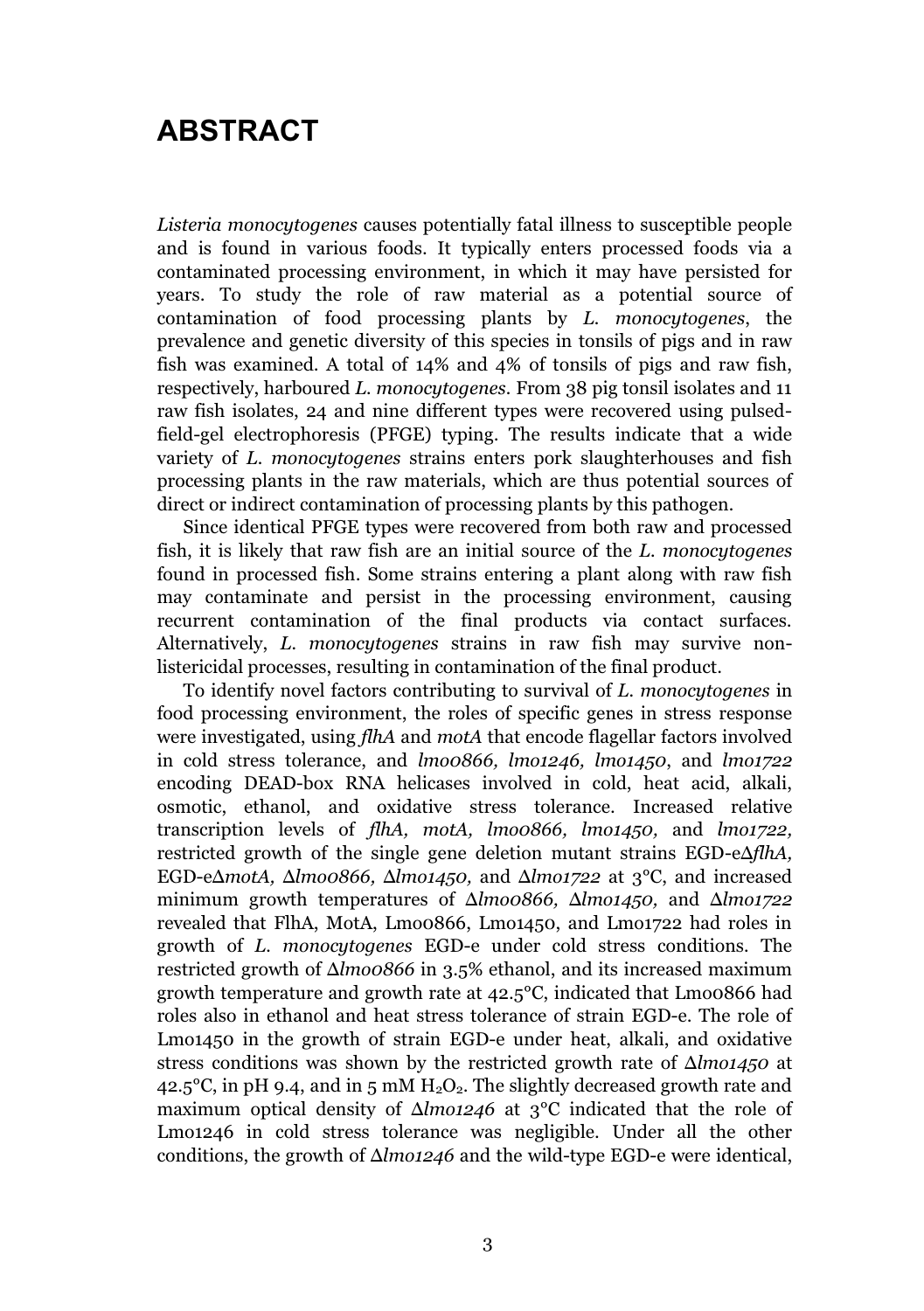# ABSTRACT

*Listeria monocytogenes* causes potentially fatal illness to susceptible people and is found in various foods. It typically enters processed foods via a contaminated processing environment, in which it may have persisted for years. To study the role of raw material as a potential source of contamination of food processing plants by *L. monocytogenes*, the prevalence and genetic diversity of this species in tonsils of pigs and in raw fish was examined. A total of 14% and 4% of tonsils of pigs and raw fish, respectively, harboured *L. monocytogenes*. From 38 pig tonsil isolates and 11 raw fish isolates, 24 and nine different types were recovered using pulsed-field-gel electrophoresis (PFGE) typing. The results indicate that a wide variety of *L. monocytogenes* strains enters pork slaughterhouses and fish processing plants in the raw materials, which are thus potential sources of direct or indirect contamination of processing plants by this pathogen.

Since identical PFGE types were recovered from both raw and processed fish, it is likely that raw fish are an initial source of the *L. monocytogenes* found in processed fish. Some strains entering a plant along with raw fish may contaminate and persist in the processing environment, causing recurrent contamination of the final products via contact surfaces. Alternatively, *L. monocytogenes* strains in raw fish may survive non-listericidal processes, resulting in contamination of the final product.

To identify novel factors contributing to survival of *L. monocytogenes* in food processing environment, the roles of specific genes in stress response were investigated, using *flhA* and *motA* that encode flagellar factors involved in cold stress tolerance, and *lmo0866, lmo1246, lmo1450*, and *lmo1722* encoding DEAD-box RNA helicases involved in cold, heat acid, alkali, osmotic, ethanol, and oxidative stress tolerance. Increased relative transcription levels of *flhA, motA, lmo0866, lmo1450,* and *lmo1722,* restricted growth of the single gene deletion mutant strains EGD-eΔ*flhA,* EGD-eΔ*motA,* Δ*lmo0866,* Δ*lmo1450,* and Δ*lmo1722* at 3°C, and increased minimum growth temperatures of Δ*lmo0866,* Δ*lmo1450,* and Δ*lmo1722* revealed that FlhA, MotA, Lmo0866, Lmo1450, and Lmo1722 had roles in growth of *L. monocytogenes* EGD-e under cold stress conditions. The restricted growth of Δ*lmo0866* in 3.5% ethanol, and its increased maximum growth temperature and growth rate at 42.5°C, indicated that Lmo0866 had roles also in ethanol and heat stress tolerance of strain EGD-e. The role of Lmo1450 in the growth of strain EGD-e under heat, alkali, and oxidative stress conditions was shown by the restricted growth rate of Δ*lmo1450* at 42.5°C, in pH 9.4, and in 5 mM $H_2O_2$. The slightly decreased growth rate and maximum optical density of Δ*lmo1246* at 3°C indicated that the role of Lmo1246 in cold stress tolerance was negligible. Under all the other conditions, the growth of Δ*lmo1246* and the wild-type EGD-e were identical,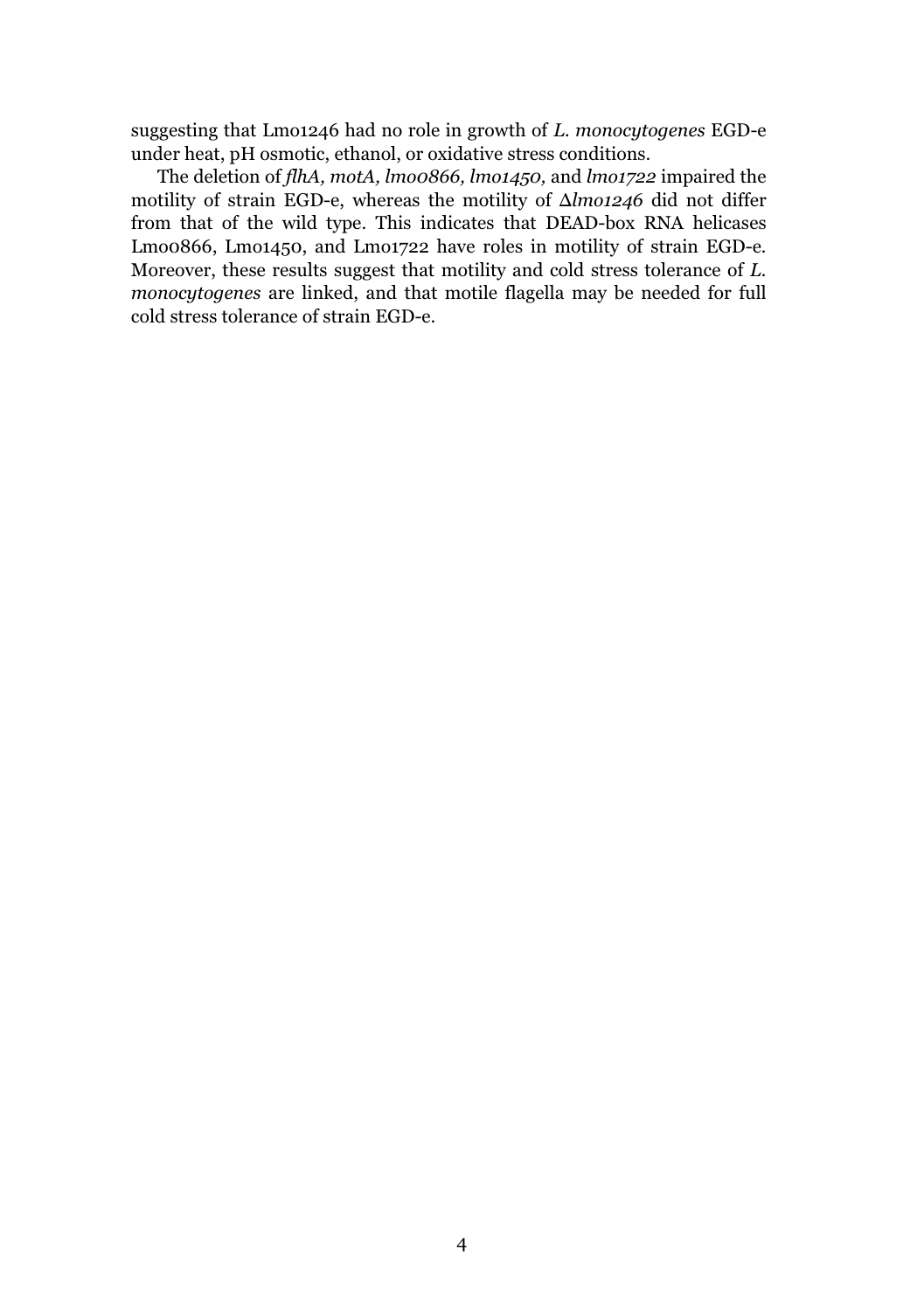suggesting that Lmo1246 had no role in growth of *L. monocytogenes* EGD-e under heat, pH osmotic, ethanol, or oxidative stress conditions.

The deletion of *flhA, motA, lmo0866, lmo1450,* and *lmo1722* impaired the motility of strain EGD-e, whereas the motility of Δ*lmo1246* did not differ from that of the wild type. This indicates that DEAD-box RNA helicases Lmo0866, Lmo1450, and Lmo1722 have roles in motility of strain EGD-e. Moreover, these results suggest that motility and cold stress tolerance of *L. monocytogenes* are linked, and that motile flagella may be needed for full cold stress tolerance of strain EGD-e.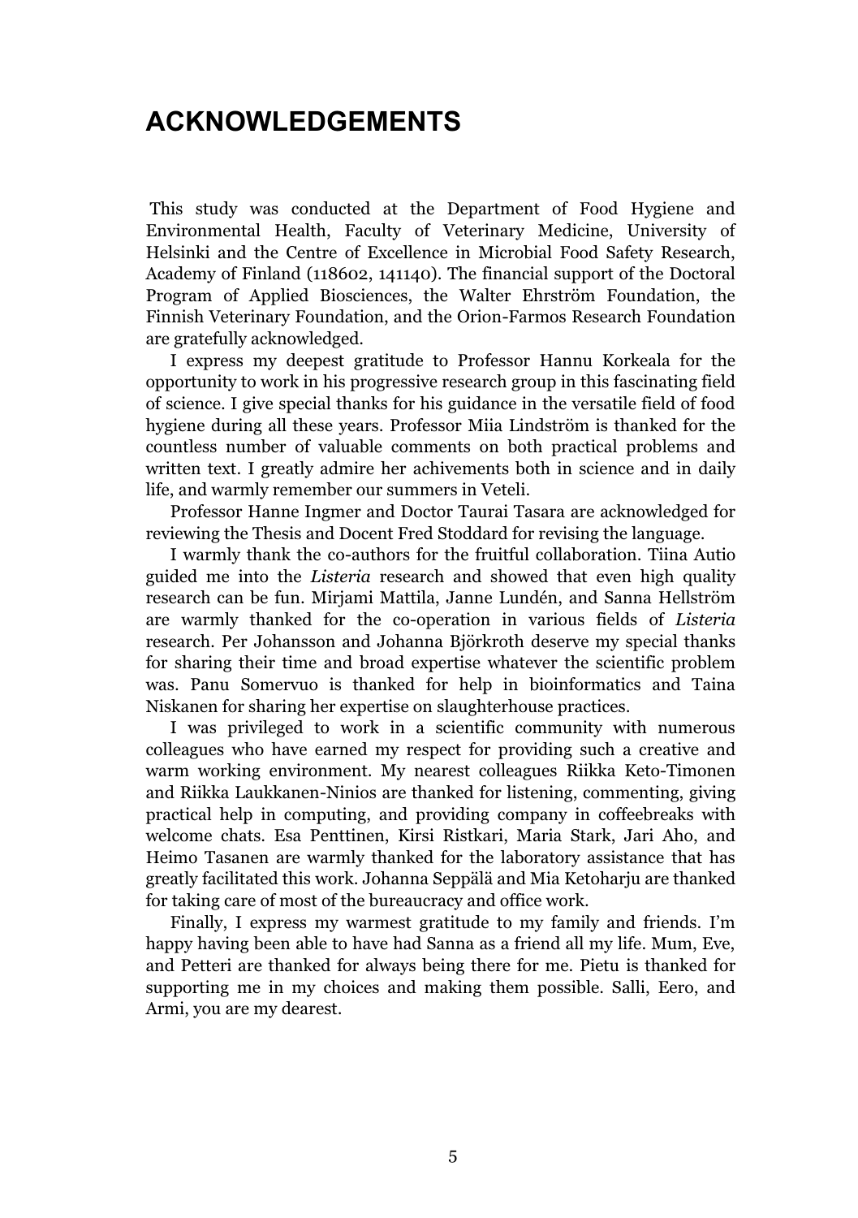# ACKNOWLEDGEMENTS

This study was conducted at the Department of Food Hygiene and Environmental Health, Faculty of Veterinary Medicine, University of Helsinki and the Centre of Excellence in Microbial Food Safety Research, Academy of Finland (118602, 141140). The financial support of the Doctoral Program of Applied Biosciences, the Walter Ehrström Foundation, the Finnish Veterinary Foundation, and the Orion-Farmos Research Foundation are gratefully acknowledged.

I express my deepest gratitude to Professor Hannu Korkeala for the opportunity to work in his progressive research group in this fascinating field of science. I give special thanks for his guidance in the versatile field of food hygiene during all these years. Professor Miia Lindström is thanked for the countless number of valuable comments on both practical problems and written text. I greatly admire her achivements both in science and in daily life, and warmly remember our summers in Veteli.

Professor Hanne Ingmer and Doctor Taurai Tasara are acknowledged for reviewing the Thesis and Docent Fred Stoddard for revising the language.

I warmly thank the co-authors for the fruitful collaboration. Tiina Autio guided me into the *Listeria* research and showed that even high quality research can be fun. Mirjami Mattila, Janne Lundén, and Sanna Hellström are warmly thanked for the co-operation in various fields of *Listeria* research. Per Johansson and Johanna Björkroth deserve my special thanks for sharing their time and broad expertise whatever the scientific problem was. Panu Somervuo is thanked for help in bioinformatics and Taina Niskanen for sharing her expertise on slaughterhouse practices.

I was privileged to work in a scientific community with numerous colleagues who have earned my respect for providing such a creative and warm working environment. My nearest colleagues Riikka Keto-Timonen and Riikka Laukkanen-Ninios are thanked for listening, commenting, giving practical help in computing, and providing company in coffeebreaks with welcome chats. Esa Penttinen, Kirsi Ristkari, Maria Stark, Jari Aho, and Heimo Tasanen are warmly thanked for the laboratory assistance that has greatly facilitated this work. Johanna Seppälä and Mia Ketoharju are thanked for taking care of most of the bureaucracy and office work.

Finally, I express my warmest gratitude to my family and friends. I'm happy having been able to have had Sanna as a friend all my life. Mum, Eve, and Petteri are thanked for always being there for me. Pietu is thanked for supporting me in my choices and making them possible. Salli, Eero, and Armi, you are my dearest.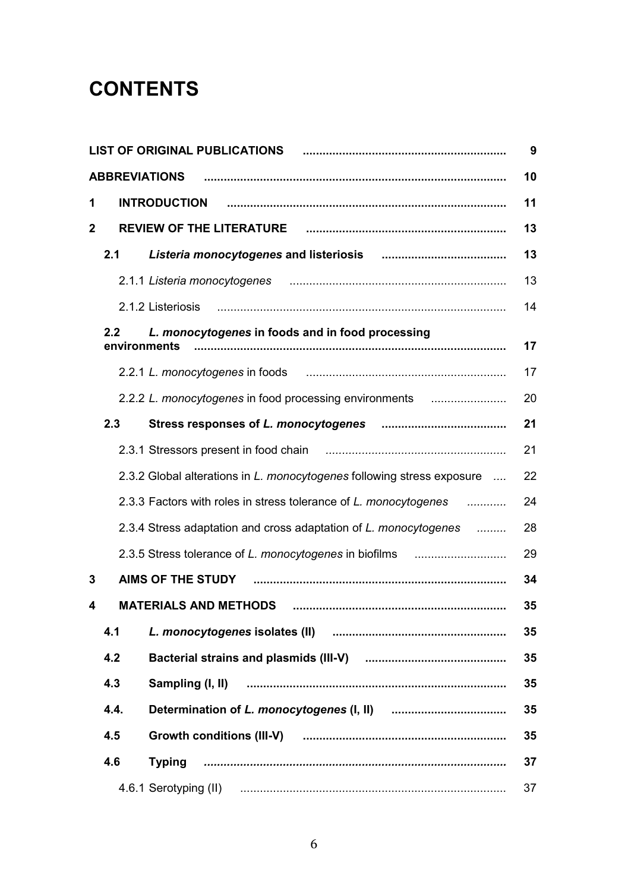# CONTENTS

| | |
|---|---|
| **LIST OF ORIGINAL PUBLICATIONS** | **9** |
| **ABBREVIATIONS** | **10** |
| **1 INTRODUCTION** | **11** |
| **2 REVIEW OF THE LITERATURE** | **13** |
| **2.1 *Listeria monocytogenes* and listeriosis** | **13** |
| 2.1.1 *Listeria monocytogenes* | 13 |
| 2.1.2 Listeriosis | 14 |
| **2.2 *L. monocytogenes* in foods and in food processing environments** | **17** |
| 2.2.1 *L. monocytogenes* in foods | 17 |
| 2.2.2 *L. monocytogenes* in food processing environments | 20 |
| **2.3 Stress responses of *L. monocytogenes*** | **21** |
| 2.3.1 Stressors present in food chain | 21 |
| 2.3.2 Global alterations in *L. monocytogenes* following stress exposure | 22 |
| 2.3.3 Factors with roles in stress tolerance of *L. monocytogenes* | 24 |
| 2.3.4 Stress adaptation and cross adaptation of *L. monocytogenes* | 28 |
| 2.3.5 Stress tolerance of *L. monocytogenes* in biofilms | 29 |
| **3 AIMS OF THE STUDY** | **34** |
| **4 MATERIALS AND METHODS** | **35** |
| **4.1 *L. monocytogenes* isolates (II)** | **35** |
| **4.2 Bacterial strains and plasmids (III-V)** | **35** |
| **4.3 Sampling (I, II)** | **35** |
| **4.4. Determination of *L. monocytogenes* (I, II)** | **35** |
| **4.5 Growth conditions (III-V)** | **35** |
| **4.6 Typing** | **37** |
| 4.6.1 Serotyping (II) | 37 |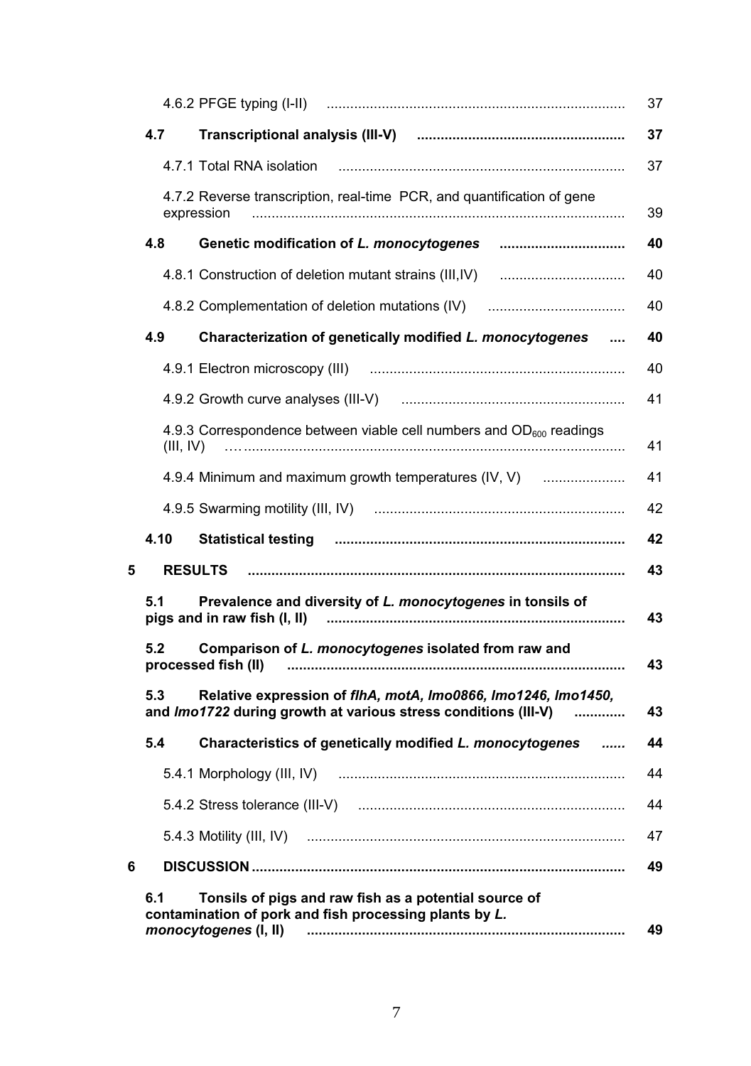4.6.2 PFGE typing (I-II) ........................................................................... 37

**4.7 Transcriptional analysis (III-V) .................................................... 37**

4.7.1 Total RNA isolation ........................................................................ 37

4.7.2 Reverse transcription, real-time PCR, and quantification of gene expression .............................................................................................. 39

**4.8 Genetic modification of *L. monocytogenes* ................................ 40**

4.8.1 Construction of deletion mutant strains (III,IV) ................................ 40

4.8.2 Complementation of deletion mutations (IV) ................................... 40

**4.9 Characterization of genetically modified *L. monocytogenes* .... 40**

4.9.1 Electron microscopy (III) ................................................................ 40

4.9.2 Growth curve analyses (III-V) ........................................................ 41

4.9.3 Correspondence between viable cell numbers and $OD_{600}$ readings (III, IV) ................................................................................................ 41

4.9.4 Minimum and maximum growth temperatures (IV, V) ..................... 41

4.9.5 Swarming motility (III, IV) ............................................................... 42

**4.10 Statistical testing ......................................................................... 42**

**5 RESULTS ............................................................................................... 43**

**5.1 Prevalence and diversity of *L. monocytogenes* in tonsils of pigs and in raw fish (I, II) .......................................................................... 43**

**5.2 Comparison of *L. monocytogenes* isolated from raw and processed fish (II) ..................................................................................... 43**

**5.3 Relative expression of *flhA, motA, lmo0866, lmo1246, lmo1450,* and *lmo1722* during growth at various stress conditions (III-V) ............ 43**

**5.4 Characteristics of genetically modified *L. monocytogenes* ...... 44**

5.4.1 Morphology (III, IV) ........................................................................ 44

5.4.2 Stress tolerance (III-V) ................................................................... 44

5.4.3 Motility (III, IV) ................................................................................ 47

**6 DISCUSSION ............................................................................................. 49**

**6.1 Tonsils of pigs and raw fish as a potential source of contamination of pork and fish processing plants by *L. monocytogenes* (I, II) ................................................................................ 49**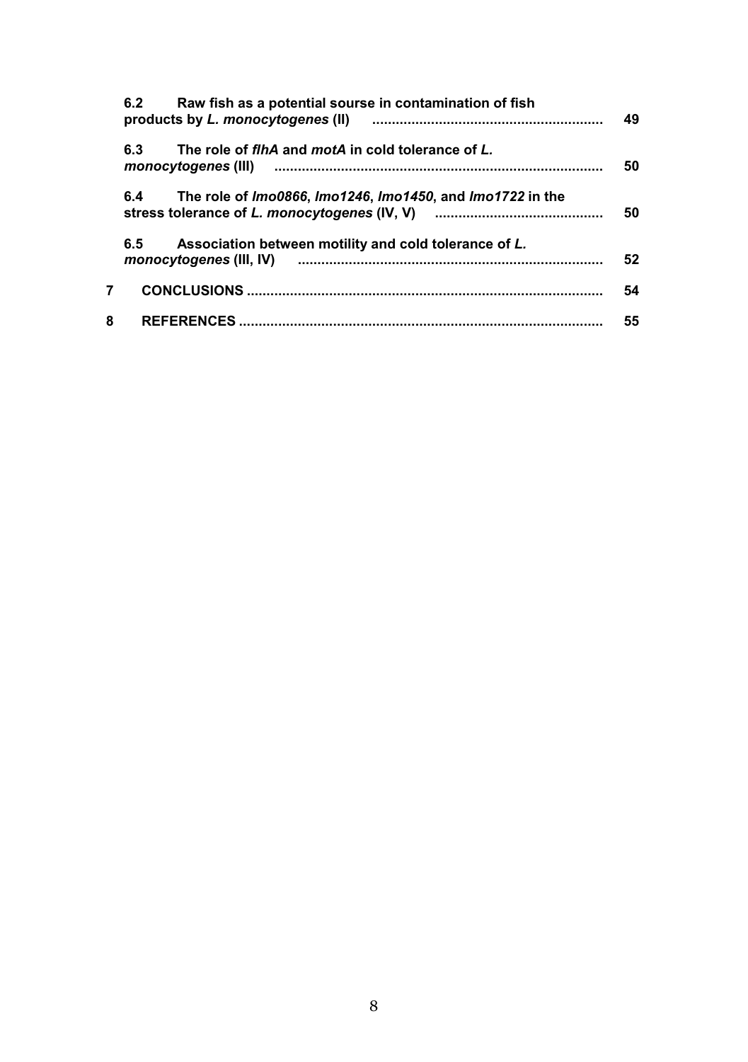6.2 Raw fish as a potential sourse in contamination of fish products by *L. monocytogenes* (II) .......... 49

6.3 The role of *flhA* and *motA* in cold tolerance of *L. monocytogenes* (III) .......... 50

6.4 The role of *lmo0866*, *lmo1246*, *lmo1450*, and *lmo1722* in the stress tolerance of *L. monocytogenes* (IV, V) .......... 50

6.5 Association between motility and cold tolerance of *L. monocytogenes* (III, IV) .......... 52

7 CONCLUSIONS .......... 54

8 REFERENCES .......... 55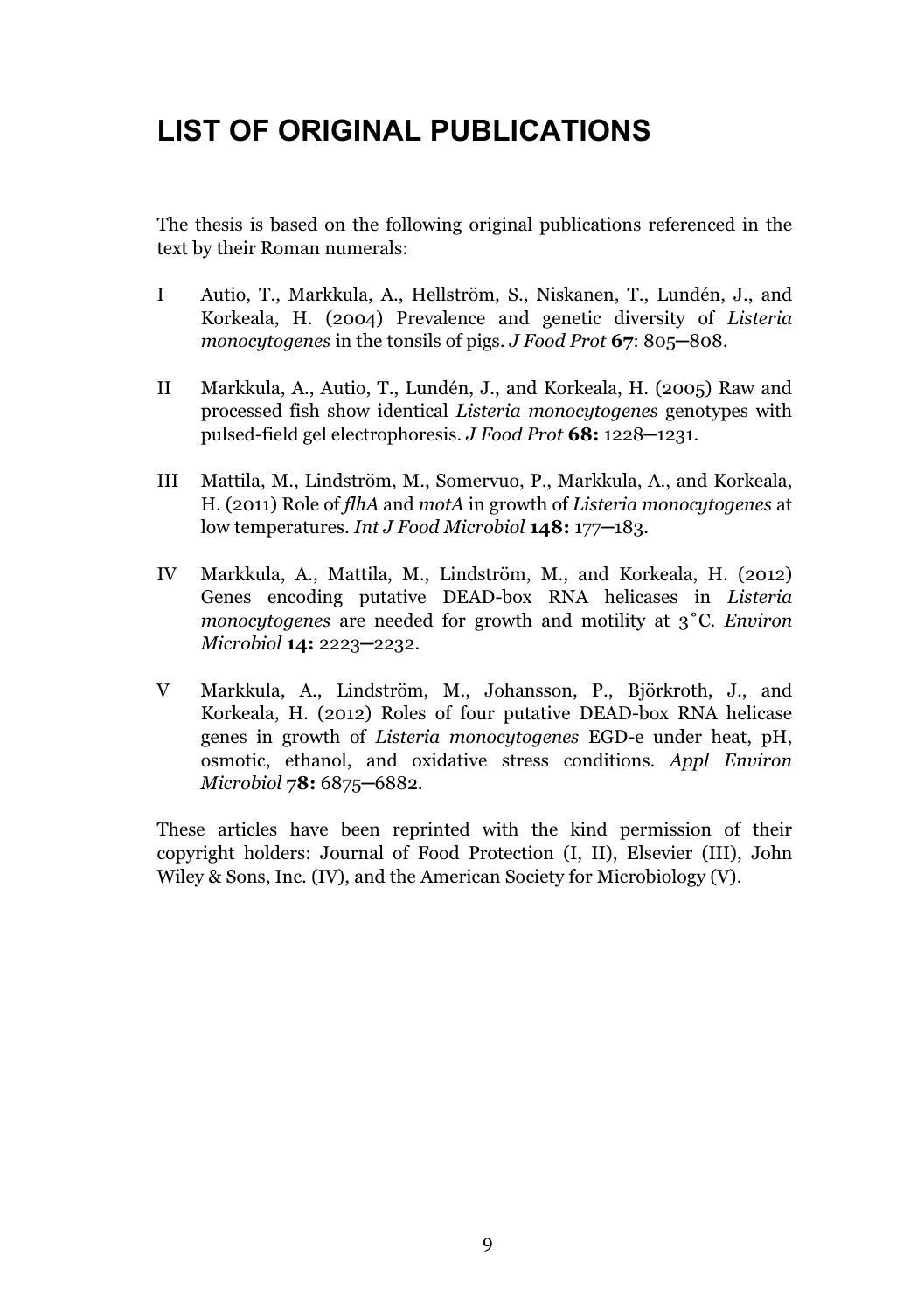# LIST OF ORIGINAL PUBLICATIONS

The thesis is based on the following original publications referenced in the text by their Roman numerals:

I Autio, T., Markkula, A., Hellström, S., Niskanen, T., Lundén, J., and Korkeala, H. (2004) Prevalence and genetic diversity of *Listeria monocytogenes* in the tonsils of pigs. *J Food Prot* **67**: 805–808.

II Markkula, A., Autio, T., Lundén, J., and Korkeala, H. (2005) Raw and processed fish show identical *Listeria monocytogenes* genotypes with pulsed-field gel electrophoresis. *J Food Prot* **68:** 1228–1231.

III Mattila, M., Lindström, M., Somervuo, P., Markkula, A., and Korkeala, H. (2011) Role of *flhA* and *motA* in growth of *Listeria monocytogenes* at low temperatures. *Int J Food Microbiol* **148:** 177–183.

IV Markkula, A., Mattila, M., Lindström, M., and Korkeala, H. (2012) Genes encoding putative DEAD-box RNA helicases in *Listeria monocytogenes* are needed for growth and motility at 3˚C. *Environ Microbiol* **14:** 2223–2232.

V Markkula, A., Lindström, M., Johansson, P., Björkroth, J., and Korkeala, H. (2012) Roles of four putative DEAD-box RNA helicase genes in growth of *Listeria monocytogenes* EGD-e under heat, pH, osmotic, ethanol, and oxidative stress conditions. *Appl Environ Microbiol* **78:** 6875–6882.

These articles have been reprinted with the kind permission of their copyright holders: Journal of Food Protection (I, II), Elsevier (III), John Wiley & Sons, Inc. (IV), and the American Society for Microbiology (V).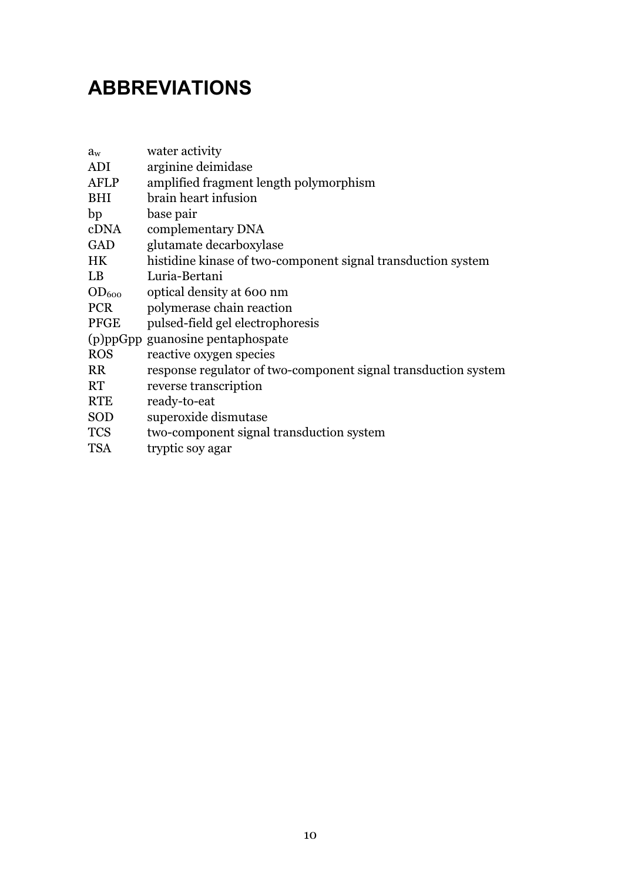# ABBREVIATIONS

| | |
|---|---|
| $a_w$ | water activity |
| ADI | arginine deimidase |
| AFLP | amplified fragment length polymorphism |
| BHI | brain heart infusion |
| bp | base pair |
| cDNA | complementary DNA |
| GAD | glutamate decarboxylase |
| HK | histidine kinase of two-component signal transduction system |
| LB | Luria-Bertani |
| $OD_{600}$ | optical density at 600 nm |
| PCR | polymerase chain reaction |
| PFGE | pulsed-field gel electrophoresis |
| (p)ppGpp | guanosine pentaphospate |
| ROS | reactive oxygen species |
| RR | response regulator of two-component signal transduction system |
| RT | reverse transcription |
| RTE | ready-to-eat |
| SOD | superoxide dismutase |
| TCS | two-component signal transduction system |
| TSA | tryptic soy agar |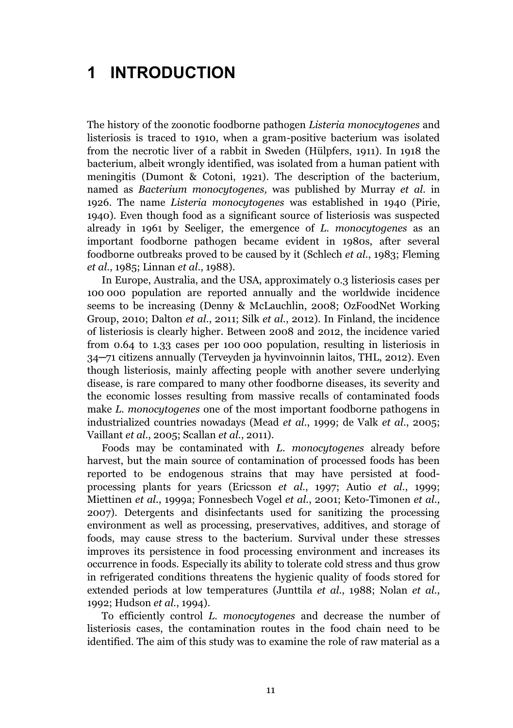# 1 INTRODUCTION

The history of the zoonotic foodborne pathogen *Listeria monocytogenes* and listeriosis is traced to 1910, when a gram-positive bacterium was isolated from the necrotic liver of a rabbit in Sweden (Hülpfers, 1911). In 1918 the bacterium, albeit wrongly identified, was isolated from a human patient with meningitis (Dumont & Cotoni, 1921). The description of the bacterium, named as *Bacterium monocytogenes,* was published by Murray *et al.* in 1926. The name *Listeria monocytogenes* was established in 1940 (Pirie, 1940). Even though food as a significant source of listeriosis was suspected already in 1961 by Seeliger, the emergence of *L. monocytogenes* as an important foodborne pathogen became evident in 1980s, after several foodborne outbreaks proved to be caused by it (Schlech *et al.*, 1983; Fleming *et al.*, 1985; Linnan *et al.*, 1988).

In Europe, Australia, and the USA, approximately 0.3 listeriosis cases per 100 000 population are reported annually and the worldwide incidence seems to be increasing (Denny & McLauchlin, 2008; OzFoodNet Working Group, 2010; Dalton *et al.*, 2011; Silk *et al.*, 2012). In Finland, the incidence of listeriosis is clearly higher. Between 2008 and 2012, the incidence varied from 0.64 to 1.33 cases per 100 000 population, resulting in listeriosis in 34–71 citizens annually (Terveyden ja hyvinvoinnin laitos, THL, 2012). Even though listeriosis, mainly affecting people with another severe underlying disease, is rare compared to many other foodborne diseases, its severity and the economic losses resulting from massive recalls of contaminated foods make *L. monocytogenes* one of the most important foodborne pathogens in industrialized countries nowadays (Mead *et al.*, 1999; de Valk *et al.*, 2005; Vaillant *et al.*, 2005; Scallan *et al.*, 2011).

Foods may be contaminated with *L. monocytogenes* already before harvest, but the main source of contamination of processed foods has been reported to be endogenous strains that may have persisted at food-processing plants for years (Ericsson *et al.*, 1997; Autio *et al.*, 1999; Miettinen *et al.*, 1999a; Fonnesbech Vogel *et al.*, 2001; Keto-Timonen *et al.*, 2007). Detergents and disinfectants used for sanitizing the processing environment as well as processing, preservatives, additives, and storage of foods, may cause stress to the bacterium. Survival under these stresses improves its persistence in food processing environment and increases its occurrence in foods. Especially its ability to tolerate cold stress and thus grow in refrigerated conditions threatens the hygienic quality of foods stored for extended periods at low temperatures (Junttila *et al.*, 1988; Nolan *et al.*, 1992; Hudson *et al.*, 1994).

To efficiently control *L. monocytogenes* and decrease the number of listeriosis cases, the contamination routes in the food chain need to be identified. The aim of this study was to examine the role of raw material as a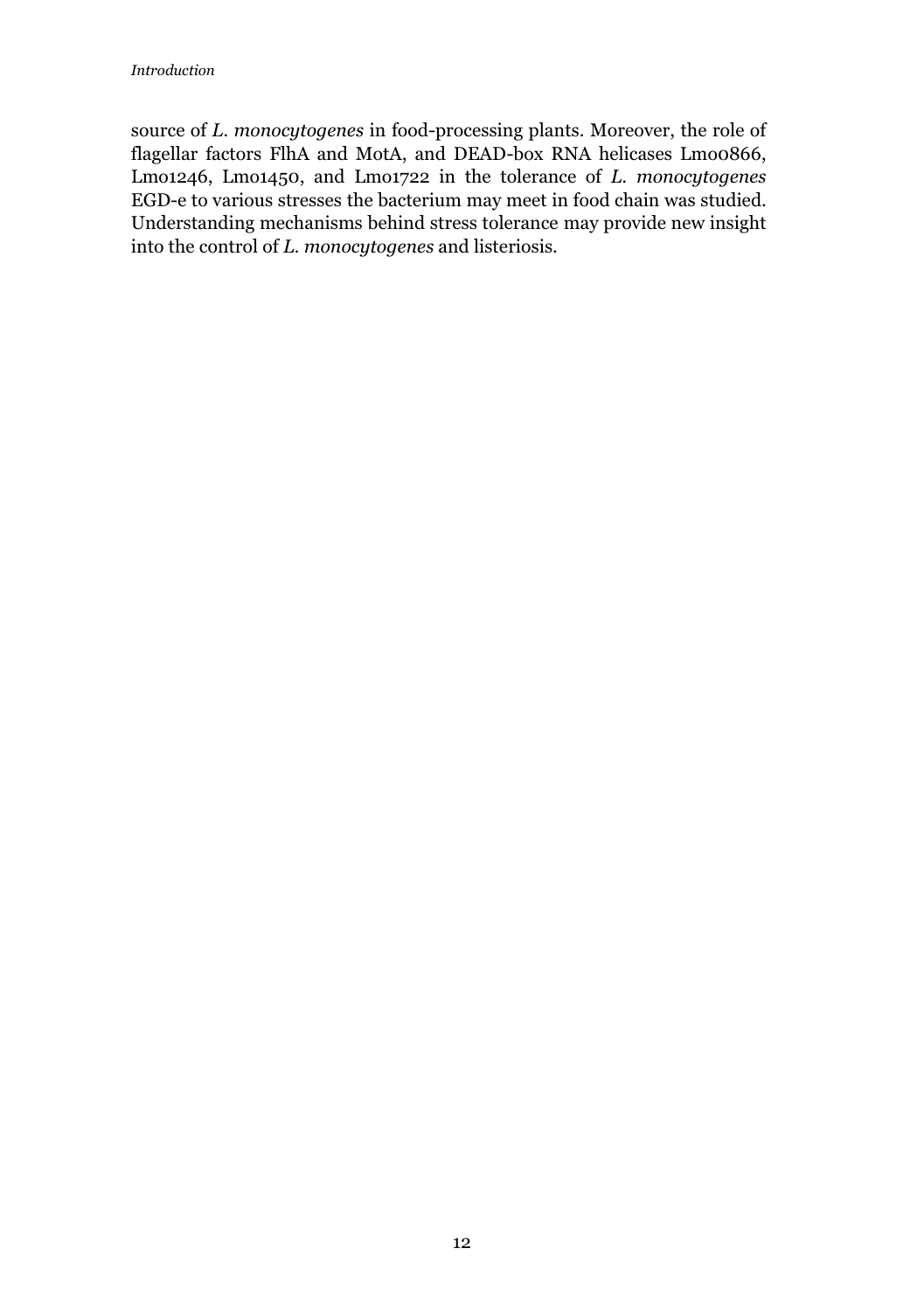source of *L. monocytogenes* in food-processing plants. Moreover, the role of flagellar factors FlhA and MotA, and DEAD-box RNA helicases Lmo0866, Lmo1246, Lmo1450, and Lmo1722 in the tolerance of *L. monocytogenes* EGD-e to various stresses the bacterium may meet in food chain was studied. Understanding mechanisms behind stress tolerance may provide new insight into the control of *L. monocytogenes* and listeriosis.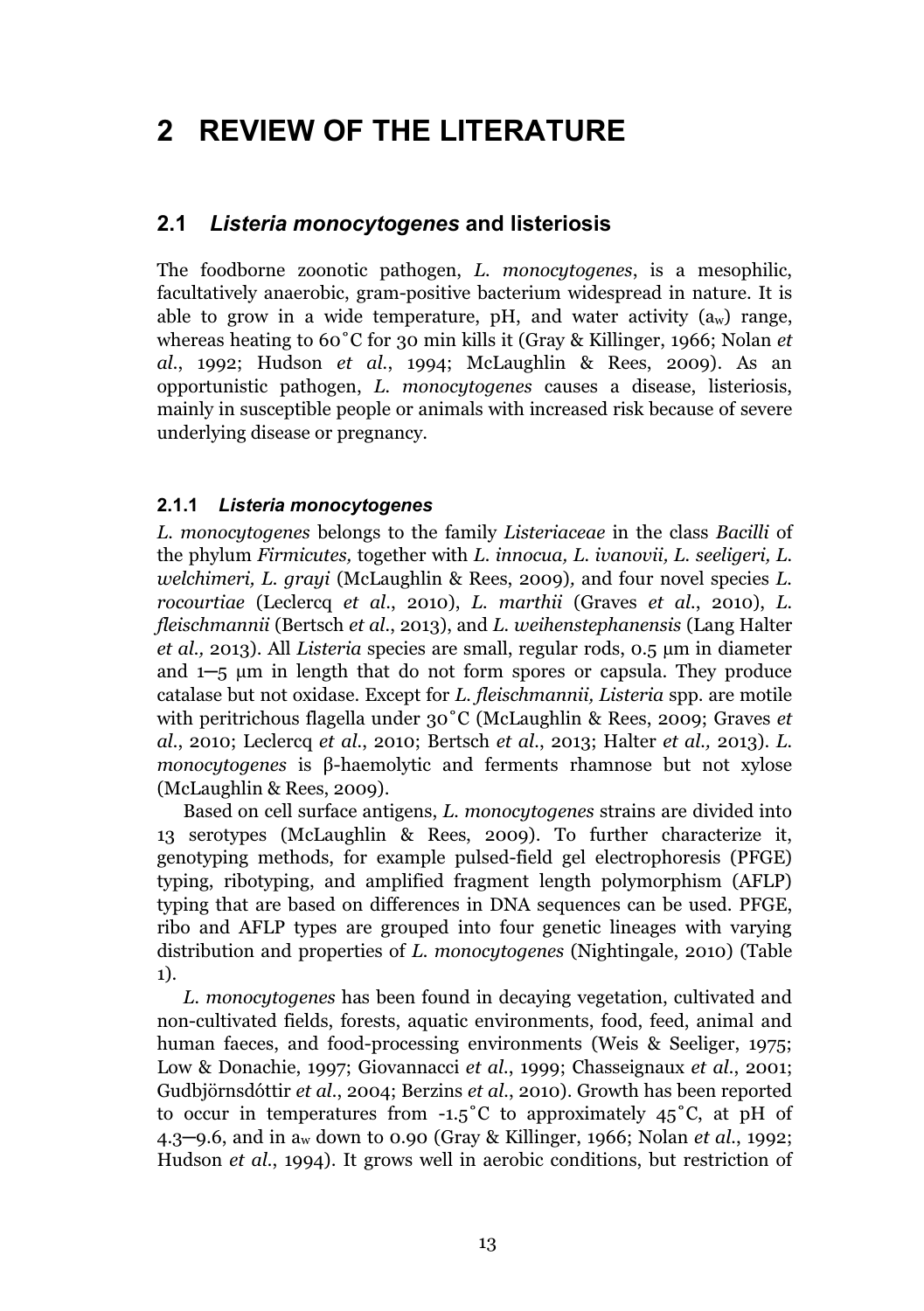# 2 REVIEW OF THE LITERATURE

## 2.1 *Listeria monocytogenes* and listeriosis

The foodborne zoonotic pathogen, *L. monocytogenes*, is a mesophilic, facultatively anaerobic, gram-positive bacterium widespread in nature. It is able to grow in a wide temperature, pH, and water activity ($a_w$) range, whereas heating to 60˚C for 30 min kills it (Gray & Killinger, 1966; Nolan *et al.*, 1992; Hudson *et al.*, 1994; McLaughlin & Rees, 2009). As an opportunistic pathogen, *L. monocytogenes* causes a disease, listeriosis, mainly in susceptible people or animals with increased risk because of severe underlying disease or pregnancy.

### 2.1.1 *Listeria monocytogenes*

*L. monocytogenes* belongs to the family *Listeriaceae* in the class *Bacilli* of the phylum *Firmicutes,* together with *L. innocua, L. ivanovii, L. seeligeri, L. welchimeri, L. grayi* (McLaughlin & Rees, 2009)*,* and four novel species *L. rocourtiae* (Leclercq *et al.*, 2010), *L. marthii* (Graves *et al.*, 2010), *L. fleischmannii* (Bertsch *et al.*, 2013), and *L. weihenstephanensis* (Lang Halter *et al.,* 2013). All *Listeria* species are small, regular rods, 0.5 µm in diameter and 1–5 µm in length that do not form spores or capsula. They produce catalase but not oxidase. Except for *L. fleischmannii, Listeria* spp. are motile with peritrichous flagella under 30˚C (McLaughlin & Rees, 2009; Graves *et al.*, 2010; Leclercq *et al.*, 2010; Bertsch *et al.*, 2013; Halter *et al.,* 2013). *L. monocytogenes* is β-haemolytic and ferments rhamnose but not xylose (McLaughlin & Rees, 2009).

Based on cell surface antigens, *L. monocytogenes* strains are divided into 13 serotypes (McLaughlin & Rees, 2009). To further characterize it, genotyping methods, for example pulsed-field gel electrophoresis (PFGE) typing, ribotyping, and amplified fragment length polymorphism (AFLP) typing that are based on differences in DNA sequences can be used. PFGE, ribo and AFLP types are grouped into four genetic lineages with varying distribution and properties of *L. monocytogenes* (Nightingale, 2010) (Table 1).

*L. monocytogenes* has been found in decaying vegetation, cultivated and non-cultivated fields, forests, aquatic environments, food, feed, animal and human faeces, and food-processing environments (Weis & Seeliger, 1975; Low & Donachie, 1997; Giovannacci *et al.*, 1999; Chasseignaux *et al.*, 2001; Gudbjörnsdóttir *et al.*, 2004; Berzins *et al.*, 2010). Growth has been reported to occur in temperatures from -1.5˚C to approximately 45˚C, at pH of 4.3–9.6, and in $a_w$ down to 0.90 (Gray & Killinger, 1966; Nolan *et al.*, 1992; Hudson *et al.*, 1994). It grows well in aerobic conditions, but restriction of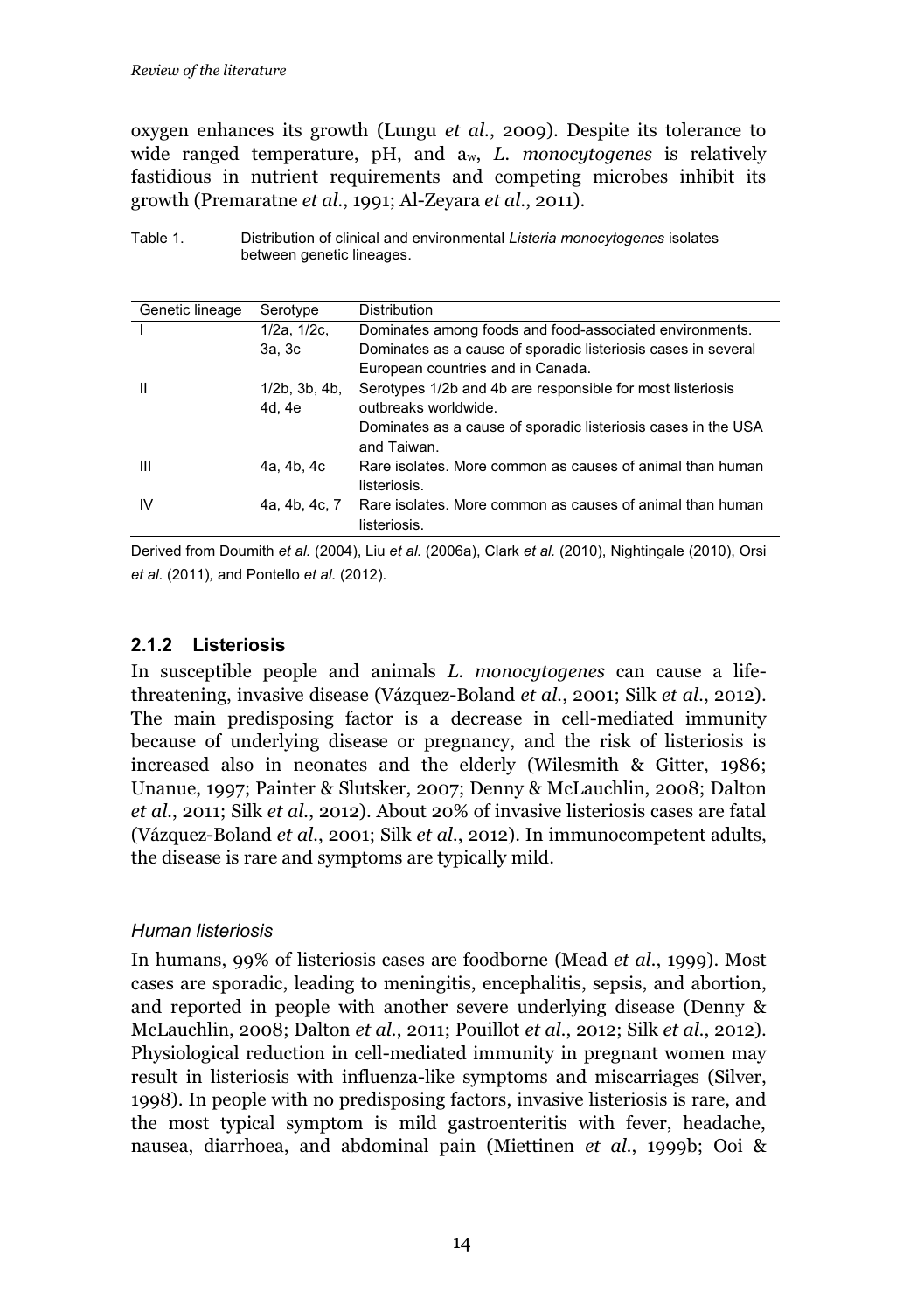oxygen enhances its growth (Lungu *et al.*, 2009). Despite its tolerance to wide ranged temperature, pH, and $a_w$, *L. monocytogenes* is relatively fastidious in nutrient requirements and competing microbes inhibit its growth (Premaratne *et al.*, 1991; Al-Zeyara *et al.*, 2011).

Table 1. Distribution of clinical and environmental *Listeria monocytogenes* isolates between genetic lineages.

| Genetic lineage | Serotype | Distribution |
|---|---|---|
| I | 1/2a, 1/2c, 3a, 3c | Dominates among foods and food-associated environments. Dominates as a cause of sporadic listeriosis cases in several European countries and in Canada. |
| II | 1/2b, 3b, 4b, 4d, 4e | Serotypes 1/2b and 4b are responsible for most listeriosis outbreaks worldwide. Dominates as a cause of sporadic listeriosis cases in the USA and Taiwan. |
| III | 4a, 4b, 4c | Rare isolates. More common as causes of animal than human listeriosis. |
| IV | 4a, 4b, 4c, 7 | Rare isolates. More common as causes of animal than human listeriosis. |

Derived from Doumith *et al.* (2004), Liu *et al.* (2006a), Clark *et al.* (2010), Nightingale (2010), Orsi *et al.* (2011), and Pontello *et al.* (2012).

### 2.1.2 Listeriosis

In susceptible people and animals *L. monocytogenes* can cause a life-threatening, invasive disease (Vázquez-Boland *et al.*, 2001; Silk *et al.*, 2012). The main predisposing factor is a decrease in cell-mediated immunity because of underlying disease or pregnancy, and the risk of listeriosis is increased also in neonates and the elderly (Wilesmith & Gitter, 1986; Unanue, 1997; Painter & Slutsker, 2007; Denny & McLauchlin, 2008; Dalton *et al.*, 2011; Silk *et al.*, 2012). About 20% of invasive listeriosis cases are fatal (Vázquez-Boland *et al.*, 2001; Silk *et al.*, 2012). In immunocompetent adults, the disease is rare and symptoms are typically mild.

*Human listeriosis*

In humans, 99% of listeriosis cases are foodborne (Mead *et al.*, 1999). Most cases are sporadic, leading to meningitis, encephalitis, sepsis, and abortion, and reported in people with another severe underlying disease (Denny & McLauchlin, 2008; Dalton *et al.*, 2011; Pouillot *et al.*, 2012; Silk *et al.*, 2012). Physiological reduction in cell-mediated immunity in pregnant women may result in listeriosis with influenza-like symptoms and miscarriages (Silver, 1998). In people with no predisposing factors, invasive listeriosis is rare, and the most typical symptom is mild gastroenteritis with fever, headache, nausea, diarrhoea, and abdominal pain (Miettinen *et al.*, 1999b; Ooi &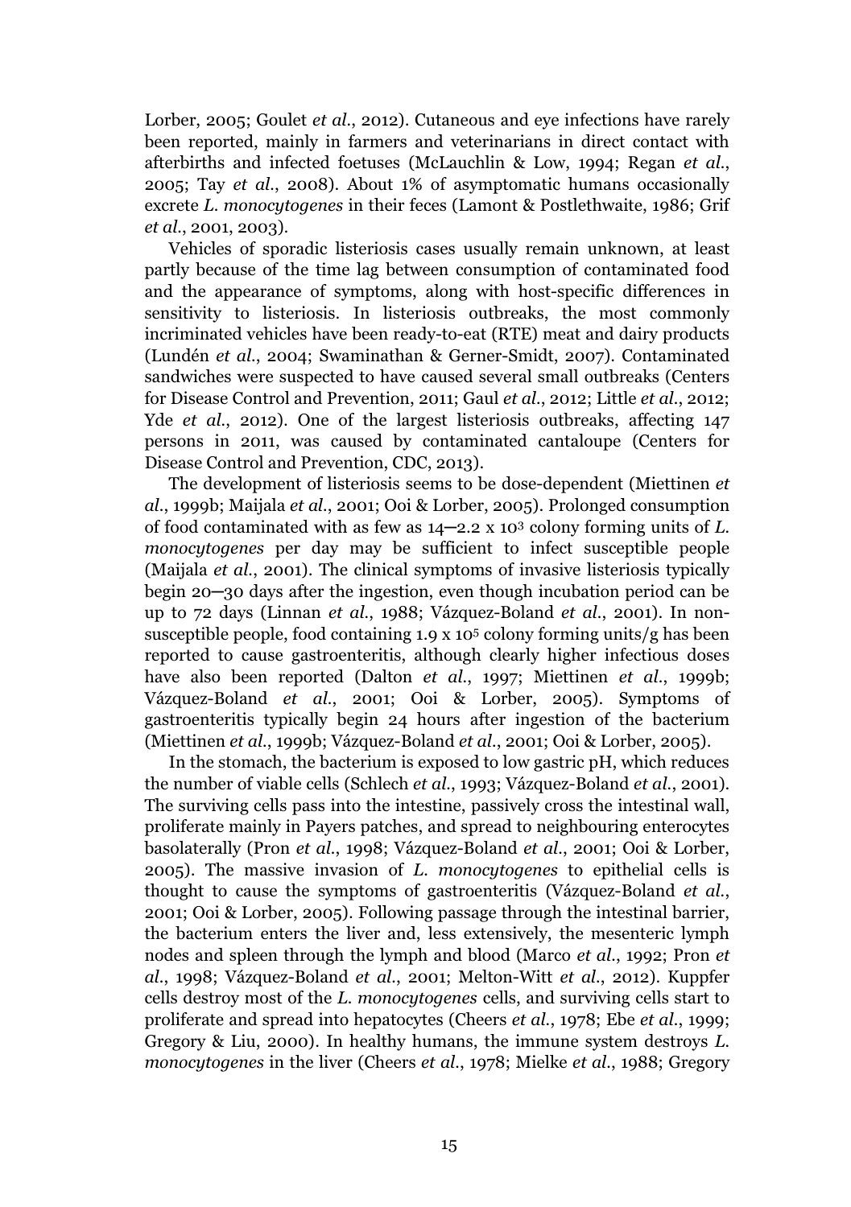Lorber, 2005; Goulet *et al.*, 2012). Cutaneous and eye infections have rarely been reported, mainly in farmers and veterinarians in direct contact with afterbirths and infected foetuses (McLauchlin & Low, 1994; Regan *et al.*, 2005; Tay *et al.*, 2008). About 1% of asymptomatic humans occasionally excrete *L. monocytogenes* in their feces (Lamont & Postlethwaite, 1986; Grif *et al.*, 2001, 2003).

Vehicles of sporadic listeriosis cases usually remain unknown, at least partly because of the time lag between consumption of contaminated food and the appearance of symptoms, along with host-specific differences in sensitivity to listeriosis. In listeriosis outbreaks, the most commonly incriminated vehicles have been ready-to-eat (RTE) meat and dairy products (Lundén *et al.*, 2004; Swaminathan & Gerner-Smidt, 2007). Contaminated sandwiches were suspected to have caused several small outbreaks (Centers for Disease Control and Prevention, 2011; Gaul *et al.*, 2012; Little *et al.*, 2012; Yde *et al.*, 2012). One of the largest listeriosis outbreaks, affecting 147 persons in 2011, was caused by contaminated cantaloupe (Centers for Disease Control and Prevention, CDC, 2013).

The development of listeriosis seems to be dose-dependent (Miettinen *et al.*, 1999b; Maijala *et al.*, 2001; Ooi & Lorber, 2005). Prolonged consumption of food contaminated with as few as 14–2.2 x $10^3$ colony forming units of *L. monocytogenes* per day may be sufficient to infect susceptible people (Maijala *et al.*, 2001). The clinical symptoms of invasive listeriosis typically begin 20–30 days after the ingestion, even though incubation period can be up to 72 days (Linnan *et al.*, 1988; Vázquez-Boland *et al.*, 2001). In non-susceptible people, food containing 1.9 x $10^5$ colony forming units/g has been reported to cause gastroenteritis, although clearly higher infectious doses have also been reported (Dalton *et al.*, 1997; Miettinen *et al.*, 1999b; Vázquez-Boland *et al.*, 2001; Ooi & Lorber, 2005). Symptoms of gastroenteritis typically begin 24 hours after ingestion of the bacterium (Miettinen *et al.*, 1999b; Vázquez-Boland *et al.*, 2001; Ooi & Lorber, 2005).

In the stomach, the bacterium is exposed to low gastric pH, which reduces the number of viable cells (Schlech *et al.*, 1993; Vázquez-Boland *et al.*, 2001). The surviving cells pass into the intestine, passively cross the intestinal wall, proliferate mainly in Payers patches, and spread to neighbouring enterocytes basolaterally (Pron *et al.*, 1998; Vázquez-Boland *et al.*, 2001; Ooi & Lorber, 2005). The massive invasion of *L. monocytogenes* to epithelial cells is thought to cause the symptoms of gastroenteritis (Vázquez-Boland *et al.*, 2001; Ooi & Lorber, 2005). Following passage through the intestinal barrier, the bacterium enters the liver and, less extensively, the mesenteric lymph nodes and spleen through the lymph and blood (Marco *et al.*, 1992; Pron *et al.*, 1998; Vázquez-Boland *et al.*, 2001; Melton-Witt *et al.*, 2012). Kuppfer cells destroy most of the *L. monocytogenes* cells, and surviving cells start to proliferate and spread into hepatocytes (Cheers *et al.*, 1978; Ebe *et al.*, 1999; Gregory & Liu, 2000). In healthy humans, the immune system destroys *L. monocytogenes* in the liver (Cheers *et al.*, 1978; Mielke *et al.*, 1988; Gregory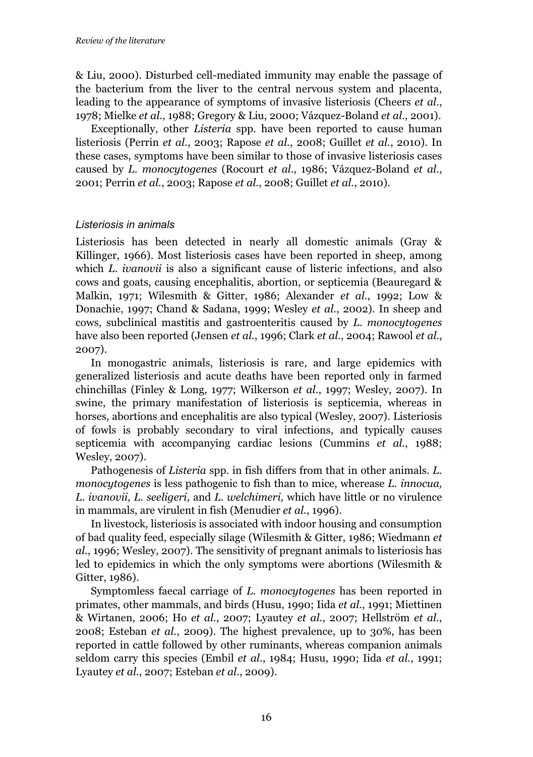& Liu, 2000). Disturbed cell-mediated immunity may enable the passage of the bacterium from the liver to the central nervous system and placenta, leading to the appearance of symptoms of invasive listeriosis (Cheers *et al.*, 1978; Mielke *et al.*, 1988; Gregory & Liu, 2000; Vázquez-Boland *et al.*, 2001).

Exceptionally, other *Listeria* spp. have been reported to cause human listeriosis (Perrin *et al.*, 2003; Rapose *et al.*, 2008; Guillet *et al.*, 2010). In these cases, symptoms have been similar to those of invasive listeriosis cases caused by *L. monocytogenes* (Rocourt *et al.*, 1986; Vázquez-Boland *et al.*, 2001; Perrin *et al.*, 2003; Rapose *et al.*, 2008; Guillet *et al.*, 2010).

### *Listeriosis in animals*

Listeriosis has been detected in nearly all domestic animals (Gray & Killinger, 1966). Most listeriosis cases have been reported in sheep, among which *L. ivanovii* is also a significant cause of listeric infections, and also cows and goats, causing encephalitis, abortion, or septicemia (Beauregard & Malkin, 1971; Wilesmith & Gitter, 1986; Alexander *et al.*, 1992; Low & Donachie, 1997; Chand & Sadana, 1999; Wesley *et al.*, 2002). In sheep and cows, subclinical mastitis and gastroenteritis caused by *L. monocytogenes* have also been reported (Jensen *et al.*, 1996; Clark *et al.*, 2004; Rawool *et al.*, 2007).

In monogastric animals, listeriosis is rare, and large epidemics with generalized listeriosis and acute deaths have been reported only in farmed chinchillas (Finley & Long, 1977; Wilkerson *et al.*, 1997; Wesley, 2007). In swine, the primary manifestation of listeriosis is septicemia, whereas in horses, abortions and encephalitis are also typical (Wesley, 2007). Listeriosis of fowls is probably secondary to viral infections, and typically causes septicemia with accompanying cardiac lesions (Cummins *et al.*, 1988; Wesley, 2007).

Pathogenesis of *Listeria* spp. in fish differs from that in other animals. *L. monocytogenes* is less pathogenic to fish than to mice, wherease *L. innocua, L. ivanovii, L. seeligeri,* and *L. welchimeri,* which have little or no virulence in mammals, are virulent in fish (Menudier *et al.*, 1996).

In livestock, listeriosis is associated with indoor housing and consumption of bad quality feed, especially silage (Wilesmith & Gitter, 1986; Wiedmann *et al.*, 1996; Wesley, 2007). The sensitivity of pregnant animals to listeriosis has led to epidemics in which the only symptoms were abortions (Wilesmith & Gitter, 1986).

Symptomless faecal carriage of *L. monocytogenes* has been reported in primates, other mammals, and birds (Husu, 1990; Iida *et al.*, 1991; Miettinen & Wirtanen, 2006; Ho *et al.*, 2007; Lyautey *et al.*, 2007; Hellström *et al.*, 2008; Esteban *et al.*, 2009). The highest prevalence, up to 30%, has been reported in cattle followed by other ruminants, whereas companion animals seldom carry this species (Embil *et al.*, 1984; Husu, 1990; Iida *et al.*, 1991; Lyautey *et al.*, 2007; Esteban *et al.*, 2009).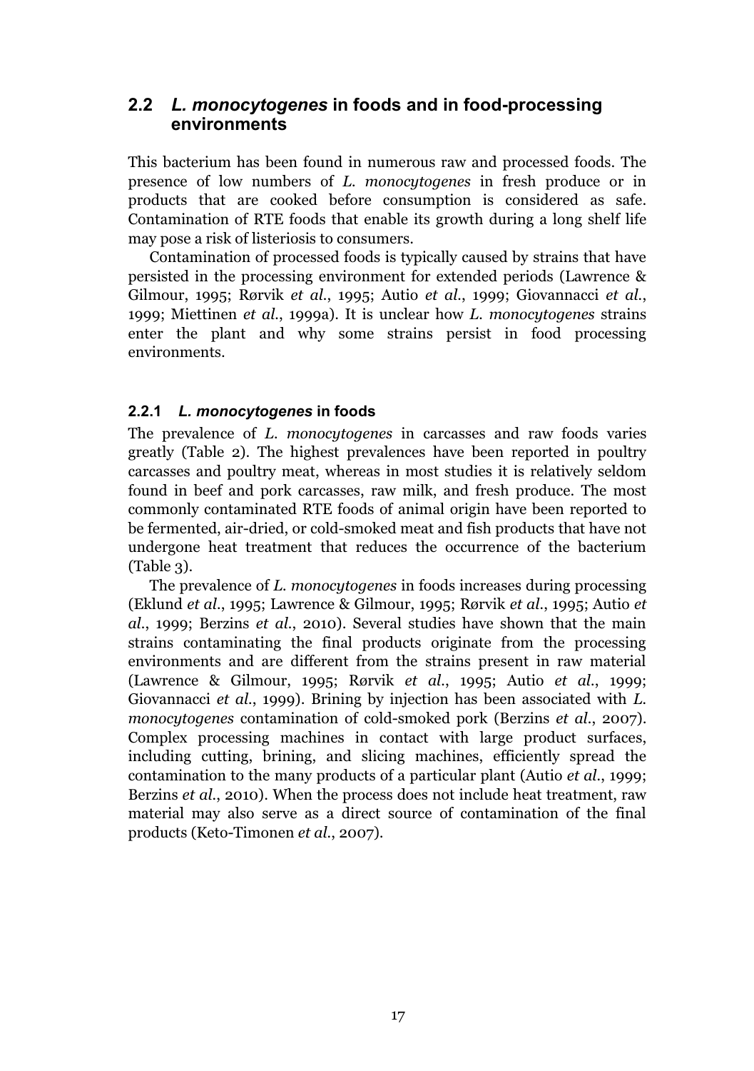## 2.2 *L. monocytogenes* in foods and in food-processing environments

This bacterium has been found in numerous raw and processed foods. The presence of low numbers of *L. monocytogenes* in fresh produce or in products that are cooked before consumption is considered as safe. Contamination of RTE foods that enable its growth during a long shelf life may pose a risk of listeriosis to consumers.

Contamination of processed foods is typically caused by strains that have persisted in the processing environment for extended periods (Lawrence & Gilmour, 1995; Rørvik *et al.*, 1995; Autio *et al.*, 1999; Giovannacci *et al.*, 1999; Miettinen *et al.*, 1999a). It is unclear how *L. monocytogenes* strains enter the plant and why some strains persist in food processing environments.

### 2.2.1 *L. monocytogenes* in foods

The prevalence of *L. monocytogenes* in carcasses and raw foods varies greatly (Table 2). The highest prevalences have been reported in poultry carcasses and poultry meat, whereas in most studies it is relatively seldom found in beef and pork carcasses, raw milk, and fresh produce. The most commonly contaminated RTE foods of animal origin have been reported to be fermented, air-dried, or cold-smoked meat and fish products that have not undergone heat treatment that reduces the occurrence of the bacterium (Table 3).

The prevalence of *L. monocytogenes* in foods increases during processing (Eklund *et al.*, 1995; Lawrence & Gilmour, 1995; Rørvik *et al.*, 1995; Autio *et al.*, 1999; Berzins *et al.*, 2010). Several studies have shown that the main strains contaminating the final products originate from the processing environments and are different from the strains present in raw material (Lawrence & Gilmour, 1995; Rørvik *et al.*, 1995; Autio *et al.*, 1999; Giovannacci *et al.*, 1999). Brining by injection has been associated with *L. monocytogenes* contamination of cold-smoked pork (Berzins *et al.*, 2007). Complex processing machines in contact with large product surfaces, including cutting, brining, and slicing machines, efficiently spread the contamination to the many products of a particular plant (Autio *et al.*, 1999; Berzins *et al.*, 2010). When the process does not include heat treatment, raw material may also serve as a direct source of contamination of the final products (Keto-Timonen *et al.*, 2007).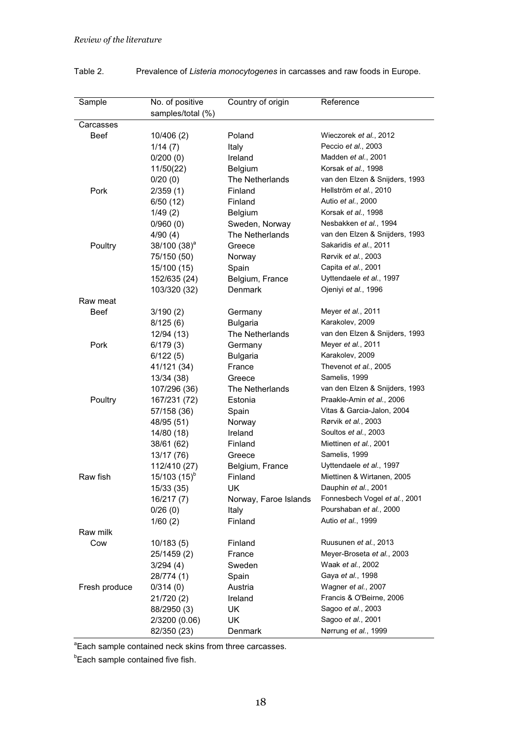Table 2. Prevalence of *Listeria monocytogenes* in carcasses and raw foods in Europe.

| Sample | No. of positive samples/total (%) | Country of origin | Reference |
|---|---|---|---|
| Carcasses | | | |
| Beef | 10/406 (2) | Poland | Wieczorek *et al.*, 2012 |
| | 1/14 (7) | Italy | Peccio *et al.*, 2003 |
| | 0/200 (0) | Ireland | Madden *et al.*, 2001 |
| | 11/50(22) | Belgium | Korsak *et al.*, 1998 |
| | 0/20 (0) | The Netherlands | van den Elzen & Snijders, 1993 |
| Pork | 2/359 (1) | Finland | Hellström *et al.*, 2010 |
| | 6/50 (12) | Finland | Autio *et al.*, 2000 |
| | 1/49 (2) | Belgium | Korsak *et al.*, 1998 |
| | 0/960 (0) | Sweden, Norway | Nesbakken *et al.*, 1994 |
| | 4/90 (4) | The Netherlands | van den Elzen & Snijders, 1993 |
| Poultry | 38/100 (38)[a] | Greece | Sakaridis *et al.*, 2011 |
| | 75/150 (50) | Norway | Rørvik *et al.*, 2003 |
| | 15/100 (15) | Spain | Capita *et al.*, 2001 |
| | 152/635 (24) | Belgium, France | Uyttendaele *et al.*, 1997 |
| | 103/320 (32) | Denmark | Ojeniyi *et al.*, 1996 |
| Raw meat | | | |
| Beef | 3/190 (2) | Germany | Meyer *et al.*, 2011 |
| | 8/125 (6) | Bulgaria | Karakolev, 2009 |
| | 12/94 (13) | The Netherlands | van den Elzen & Snijders, 1993 |
| Pork | 6/179 (3) | Germany | Meyer *et al.*, 2011 |
| | 6/122 (5) | Bulgaria | Karakolev, 2009 |
| | 41/121 (34) | France | Thevenot *et al.*, 2005 |
| | 13/34 (38) | Greece | Samelis, 1999 |
| | 107/296 (36) | The Netherlands | van den Elzen & Snijders, 1993 |
| Poultry | 167/231 (72) | Estonia | Praakle-Amin *et al.*, 2006 |
| | 57/158 (36) | Spain | Vitas & Garcia-Jalon, 2004 |
| | 48/95 (51) | Norway | Rørvik *et al.*, 2003 |
| | 14/80 (18) | Ireland | Soultos *et al.*, 2003 |
| | 38/61 (62) | Finland | Miettinen *et al.*, 2001 |
| | 13/17 (76) | Greece | Samelis, 1999 |
| | 112/410 (27) | Belgium, France | Uyttendaele *et al.*, 1997 |
| Raw fish | 15/103 (15)[b] | Finland | Miettinen & Wirtanen, 2005 |
| | 15/33 (35) | UK | Dauphin *et al.*, 2001 |
| | 16/217 (7) | Norway, Faroe Islands | Fonnesbech Vogel *et al.*, 2001 |
| | 0/26 (0) | Italy | Pourshaban *et al.*, 2000 |
| | 1/60 (2) | Finland | Autio *et al.*, 1999 |
| Raw milk | | | |
| Cow | 10/183 (5) | Finland | Ruusunen *et al.*, 2013 |
| | 25/1459 (2) | France | Meyer-Broseta *et al.*, 2003 |
| | 3/294 (4) | Sweden | Waak *et al.*, 2002 |
| | 28/774 (1) | Spain | Gaya *et al.*, 1998 |
| Fresh produce | 0/314 (0) | Austria | Wagner *et al.*, 2007 |
| | 21/720 (2) | Ireland | Francis & O'Beirne, 2006 |
| | 88/2950 (3) | UK | Sagoo *et al.*, 2003 |
| | 2/3200 (0.06) | UK | Sagoo *et al.*, 2001 |
| | 82/350 (23) | Denmark | Nørrung *et al.*, 1999 |

[a]Each sample contained neck skins from three carcasses.

[b]Each sample contained five fish.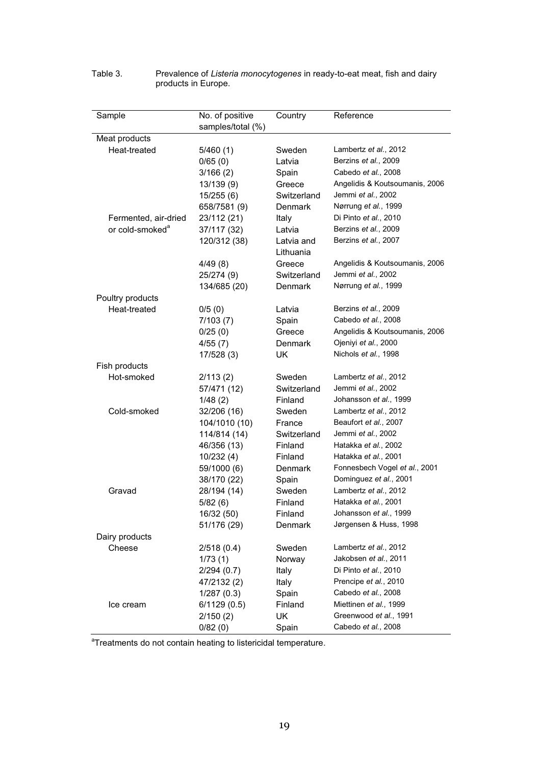Table 3. Prevalence of *Listeria monocytogenes* in ready-to-eat meat, fish and dairy products in Europe.

| Sample | No. of positive samples/total (%) | Country | Reference |
|---|---|---|---|
| Meat products | | | |
| Heat-treated | 5/460 (1) | Sweden | Lambertz *et al.*, 2012 |
| | 0/65 (0) | Latvia | Berzins *et al.*, 2009 |
| | 3/166 (2) | Spain | Cabedo *et al.*, 2008 |
| | 13/139 (9) | Greece | Angelidis & Koutsoumanis, 2006 |
| | 15/255 (6) | Switzerland | Jemmi *et al.*, 2002 |
| | 658/7581 (9) | Denmark | Nørrung *et al.*, 1999 |
| Fermented, air-dried or cold-smoked[a] | 23/112 (21) | Italy | Di Pinto *et al.*, 2010 |
| | 37/117 (32) | Latvia | Berzins *et al.*, 2009 |
| | 120/312 (38) | Latvia and Lithuania | Berzins *et al.*, 2007 |
| | 4/49 (8) | Greece | Angelidis & Koutsoumanis, 2006 |
| | 25/274 (9) | Switzerland | Jemmi *et al.*, 2002 |
| | 134/685 (20) | Denmark | Nørrung *et al.*, 1999 |
| Poultry products | | | |
| Heat-treated | 0/5 (0) | Latvia | Berzins *et al.*, 2009 |
| | 7/103 (7) | Spain | Cabedo *et al.*, 2008 |
| | 0/25 (0) | Greece | Angelidis & Koutsoumanis, 2006 |
| | 4/55 (7) | Denmark | Ojeniyi *et al.*, 2000 |
| | 17/528 (3) | UK | Nichols *et al.*, 1998 |
| Fish products | | | |
| Hot-smoked | 2/113 (2) | Sweden | Lambertz *et al.*, 2012 |
| | 57/471 (12) | Switzerland | Jemmi *et al.*, 2002 |
| | 1/48 (2) | Finland | Johansson *et al.*, 1999 |
| Cold-smoked | 32/206 (16) | Sweden | Lambertz *et al.*, 2012 |
| | 104/1010 (10) | France | Beaufort *et al.*, 2007 |
| | 114/814 (14) | Switzerland | Jemmi *et al.*, 2002 |
| | 46/356 (13) | Finland | Hatakka *et al.*, 2002 |
| | 10/232 (4) | Finland | Hatakka *et al.*, 2001 |
| | 59/1000 (6) | Denmark | Fonnesbech Vogel *et al.*, 2001 |
| | 38/170 (22) | Spain | Dominguez *et al.*, 2001 |
| Gravad | 28/194 (14) | Sweden | Lambertz *et al.*, 2012 |
| | 5/82 (6) | Finland | Hatakka *et al.*, 2001 |
| | 16/32 (50) | Finland | Johansson *et al.*, 1999 |
| | 51/176 (29) | Denmark | Jørgensen & Huss, 1998 |
| Dairy products | | | |
| Cheese | 2/518 (0.4) | Sweden | Lambertz *et al.*, 2012 |
| | 1/73 (1) | Norway | Jakobsen *et al.*, 2011 |
| | 2/294 (0.7) | Italy | Di Pinto *et al.*, 2010 |
| | 47/2132 (2) | Italy | Prencipe *et al.*, 2010 |
| | 1/287 (0.3) | Spain | Cabedo *et al.*, 2008 |
| Ice cream | 6/1129 (0.5) | Finland | Miettinen *et al.*, 1999 |
| | 2/150 (2) | UK | Greenwood *et al.*, 1991 |
| | 0/82 (0) | Spain | Cabedo *et al.*, 2008 |

[a]Treatments do not contain heating to listericidal temperature.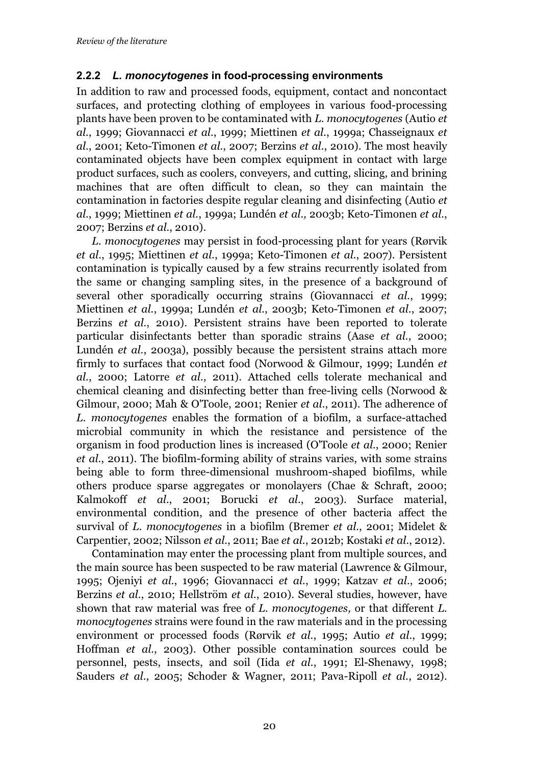### 2.2.2 *L. monocytogenes* in food-processing environments

In addition to raw and processed foods, equipment, contact and noncontact surfaces, and protecting clothing of employees in various food-processing plants have been proven to be contaminated with *L. monocytogenes* (Autio *et al.*, 1999; Giovannacci *et al.*, 1999; Miettinen *et al.*, 1999a; Chasseignaux *et al.*, 2001; Keto-Timonen *et al.*, 2007; Berzins *et al.*, 2010). The most heavily contaminated objects have been complex equipment in contact with large product surfaces, such as coolers, conveyers, and cutting, slicing, and brining machines that are often difficult to clean, so they can maintain the contamination in factories despite regular cleaning and disinfecting (Autio *et al.*, 1999; Miettinen *et al.*, 1999a; Lundén *et al.,* 2003b; Keto-Timonen *et al.*, 2007; Berzins *et al.*, 2010).

*L. monocytogenes* may persist in food-processing plant for years (Rørvik *et al.*, 1995; Miettinen *et al.*, 1999a; Keto-Timonen *et al.*, 2007). Persistent contamination is typically caused by a few strains recurrently isolated from the same or changing sampling sites, in the presence of a background of several other sporadically occurring strains (Giovannacci *et al.*, 1999; Miettinen *et al.*, 1999a; Lundén *et al.*, 2003b; Keto-Timonen *et al.*, 2007; Berzins *et al.*, 2010). Persistent strains have been reported to tolerate particular disinfectants better than sporadic strains (Aase *et al.*, 2000; Lundén *et al.*, 2003a), possibly because the persistent strains attach more firmly to surfaces that contact food (Norwood & Gilmour, 1999; Lundén *et al.*, 2000; Latorre *et al.*, 2011). Attached cells tolerate mechanical and chemical cleaning and disinfecting better than free-living cells (Norwood & Gilmour, 2000; Mah & O'Toole, 2001; Renier *et al.*, 2011). The adherence of *L. monocytogenes* enables the formation of a biofilm, a surface-attached microbial community in which the resistance and persistence of the organism in food production lines is increased (O'Toole *et al.*, 2000; Renier *et al.*, 2011). The biofilm-forming ability of strains varies, with some strains being able to form three-dimensional mushroom-shaped biofilms, while others produce sparse aggregates or monolayers (Chae & Schraft, 2000; Kalmokoff *et al.*, 2001; Borucki *et al.*, 2003). Surface material, environmental condition, and the presence of other bacteria affect the survival of *L. monocytogenes* in a biofilm (Bremer *et al.*, 2001; Midelet & Carpentier, 2002; Nilsson *et al.*, 2011; Bae *et al.*, 2012b; Kostaki *et al.*, 2012).

Contamination may enter the processing plant from multiple sources, and the main source has been suspected to be raw material (Lawrence & Gilmour, 1995; Ojeniyi *et al.*, 1996; Giovannacci *et al.*, 1999; Katzav *et al.*, 2006; Berzins *et al.*, 2010; Hellström *et al.*, 2010). Several studies, however, have shown that raw material was free of *L. monocytogenes,* or that different *L. monocytogenes* strains were found in the raw materials and in the processing environment or processed foods (Rørvik *et al.*, 1995; Autio *et al.*, 1999; Hoffman *et al.*, 2003). Other possible contamination sources could be personnel, pests, insects, and soil (Iida *et al.*, 1991; El-Shenawy, 1998; Sauders *et al.*, 2005; Schoder & Wagner, 2011; Pava-Ripoll *et al.*, 2012).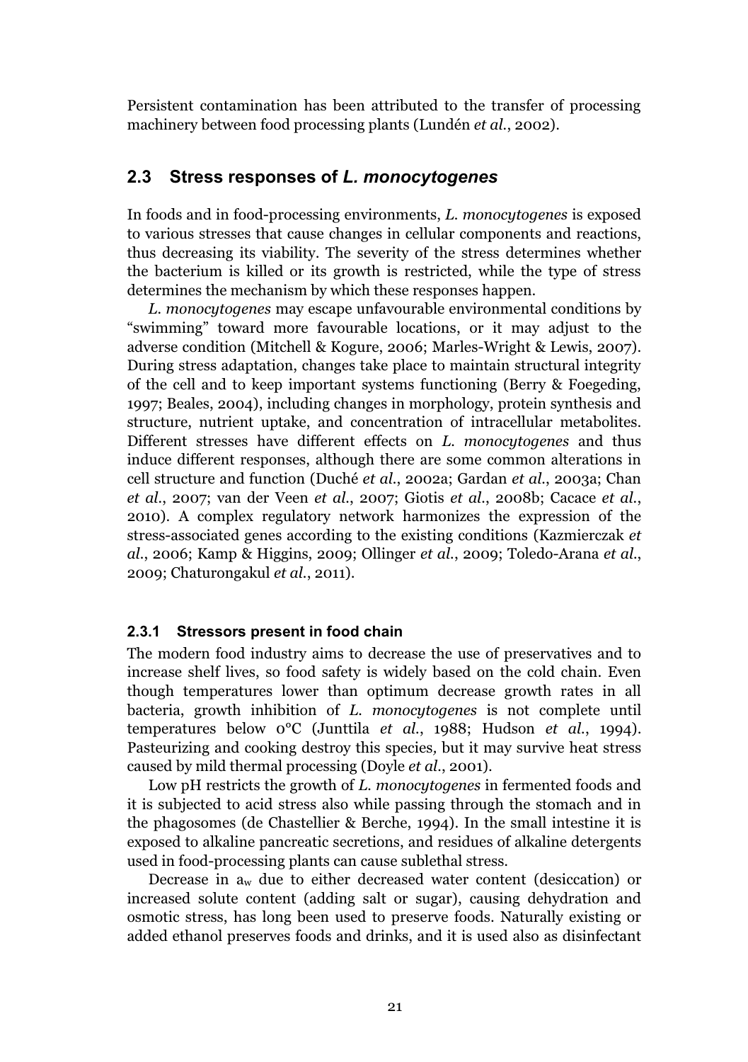Persistent contamination has been attributed to the transfer of processing machinery between food processing plants (Lundén *et al.*, 2002).

## 2.3 Stress responses of *L. monocytogenes*

In foods and in food-processing environments, *L. monocytogenes* is exposed to various stresses that cause changes in cellular components and reactions, thus decreasing its viability. The severity of the stress determines whether the bacterium is killed or its growth is restricted, while the type of stress determines the mechanism by which these responses happen.

*L. monocytogenes* may escape unfavourable environmental conditions by "swimming" toward more favourable locations, or it may adjust to the adverse condition (Mitchell & Kogure, 2006; Marles-Wright & Lewis, 2007). During stress adaptation, changes take place to maintain structural integrity of the cell and to keep important systems functioning (Berry & Foegeding, 1997; Beales, 2004), including changes in morphology, protein synthesis and structure, nutrient uptake, and concentration of intracellular metabolites. Different stresses have different effects on *L. monocytogenes* and thus induce different responses, although there are some common alterations in cell structure and function (Duché *et al.*, 2002a; Gardan *et al.*, 2003a; Chan *et al.*, 2007; van der Veen *et al.*, 2007; Giotis *et al.*, 2008b; Cacace *et al.*, 2010). A complex regulatory network harmonizes the expression of the stress-associated genes according to the existing conditions (Kazmierczak *et al.*, 2006; Kamp & Higgins, 2009; Ollinger *et al.*, 2009; Toledo-Arana *et al.*, 2009; Chaturongakul *et al.*, 2011).

### 2.3.1 Stressors present in food chain

The modern food industry aims to decrease the use of preservatives and to increase shelf lives, so food safety is widely based on the cold chain. Even though temperatures lower than optimum decrease growth rates in all bacteria, growth inhibition of *L. monocytogenes* is not complete until temperatures below 0°C (Junttila *et al.*, 1988; Hudson *et al.*, 1994). Pasteurizing and cooking destroy this species, but it may survive heat stress caused by mild thermal processing (Doyle *et al.*, 2001).

Low pH restricts the growth of *L. monocytogenes* in fermented foods and it is subjected to acid stress also while passing through the stomach and in the phagosomes (de Chastellier & Berche, 1994). In the small intestine it is exposed to alkaline pancreatic secretions, and residues of alkaline detergents used in food-processing plants can cause sublethal stress.

Decrease in $a_w$ due to either decreased water content (desiccation) or increased solute content (adding salt or sugar), causing dehydration and osmotic stress, has long been used to preserve foods. Naturally existing or added ethanol preserves foods and drinks, and it is used also as disinfectant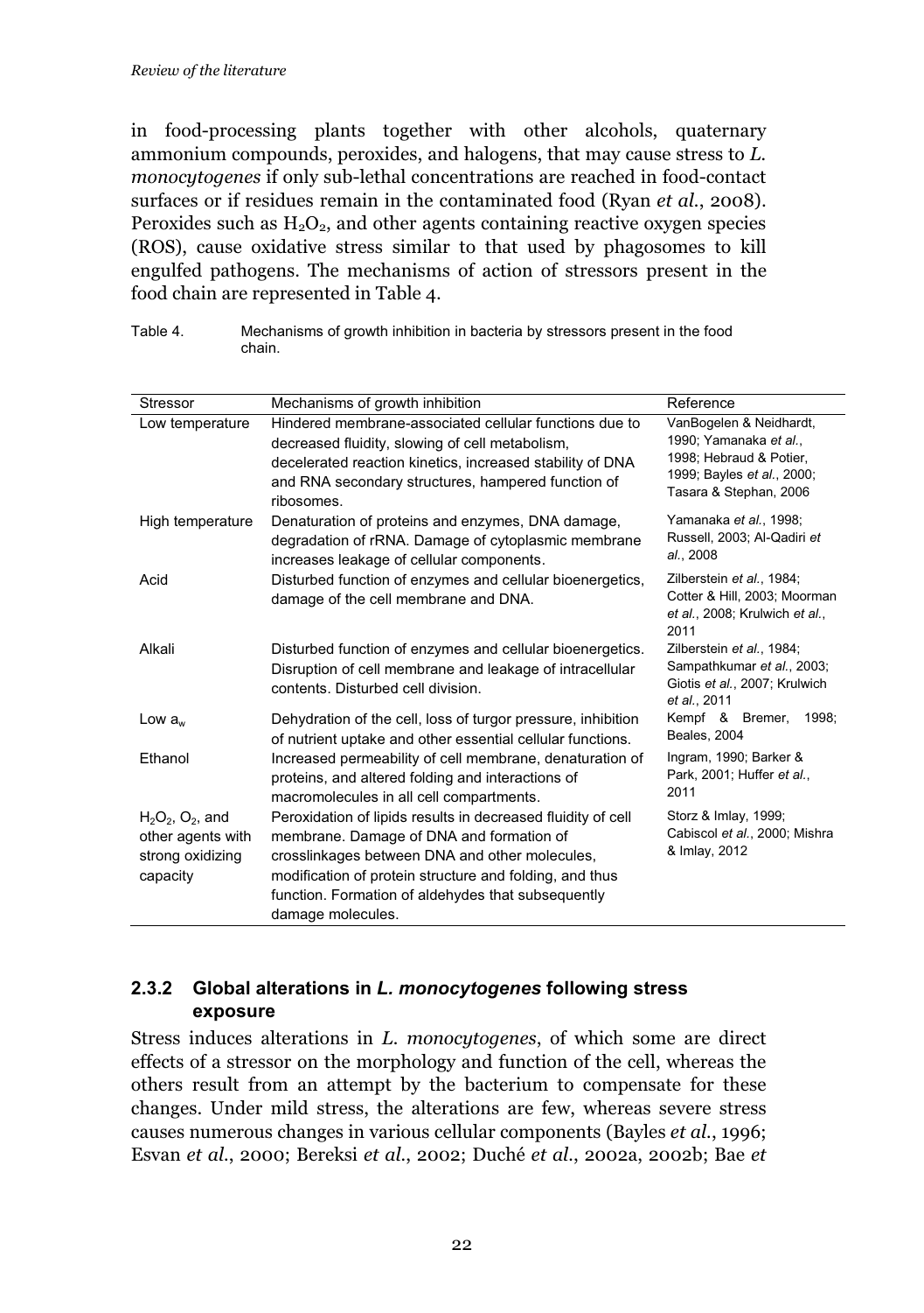in food-processing plants together with other alcohols, quaternary ammonium compounds, peroxides, and halogens, that may cause stress to *L. monocytogenes* if only sub-lethal concentrations are reached in food-contact surfaces or if residues remain in the contaminated food (Ryan *et al.*, 2008). Peroxides such as $H_2O_2$, and other agents containing reactive oxygen species (ROS), cause oxidative stress similar to that used by phagosomes to kill engulfed pathogens. The mechanisms of action of stressors present in the food chain are represented in Table 4.

Table 4. Mechanisms of growth inhibition in bacteria by stressors present in the food chain.

| Stressor | Mechanisms of growth inhibition | Reference |
|---|---|---|
| Low temperature | Hindered membrane-associated cellular functions due to decreased fluidity, slowing of cell metabolism, decelerated reaction kinetics, increased stability of DNA and RNA secondary structures, hampered function of ribosomes. | VanBogelen & Neidhardt, 1990; Yamanaka *et al.*, 1998; Hebraud & Potier, 1999; Bayles *et al.*, 2000; Tasara & Stephan, 2006 |
| High temperature | Denaturation of proteins and enzymes, DNA damage, degradation of rRNA. Damage of cytoplasmic membrane increases leakage of cellular components. | Yamanaka *et al.*, 1998; Russell, 2003; Al-Qadiri *et al.*, 2008 |
| Acid | Disturbed function of enzymes and cellular bioenergetics, damage of the cell membrane and DNA. | Zilberstein *et al.*, 1984; Cotter & Hill, 2003; Moorman *et al.*, 2008; Krulwich *et al.*, 2011 |
| Alkali | Disturbed function of enzymes and cellular bioenergetics. Disruption of cell membrane and leakage of intracellular contents. Disturbed cell division. | Zilberstein *et al.*, 1984; Sampathkumar *et al.*, 2003; Giotis *et al.*, 2007; Krulwich *et al.*, 2011 |
| Low $a_w$ | Dehydration of the cell, loss of turgor pressure, inhibition of nutrient uptake and other essential cellular functions. | Kempf & Bremer, 1998; Beales, 2004 |
| Ethanol | Increased permeability of cell membrane, denaturation of proteins, and altered folding and interactions of macromolecules in all cell compartments. | Ingram, 1990; Barker & Park, 2001; Huffer *et al.*, 2011 |
| $H_2O_2$, $O_2$, and other agents with strong oxidizing capacity | Peroxidation of lipids results in decreased fluidity of cell membrane. Damage of DNA and formation of crosslinkages between DNA and other molecules, modification of protein structure and folding, and thus function. Formation of aldehydes that subsequently damage molecules. | Storz & Imlay, 1999; Cabiscol *et al.*, 2000; Mishra & Imlay, 2012 |

### 2.3.2 Global alterations in *L. monocytogenes* following stress exposure

Stress induces alterations in *L. monocytogenes*, of which some are direct effects of a stressor on the morphology and function of the cell, whereas the others result from an attempt by the bacterium to compensate for these changes. Under mild stress, the alterations are few, whereas severe stress causes numerous changes in various cellular components (Bayles *et al.*, 1996; Esvan *et al.*, 2000; Bereksi *et al.*, 2002; Duché *et al.*, 2002a, 2002b; Bae *et*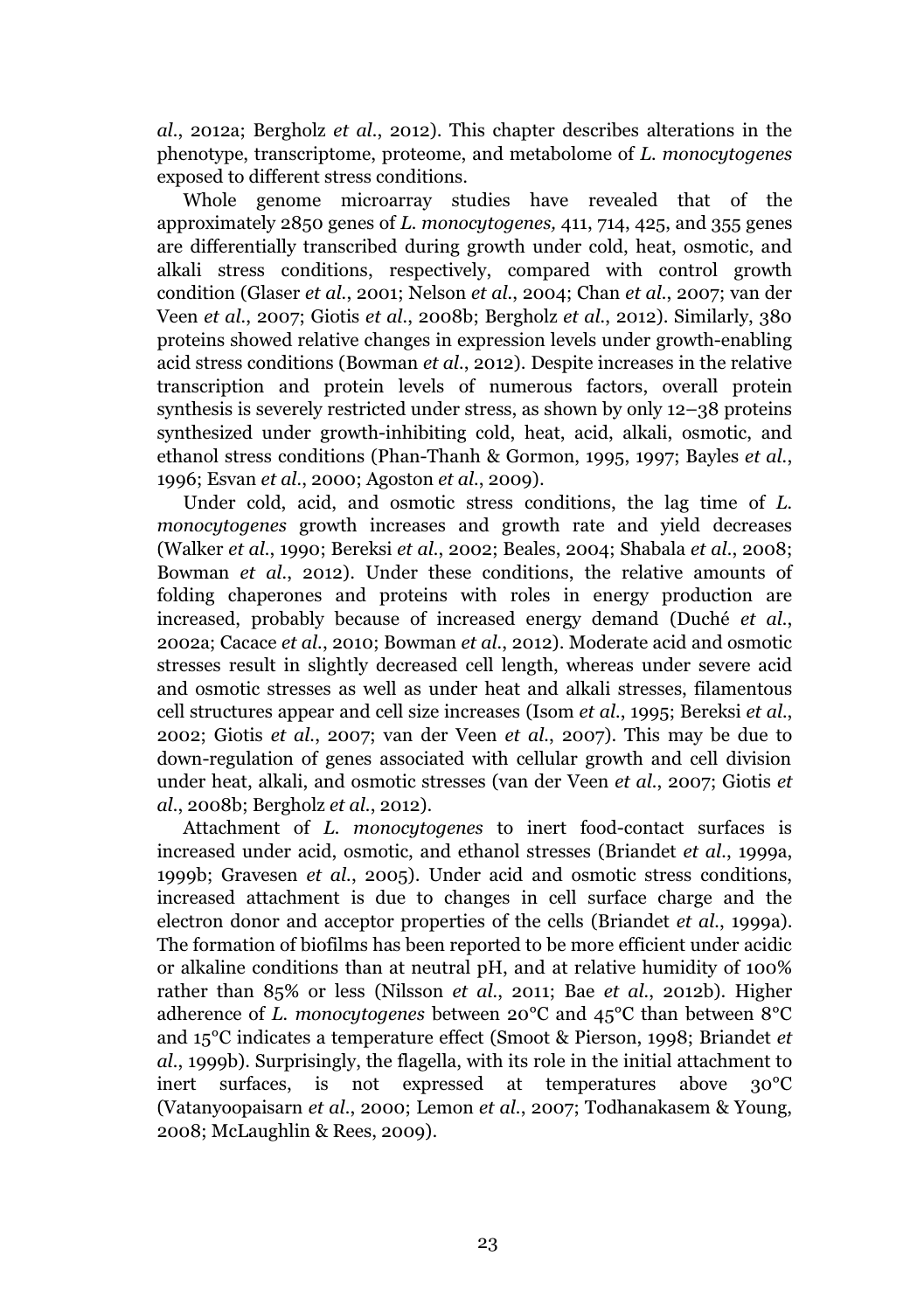*al*., 2012a; Bergholz *et al*., 2012). This chapter describes alterations in the phenotype, transcriptome, proteome, and metabolome of *L. monocytogenes* exposed to different stress conditions.

Whole genome microarray studies have revealed that of the approximately 2850 genes of *L. monocytogenes,* 411, 714, 425, and 355 genes are differentially transcribed during growth under cold, heat, osmotic, and alkali stress conditions, respectively, compared with control growth condition (Glaser *et al*., 2001; Nelson *et al*., 2004; Chan *et al*., 2007; van der Veen *et al*., 2007; Giotis *et al*., 2008b; Bergholz *et al*., 2012). Similarly, 380 proteins showed relative changes in expression levels under growth-enabling acid stress conditions (Bowman *et al*., 2012). Despite increases in the relative transcription and protein levels of numerous factors, overall protein synthesis is severely restricted under stress, as shown by only 12–38 proteins synthesized under growth-inhibiting cold, heat, acid, alkali, osmotic, and ethanol stress conditions (Phan-Thanh & Gormon, 1995, 1997; Bayles *et al*., 1996; Esvan *et al*., 2000; Agoston *et al*., 2009).

Under cold, acid, and osmotic stress conditions, the lag time of *L. monocytogenes* growth increases and growth rate and yield decreases (Walker *et al*., 1990; Bereksi *et al*., 2002; Beales, 2004; Shabala *et al*., 2008; Bowman *et al*., 2012). Under these conditions, the relative amounts of folding chaperones and proteins with roles in energy production are increased, probably because of increased energy demand (Duché *et al*., 2002a; Cacace *et al*., 2010; Bowman *et al*., 2012). Moderate acid and osmotic stresses result in slightly decreased cell length, whereas under severe acid and osmotic stresses as well as under heat and alkali stresses, filamentous cell structures appear and cell size increases (Isom *et al*., 1995; Bereksi *et al*., 2002; Giotis *et al*., 2007; van der Veen *et al*., 2007). This may be due to down-regulation of genes associated with cellular growth and cell division under heat, alkali, and osmotic stresses (van der Veen *et al*., 2007; Giotis *et al*., 2008b; Bergholz *et al*., 2012).

Attachment of *L. monocytogenes* to inert food-contact surfaces is increased under acid, osmotic, and ethanol stresses (Briandet *et al*., 1999a, 1999b; Gravesen *et al*., 2005). Under acid and osmotic stress conditions, increased attachment is due to changes in cell surface charge and the electron donor and acceptor properties of the cells (Briandet *et al*., 1999a). The formation of biofilms has been reported to be more efficient under acidic or alkaline conditions than at neutral pH, and at relative humidity of 100% rather than 85% or less (Nilsson *et al*., 2011; Bae *et al*., 2012b). Higher adherence of *L. monocytogenes* between 20°C and 45°C than between 8°C and 15°C indicates a temperature effect (Smoot & Pierson, 1998; Briandet *et al*., 1999b). Surprisingly, the flagella, with its role in the initial attachment to inert surfaces, is not expressed at temperatures above 30°C (Vatanyoopaisarn *et al*., 2000; Lemon *et al*., 2007; Todhanakasem & Young, 2008; McLaughlin & Rees, 2009).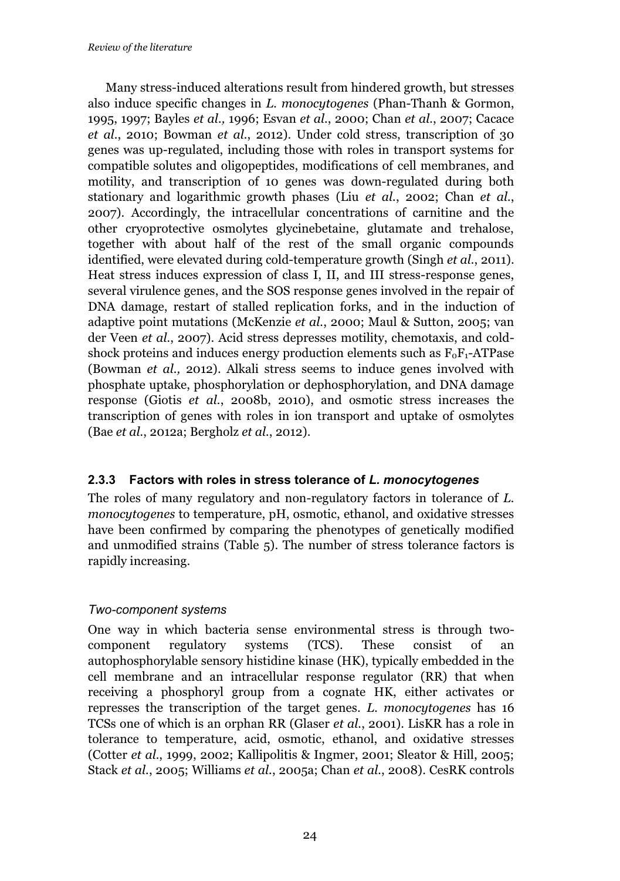Many stress-induced alterations result from hindered growth, but stresses also induce specific changes in *L. monocytogenes* (Phan-Thanh & Gormon, 1995, 1997; Bayles *et al.,* 1996; Esvan *et al.*, 2000; Chan *et al.*, 2007; Cacace *et al.*, 2010; Bowman *et al.*, 2012). Under cold stress, transcription of 30 genes was up-regulated, including those with roles in transport systems for compatible solutes and oligopeptides, modifications of cell membranes, and motility, and transcription of 10 genes was down-regulated during both stationary and logarithmic growth phases (Liu *et al.*, 2002; Chan *et al.*, 2007). Accordingly, the intracellular concentrations of carnitine and the other cryoprotective osmolytes glycinebetaine, glutamate and trehalose, together with about half of the rest of the small organic compounds identified, were elevated during cold-temperature growth (Singh *et al.*, 2011). Heat stress induces expression of class I, II, and III stress-response genes, several virulence genes, and the SOS response genes involved in the repair of DNA damage, restart of stalled replication forks, and in the induction of adaptive point mutations (McKenzie *et al.*, 2000; Maul & Sutton, 2005; van der Veen *et al.*, 2007). Acid stress depresses motility, chemotaxis, and cold-shock proteins and induces energy production elements such as $F_0F_1$-ATPase (Bowman *et al.,* 2012). Alkali stress seems to induce genes involved with phosphate uptake, phosphorylation or dephosphorylation, and DNA damage response (Giotis *et al.*, 2008b, 2010), and osmotic stress increases the transcription of genes with roles in ion transport and uptake of osmolytes (Bae *et al.*, 2012a; Bergholz *et al.*, 2012).

### 2.3.3 Factors with roles in stress tolerance of *L. monocytogenes*

The roles of many regulatory and non-regulatory factors in tolerance of *L. monocytogenes* to temperature, pH, osmotic, ethanol, and oxidative stresses have been confirmed by comparing the phenotypes of genetically modified and unmodified strains (Table 5). The number of stress tolerance factors is rapidly increasing.

*Two-component systems*

One way in which bacteria sense environmental stress is through two-component regulatory systems (TCS). These consist of an autophosphorylable sensory histidine kinase (HK), typically embedded in the cell membrane and an intracellular response regulator (RR) that when receiving a phosphoryl group from a cognate HK, either activates or represses the transcription of the target genes. *L. monocytogenes* has 16 TCSs one of which is an orphan RR (Glaser *et al.*, 2001). LisKR has a role in tolerance to temperature, acid, osmotic, ethanol, and oxidative stresses (Cotter *et al.*, 1999, 2002; Kallipolitis & Ingmer, 2001; Sleator & Hill, 2005; Stack *et al.*, 2005; Williams *et al.*, 2005a; Chan *et al.*, 2008). CesRK controls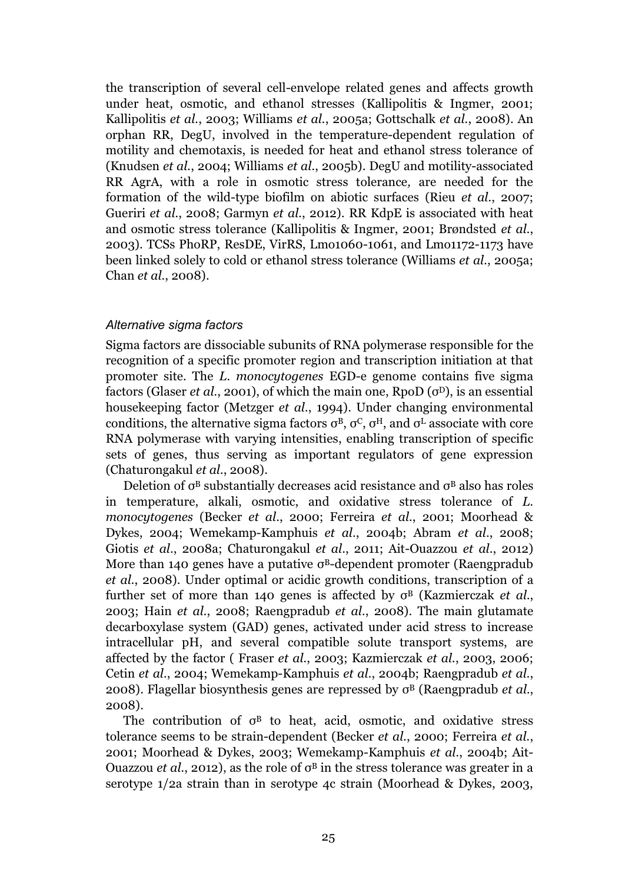the transcription of several cell-envelope related genes and affects growth under heat, osmotic, and ethanol stresses (Kallipolitis & Ingmer, 2001; Kallipolitis *et al.*, 2003; Williams *et al.*, 2005a; Gottschalk *et al.*, 2008). An orphan RR, DegU, involved in the temperature-dependent regulation of motility and chemotaxis, is needed for heat and ethanol stress tolerance of (Knudsen *et al.*, 2004; Williams *et al.*, 2005b). DegU and motility-associated RR AgrA, with a role in osmotic stress tolerance, are needed for the formation of the wild-type biofilm on abiotic surfaces (Rieu *et al.*, 2007; Gueriri *et al.*, 2008; Garmyn *et al.*, 2012). RR KdpE is associated with heat and osmotic stress tolerance (Kallipolitis & Ingmer, 2001; Brøndsted *et al.*, 2003). TCSs PhoRP, ResDE, VirRS, Lmo1060-1061, and Lmo1172-1173 have been linked solely to cold or ethanol stress tolerance (Williams *et al.*, 2005a; Chan *et al.*, 2008).

### *Alternative sigma factors*

Sigma factors are dissociable subunits of RNA polymerase responsible for the recognition of a specific promoter region and transcription initiation at that promoter site. The *L. monocytogenes* EGD-e genome contains five sigma factors (Glaser *et al.*, 2001), of which the main one, RpoD ($\sigma^D$), is an essential housekeeping factor (Metzger *et al.*, 1994). Under changing environmental conditions, the alternative sigma factors $\sigma^B$, $\sigma^C$, $\sigma^H$, and $\sigma^L$ associate with core RNA polymerase with varying intensities, enabling transcription of specific sets of genes, thus serving as important regulators of gene expression (Chaturongakul *et al.*, 2008).

Deletion of $\sigma^B$ substantially decreases acid resistance and $\sigma^B$ also has roles in temperature, alkali, osmotic, and oxidative stress tolerance of *L. monocytogenes* (Becker *et al.*, 2000; Ferreira *et al.*, 2001; Moorhead & Dykes, 2004; Wemekamp-Kamphuis *et al.*, 2004b; Abram *et al.*, 2008; Giotis *et al.*, 2008a; Chaturongakul *et al.*, 2011; Ait-Ouazzou *et al.*, 2012) More than 140 genes have a putative $\sigma^B$-dependent promoter (Raengpradub *et al.*, 2008). Under optimal or acidic growth conditions, transcription of a further set of more than 140 genes is affected by $\sigma^B$ (Kazmierczak *et al.*, 2003; Hain *et al.*, 2008; Raengpradub *et al.*, 2008). The main glutamate decarboxylase system (GAD) genes, activated under acid stress to increase intracellular pH, and several compatible solute transport systems, are affected by the factor ( Fraser *et al.*, 2003; Kazmierczak *et al.*, 2003, 2006; Cetin *et al.*, 2004; Wemekamp-Kamphuis *et al.*, 2004b; Raengpradub *et al.*, 2008). Flagellar biosynthesis genes are repressed by $\sigma^B$ (Raengpradub *et al.*, 2008).

The contribution of $\sigma^B$ to heat, acid, osmotic, and oxidative stress tolerance seems to be strain-dependent (Becker *et al.*, 2000; Ferreira *et al.*, 2001; Moorhead & Dykes, 2003; Wemekamp-Kamphuis *et al.*, 2004b; Ait-Ouazzou *et al.*, 2012), as the role of $\sigma^B$ in the stress tolerance was greater in a serotype 1/2a strain than in serotype 4c strain (Moorhead & Dykes, 2003,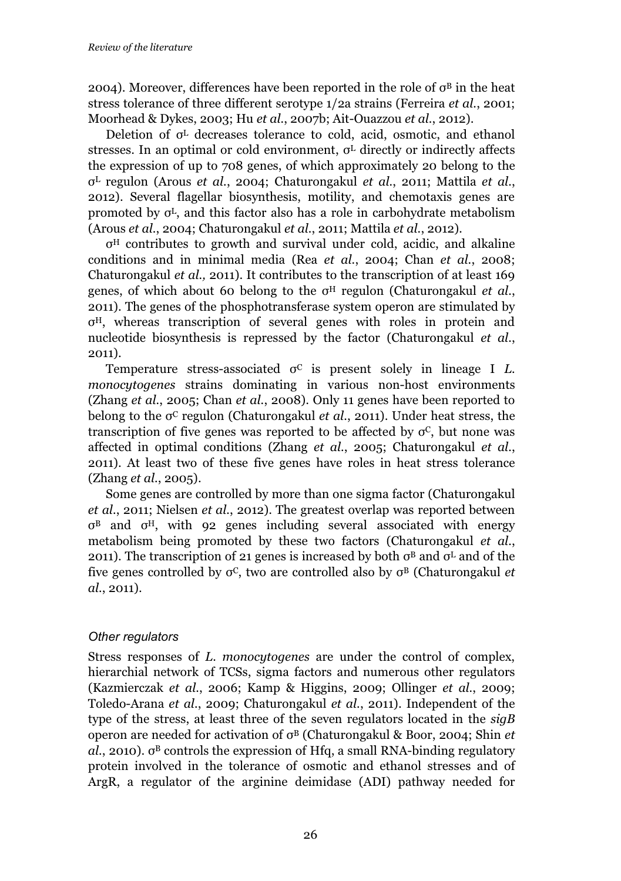2004). Moreover, differences have been reported in the role of $\sigma^B$ in the heat stress tolerance of three different serotype 1/2a strains (Ferreira *et al.*, 2001; Moorhead & Dykes, 2003; Hu *et al.*, 2007b; Ait-Ouazzou *et al.*, 2012).

Deletion of $\sigma^L$ decreases tolerance to cold, acid, osmotic, and ethanol stresses. In an optimal or cold environment, $\sigma^L$ directly or indirectly affects the expression of up to 708 genes, of which approximately 20 belong to the $\sigma^L$ regulon (Arous *et al.*, 2004; Chaturongakul *et al.*, 2011; Mattila *et al.*, 2012). Several flagellar biosynthesis, motility, and chemotaxis genes are promoted by $\sigma^L$, and this factor also has a role in carbohydrate metabolism (Arous *et al.*, 2004; Chaturongakul *et al.*, 2011; Mattila *et al.*, 2012).

$\sigma^H$ contributes to growth and survival under cold, acidic, and alkaline conditions and in minimal media (Rea *et al.*, 2004; Chan *et al.*, 2008; Chaturongakul *et al.*, 2011). It contributes to the transcription of at least 169 genes, of which about 60 belong to the $\sigma^H$ regulon (Chaturongakul *et al.*, 2011). The genes of the phosphotransferase system operon are stimulated by $\sigma^H$, whereas transcription of several genes with roles in protein and nucleotide biosynthesis is repressed by the factor (Chaturongakul *et al.*, 2011).

Temperature stress-associated $\sigma^C$ is present solely in lineage I *L. monocytogenes* strains dominating in various non-host environments (Zhang *et al.*, 2005; Chan *et al.*, 2008). Only 11 genes have been reported to belong to the $\sigma^C$ regulon (Chaturongakul *et al.*, 2011). Under heat stress, the transcription of five genes was reported to be affected by $\sigma^C$, but none was affected in optimal conditions (Zhang *et al.*, 2005; Chaturongakul *et al.*, 2011). At least two of these five genes have roles in heat stress tolerance (Zhang *et al.*, 2005).

Some genes are controlled by more than one sigma factor (Chaturongakul *et al.*, 2011; Nielsen *et al.*, 2012). The greatest overlap was reported between $\sigma^B$ and $\sigma^H$, with 92 genes including several associated with energy metabolism being promoted by these two factors (Chaturongakul *et al.*, 2011). The transcription of 21 genes is increased by both $\sigma^B$ and $\sigma^L$ and of the five genes controlled by $\sigma^C$, two are controlled also by $\sigma^B$ (Chaturongakul *et al.*, 2011).

### *Other regulators*

Stress responses of *L. monocytogenes* are under the control of complex, hierarchial network of TCSs, sigma factors and numerous other regulators (Kazmierczak *et al.*, 2006; Kamp & Higgins, 2009; Ollinger *et al.*, 2009; Toledo-Arana *et al.*, 2009; Chaturongakul *et al.*, 2011). Independent of the type of the stress, at least three of the seven regulators located in the *sigB* operon are needed for activation of $\sigma^B$ (Chaturongakul & Boor, 2004; Shin *et al.*, 2010). $\sigma^B$ controls the expression of Hfq, a small RNA-binding regulatory protein involved in the tolerance of osmotic and ethanol stresses and of ArgR, a regulator of the arginine deimidase (ADI) pathway needed for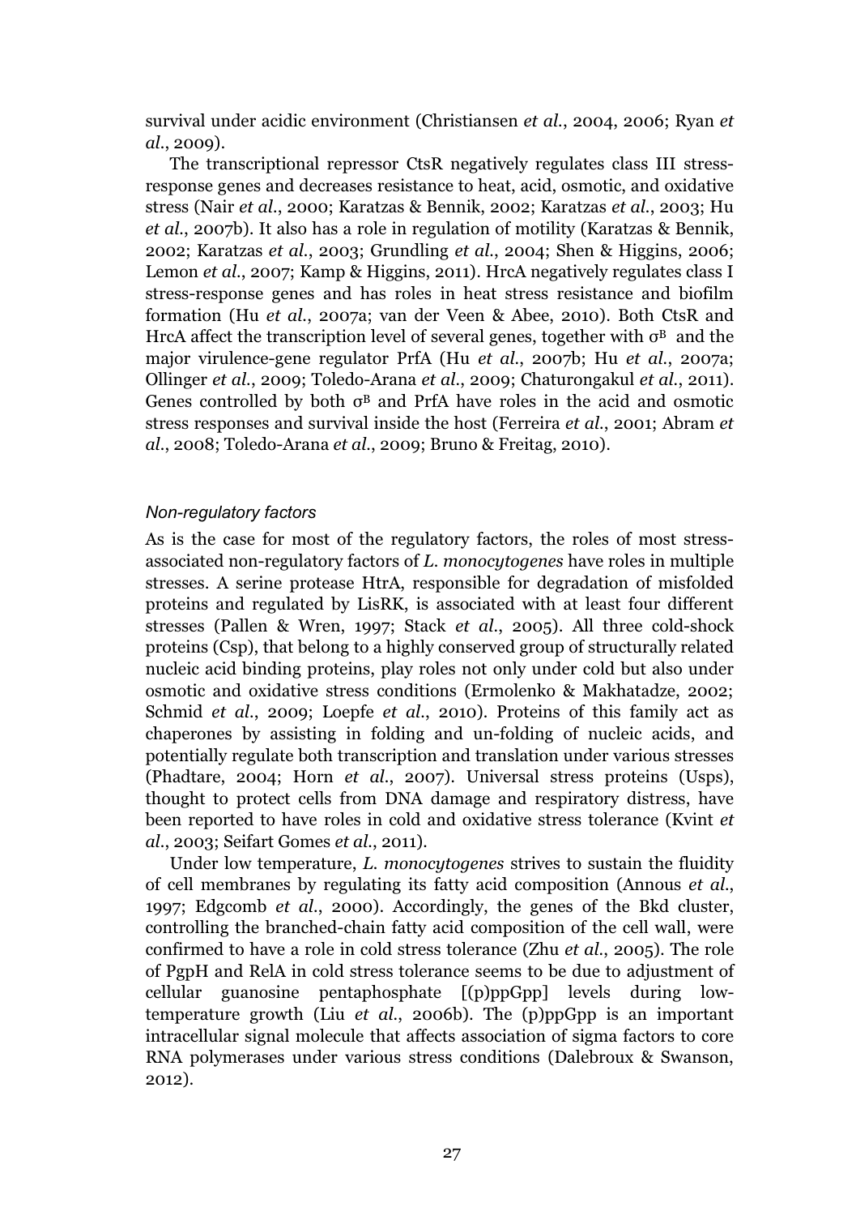survival under acidic environment (Christiansen *et al.*, 2004, 2006; Ryan *et al.*, 2009).

The transcriptional repressor CtsR negatively regulates class III stress-response genes and decreases resistance to heat, acid, osmotic, and oxidative stress (Nair *et al.*, 2000; Karatzas & Bennik, 2002; Karatzas *et al.*, 2003; Hu *et al.*, 2007b). It also has a role in regulation of motility (Karatzas & Bennik, 2002; Karatzas *et al.*, 2003; Grundling *et al.*, 2004; Shen & Higgins, 2006; Lemon *et al.*, 2007; Kamp & Higgins, 2011). HrcA negatively regulates class I stress-response genes and has roles in heat stress resistance and biofilm formation (Hu *et al.*, 2007a; van der Veen & Abee, 2010). Both CtsR and HrcA affect the transcription level of several genes, together with $\sigma^B$ and the major virulence-gene regulator PrfA (Hu *et al.*, 2007b; Hu *et al.*, 2007a; Ollinger *et al.*, 2009; Toledo-Arana *et al.*, 2009; Chaturongakul *et al.*, 2011). Genes controlled by both $\sigma^B$ and PrfA have roles in the acid and osmotic stress responses and survival inside the host (Ferreira *et al.*, 2001; Abram *et al.*, 2008; Toledo-Arana *et al.*, 2009; Bruno & Freitag, 2010).

### *Non-regulatory factors*

As is the case for most of the regulatory factors, the roles of most stress-associated non-regulatory factors of *L. monocytogenes* have roles in multiple stresses. A serine protease HtrA, responsible for degradation of misfolded proteins and regulated by LisRK, is associated with at least four different stresses (Pallen & Wren, 1997; Stack *et al.*, 2005). All three cold-shock proteins (Csp), that belong to a highly conserved group of structurally related nucleic acid binding proteins, play roles not only under cold but also under osmotic and oxidative stress conditions (Ermolenko & Makhatadze, 2002; Schmid *et al.*, 2009; Loepfe *et al.*, 2010). Proteins of this family act as chaperones by assisting in folding and un-folding of nucleic acids, and potentially regulate both transcription and translation under various stresses (Phadtare, 2004; Horn *et al.*, 2007). Universal stress proteins (Usps), thought to protect cells from DNA damage and respiratory distress, have been reported to have roles in cold and oxidative stress tolerance (Kvint *et al.*, 2003; Seifart Gomes *et al.*, 2011).

Under low temperature, *L. monocytogenes* strives to sustain the fluidity of cell membranes by regulating its fatty acid composition (Annous *et al.*, 1997; Edgcomb *et al.*, 2000). Accordingly, the genes of the Bkd cluster, controlling the branched-chain fatty acid composition of the cell wall, were confirmed to have a role in cold stress tolerance (Zhu *et al.*, 2005). The role of PgpH and RelA in cold stress tolerance seems to be due to adjustment of cellular guanosine pentaphosphate [(p)ppGpp] levels during low-temperature growth (Liu *et al.*, 2006b). The (p)ppGpp is an important intracellular signal molecule that affects association of sigma factors to core RNA polymerases under various stress conditions (Dalebroux & Swanson, 2012).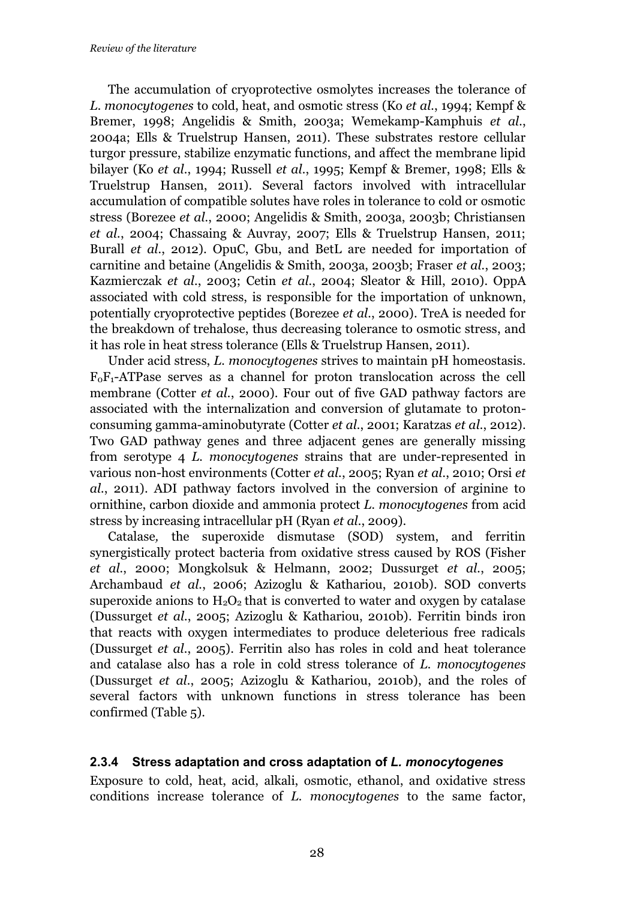The accumulation of cryoprotective osmolytes increases the tolerance of *L. monocytogenes* to cold, heat, and osmotic stress (Ko *et al.*, 1994; Kempf & Bremer, 1998; Angelidis & Smith, 2003a; Wemekamp-Kamphuis *et al.*, 2004a; Ells & Truelstrup Hansen, 2011). These substrates restore cellular turgor pressure, stabilize enzymatic functions, and affect the membrane lipid bilayer (Ko *et al.*, 1994; Russell *et al.*, 1995; Kempf & Bremer, 1998; Ells & Truelstrup Hansen, 2011). Several factors involved with intracellular accumulation of compatible solutes have roles in tolerance to cold or osmotic stress (Borezee *et al.*, 2000; Angelidis & Smith, 2003a, 2003b; Christiansen *et al.*, 2004; Chassaing & Auvray, 2007; Ells & Truelstrup Hansen, 2011; Burall *et al.*, 2012). OpuC, Gbu, and BetL are needed for importation of carnitine and betaine (Angelidis & Smith, 2003a, 2003b; Fraser *et al.*, 2003; Kazmierczak *et al.*, 2003; Cetin *et al.*, 2004; Sleator & Hill, 2010). OppA associated with cold stress, is responsible for the importation of unknown, potentially cryoprotective peptides (Borezee *et al.*, 2000). TreA is needed for the breakdown of trehalose, thus decreasing tolerance to osmotic stress, and it has role in heat stress tolerance (Ells & Truelstrup Hansen, 2011).

Under acid stress, *L. monocytogenes* strives to maintain pH homeostasis. $F_0F_1$-ATPase serves as a channel for proton translocation across the cell membrane (Cotter *et al.*, 2000). Four out of five GAD pathway factors are associated with the internalization and conversion of glutamate to proton-consuming gamma-aminobutyrate (Cotter *et al.*, 2001; Karatzas *et al.*, 2012). Two GAD pathway genes and three adjacent genes are generally missing from serotype 4 *L. monocytogenes* strains that are under-represented in various non-host environments (Cotter *et al.*, 2005; Ryan *et al.*, 2010; Orsi *et al.*, 2011). ADI pathway factors involved in the conversion of arginine to ornithine, carbon dioxide and ammonia protect *L. monocytogenes* from acid stress by increasing intracellular pH (Ryan *et al.*, 2009).

Catalase, the superoxide dismutase (SOD) system, and ferritin synergistically protect bacteria from oxidative stress caused by ROS (Fisher *et al.*, 2000; Mongkolsuk & Helmann, 2002; Dussurget *et al.*, 2005; Archambaud *et al.*, 2006; Azizoglu & Kathariou, 2010b). SOD converts superoxide anions to $H_2O_2$ that is converted to water and oxygen by catalase (Dussurget *et al.*, 2005; Azizoglu & Kathariou, 2010b). Ferritin binds iron that reacts with oxygen intermediates to produce deleterious free radicals (Dussurget *et al.*, 2005). Ferritin also has roles in cold and heat tolerance and catalase also has a role in cold stress tolerance of *L. monocytogenes* (Dussurget *et al.*, 2005; Azizoglu & Kathariou, 2010b), and the roles of several factors with unknown functions in stress tolerance has been confirmed (Table 5).

### 2.3.4 Stress adaptation and cross adaptation of *L. monocytogenes*

Exposure to cold, heat, acid, alkali, osmotic, ethanol, and oxidative stress conditions increase tolerance of *L. monocytogenes* to the same factor,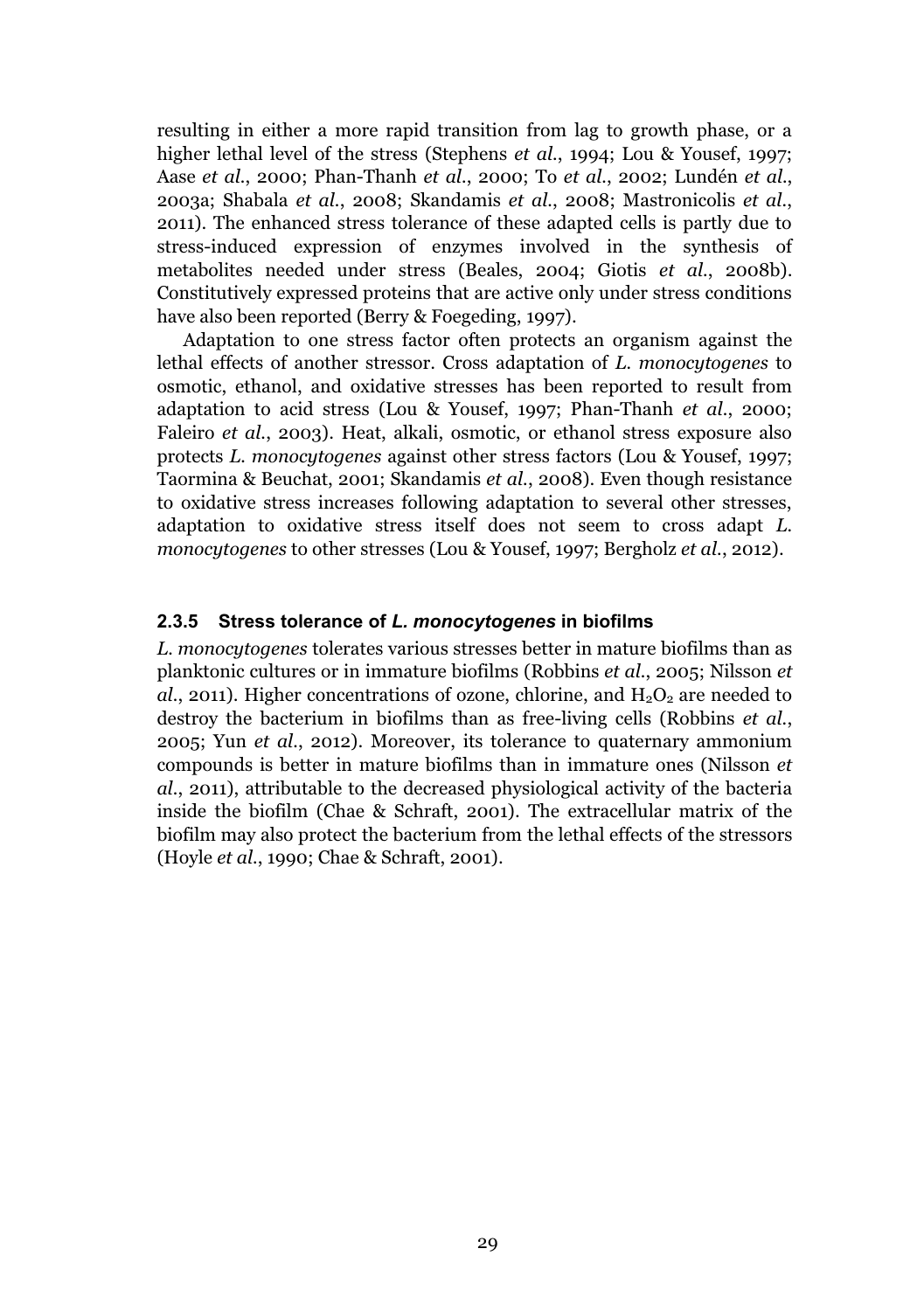resulting in either a more rapid transition from lag to growth phase, or a higher lethal level of the stress (Stephens *et al.*, 1994; Lou & Yousef, 1997; Aase *et al.*, 2000; Phan-Thanh *et al.*, 2000; To *et al.*, 2002; Lundén *et al.*, 2003a; Shabala *et al.*, 2008; Skandamis *et al.*, 2008; Mastronicolis *et al.*, 2011). The enhanced stress tolerance of these adapted cells is partly due to stress-induced expression of enzymes involved in the synthesis of metabolites needed under stress (Beales, 2004; Giotis *et al.*, 2008b). Constitutively expressed proteins that are active only under stress conditions have also been reported (Berry & Foegeding, 1997).

Adaptation to one stress factor often protects an organism against the lethal effects of another stressor. Cross adaptation of *L. monocytogenes* to osmotic, ethanol, and oxidative stresses has been reported to result from adaptation to acid stress (Lou & Yousef, 1997; Phan-Thanh *et al.*, 2000; Faleiro *et al.*, 2003). Heat, alkali, osmotic, or ethanol stress exposure also protects *L. monocytogenes* against other stress factors (Lou & Yousef, 1997; Taormina & Beuchat, 2001; Skandamis *et al.*, 2008). Even though resistance to oxidative stress increases following adaptation to several other stresses, adaptation to oxidative stress itself does not seem to cross adapt *L. monocytogenes* to other stresses (Lou & Yousef, 1997; Bergholz *et al.*, 2012).

### 2.3.5 Stress tolerance of *L. monocytogenes* in biofilms

*L. monocytogenes* tolerates various stresses better in mature biofilms than as planktonic cultures or in immature biofilms (Robbins *et al.*, 2005; Nilsson *et al.*, 2011). Higher concentrations of ozone, chlorine, and $H_2O_2$ are needed to destroy the bacterium in biofilms than as free-living cells (Robbins *et al.*, 2005; Yun *et al.*, 2012). Moreover, its tolerance to quaternary ammonium compounds is better in mature biofilms than in immature ones (Nilsson *et al.*, 2011), attributable to the decreased physiological activity of the bacteria inside the biofilm (Chae & Schraft, 2001). The extracellular matrix of the biofilm may also protect the bacterium from the lethal effects of the stressors (Hoyle *et al.*, 1990; Chae & Schraft, 2001).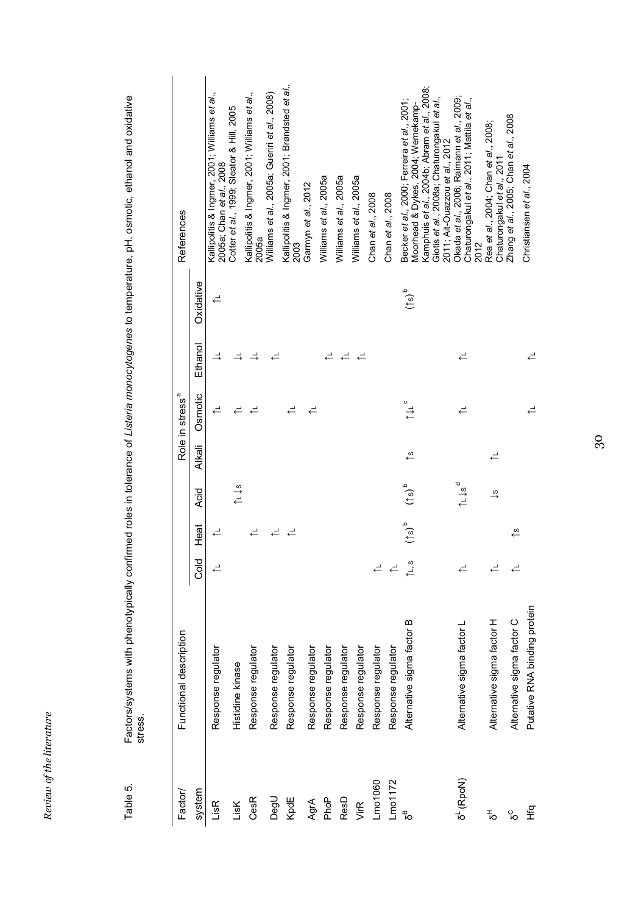Table 5. Factors/systems with phenotypically confirmed roles in tolerance of *Listeria monocytogenes* to temperature, pH, osmotic, ethanol and oxidative stress.

| Factor/ system | Functional description | Role in stress[a] | | | | | | | References |
|---|---|---|---|---|---|---|---|---|---|
| | | Cold | Heat | Acid | Alkali | Osmotic | Ethanol | Oxidative | |
| LisR | Response regulator | $\uparrow_L$ | $\uparrow_L$ | | | $\uparrow_L$ | $\downarrow_L$ | $\uparrow_L$ | Kallipolitis & Ingmer, 2001; Williams *et al.*, 2005a; Chan *et al.*, 2008 |
| LisK | Histidine kinase | | | $\uparrow_L\downarrow_S$ | | $\uparrow_L$ | $\downarrow_L$ | | Cotter *et al.*, 1999; Sleator & Hill, 2005 |
| CesR | Response regulator | | $\uparrow_L$ | | | $\uparrow_L$ | $\downarrow_L$ | | Kallipolitis & Ingmer, 2001; Williams *et al.*, 2005a |
| DegU | Response regulator | | $\uparrow_L$ | | | | $\uparrow_L$ | | Williams *et al.*, 2005a; Gueriri *et al.*, 2008) |
| KpdE | Response regulator | | $\uparrow_L$ | | | $\uparrow_L$ | | | Kallipolitis & Ingmer, 2001; Brøndsted *et al.*, 2003 |
| AgrA | Response regulator | | | | | $\uparrow_L$ | | | Garmyn *et al.*, 2012 |
| PhoP | Response regulator | | | | | | $\uparrow_L$ | | Williams *et al.*, 2005a |
| ResD | Response regulator | | | | | | $\uparrow_L$ | | Williams *et al.*, 2005a |
| VirR | Response regulator | | | | | | $\uparrow_L$ | | Williams *et al.*, 2005a |
| Lmo1060 | Response regulator | $\uparrow_L$ | | | | | | | Chan *et al.*, 2008 |
| Lmo1172 | Response regulator | $\uparrow_L$ | | | | | | | Chan *et al.*, 2008 |
| $\sigma^B$ | Alternative sigma factor B | $\uparrow_{L,S}$ | $(\uparrow_S)^b$ | $(\uparrow_S)^b$ | $\uparrow_S$ | $\uparrow\downarrow_L{}^c$ | | $(\uparrow_S)^b$ | Becker *et al.*, 2000; Ferreira *et al.*, 2001; Moorhead & Dykes, 2004; Wemekamp-Kamphuis *et al.*, 2004b; Abram *et al.*, 2008; Giotis *et al.*, 2008a; Chaturongakul *et al.*, 2011; Ait-Ouazzou *et al.*, 2012 |
| $\sigma^L$ (RpoN) | Alternative sigma factor L | $\uparrow_L$ | | $\uparrow_L\downarrow_S{}^d$ | | $\uparrow_L$ | $\uparrow_L$ | | Okada *et al.*, 2006; Raimann *et al.*, 2009; Chaturongakul *et al.*, 2011; Mattila *et al.*, 2012 |
| $\sigma^H$ | Alternative sigma factor H | $\uparrow_L$ | | $\downarrow_S$ | $\uparrow_L$ | | | | Rea *et al.*, 2004; Chan *et al.*, 2008; Chaturongakul *et al.*, 2011 |
| $\sigma^C$ | Alternative sigma factor C | $\uparrow_L$ | $\uparrow_S$ | | | | | | Zhang *et al.*, 2005; Chan *et al.*, 2008 |
| Hfq | Putative RNA binding protein | | | | | $\uparrow_L$ | $\uparrow_L$ | | Christiansen *et al.*, 2004 |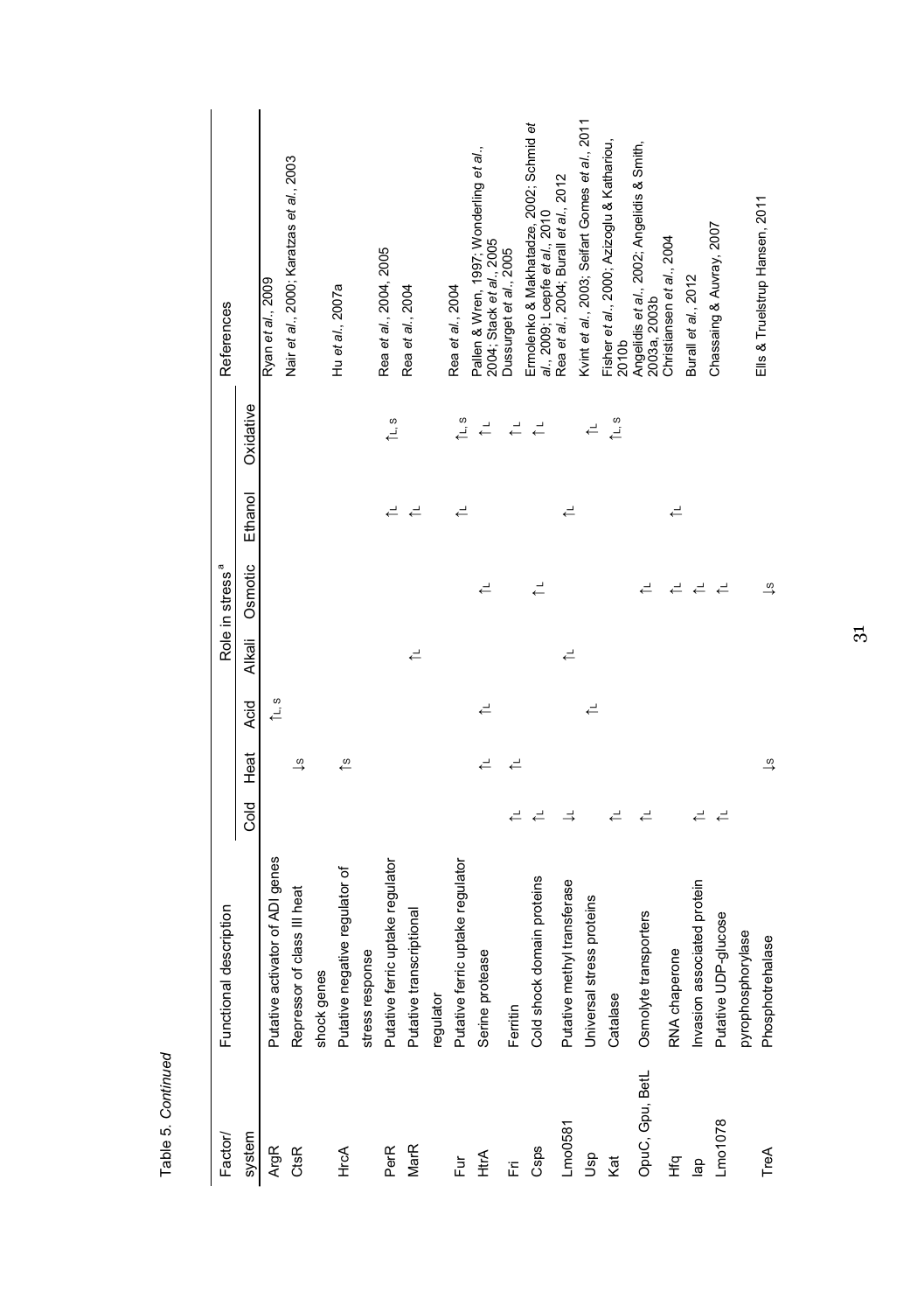Table 5. *Continued*

| Factor/ system | Functional description | Role in stress[a] | | | | | | | References |
|---|---|---|---|---|---|---|---|---|---|
| | | Cold | Heat | Acid | Alkali | Osmotic | Ethanol | Oxidative | |
| ArgR | Putative activator of ADI genes | | | ↑L, S | | | | | Ryan *et al.*, 2009 |
| CtsR | Repressor of class III heat shock genes | | ↓S | | | | | | Nair *et al.*, 2000; Karatzas *et al.*, 2003 |
| HrcA | Putative negative regulator of stress response | | ↑S | | | | | | Hu *et al.*, 2007a |
| PerR | Putative ferric uptake regulator | | | | | | ↑L | ↑L, S | Rea *et al.*, 2004, 2005 |
| MarR | Putative transcriptional regulator | | | | ↑L | | ↑L | | Rea *et al.*, 2004 |
| Fur | Putative ferric uptake regulator | | | | | | ↑L | ↑L, S | Rea *et al.*, 2004 |
| HtrA | Serine protease | | ↑L | ↑L | | ↑L | | ↑L | Pallen & Wren, 1997; Wonderling *et al.*, 2004; Stack *et al.*, 2005 |
| Fri | Ferritin | ↑L | ↑L | | | | | ↑L | Dussurget *et al.*, 2005 |
| Csps | Cold shock domain proteins | ↑L | | | | ↑L | | ↑L | Ermolenko & Makhatadze, 2002; Schmid *et al.*, 2009; Loepfe *et al.*, 2010 |
| Lmo0581 | Putative methyl transferase | ↓L | | | ↑L | | ↑L | | Rea *et al.*, 2004; Burall *et al.*, 2012 |
| Usp | Universal stress proteins | | | ↑L | | | | ↑L | Kvint *et al.*, 2003; Seifart Gomes *et al.*, 2011 |
| Kat | Catalase | ↑L | | | | | | ↑L, S | Fisher *et al.*, 2000; Azizoglu & Kathariou, 2010b |
| OpuC, Gpu, BetL | Osmolyte transporters | ↑L | | | | ↑L | | | Angelidis *et al.*, 2002; Angelidis & Smith, 2003a, 2003b |
| Hfq | RNA chaperone | | | | | ↑L | ↑L | | Christiansen *et al.*, 2004 |
| Iap | Invasion associated protein | ↑L | | | | ↑L | | | Burall *et al.*, 2012 |
| Lmo1078 | Putative UDP-glucose pyrophosphorylase | ↑L | | | | ↑L | | | Chassaing & Auvray, 2007 |
| TreA | Phosphotrehalase | | ↓S | | | ↓S | | | Ells & Truelstrup Hansen, 2011 |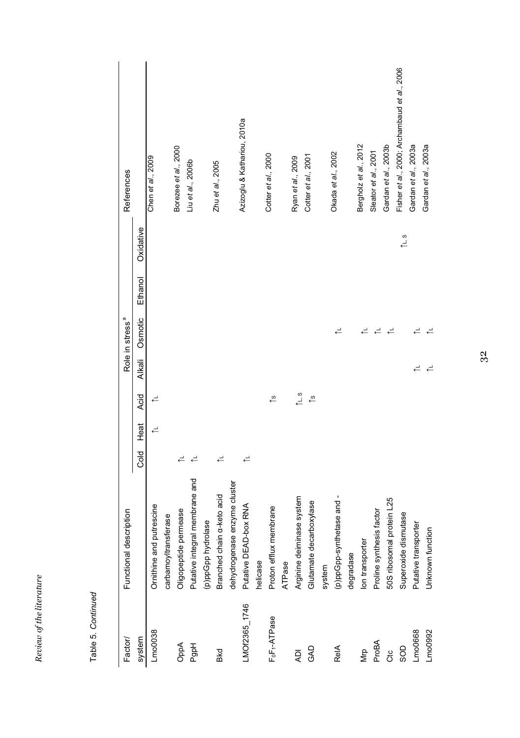Table 5. *Continued*

| Factor/ system | Functional description | Role in stress[a] | | | | | | | References |
|---|---|---|---|---|---|---|---|---|---|
| | | Cold | Heat | Acid | Alkali | Osmotic | Ethanol | Oxidative | |
| Lmo0038 | Ornithine and putrescine carbamoyltransferase | | $\uparrow_{L}$ | $\uparrow_{L}$ | | | | | Chen *et al.*, 2009 |
| OppA | Oligopeptide permease | $\uparrow_{L}$ | | | | | | | Borezee *et al.*, 2000 |
| PgpH | Putative integral membrane and (p)ppGpp hydrolase | $\uparrow_{L}$ | | | | | | | Liu *et al.*, 2006b |
| Bkd | Branched chain α-keto acid dehydrogenase enzyme cluster | $\uparrow_{L}$ | | | | | | | Zhu *et al.*, 2005 |
| LMOf2365_1746 | Putative DEAD-box RNA helicase | $\uparrow_{L}$ | | | | | | | Azizoglu & Kathariou, 2010a |
| $F_0F_1$-ATPase | Proton efflux membrane ATPase | | | $\uparrow_{S}$ | | | | | Cotter *et al.*, 2000 |
| ADI | Arginine deiminase system | | | $\uparrow_{L, S}$ | | | | | Ryan *et al.*, 2009 |
| GAD | Glutamate decarboxylase system | | | $\uparrow_{S}$ | | | | | Cotter *et al.*, 2001 |
| RelA | (p)ppGpp-synthetase and -degradase | | | | | $\uparrow_{L}$ | | | Okada *et al.*, 2002 |
| Mrp | Ion transporter | | | | | $\uparrow_{L}$ | | | Bergholz *et al.*, 2012 |
| ProBA | Proline synthesis factor | | | | | $\uparrow_{L}$ | | | Sleator *et al.*, 2001 |
| Ctc | 50S ribosomal protein L25 | | | | | $\uparrow_{L}$ | | | Gardan *et al.*, 2003b |
| SOD | Superoxide dismutase | | | | | | | $\uparrow_{L, S}$ | Fisher *et al.*, 2000; Archambaud *et al.*, 2006 |
| Lmo0668 | Putative transporter | | | | $\uparrow_{L}$ | $\uparrow_{L}$ | | | Gardan *et al.*, 2003a |
| Lmo0992 | Unknown function | | | | $\uparrow_{L}$ | $\uparrow_{L}$ | | | Gardan *et al.*, 2003a |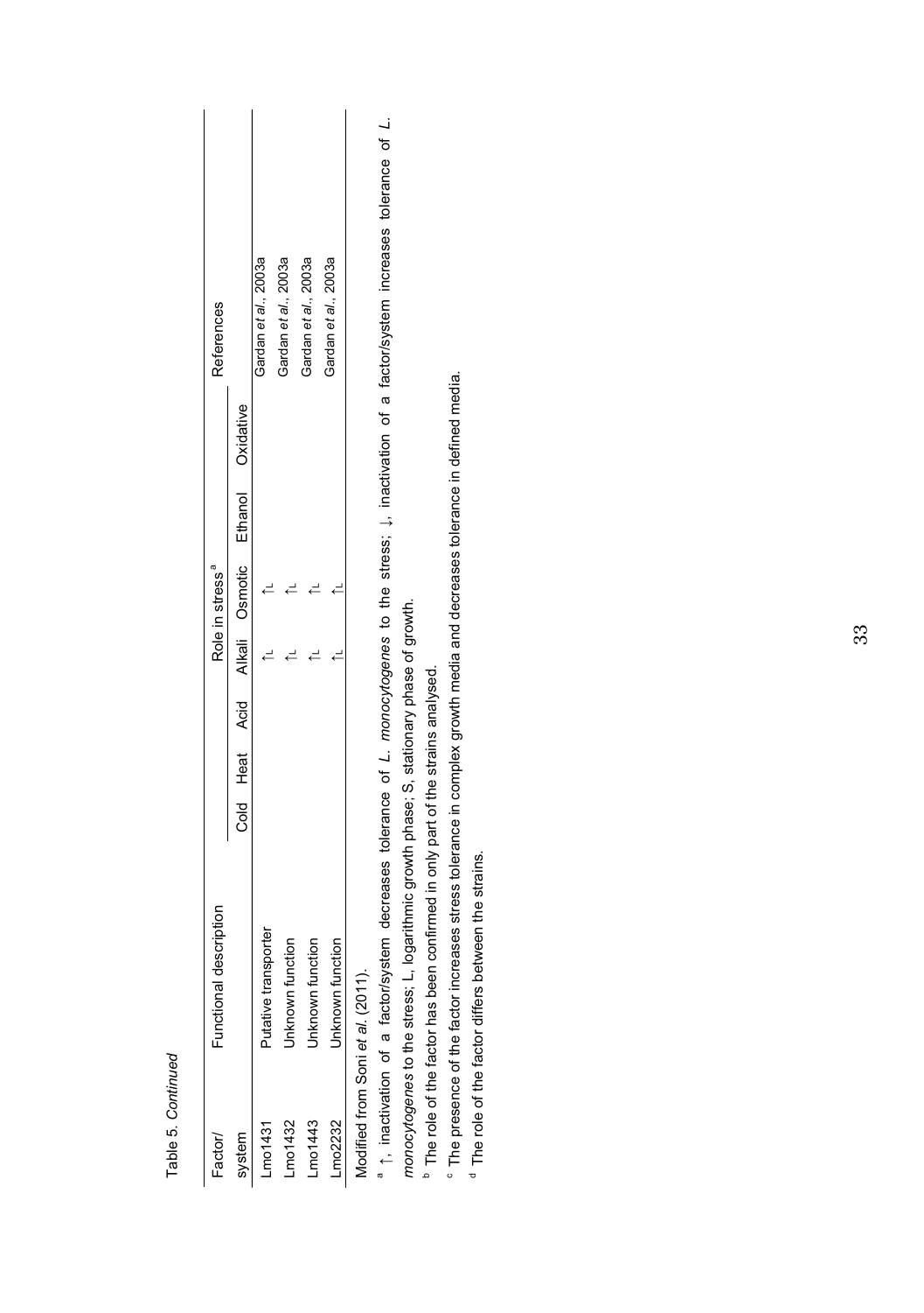Table 5. *Continued*

| Factor/ system | Functional description | Role in stress[a] | | | | | | | References |
|---|---|---|---|---|---|---|---|---|---|
| | | Cold | Heat | Acid | Alkali | Osmotic | Ethanol | Oxidative | |
| Lmo1431 | Putative transporter | | | | ↑L | ↑L | | | Gardan *et al.*, 2003a |
| Lmo1432 | Unknown function | | | | ↑L | ↑L | | | Gardan *et al.*, 2003a |
| Lmo1443 | Unknown function | | | | ↑L | ↑L | | | Gardan *et al.*, 2003a |
| Lmo2232 | Unknown function | | | | ↑L | ↑L | | | Gardan *et al.*, 2003a |

Modified from Soni *et al.* (2011).

[a] ↑, inactivation of a factor/system decreases tolerance of *L. monocytogenes* to the stress; ↓, inactivation of a factor/system increases tolerance of *L. monocytogenes* to the stress; L, logarithmic growth phase; S, stationary phase of growth.

[b] The role of the factor has been confirmed in only part of the strains analysed.

[c] The presence of the factor increases stress tolerance in complex growth media and decreases tolerance in defined media.

[d] The role of the factor differs between the strains.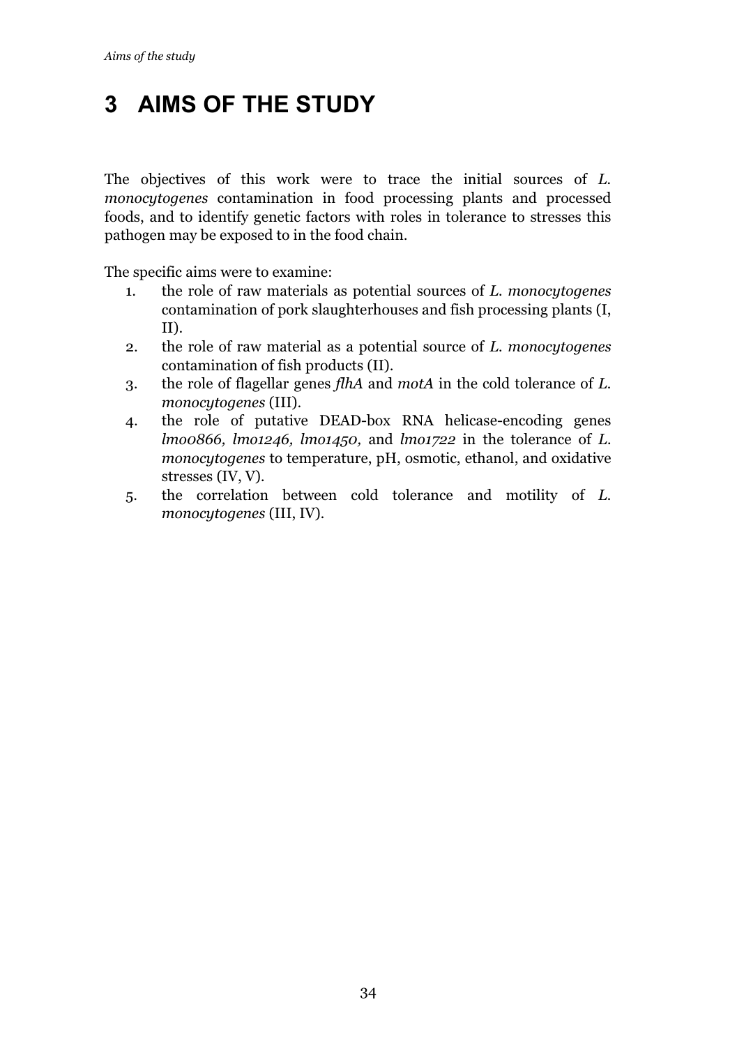# 3 AIMS OF THE STUDY

The objectives of this work were to trace the initial sources of *L. monocytogenes* contamination in food processing plants and processed foods, and to identify genetic factors with roles in tolerance to stresses this pathogen may be exposed to in the food chain.

The specific aims were to examine:

1. the role of raw materials as potential sources of *L. monocytogenes* contamination of pork slaughterhouses and fish processing plants (I, II).
2. the role of raw material as a potential source of *L. monocytogenes* contamination of fish products (II).
3. the role of flagellar genes *flhA* and *motA* in the cold tolerance of *L. monocytogenes* (III).
4. the role of putative DEAD-box RNA helicase-encoding genes *lmo0866, lmo1246, lmo1450,* and *lmo1722* in the tolerance of *L. monocytogenes* to temperature, pH, osmotic, ethanol, and oxidative stresses (IV, V).
5. the correlation between cold tolerance and motility of *L. monocytogenes* (III, IV).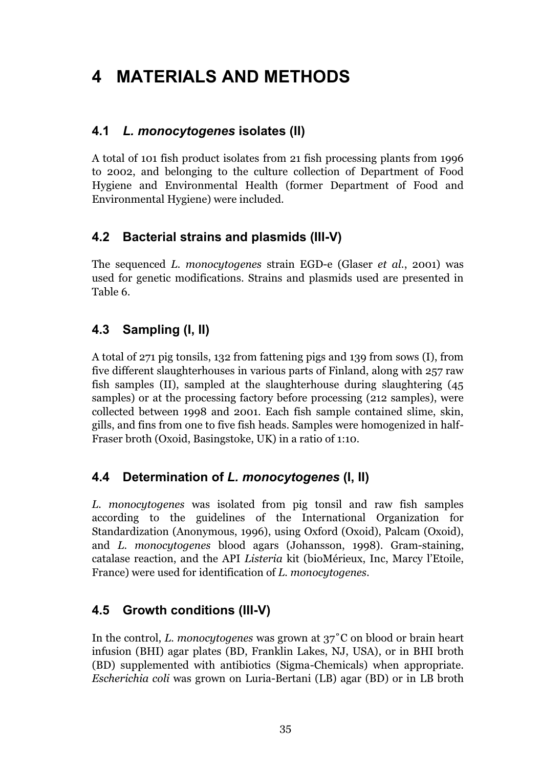# 4 MATERIALS AND METHODS

## 4.1 *L. monocytogenes* isolates (II)

A total of 101 fish product isolates from 21 fish processing plants from 1996 to 2002, and belonging to the culture collection of Department of Food Hygiene and Environmental Health (former Department of Food and Environmental Hygiene) were included.

## 4.2 Bacterial strains and plasmids (III-V)

The sequenced *L. monocytogenes* strain EGD-e (Glaser *et al.*, 2001) was used for genetic modifications. Strains and plasmids used are presented in Table 6.

## 4.3 Sampling (I, II)

A total of 271 pig tonsils, 132 from fattening pigs and 139 from sows (I), from five different slaughterhouses in various parts of Finland, along with 257 raw fish samples (II), sampled at the slaughterhouse during slaughtering (45 samples) or at the processing factory before processing (212 samples), were collected between 1998 and 2001. Each fish sample contained slime, skin, gills, and fins from one to five fish heads. Samples were homogenized in half-Fraser broth (Oxoid, Basingstoke, UK) in a ratio of 1:10.

## 4.4 Determination of *L. monocytogenes* (I, II)

*L. monocytogenes* was isolated from pig tonsil and raw fish samples according to the guidelines of the International Organization for Standardization (Anonymous, 1996), using Oxford (Oxoid), Palcam (Oxoid), and *L. monocytogenes* blood agars (Johansson, 1998). Gram-staining, catalase reaction, and the API *Listeria* kit (bioMérieux, Inc, Marcy l'Etoile, France) were used for identification of *L. monocytogenes*.

## 4.5 Growth conditions (III-V)

In the control, *L. monocytogenes* was grown at 37˚C on blood or brain heart infusion (BHI) agar plates (BD, Franklin Lakes, NJ, USA), or in BHI broth (BD) supplemented with antibiotics (Sigma-Chemicals) when appropriate. *Escherichia coli* was grown on Luria-Bertani (LB) agar (BD) or in LB broth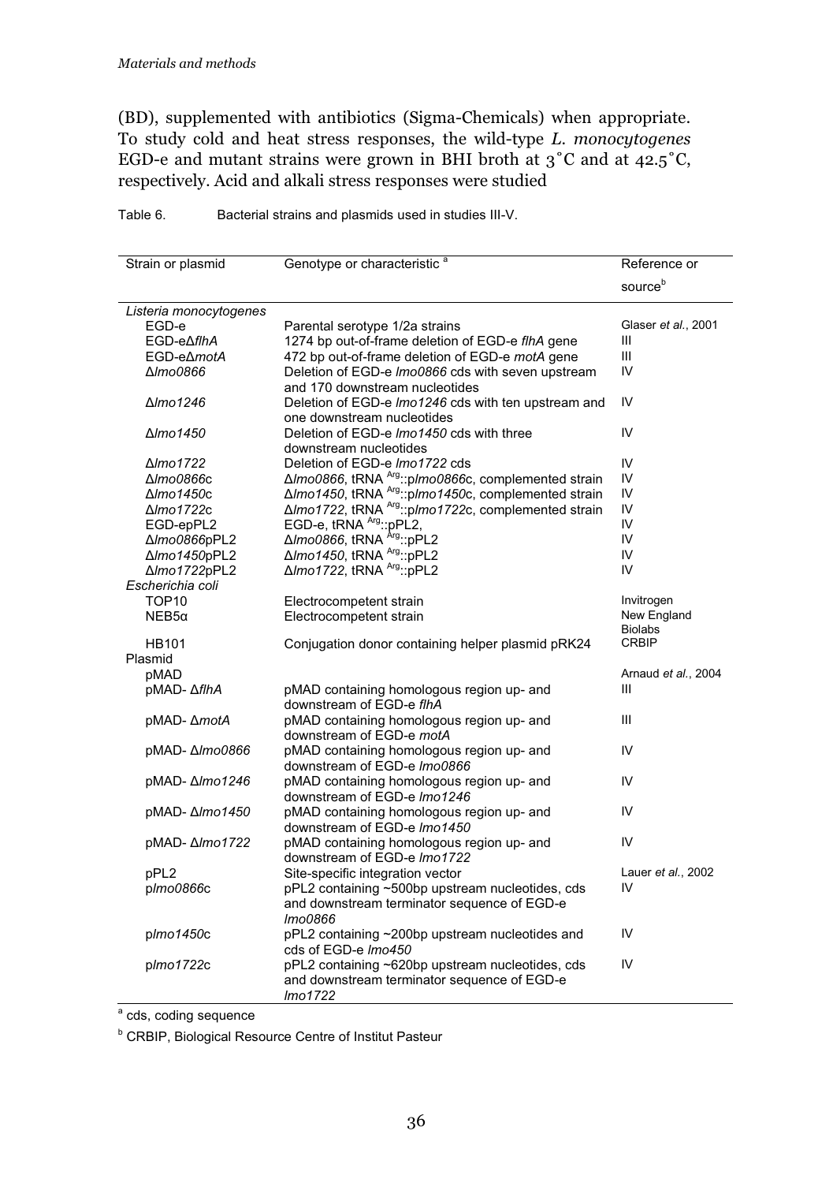*Materials and methods*

(BD), supplemented with antibiotics (Sigma-Chemicals) when appropriate. To study cold and heat stress responses, the wild-type *L. monocytogenes* EGD-e and mutant strains were grown in BHI broth at 3˚C and at 42.5˚C, respectively. Acid and alkali stress responses were studied

Table 6. Bacterial strains and plasmids used in studies III-V.

| Strain or plasmid | Genotype or characteristic [a] | Reference or source[b] |
|---|---|---|
| *Listeria monocytogenes* | | |
| EGD-e | Parental serotype 1/2a strains | Glaser *et al.*, 2001 |
| EGD-eΔ*flhA* | 1274 bp out-of-frame deletion of EGD-e *flhA* gene | III |
| EGD-eΔ*motA* | 472 bp out-of-frame deletion of EGD-e *motA* gene | III |
| Δ*lmo0866* | Deletion of EGD-e *lmo0866* cds with seven upstream and 170 downstream nucleotides | IV |
| Δ*lmo1246* | Deletion of EGD-e *lmo1246* cds with ten upstream and one downstream nucleotides | IV |
| Δ*lmo1450* | Deletion of EGD-e *lmo1450* cds with three downstream nucleotides | IV |
| Δ*lmo1722* | Deletion of EGD-e *lmo1722* cds | IV |
| Δ*lmo0866*c | Δ*lmo0866*, tRNA $^{Arg}$::p*lmo0866*c, complemented strain | IV |
| Δ*lmo1450*c | Δ*lmo1450*, tRNA $^{Arg}$::p*lmo1450*c, complemented strain | IV |
| Δ*lmo1722*c | Δ*lmo1722*, tRNA $^{Arg}$::p*lmo1722*c, complemented strain | IV |
| EGD-epPL2 | EGD-e, tRNA $^{Arg}$::pPL2, | IV |
| Δ*lmo0866*pPL2 | Δ*lmo0866*, tRNA $^{Arg}$::pPL2 | IV |
| Δ*lmo1450*pPL2 | Δ*lmo1450*, tRNA $^{Arg}$::pPL2 | IV |
| Δ*lmo1722*pPL2 | Δ*lmo1722*, tRNA $^{Arg}$::pPL2 | IV |
| *Escherichia coli* | | |
| TOP10 | Electrocompetent strain | Invitrogen |
| NEB5α | Electrocompetent strain | New England Biolabs |
| HB101 | Conjugation donor containing helper plasmid pRK24 | CRBIP |
| Plasmid | | |
| pMAD | | Arnaud *et al.*, 2004 |
| pMAD- Δ*flhA* | pMAD containing homologous region up- and downstream of EGD-e *flhA* | III |
| pMAD- Δ*motA* | pMAD containing homologous region up- and downstream of EGD-e *motA* | III |
| pMAD- Δ*lmo0866* | pMAD containing homologous region up- and downstream of EGD-e *lmo0866* | IV |
| pMAD- Δ*lmo1246* | pMAD containing homologous region up- and downstream of EGD-e *lmo1246* | IV |
| pMAD- Δ*lmo1450* | pMAD containing homologous region up- and downstream of EGD-e *lmo1450* | IV |
| pMAD- Δ*lmo1722* | pMAD containing homologous region up- and downstream of EGD-e *lmo1722* | IV |
| pPL2 | Site-specific integration vector | Lauer *et al.*, 2002 |
| p*lmo0866*c | pPL2 containing ~500bp upstream nucleotides, cds and downstream terminator sequence of EGD-e *lmo0866* | IV |
| p*lmo1450*c | pPL2 containing ~200bp upstream nucleotides and cds of EGD-e *lmo450* | IV |
| p*lmo1722*c | pPL2 containing ~620bp upstream nucleotides, cds and downstream terminator sequence of EGD-e *lmo1722* | IV |

[a] cds, coding sequence

[b] CRBIP, Biological Resource Centre of Institut Pasteur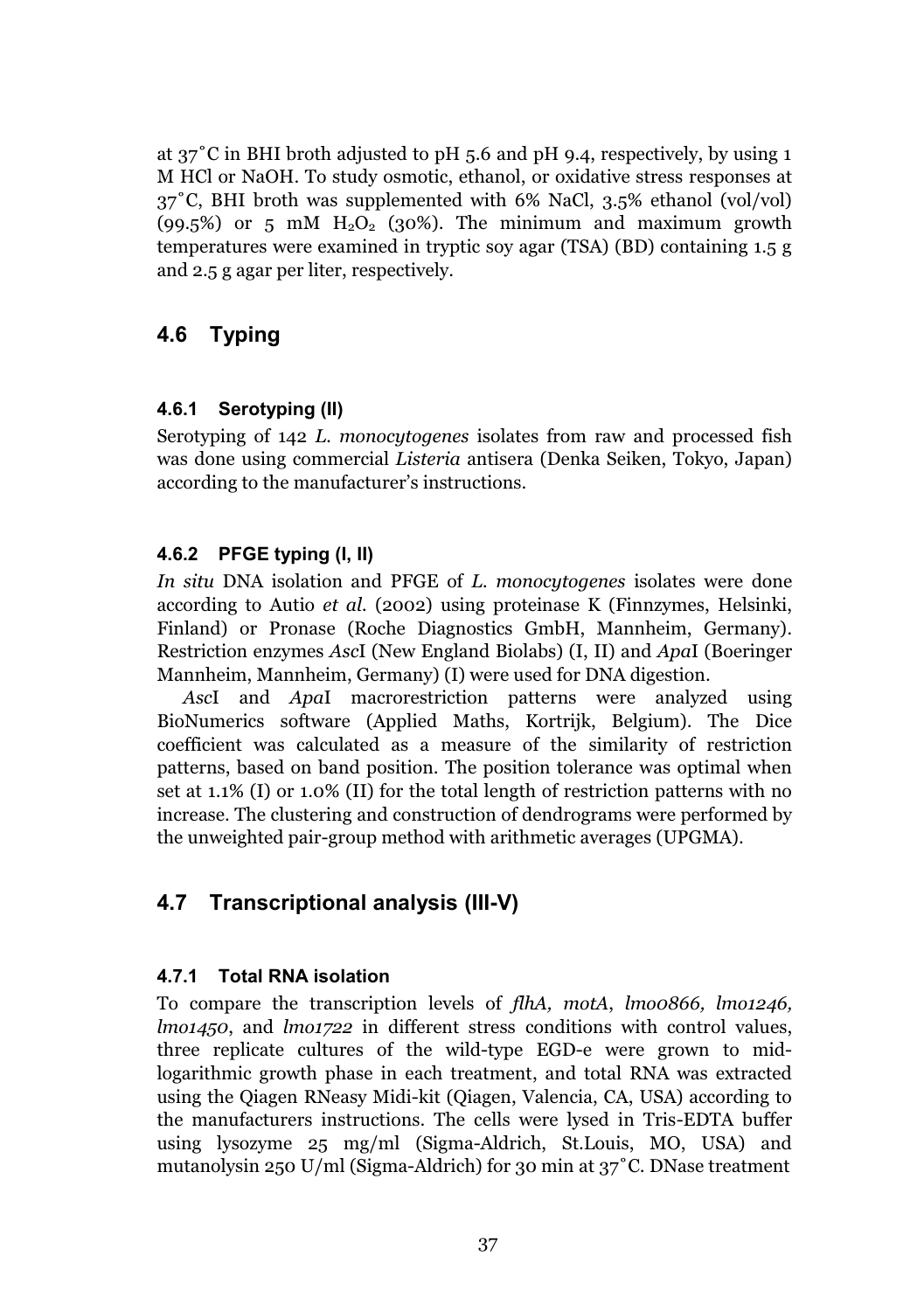at 37˚C in BHI broth adjusted to pH 5.6 and pH 9.4, respectively, by using 1 M HCl or NaOH. To study osmotic, ethanol, or oxidative stress responses at 37˚C, BHI broth was supplemented with 6% NaCl, 3.5% ethanol (vol/vol) (99.5%) or 5 mM $H_2O_2$ (30%). The minimum and maximum growth temperatures were examined in tryptic soy agar (TSA) (BD) containing 1.5 g and 2.5 g agar per liter, respectively.

## 4.6 Typing

### 4.6.1 Serotyping (II)

Serotyping of 142 *L. monocytogenes* isolates from raw and processed fish was done using commercial *Listeria* antisera (Denka Seiken, Tokyo, Japan) according to the manufacturer's instructions.

### 4.6.2 PFGE typing (I, II)

*In situ* DNA isolation and PFGE of *L. monocytogenes* isolates were done according to Autio *et al.* (2002) using proteinase K (Finnzymes, Helsinki, Finland) or Pronase (Roche Diagnostics GmbH, Mannheim, Germany). Restriction enzymes *Asc*I (New England Biolabs) (I, II) and *Apa*I (Boeringer Mannheim, Mannheim, Germany) (I) were used for DNA digestion.

*Asc*I and *Apa*I macrorestriction patterns were analyzed using BioNumerics software (Applied Maths, Kortrijk, Belgium). The Dice coefficient was calculated as a measure of the similarity of restriction patterns, based on band position. The position tolerance was optimal when set at 1.1% (I) or 1.0% (II) for the total length of restriction patterns with no increase. The clustering and construction of dendrograms were performed by the unweighted pair-group method with arithmetic averages (UPGMA).

## 4.7 Transcriptional analysis (III-V)

### 4.7.1 Total RNA isolation

To compare the transcription levels of *flhA, motA*, *lmo0866, lmo1246, lmo1450*, and *lmo1722* in different stress conditions with control values, three replicate cultures of the wild-type EGD-e were grown to mid-logarithmic growth phase in each treatment, and total RNA was extracted using the Qiagen RNeasy Midi-kit (Qiagen, Valencia, CA, USA) according to the manufacturers instructions. The cells were lysed in Tris-EDTA buffer using lysozyme 25 mg/ml (Sigma-Aldrich, St.Louis, MO, USA) and mutanolysin 250 U/ml (Sigma-Aldrich) for 30 min at 37˚C. DNase treatment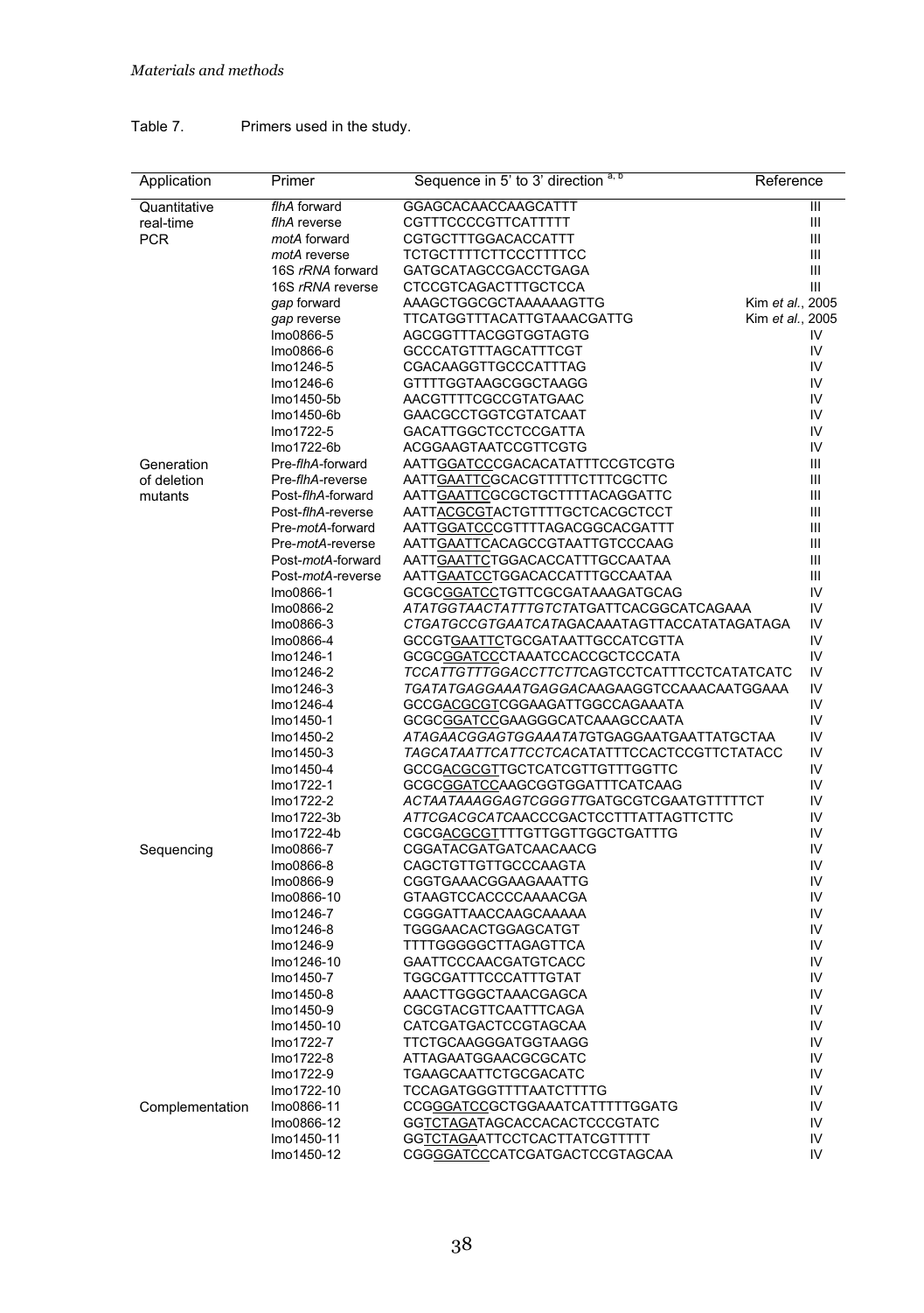Table 7. Primers used in the study.

| Application | Primer | Sequence in 5' to 3' direction [a, b] | Reference |
|---|---|---|---|
| Quantitative real-time PCR | *flhA* forward | GGAGCACAACCAAGCATTT | III |
| | *flhA* reverse | CGTTTCCCCGTTCATTTTT | III |
| | *motA* forward | CGTGCTTTGGACACCATTT | III |
| | *motA* reverse | TCTGCTTTTCTTCCCTTTTCC | III |
| | 16S *rRNA* forward | GATGCATAGCCGACCTGAGA | III |
| | 16S *rRNA* reverse | CTCCGTCAGACTTTGCTCCA | III |
| | *gap* forward | AAAGCTGGCGCTAAAAAAGTTG | Kim *et al.*, 2005 |
| | *gap* reverse | TTCATGGTTTACATTGTAAACGATTG | Kim *et al.*, 2005 |
| | lmo0866-5 | AGCGGTTTACGGTGGTAGTG | IV |
| | lmo0866-6 | GCCCATGTTTAGCATTTCGT | IV |
| | lmo1246-5 | CGACAAGGTTGCCCATTTAG | IV |
| | lmo1246-6 | GTTTTGGTAAGCGGCTAAGG | IV |
| | lmo1450-5b | AACGTTTTCGCCGTATGAAC | IV |
| | lmo1450-6b | GAACGCCTGGTCGTATCAAT | IV |
| | lmo1722-5 | GACATTGGCTCCTCCGATTA | IV |
| | lmo1722-6b | ACGGAAGTAATCCGTTCGTG | IV |
| Generation of deletion mutants | Pre-*flhA*-forward | AATT<u>GGATCC</u>CGACACATATTTCCGTCGTG | III |
| | Pre-*flhA*-reverse | AATT<u>GAATTC</u>GCACGTTTTTCTTTCGCTTC | III |
| | Post-*flhA*-forward | AATT<u>GAATTC</u>GCGCTGCTTTTACAGGATTC | III |
| | Post-*flhA*-reverse | AATT<u>ACGCGT</u>ACTGTTTTGCTCACGCTCCT | III |
| | Pre-*motA*-forward | AATT<u>GGATCC</u>CGTTTTAGACGGCACGATTT | III |
| | Pre-*motA*-reverse | AATT<u>GAATTC</u>ACAGCCGTAATTGTCCCAAG | III |
| | Post-*motA*-forward | AATT<u>GAATTC</u>TGGACACCATTTGCCAATAA | III |
| | Post-*motA*-reverse | AATT<u>GAATCC</u>TGGACACCATTTGCCAATAA | III |
| | lmo0866-1 | GCGC<u>GGATCC</u>TGTTCGCGATAAAGATGCAG | IV |
| | lmo0866-2 | *ATATGGTAACTATTTGTCT*ATGATTCACGGCATCAGAAA | IV |
| | lmo0866-3 | *CTGATGCCGTGAATCAT*AGACAAATAGTTACCATATAGATAGA | IV |
| | lmo0866-4 | GCCGT<u>GAATTC</u>TGCGATAATTGCCATCGTTA | IV |
| | lmo1246-1 | GCGC<u>GGATCC</u>CTAAATCCACCGCTCCCATA | IV |
| | lmo1246-2 | *TCCATTGTTTGGACCTTCTT*CAGTCCTCATTTCCTCATATCATC | IV |
| | lmo1246-3 | *TGATATGAGGAAATGAGGAC*AAGAAGGTCCAAACAATGGAAA | IV |
| | lmo1246-4 | GCC<u>GACGCGT</u>CGGAAGATTGGCCAGAAATA | IV |
| | lmo1450-1 | GCGC<u>GGATCC</u>GAAGGGCATCAAAGCCAATA | IV |
| | lmo1450-2 | *ATAGAACGGAGTGGAAATAT*GTGAGGAATGAATTATGCTAA | IV |
| | lmo1450-3 | *TAGCATAATTCATTCCTCAC*ATATTTCCACTCCGTTCTATACC | IV |
| | lmo1450-4 | GCCG<u>ACGCGT</u>TGCTCATCGTTGTTTGGTTC | IV |
| | lmo1722-1 | GCGC<u>GGATCC</u>AAGCGGTGGATTTCATCAAG | IV |
| | lmo1722-2 | *ACTAATAAAGGAGTCGGGTT*GATGCGTCGAATGTTTTTCT | IV |
| | lmo1722-3b | *ATTCGACGCATC*AACCCGACTCCTTTATTAGTTCTTC | IV |
| | lmo1722-4b | CGCG<u>ACGCGT</u>TTTGTTGGTTGGCTGATTTG | IV |
| Sequencing | lmo0866-7 | CGGATACGATGATCAACAACG | IV |
| | lmo0866-8 | CAGCTGTTGTTGCCCAAGTA | IV |
| | lmo0866-9 | CGGTGAAACGGAAGAAATTG | IV |
| | lmo0866-10 | GTAAGTCCACCCCAAAACGA | IV |
| | lmo1246-7 | CGGGATTAACCAAGCAAAAA | IV |
| | lmo1246-8 | TGGGAACACTGGAGCATGT | IV |
| | lmo1246-9 | TTTTGGGGGCTTAGAGTTCA | IV |
| | lmo1246-10 | GAATTCCCAACGATGTCACC | IV |
| | lmo1450-7 | TGGCGATTTCCCATTTGTAT | IV |
| | lmo1450-8 | AAACTTGGGCTAAACGAGCA | IV |
| | lmo1450-9 | CGCGTACGTTCAATTTCAGA | IV |
| | lmo1450-10 | CATCGATGACTCCGTAGCAA | IV |
| | lmo1722-7 | TTCTGCAAGGGATGGTAAGG | IV |
| | lmo1722-8 | ATTAGAATGGAACGCGCATC | IV |
| | lmo1722-9 | TGAAGCAATTCTGCGACATC | IV |
| | lmo1722-10 | TCCAGATGGGTTTTAATCTTTTG | IV |
| Complementation | lmo0866-11 | CCG<u>GGATCC</u>GCTGGAAATCATTTTTGGATG | IV |
| | lmo0866-12 | GG<u>TCTAGA</u>TAGCACCACACTCCCGTATC | IV |
| | lmo1450-11 | GG<u>TCTAGA</u>ATTCCTCACTTATCGTTTTT | IV |
| | lmo1450-12 | CGG<u>GGATCC</u>CATCGATGACTCCGTAGCAA | IV |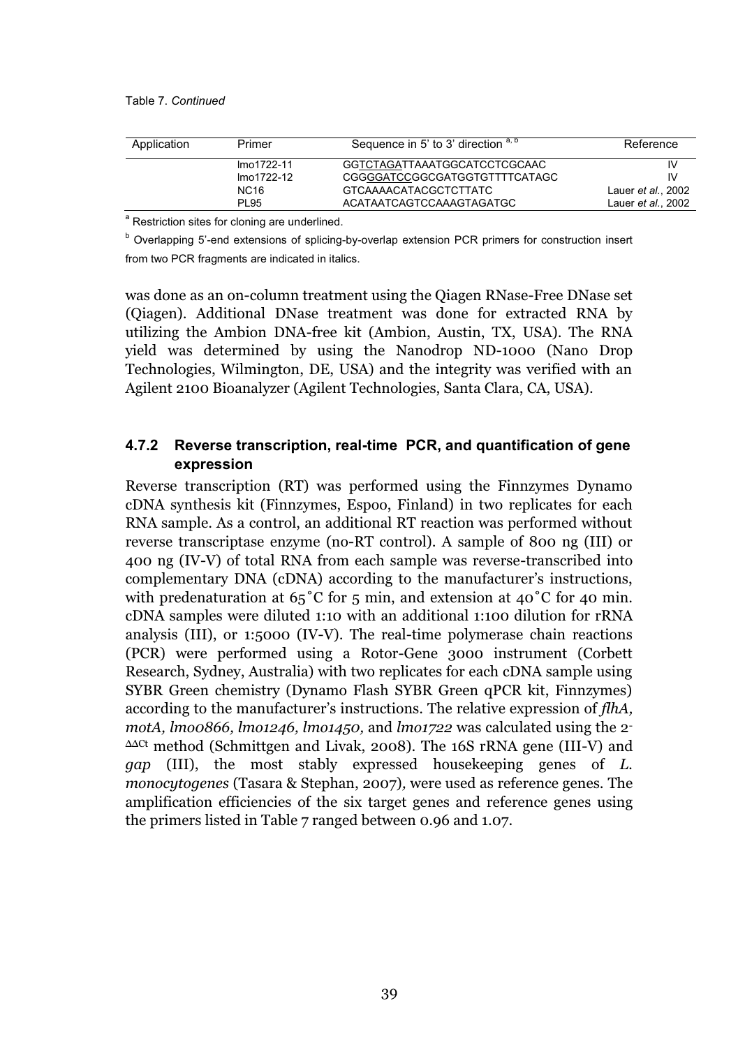Table 7. *Continued*

| Application | Primer | Sequence in 5' to 3' direction [a, b] | Reference |
|---|---|---|---|
| | lmo1722-11 | GGTCTAGATTAAATGGCATCCTCGCAAC | IV |
| | lmo1722-12 | CGGGGATCCGGCGATGGTGTTTTCATAGC | IV |
| | NC16 | GTCAAAACATACGCTCTTATC | Lauer *et al.*, 2002 |
| | PL95 | ACATAATCAGTCCAAAGTAGATGC | Lauer *et al.*, 2002 |

[a] Restriction sites for cloning are underlined.

[b] Overlapping 5'-end extensions of splicing-by-overlap extension PCR primers for construction insert from two PCR fragments are indicated in italics.

was done as an on-column treatment using the Qiagen RNase-Free DNase set (Qiagen). Additional DNase treatment was done for extracted RNA by utilizing the Ambion DNA-free kit (Ambion, Austin, TX, USA). The RNA yield was determined by using the Nanodrop ND-1000 (Nano Drop Technologies, Wilmington, DE, USA) and the integrity was verified with an Agilent 2100 Bioanalyzer (Agilent Technologies, Santa Clara, CA, USA).

### 4.7.2 Reverse transcription, real-time PCR, and quantification of gene expression

Reverse transcription (RT) was performed using the Finnzymes Dynamo cDNA synthesis kit (Finnzymes, Espoo, Finland) in two replicates for each RNA sample. As a control, an additional RT reaction was performed without reverse transcriptase enzyme (no-RT control). A sample of 800 ng (III) or 400 ng (IV-V) of total RNA from each sample was reverse-transcribed into complementary DNA (cDNA) according to the manufacturer's instructions, with predenaturation at 65˚C for 5 min, and extension at 40˚C for 40 min. cDNA samples were diluted 1:10 with an additional 1:100 dilution for rRNA analysis (III), or 1:5000 (IV-V). The real-time polymerase chain reactions (PCR) were performed using a Rotor-Gene 3000 instrument (Corbett Research, Sydney, Australia) with two replicates for each cDNA sample using SYBR Green chemistry (Dynamo Flash SYBR Green qPCR kit, Finnzymes) according to the manufacturer's instructions. The relative expression of *flhA, motA, lmo0866, lmo1246, lmo1450,* and *lmo1722* was calculated using the $2^{-\Delta\Delta Ct}$ method (Schmittgen and Livak, 2008). The 16S rRNA gene (III-V) and *gap* (III), the most stably expressed housekeeping genes of *L. monocytogenes* (Tasara & Stephan, 2007), were used as reference genes. The amplification efficiencies of the six target genes and reference genes using the primers listed in Table 7 ranged between 0.96 and 1.07.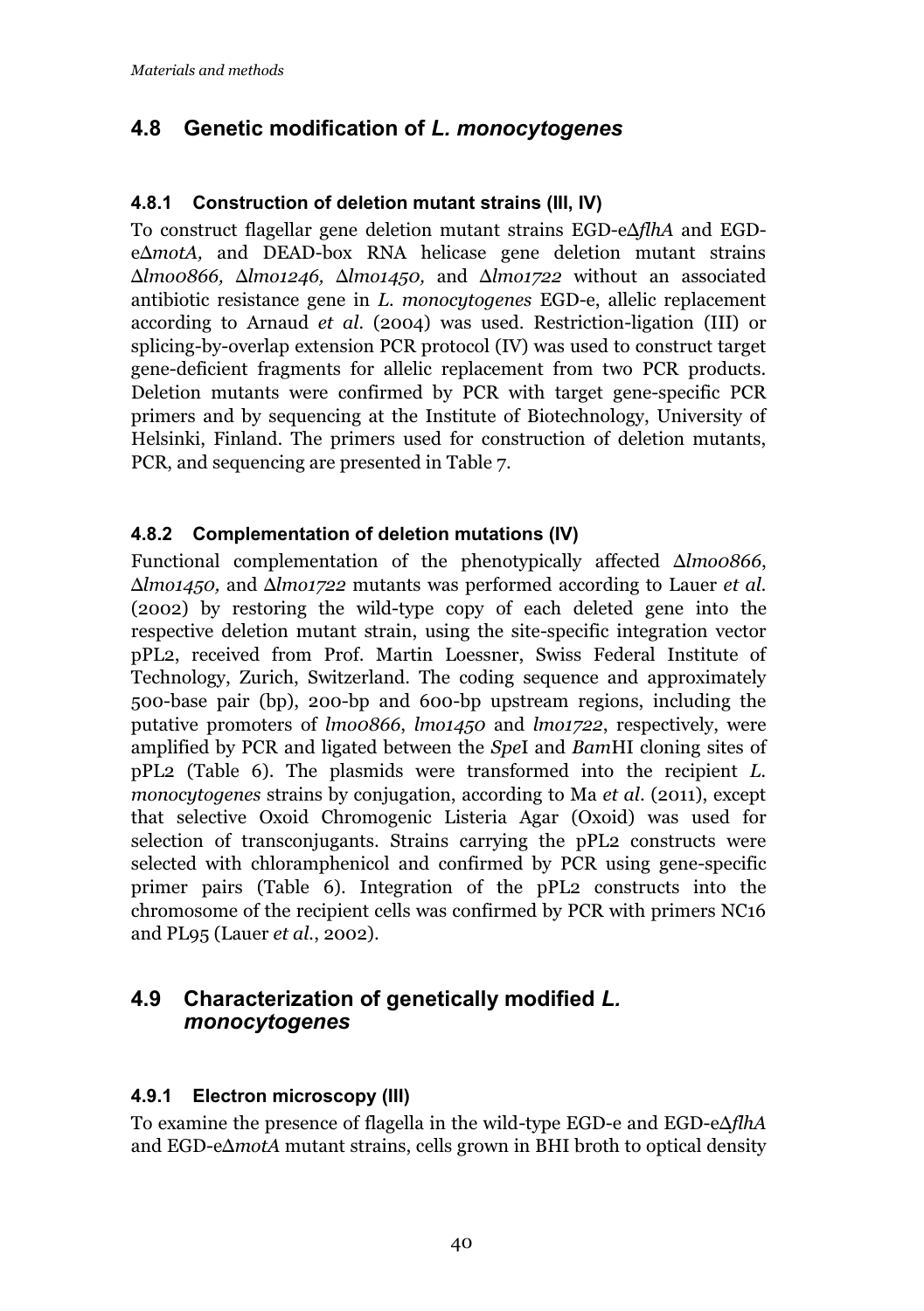## 4.8 Genetic modification of *L. monocytogenes*

### 4.8.1 Construction of deletion mutant strains (III, IV)

To construct flagellar gene deletion mutant strains EGD-eΔ*flhA* and EGD-eΔ*motA,* and DEAD-box RNA helicase gene deletion mutant strains Δ*lmo0866,* Δ*lmo1246,* Δ*lmo1450,* and Δ*lmo1722* without an associated antibiotic resistance gene in *L. monocytogenes* EGD-e, allelic replacement according to Arnaud *et al.* (2004) was used. Restriction-ligation (III) or splicing-by-overlap extension PCR protocol (IV) was used to construct target gene-deficient fragments for allelic replacement from two PCR products. Deletion mutants were confirmed by PCR with target gene-specific PCR primers and by sequencing at the Institute of Biotechnology, University of Helsinki, Finland. The primers used for construction of deletion mutants, PCR, and sequencing are presented in Table 7.

### 4.8.2 Complementation of deletion mutations (IV)

Functional complementation of the phenotypically affected Δ*lmo0866*, Δ*lmo1450,* and Δ*lmo1722* mutants was performed according to Lauer *et al.* (2002) by restoring the wild-type copy of each deleted gene into the respective deletion mutant strain, using the site-specific integration vector pPL2, received from Prof. Martin Loessner, Swiss Federal Institute of Technology, Zurich, Switzerland. The coding sequence and approximately 500-base pair (bp), 200-bp and 600-bp upstream regions, including the putative promoters of *lmo0866*, *lmo1450* and *lmo1722*, respectively, were amplified by PCR and ligated between the *Spe*I and *Bam*HI cloning sites of pPL2 (Table 6). The plasmids were transformed into the recipient *L. monocytogenes* strains by conjugation, according to Ma *et al.* (2011), except that selective Oxoid Chromogenic Listeria Agar (Oxoid) was used for selection of transconjugants. Strains carrying the pPL2 constructs were selected with chloramphenicol and confirmed by PCR using gene-specific primer pairs (Table 6). Integration of the pPL2 constructs into the chromosome of the recipient cells was confirmed by PCR with primers NC16 and PL95 (Lauer *et al.*, 2002).

## 4.9 Characterization of genetically modified *L. monocytogenes*

### 4.9.1 Electron microscopy (III)

To examine the presence of flagella in the wild-type EGD-e and EGD-eΔ*flhA* and EGD-eΔ*motA* mutant strains, cells grown in BHI broth to optical density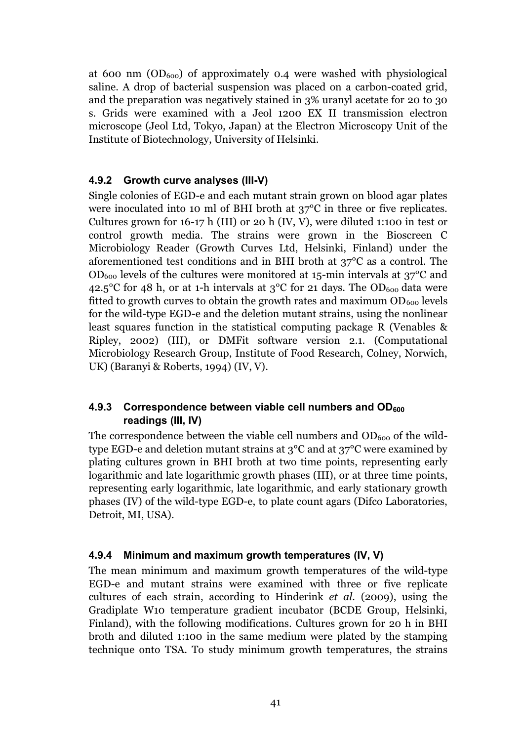at 600 nm ($OD_{600}$) of approximately 0.4 were washed with physiological saline. A drop of bacterial suspension was placed on a carbon-coated grid, and the preparation was negatively stained in 3% uranyl acetate for 20 to 30 s. Grids were examined with a Jeol 1200 EX II transmission electron microscope (Jeol Ltd, Tokyo, Japan) at the Electron Microscopy Unit of the Institute of Biotechnology, University of Helsinki.

### 4.9.2 Growth curve analyses (III-V)

Single colonies of EGD-e and each mutant strain grown on blood agar plates were inoculated into 10 ml of BHI broth at 37°C in three or five replicates. Cultures grown for 16-17 h (III) or 20 h (IV, V), were diluted 1:100 in test or control growth media. The strains were grown in the Bioscreen C Microbiology Reader (Growth Curves Ltd, Helsinki, Finland) under the aforementioned test conditions and in BHI broth at 37°C as a control. The $OD_{600}$ levels of the cultures were monitored at 15-min intervals at 37°C and 42.5°C for 48 h, or at 1-h intervals at 3°C for 21 days. The $OD_{600}$ data were fitted to growth curves to obtain the growth rates and maximum $OD_{600}$ levels for the wild-type EGD-e and the deletion mutant strains, using the nonlinear least squares function in the statistical computing package R (Venables & Ripley, 2002) (III), or DMFit software version 2.1. (Computational Microbiology Research Group, Institute of Food Research, Colney, Norwich, UK) (Baranyi & Roberts, 1994) (IV, V).

### 4.9.3 Correspondence between viable cell numbers and $OD_{600}$ readings (III, IV)

The correspondence between the viable cell numbers and $OD_{600}$ of the wild-type EGD-e and deletion mutant strains at 3°C and at 37°C were examined by plating cultures grown in BHI broth at two time points, representing early logarithmic and late logarithmic growth phases (III), or at three time points, representing early logarithmic, late logarithmic, and early stationary growth phases (IV) of the wild-type EGD-e, to plate count agars (Difco Laboratories, Detroit, MI, USA).

### 4.9.4 Minimum and maximum growth temperatures (IV, V)

The mean minimum and maximum growth temperatures of the wild-type EGD-e and mutant strains were examined with three or five replicate cultures of each strain, according to Hinderink *et al.* (2009), using the Gradiplate W10 temperature gradient incubator (BCDE Group, Helsinki, Finland), with the following modifications. Cultures grown for 20 h in BHI broth and diluted 1:100 in the same medium were plated by the stamping technique onto TSA. To study minimum growth temperatures, the strains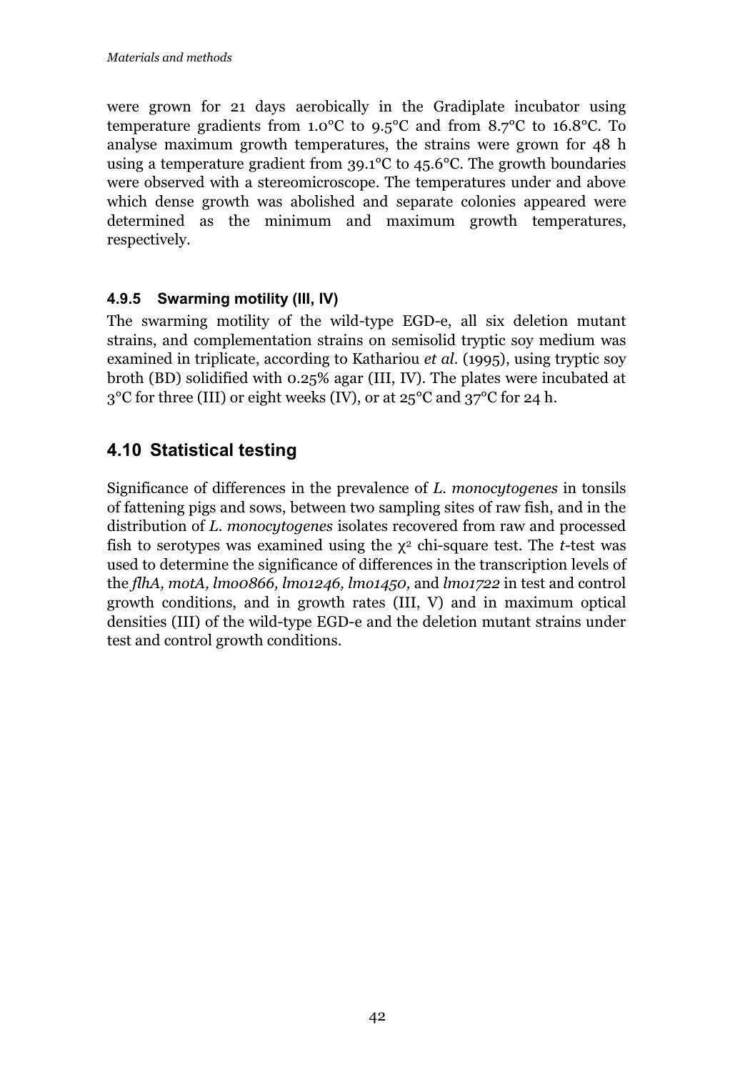were grown for 21 days aerobically in the Gradiplate incubator using temperature gradients from 1.0°C to 9.5°C and from 8.7°C to 16.8°C. To analyse maximum growth temperatures, the strains were grown for 48 h using a temperature gradient from 39.1°C to 45.6°C. The growth boundaries were observed with a stereomicroscope. The temperatures under and above which dense growth was abolished and separate colonies appeared were determined as the minimum and maximum growth temperatures, respectively.

### 4.9.5 Swarming motility (III, IV)

The swarming motility of the wild-type EGD-e, all six deletion mutant strains, and complementation strains on semisolid tryptic soy medium was examined in triplicate, according to Kathariou *et al.* (1995), using tryptic soy broth (BD) solidified with 0.25% agar (III, IV). The plates were incubated at 3°C for three (III) or eight weeks (IV), or at 25°C and 37°C for 24 h.

## 4.10 Statistical testing

Significance of differences in the prevalence of *L. monocytogenes* in tonsils of fattening pigs and sows, between two sampling sites of raw fish, and in the distribution of *L. monocytogenes* isolates recovered from raw and processed fish to serotypes was examined using the $\chi^2$ chi-square test. The *t*-test was used to determine the significance of differences in the transcription levels of the *flhA, motA, lmo0866, lmo1246, lmo1450,* and *lmo1722* in test and control growth conditions, and in growth rates (III, V) and in maximum optical densities (III) of the wild-type EGD-e and the deletion mutant strains under test and control growth conditions.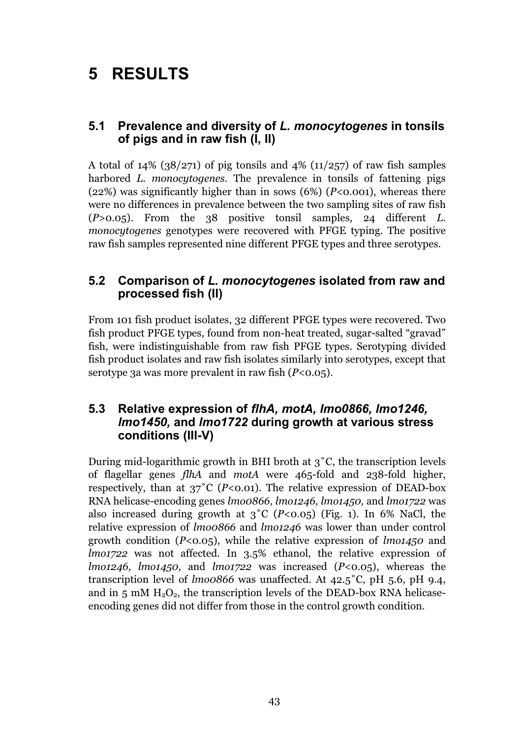# 5 RESULTS

## 5.1 Prevalence and diversity of *L. monocytogenes* in tonsils of pigs and in raw fish (I, II)

A total of 14% (38/271) of pig tonsils and 4% (11/257) of raw fish samples harbored *L. monocytogenes*. The prevalence in tonsils of fattening pigs (22%) was significantly higher than in sows (6%) ($P<0.001$), whereas there were no differences in prevalence between the two sampling sites of raw fish ($P>0.05$). From the 38 positive tonsil samples, 24 different *L. monocytogenes* genotypes were recovered with PFGE typing. The positive raw fish samples represented nine different PFGE types and three serotypes.

## 5.2 Comparison of *L. monocytogenes* isolated from raw and processed fish (II)

From 101 fish product isolates, 32 different PFGE types were recovered. Two fish product PFGE types, found from non-heat treated, sugar-salted "gravad" fish, were indistinguishable from raw fish PFGE types. Serotyping divided fish product isolates and raw fish isolates similarly into serotypes, except that serotype 3a was more prevalent in raw fish ($P<0.05$).

## 5.3 Relative expression of *flhA, motA, lmo0866, lmo1246, lmo1450,* and *lmo1722* during growth at various stress conditions (III-V)

During mid-logarithmic growth in BHI broth at 3˚C, the transcription levels of flagellar genes *flhA* and *motA* were 465-fold and 238-fold higher, respectively, than at 37˚C ($P<0.01$). The relative expression of DEAD-box RNA helicase-encoding genes *lmo0866, lmo1246, lmo1450,* and *lmo1722* was also increased during growth at 3˚C ($P<0.05$) (Fig. 1). In 6% NaCl, the relative expression of *lmo0866* and *lmo1246* was lower than under control growth condition ($P<0.05$), while the relative expression of *lmo1450* and *lmo1722* was not affected. In 3.5% ethanol, the relative expression of *lmo1246, lmo1450,* and *lmo1722* was increased ($P<0.05$), whereas the transcription level of *lmo0866* was unaffected. At 42.5˚C, pH 5.6, pH 9.4, and in 5 mM $H_2O_2$, the transcription levels of the DEAD-box RNA helicase-encoding genes did not differ from those in the control growth condition.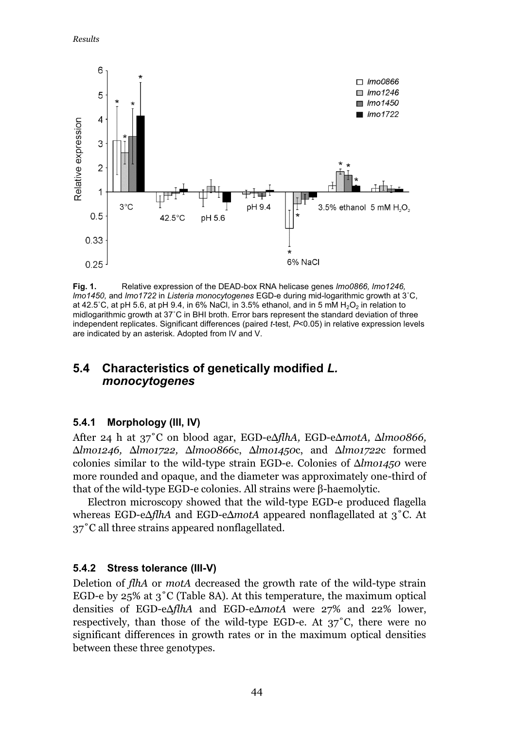**Fig. 1.** Relative expression of the DEAD-box RNA helicase genes *lmo0866, lmo1246, lmo1450,* and *lmo1722* in *Listeria monocytogenes* EGD-e during mid-logarithmic growth at 3˚C, at 42.5˚C, at pH 5.6, at pH 9.4, in 6% NaCl, in 3.5% ethanol, and in 5 mM $H_2O_2$ in relation to midlogarithmic growth at 37˚C in BHI broth. Error bars represent the standard deviation of three independent replicates. Significant differences (paired *t*-test, $P<0.05$) in relative expression levels are indicated by an asterisk. Adopted from IV and V.

## 5.4 Characteristics of genetically modified *L. monocytogenes*

### 5.4.1 Morphology (III, IV)

After 24 h at 37˚C on blood agar, EGD-eΔ*flhA,* EGD-eΔ*motA,* Δ*lmo0866,* Δ*lmo1246,* Δ*lmo1722,* Δ*lmo0866*c, Δ*lmo1450*c, and Δ*lmo1722*c formed colonies similar to the wild-type strain EGD-e. Colonies of Δ*lmo1450* were more rounded and opaque, and the diameter was approximately one-third of that of the wild-type EGD-e colonies. All strains were β-haemolytic.

Electron microscopy showed that the wild-type EGD-e produced flagella whereas EGD-eΔ*flhA* and EGD-eΔ*motA* appeared nonflagellated at 3˚C. At 37˚C all three strains appeared nonflagellated.

### 5.4.2 Stress tolerance (III-V)

Deletion of *flhA* or *motA* decreased the growth rate of the wild-type strain EGD-e by 25% at 3˚C (Table 8A). At this temperature, the maximum optical densities of EGD-eΔ*flhA* and EGD-eΔ*motA* were 27% and 22% lower, respectively, than those of the wild-type EGD-e. At 37˚C, there were no significant differences in growth rates or in the maximum optical densities between these three genotypes.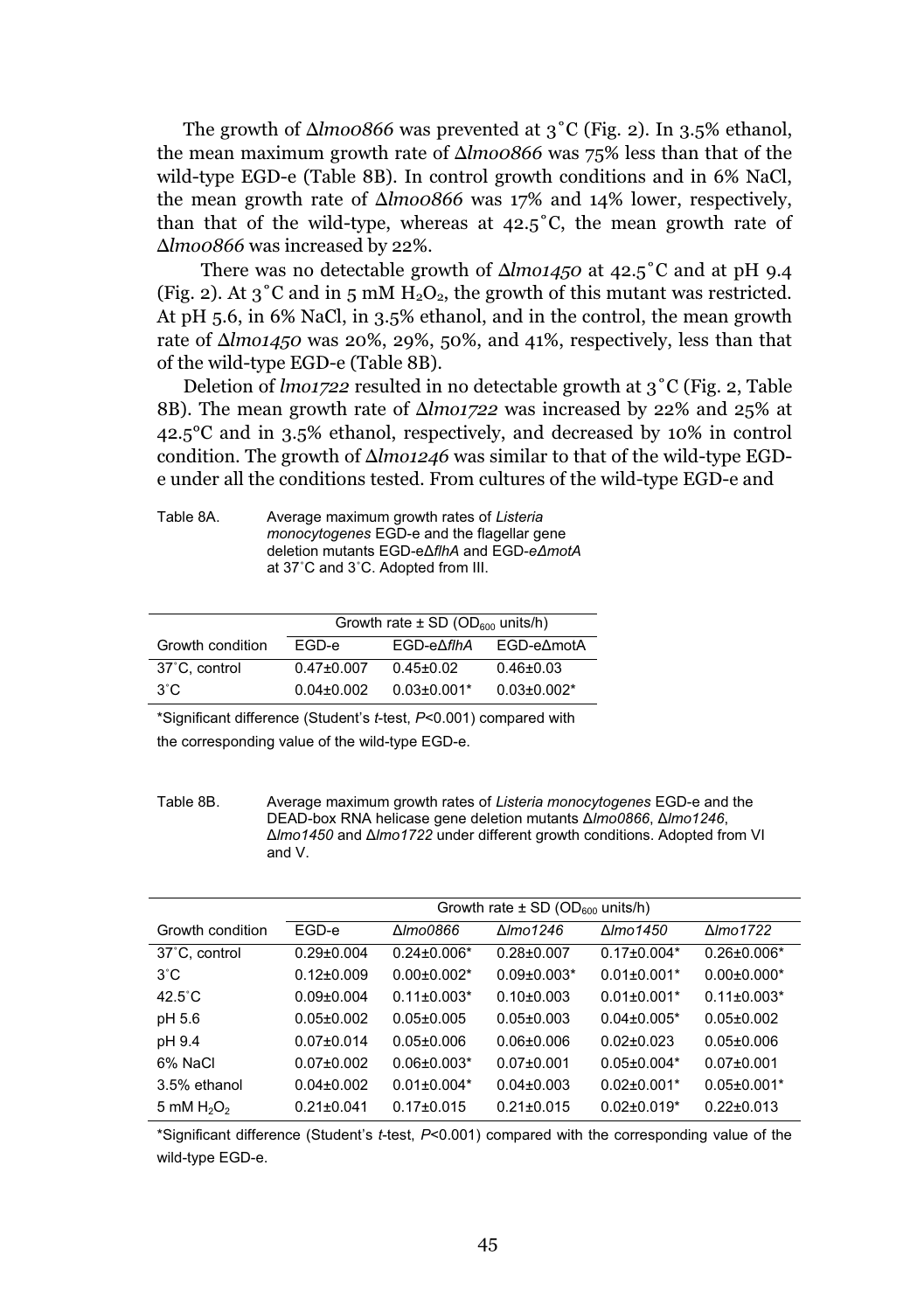The growth of Δ*lmo0866* was prevented at 3˚C (Fig. 2). In 3.5% ethanol, the mean maximum growth rate of Δ*lmo0866* was 75% less than that of the wild-type EGD-e (Table 8B). In control growth conditions and in 6% NaCl, the mean growth rate of Δ*lmo0866* was 17% and 14% lower, respectively, than that of the wild-type, whereas at 42.5˚C, the mean growth rate of Δ*lmo0866* was increased by 22%.

There was no detectable growth of Δ*lmo1450* at 42.5˚C and at pH 9.4 (Fig. 2). At 3˚C and in 5 mM $H_2O_2$, the growth of this mutant was restricted. At pH 5.6, in 6% NaCl, in 3.5% ethanol, and in the control, the mean growth rate of Δ*lmo1450* was 20%, 29%, 50%, and 41%, respectively, less than that of the wild-type EGD-e (Table 8B).

Deletion of *lmo1722* resulted in no detectable growth at 3˚C (Fig. 2, Table 8B). The mean growth rate of Δ*lmo1722* was increased by 22% and 25% at 42.5°C and in 3.5% ethanol, respectively, and decreased by 10% in control condition. The growth of Δ*lmo1246* was similar to that of the wild-type EGD-e under all the conditions tested. From cultures of the wild-type EGD-e and

Table 8A. Average maximum growth rates of *Listeria monocytogenes* EGD-e and the flagellar gene deletion mutants EGD-eΔ*flhA* and EGD-*e*Δ*motA* at 37˚C and 3˚C. Adopted from III.

| | Growth rate ± SD ($OD_{600}$ units/h) | | |
|---|---|---|---|
| Growth condition | EGD-e | EGD-eΔ*flhA* | EGD-eΔmotA |
| 37˚C, control | 0.47±0.007 | 0.45±0.02 | 0.46±0.03 |
| 3˚C | 0.04±0.002 | 0.03±0.001* | 0.03±0.002* |

*Significant difference (Student's *t*-test, $P$<0.001) compared with the corresponding value of the wild-type EGD-e.

Table 8B. Average maximum growth rates of *Listeria monocytogenes* EGD-e and the DEAD-box RNA helicase gene deletion mutants Δ*lmo0866*, Δ*lmo1246*, Δ*lmo1450* and Δ*lmo1722* under different growth conditions. Adopted from VI and V.

| | Growth rate ± SD ($OD_{600}$ units/h) | | | | |
|---|---|---|---|---|---|
| Growth condition | EGD-e | Δ*lmo0866* | Δ*lmo1246* | Δ*lmo1450* | Δ*lmo1722* |
| 37˚C, control | 0.29±0.004 | 0.24±0.006* | 0.28±0.007 | 0.17±0.004* | 0.26±0.006* |
| 3˚C | 0.12±0.009 | 0.00±0.002* | 0.09±0.003* | 0.01±0.001* | 0.00±0.000* |
| 42.5˚C | 0.09±0.004 | 0.11±0.003* | 0.10±0.003 | 0.01±0.001* | 0.11±0.003* |
| pH 5.6 | 0.05±0.002 | 0.05±0.005 | 0.05±0.003 | 0.04±0.005* | 0.05±0.002 |
| pH 9.4 | 0.07±0.014 | 0.05±0.006 | 0.06±0.006 | 0.02±0.023 | 0.05±0.006 |
| 6% NaCl | 0.07±0.002 | 0.06±0.003* | 0.07±0.001 | 0.05±0.004* | 0.07±0.001 |
| 3.5% ethanol | 0.04±0.002 | 0.01±0.004* | 0.04±0.003 | 0.02±0.001* | 0.05±0.001* |
| 5 mM $H_2O_2$ | 0.21±0.041 | 0.17±0.015 | 0.21±0.015 | 0.02±0.019* | 0.22±0.013 |

*Significant difference (Student's *t*-test, $P$<0.001) compared with the corresponding value of the wild-type EGD-e.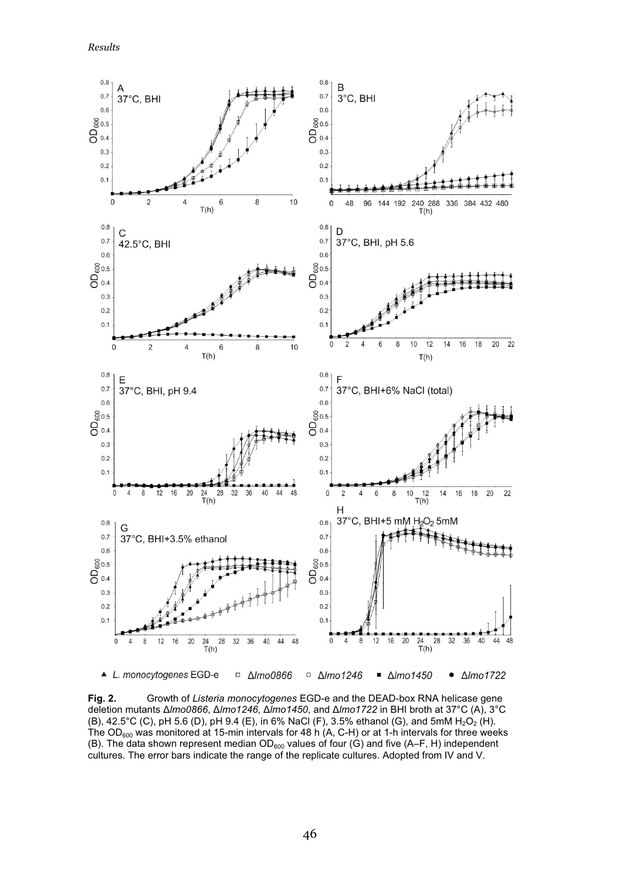*Results*

**Fig. 2.** Growth of *Listeria monocytogenes* EGD-e and the DEAD-box RNA helicase gene deletion mutants Δ*lmo0866*, Δ*lmo1246*, Δ*lmo1450*, and Δ*lmo1722* in BHI broth at 37°C (A), 3°C (B), 42.5°C (C), pH 5.6 (D), pH 9.4 (E), in 6% NaCl (F), 3.5% ethanol (G), and 5mM $H_2O_2$ (H). The $OD_{600}$ was monitored at 15-min intervals for 48 h (A, C-H) or at 1-h intervals for three weeks (B). The data shown represent median $OD_{600}$ values of four (G) and five (A–F, H) independent cultures. The error bars indicate the range of the replicate cultures. Adopted from IV and V.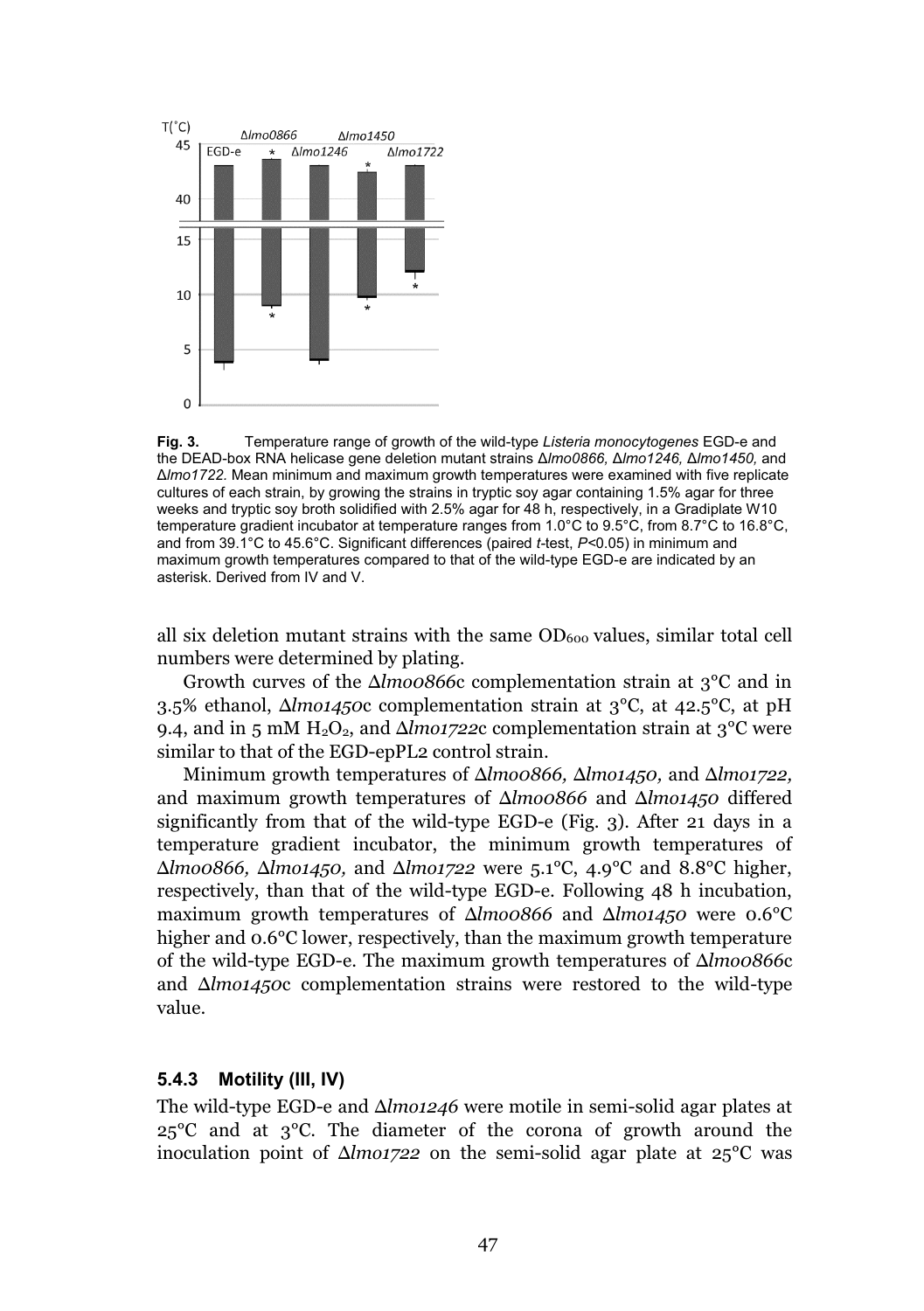**Fig. 3.** Temperature range of growth of the wild-type *Listeria monocytogenes* EGD-e and the DEAD-box RNA helicase gene deletion mutant strains Δ*lmo0866,* Δ*lmo1246,* Δ*lmo1450,* and Δ*lmo1722.* Mean minimum and maximum growth temperatures were examined with five replicate cultures of each strain, by growing the strains in tryptic soy agar containing 1.5% agar for three weeks and tryptic soy broth solidified with 2.5% agar for 48 h, respectively, in a Gradiplate W10 temperature gradient incubator at temperature ranges from 1.0°C to 9.5°C, from 8.7°C to 16.8°C, and from 39.1°C to 45.6°C. Significant differences (paired *t*-test, $P<0.05$) in minimum and maximum growth temperatures compared to that of the wild-type EGD-e are indicated by an asterisk. Derived from IV and V.

all six deletion mutant strains with the same $OD_{600}$ values, similar total cell numbers were determined by plating.

Growth curves of the Δ*lmo0866*c complementation strain at 3°C and in 3.5% ethanol, Δ*lmo1450*c complementation strain at 3°C, at 42.5°C, at pH 9.4, and in 5 mM $H_2O_2$, and Δ*lmo1722*c complementation strain at 3°C were similar to that of the EGD-epPL2 control strain.

Minimum growth temperatures of Δ*lmo0866,* Δ*lmo1450,* and Δ*lmo1722,* and maximum growth temperatures of Δ*lmo0866* and Δ*lmo1450* differed significantly from that of the wild-type EGD-e (Fig. 3). After 21 days in a temperature gradient incubator, the minimum growth temperatures of Δ*lmo0866,* Δ*lmo1450,* and Δ*lmo1722* were 5.1°C, 4.9°C and 8.8°C higher, respectively, than that of the wild-type EGD-e. Following 48 h incubation, maximum growth temperatures of Δ*lmo0866* and Δ*lmo1450* were 0.6°C higher and 0.6°C lower, respectively, than the maximum growth temperature of the wild-type EGD-e. The maximum growth temperatures of Δ*lmo0866*c and Δ*lmo1450*c complementation strains were restored to the wild-type value.

### 5.4.3 Motility (III, IV)

The wild-type EGD-e and Δ*lmo1246* were motile in semi-solid agar plates at 25°C and at 3°C. The diameter of the corona of growth around the inoculation point of Δ*lmo1722* on the semi-solid agar plate at 25°C was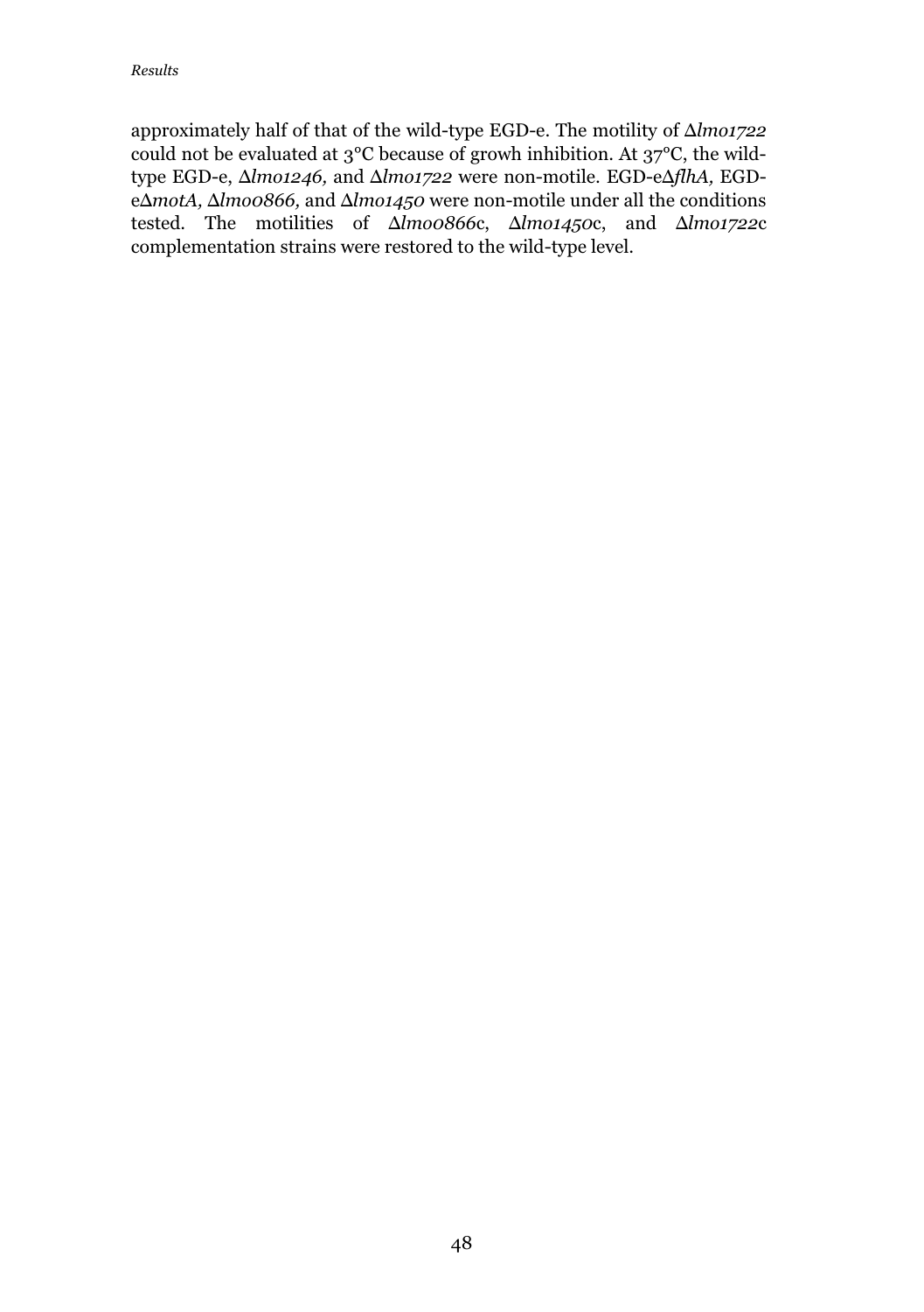approximately half of that of the wild-type EGD-e. The motility of Δ*lmo1722* could not be evaluated at 3°C because of growh inhibition. At 37°C, the wild-type EGD-e, Δ*lmo1246,* and Δ*lmo1722* were non-motile. EGD-eΔ*flhA,* EGD-eΔ*motA,* Δ*lmo0866,* and Δ*lmo1450* were non-motile under all the conditions tested. The motilities of Δ*lmo0866*c, Δ*lmo1450*c, and Δ*lmo1722*c complementation strains were restored to the wild-type level.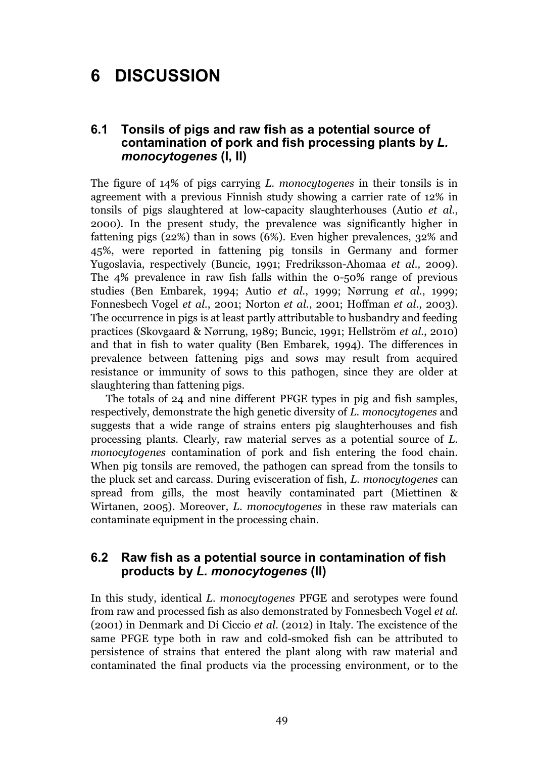# 6 DISCUSSION

## 6.1 Tonsils of pigs and raw fish as a potential source of contamination of pork and fish processing plants by *L. monocytogenes* (I, II)

The figure of 14% of pigs carrying *L. monocytogenes* in their tonsils is in agreement with a previous Finnish study showing a carrier rate of 12% in tonsils of pigs slaughtered at low-capacity slaughterhouses (Autio *et al.*, 2000). In the present study, the prevalence was significantly higher in fattening pigs (22%) than in sows (6%). Even higher prevalences, 32% and 45%, were reported in fattening pig tonsils in Germany and former Yugoslavia, respectively (Buncic, 1991; Fredriksson-Ahomaa *et al.,* 2009). The 4% prevalence in raw fish falls within the 0-50% range of previous studies (Ben Embarek, 1994; Autio *et al.*, 1999; Nørrung *et al.*, 1999; Fonnesbech Vogel *et al.*, 2001; Norton *et al.*, 2001; Hoffman *et al.*, 2003). The occurrence in pigs is at least partly attributable to husbandry and feeding practices (Skovgaard & Nørrung, 1989; Buncic, 1991; Hellström *et al.*, 2010) and that in fish to water quality (Ben Embarek, 1994). The differences in prevalence between fattening pigs and sows may result from acquired resistance or immunity of sows to this pathogen, since they are older at slaughtering than fattening pigs.

The totals of 24 and nine different PFGE types in pig and fish samples, respectively, demonstrate the high genetic diversity of *L. monocytogenes* and suggests that a wide range of strains enters pig slaughterhouses and fish processing plants. Clearly, raw material serves as a potential source of *L. monocytogenes* contamination of pork and fish entering the food chain. When pig tonsils are removed, the pathogen can spread from the tonsils to the pluck set and carcass. During evisceration of fish, *L. monocytogenes* can spread from gills, the most heavily contaminated part (Miettinen & Wirtanen, 2005). Moreover, *L. monocytogenes* in these raw materials can contaminate equipment in the processing chain.

## 6.2 Raw fish as a potential source in contamination of fish products by *L. monocytogenes* (II)

In this study, identical *L. monocytogenes* PFGE and serotypes were found from raw and processed fish as also demonstrated by Fonnesbech Vogel *et al.* (2001) in Denmark and Di Ciccio *et al.* (2012) in Italy. The excistence of the same PFGE type both in raw and cold-smoked fish can be attributed to persistence of strains that entered the plant along with raw material and contaminated the final products via the processing environment, or to the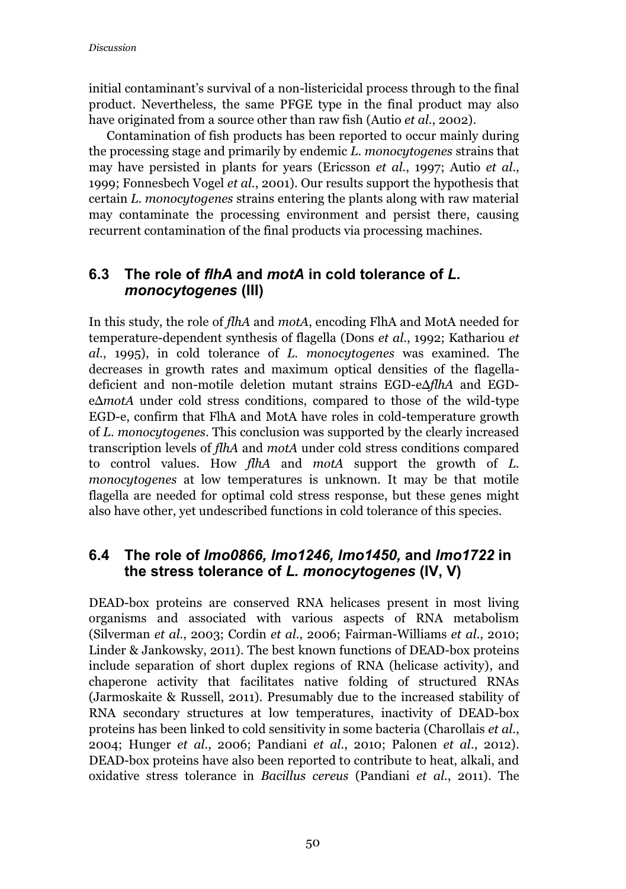initial contaminant's survival of a non-listericidal process through to the final product. Nevertheless, the same PFGE type in the final product may also have originated from a source other than raw fish (Autio *et al.*, 2002).

Contamination of fish products has been reported to occur mainly during the processing stage and primarily by endemic *L. monocytogenes* strains that may have persisted in plants for years (Ericsson *et al.*, 1997; Autio *et al.*, 1999; Fonnesbech Vogel *et al.*, 2001). Our results support the hypothesis that certain *L. monocytogenes* strains entering the plants along with raw material may contaminate the processing environment and persist there, causing recurrent contamination of the final products via processing machines.

## 6.3 The role of *flhA* and *motA* in cold tolerance of *L. monocytogenes* (III)

In this study, the role of *flhA* and *motA*, encoding FlhA and MotA needed for temperature-dependent synthesis of flagella (Dons *et al.*, 1992; Kathariou *et al.*, 1995), in cold tolerance of *L. monocytogenes* was examined. The decreases in growth rates and maximum optical densities of the flagella-deficient and non-motile deletion mutant strains EGD-eΔ*flhA* and EGD-eΔ*motA* under cold stress conditions, compared to those of the wild-type EGD-e, confirm that FlhA and MotA have roles in cold-temperature growth of *L. monocytogenes*. This conclusion was supported by the clearly increased transcription levels of *flhA* and *motA* under cold stress conditions compared to control values. How *flhA* and *motA* support the growth of *L. monocytogenes* at low temperatures is unknown. It may be that motile flagella are needed for optimal cold stress response, but these genes might also have other, yet undescribed functions in cold tolerance of this species.

## 6.4 The role of *lmo0866, lmo1246, lmo1450,* and *lmo1722* in the stress tolerance of *L. monocytogenes* (IV, V)

DEAD-box proteins are conserved RNA helicases present in most living organisms and associated with various aspects of RNA metabolism (Silverman *et al.*, 2003; Cordin *et al.*, 2006; Fairman-Williams *et al.*, 2010; Linder & Jankowsky, 2011). The best known functions of DEAD-box proteins include separation of short duplex regions of RNA (helicase activity), and chaperone activity that facilitates native folding of structured RNAs (Jarmoskaite & Russell, 2011). Presumably due to the increased stability of RNA secondary structures at low temperatures, inactivity of DEAD-box proteins has been linked to cold sensitivity in some bacteria (Charollais *et al.*, 2004; Hunger *et al.*, 2006; Pandiani *et al.*, 2010; Palonen *et al.*, 2012). DEAD-box proteins have also been reported to contribute to heat, alkali, and oxidative stress tolerance in *Bacillus cereus* (Pandiani *et al.*, 2011). The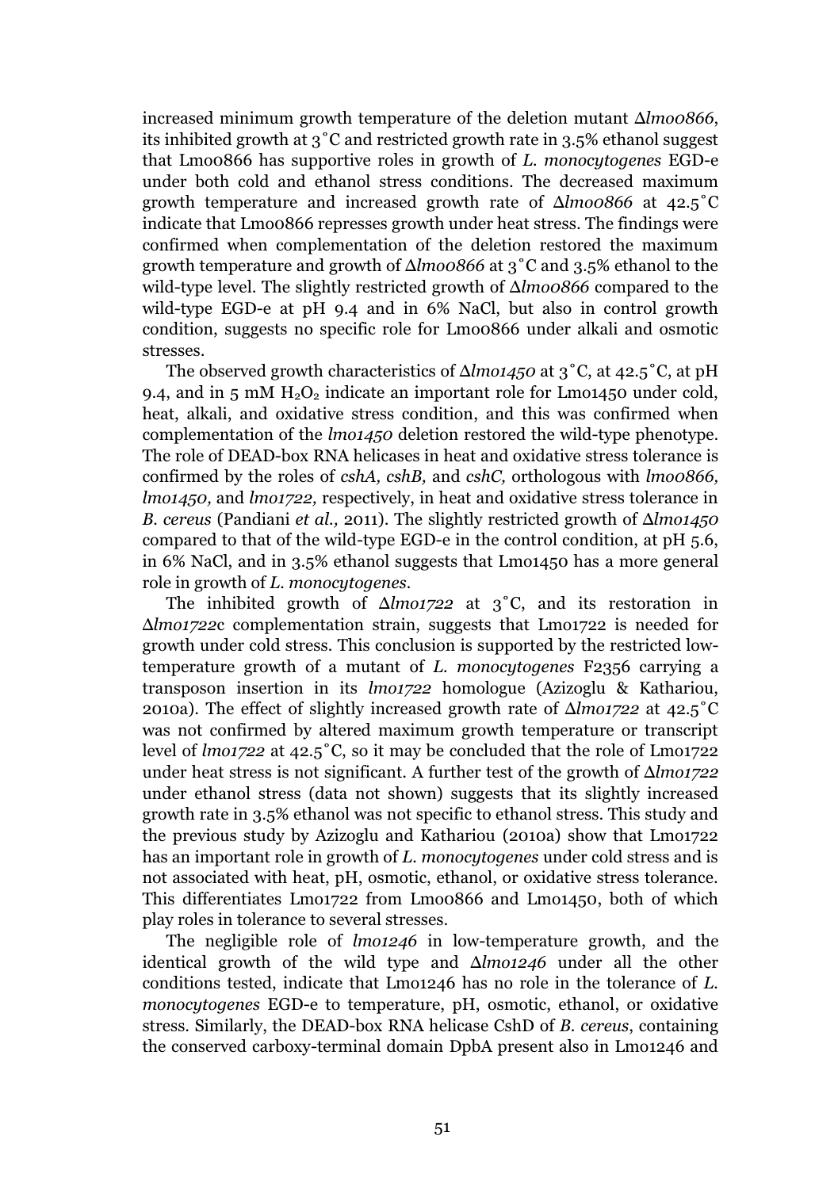increased minimum growth temperature of the deletion mutant Δ*lmo0866*, its inhibited growth at 3˚C and restricted growth rate in 3.5% ethanol suggest that Lmo0866 has supportive roles in growth of *L. monocytogenes* EGD-e under both cold and ethanol stress conditions. The decreased maximum growth temperature and increased growth rate of Δ*lmo0866* at 42.5˚C indicate that Lmo0866 represses growth under heat stress. The findings were confirmed when complementation of the deletion restored the maximum growth temperature and growth of Δ*lmo0866* at 3˚C and 3.5% ethanol to the wild-type level. The slightly restricted growth of Δ*lmo0866* compared to the wild-type EGD-e at pH 9.4 and in 6% NaCl, but also in control growth condition, suggests no specific role for Lmo0866 under alkali and osmotic stresses.

The observed growth characteristics of Δ*lmo1450* at 3˚C, at 42.5˚C, at pH 9.4, and in 5 mM $H_2O_2$ indicate an important role for Lmo1450 under cold, heat, alkali, and oxidative stress condition, and this was confirmed when complementation of the *lmo1450* deletion restored the wild-type phenotype. The role of DEAD-box RNA helicases in heat and oxidative stress tolerance is confirmed by the roles of *cshA, cshB,* and *cshC,* orthologous with *lmo0866, lmo1450,* and *lmo1722,* respectively, in heat and oxidative stress tolerance in *B. cereus* (Pandiani *et al.,* 2011). The slightly restricted growth of Δ*lmo1450* compared to that of the wild-type EGD-e in the control condition, at pH 5.6, in 6% NaCl, and in 3.5% ethanol suggests that Lmo1450 has a more general role in growth of *L. monocytogenes*.

The inhibited growth of Δ*lmo1722* at 3˚C, and its restoration in Δ*lmo1722*c complementation strain, suggests that Lmo1722 is needed for growth under cold stress. This conclusion is supported by the restricted low-temperature growth of a mutant of *L. monocytogenes* F2356 carrying a transposon insertion in its *lmo1722* homologue (Azizoglu & Kathariou, 2010a). The effect of slightly increased growth rate of Δ*lmo1722* at 42.5˚C was not confirmed by altered maximum growth temperature or transcript level of *lmo1722* at 42.5˚C, so it may be concluded that the role of Lmo1722 under heat stress is not significant. A further test of the growth of Δ*lmo1722* under ethanol stress (data not shown) suggests that its slightly increased growth rate in 3.5% ethanol was not specific to ethanol stress. This study and the previous study by Azizoglu and Kathariou (2010a) show that Lmo1722 has an important role in growth of *L. monocytogenes* under cold stress and is not associated with heat, pH, osmotic, ethanol, or oxidative stress tolerance. This differentiates Lmo1722 from Lmo0866 and Lmo1450, both of which play roles in tolerance to several stresses.

The negligible role of *lmo1246* in low-temperature growth, and the identical growth of the wild type and Δ*lmo1246* under all the other conditions tested, indicate that Lmo1246 has no role in the tolerance of *L. monocytogenes* EGD-e to temperature, pH, osmotic, ethanol, or oxidative stress. Similarly, the DEAD-box RNA helicase CshD of *B. cereus*, containing the conserved carboxy-terminal domain DbpA present also in Lmo1246 and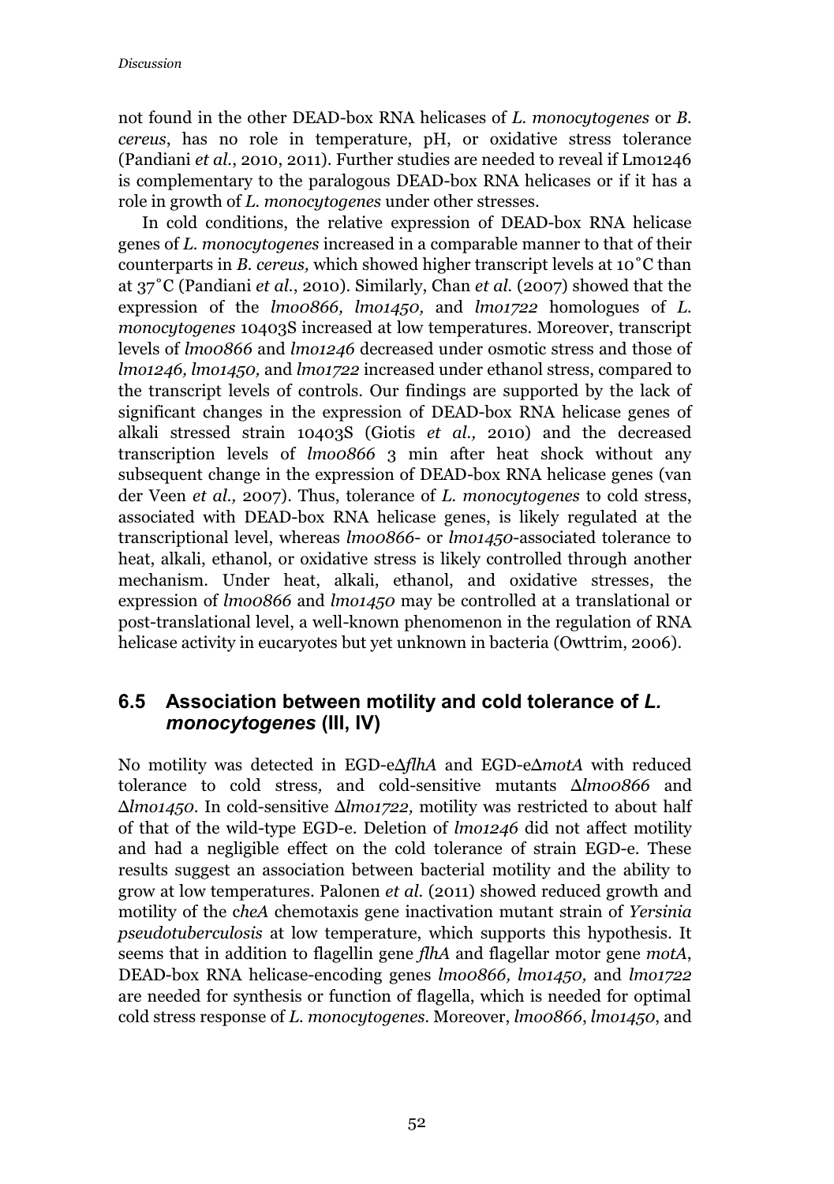not found in the other DEAD-box RNA helicases of *L. monocytogenes* or *B. cereus*, has no role in temperature, pH, or oxidative stress tolerance (Pandiani *et al.*, 2010, 2011). Further studies are needed to reveal if Lmo1246 is complementary to the paralogous DEAD-box RNA helicases or if it has a role in growth of *L. monocytogenes* under other stresses.

In cold conditions, the relative expression of DEAD-box RNA helicase genes of *L. monocytogenes* increased in a comparable manner to that of their counterparts in *B. cereus,* which showed higher transcript levels at 10˚C than at 37˚C (Pandiani *et al.*, 2010). Similarly, Chan *et al.* (2007) showed that the expression of the *lmo0866, lmo1450,* and *lmo1722* homologues of *L. monocytogenes* 10403S increased at low temperatures. Moreover, transcript levels of *lmo0866* and *lmo1246* decreased under osmotic stress and those of *lmo1246, lmo1450,* and *lmo1722* increased under ethanol stress, compared to the transcript levels of controls. Our findings are supported by the lack of significant changes in the expression of DEAD-box RNA helicase genes of alkali stressed strain 10403S (Giotis *et al.,* 2010) and the decreased transcription levels of *lmo0866* 3 min after heat shock without any subsequent change in the expression of DEAD-box RNA helicase genes (van der Veen *et al.,* 2007). Thus, tolerance of *L. monocytogenes* to cold stress, associated with DEAD-box RNA helicase genes, is likely regulated at the transcriptional level, whereas *lmo0866*- or *lmo1450*-associated tolerance to heat, alkali, ethanol, or oxidative stress is likely controlled through another mechanism. Under heat, alkali, ethanol, and oxidative stresses, the expression of *lmo0866* and *lmo1450* may be controlled at a translational or post-translational level, a well-known phenomenon in the regulation of RNA helicase activity in eucaryotes but yet unknown in bacteria (Owttrim, 2006).

## 6.5 Association between motility and cold tolerance of *L. monocytogenes* (III, IV)

No motility was detected in EGD-eΔ*flhA* and EGD-eΔ*motA* with reduced tolerance to cold stress*,* and cold-sensitive mutants Δ*lmo0866* and Δ*lmo1450*. In cold-sensitive Δ*lmo1722,* motility was restricted to about half of that of the wild-type EGD-e. Deletion of *lmo1246* did not affect motility and had a negligible effect on the cold tolerance of strain EGD-e. These results suggest an association between bacterial motility and the ability to grow at low temperatures. Palonen *et al.* (2011) showed reduced growth and motility of the c*heA* chemotaxis gene inactivation mutant strain of *Yersinia pseudotuberculosis* at low temperature, which supports this hypothesis. It seems that in addition to flagellin gene *flhA* and flagellar motor gene *motA*, DEAD-box RNA helicase-encoding genes *lmo0866, lmo1450,* and *lmo1722* are needed for synthesis or function of flagella, which is needed for optimal cold stress response of *L. monocytogenes*. Moreover, *lmo0866*, *lmo1450*, and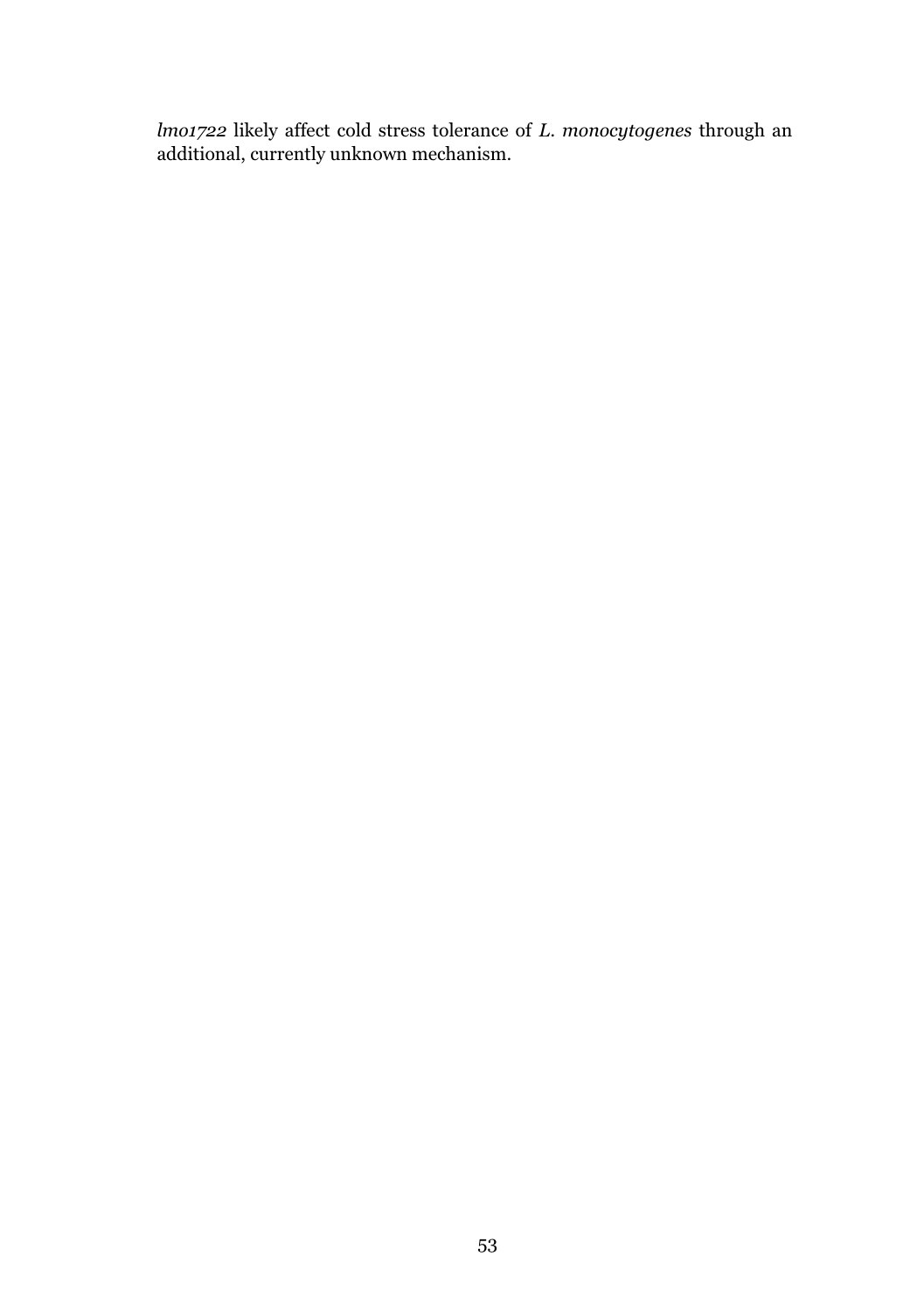*lmo1722* likely affect cold stress tolerance of *L. monocytogenes* through an additional, currently unknown mechanism.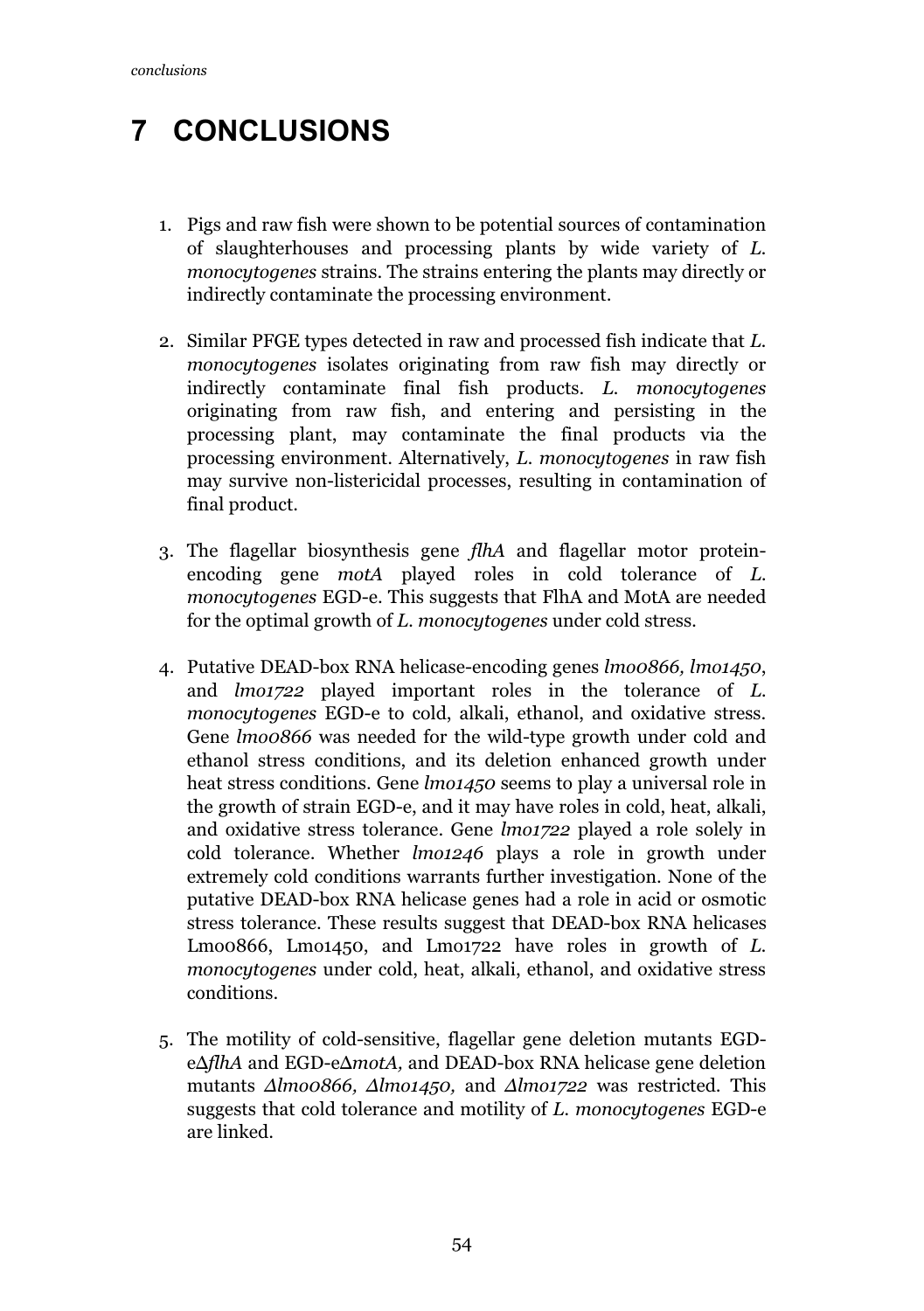# 7 CONCLUSIONS

1. Pigs and raw fish were shown to be potential sources of contamination of slaughterhouses and processing plants by wide variety of *L. monocytogenes* strains. The strains entering the plants may directly or indirectly contaminate the processing environment.

2. Similar PFGE types detected in raw and processed fish indicate that *L. monocytogenes* isolates originating from raw fish may directly or indirectly contaminate final fish products. *L. monocytogenes* originating from raw fish, and entering and persisting in the processing plant, may contaminate the final products via the processing environment. Alternatively, *L. monocytogenes* in raw fish may survive non-listericidal processes, resulting in contamination of final product.

3. The flagellar biosynthesis gene *flhA* and flagellar motor protein-encoding gene *motA* played roles in cold tolerance of *L. monocytogenes* EGD-e. This suggests that FlhA and MotA are needed for the optimal growth of *L. monocytogenes* under cold stress.

4. Putative DEAD-box RNA helicase-encoding genes *lmo0866, lmo1450*, and *lmo1722* played important roles in the tolerance of *L. monocytogenes* EGD-e to cold, alkali, ethanol, and oxidative stress. Gene *lmo0866* was needed for the wild-type growth under cold and ethanol stress conditions, and its deletion enhanced growth under heat stress conditions. Gene *lmo1450* seems to play a universal role in the growth of strain EGD-e, and it may have roles in cold, heat, alkali, and oxidative stress tolerance. Gene *lmo1722* played a role solely in cold tolerance. Whether *lmo1246* plays a role in growth under extremely cold conditions warrants further investigation. None of the putative DEAD-box RNA helicase genes had a role in acid or osmotic stress tolerance. These results suggest that DEAD-box RNA helicases Lmo0866, Lmo1450, and Lmo1722 have roles in growth of *L. monocytogenes* under cold, heat, alkali, ethanol, and oxidative stress conditions.

5. The motility of cold-sensitive, flagellar gene deletion mutants EGD-eΔ*flhA* and EGD-eΔ*motA,* and DEAD-box RNA helicase gene deletion mutants *Δlmo0866, Δlmo1450,* and *Δlmo1722* was restricted. This suggests that cold tolerance and motility of *L. monocytogenes* EGD-e are linked.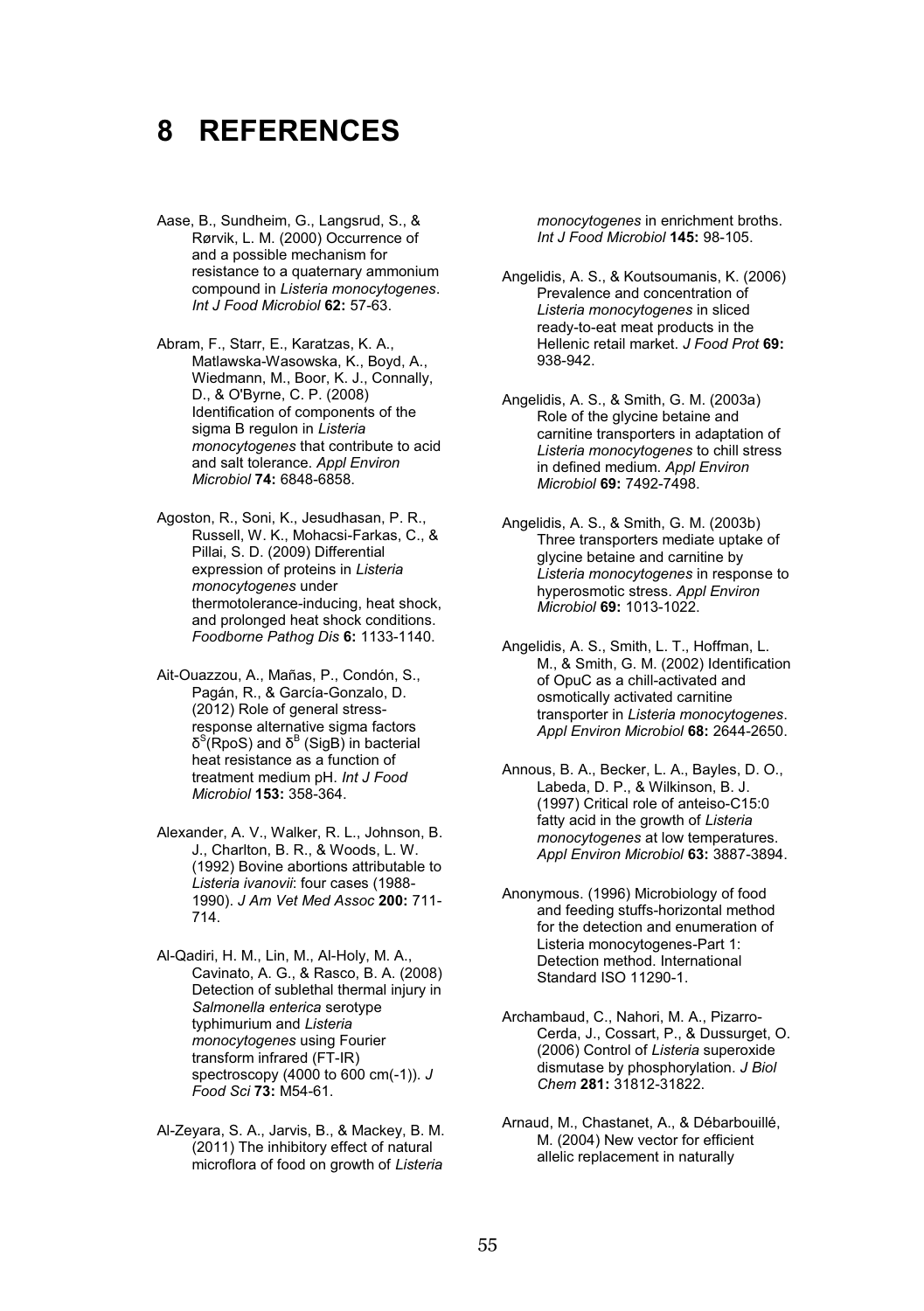# 8 REFERENCES

Aase, B., Sundheim, G., Langsrud, S., & Rørvik, L. M. (2000) Occurrence of and a possible mechanism for resistance to a quaternary ammonium compound in *Listeria monocytogenes*. *Int J Food Microbiol* **62:** 57-63.

Abram, F., Starr, E., Karatzas, K. A., Matlawska-Wasowska, K., Boyd, A., Wiedmann, M., Boor, K. J., Connally, D., & O'Byrne, C. P. (2008) Identification of components of the sigma B regulon in *Listeria monocytogenes* that contribute to acid and salt tolerance. *Appl Environ Microbiol* **74:** 6848-6858.

Agoston, R., Soni, K., Jesudhasan, P. R., Russell, W. K., Mohacsi-Farkas, C., & Pillai, S. D. (2009) Differential expression of proteins in *Listeria monocytogenes* under thermotolerance-inducing, heat shock, and prolonged heat shock conditions. *Foodborne Pathog Dis* **6:** 1133-1140.

Ait-Ouazzou, A., Mañas, P., Condón, S., Pagán, R., & García-Gonzalo, D. (2012) Role of general stress-response alternative sigma factors $\delta^S$(RpoS) and $\delta^B$ (SigB) in bacterial heat resistance as a function of treatment medium pH. *Int J Food Microbiol* **153:** 358-364.

Alexander, A. V., Walker, R. L., Johnson, B. J., Charlton, B. R., & Woods, L. W. (1992) Bovine abortions attributable to *Listeria ivanovii*: four cases (1988-1990). *J Am Vet Med Assoc* **200:** 711-714.

Al-Qadiri, H. M., Lin, M., Al-Holy, M. A., Cavinato, A. G., & Rasco, B. A. (2008) Detection of sublethal thermal injury in *Salmonella enterica* serotype typhimurium and *Listeria monocytogenes* using Fourier transform infrared (FT-IR) spectroscopy (4000 to 600 cm(-1)). *J Food Sci* **73:** M54-61.

Al-Zeyara, S. A., Jarvis, B., & Mackey, B. M. (2011) The inhibitory effect of natural microflora of food on growth of *Listeria monocytogenes* in enrichment broths. *Int J Food Microbiol* **145:** 98-105.

Angelidis, A. S., & Koutsoumanis, K. (2006) Prevalence and concentration of *Listeria monocytogenes* in sliced ready-to-eat meat products in the Hellenic retail market. *J Food Prot* **69:** 938-942.

Angelidis, A. S., & Smith, G. M. (2003a) Role of the glycine betaine and carnitine transporters in adaptation of *Listeria monocytogenes* to chill stress in defined medium. *Appl Environ Microbiol* **69:** 7492-7498.

Angelidis, A. S., & Smith, G. M. (2003b) Three transporters mediate uptake of glycine betaine and carnitine by *Listeria monocytogenes* in response to hyperosmotic stress. *Appl Environ Microbiol* **69:** 1013-1022.

Angelidis, A. S., Smith, L. T., Hoffman, L. M., & Smith, G. M. (2002) Identification of OpuC as a chill-activated and osmotically activated carnitine transporter in *Listeria monocytogenes*. *Appl Environ Microbiol* **68:** 2644-2650.

Annous, B. A., Becker, L. A., Bayles, D. O., Labeda, D. P., & Wilkinson, B. J. (1997) Critical role of anteiso-C15:0 fatty acid in the growth of *Listeria monocytogenes* at low temperatures. *Appl Environ Microbiol* **63:** 3887-3894.

Anonymous. (1996) Microbiology of food and feeding stuffs-horizontal method for the detection and enumeration of Listeria monocytogenes-Part 1: Detection method. International Standard ISO 11290-1.

Archambaud, C., Nahori, M. A., Pizarro-Cerda, J., Cossart, P., & Dussurget, O. (2006) Control of *Listeria* superoxide dismutase by phosphorylation. *J Biol Chem* **281:** 31812-31822.

Arnaud, M., Chastanet, A., & Débarbouillé, M. (2004) New vector for efficient allelic replacement in naturally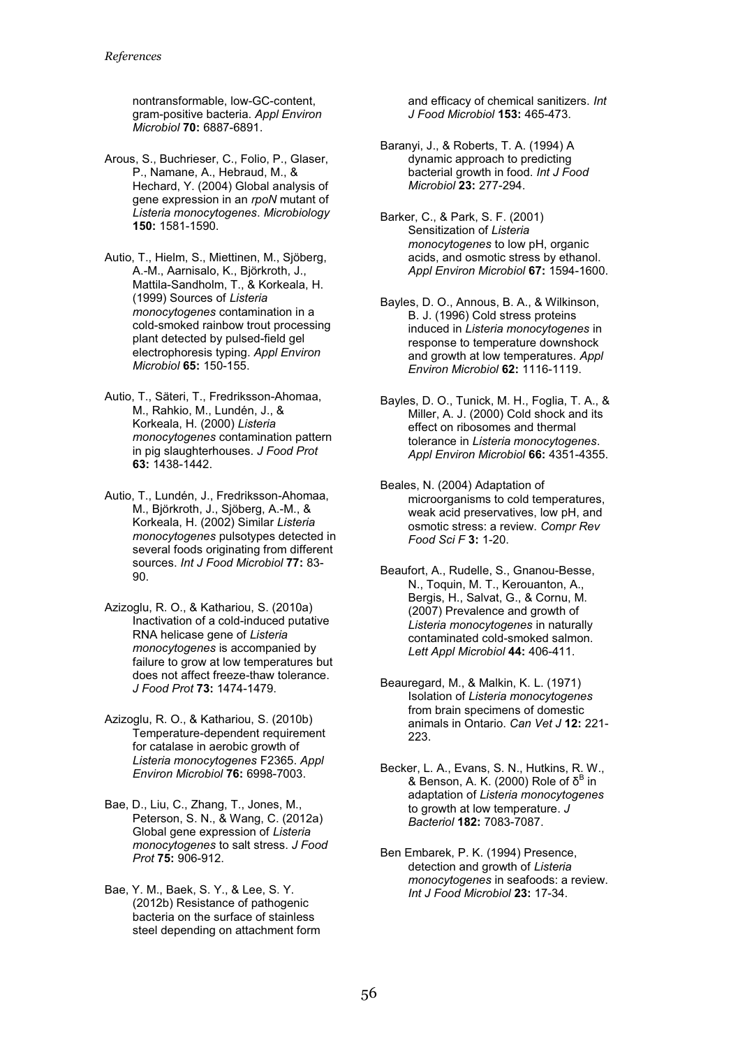nontransformable, low-GC-content, gram-positive bacteria. *Appl Environ Microbiol* **70:** 6887-6891.

Arous, S., Buchrieser, C., Folio, P., Glaser, P., Namane, A., Hebraud, M., & Hechard, Y. (2004) Global analysis of gene expression in an *rpoN* mutant of *Listeria monocytogenes*. *Microbiology* **150:** 1581-1590.

Autio, T., Hielm, S., Miettinen, M., Sjöberg, A.-M., Aarnisalo, K., Björkroth, J., Mattila-Sandholm, T., & Korkeala, H. (1999) Sources of *Listeria monocytogenes* contamination in a cold-smoked rainbow trout processing plant detected by pulsed-field gel electrophoresis typing. *Appl Environ Microbiol* **65:** 150-155.

Autio, T., Säteri, T., Fredriksson-Ahomaa, M., Rahkio, M., Lundén, J., & Korkeala, H. (2000) *Listeria monocytogenes* contamination pattern in pig slaughterhouses. *J Food Prot* **63:** 1438-1442.

Autio, T., Lundén, J., Fredriksson-Ahomaa, M., Björkroth, J., Sjöberg, A.-M., & Korkeala, H. (2002) Similar *Listeria monocytogenes* pulsotypes detected in several foods originating from different sources. *Int J Food Microbiol* **77:** 83-90.

Azizoglu, R. O., & Kathariou, S. (2010a) Inactivation of a cold-induced putative RNA helicase gene of *Listeria monocytogenes* is accompanied by failure to grow at low temperatures but does not affect freeze-thaw tolerance. *J Food Prot* **73:** 1474-1479.

Azizoglu, R. O., & Kathariou, S. (2010b) Temperature-dependent requirement for catalase in aerobic growth of *Listeria monocytogenes* F2365. *Appl Environ Microbiol* **76:** 6998-7003.

Bae, D., Liu, C., Zhang, T., Jones, M., Peterson, S. N., & Wang, C. (2012a) Global gene expression of *Listeria monocytogenes* to salt stress. *J Food Prot* **75:** 906-912.

Bae, Y. M., Baek, S. Y., & Lee, S. Y. (2012b) Resistance of pathogenic bacteria on the surface of stainless steel depending on attachment form and efficacy of chemical sanitizers. *Int J Food Microbiol* **153:** 465-473.

Baranyi, J., & Roberts, T. A. (1994) A dynamic approach to predicting bacterial growth in food. *Int J Food Microbiol* **23:** 277-294.

Barker, C., & Park, S. F. (2001) Sensitization of *Listeria monocytogenes* to low pH, organic acids, and osmotic stress by ethanol. *Appl Environ Microbiol* **67:** 1594-1600.

Bayles, D. O., Annous, B. A., & Wilkinson, B. J. (1996) Cold stress proteins induced in *Listeria monocytogenes* in response to temperature downshock and growth at low temperatures. *Appl Environ Microbiol* **62:** 1116-1119.

Bayles, D. O., Tunick, M. H., Foglia, T. A., & Miller, A. J. (2000) Cold shock and its effect on ribosomes and thermal tolerance in *Listeria monocytogenes*. *Appl Environ Microbiol* **66:** 4351-4355.

Beales, N. (2004) Adaptation of microorganisms to cold temperatures, weak acid preservatives, low pH, and osmotic stress: a review. *Compr Rev Food Sci F* **3:** 1-20.

Beaufort, A., Rudelle, S., Gnanou-Besse, N., Toquin, M. T., Kerouanton, A., Bergis, H., Salvat, G., & Cornu, M. (2007) Prevalence and growth of *Listeria monocytogenes* in naturally contaminated cold-smoked salmon. *Lett Appl Microbiol* **44:** 406-411.

Beauregard, M., & Malkin, K. L. (1971) Isolation of *Listeria monocytogenes* from brain specimens of domestic animals in Ontario. *Can Vet J* **12:** 221-223.

Becker, L. A., Evans, S. N., Hutkins, R. W., & Benson, A. K. (2000) Role of $\sigma^B$ in adaptation of *Listeria monocytogenes* to growth at low temperature. *J Bacteriol* **182:** 7083-7087.

Ben Embarek, P. K. (1994) Presence, detection and growth of *Listeria monocytogenes* in seafoods: a review. *Int J Food Microbiol* **23:** 17-34.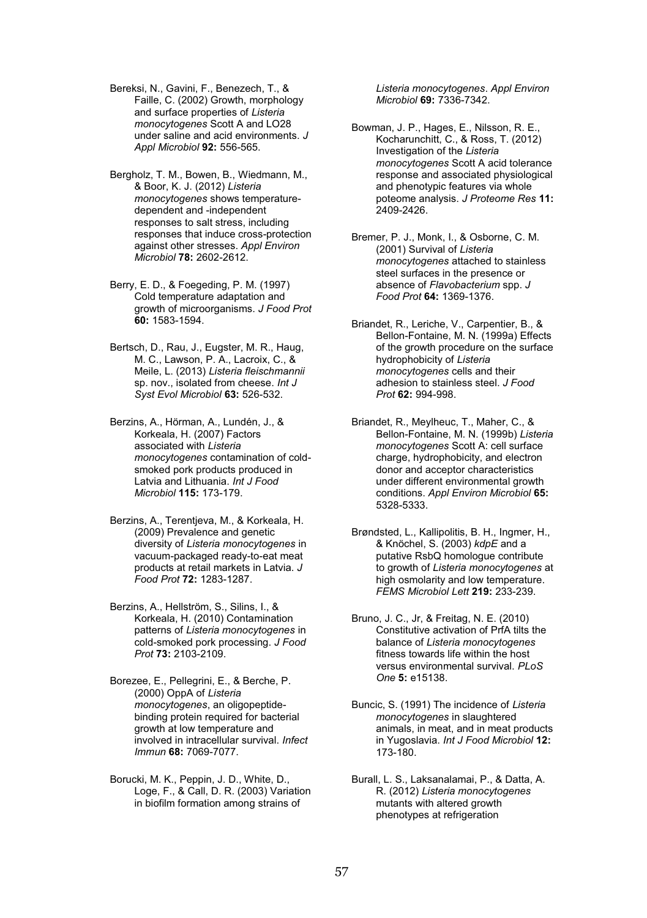Bereksi, N., Gavini, F., Benezech, T., & Faille, C. (2002) Growth, morphology and surface properties of *Listeria monocytogenes* Scott A and LO28 under saline and acid environments. *J Appl Microbiol* **92:** 556-565.

Bergholz, T. M., Bowen, B., Wiedmann, M., & Boor, K. J. (2012) *Listeria monocytogenes* shows temperature-dependent and -independent responses to salt stress, including responses that induce cross-protection against other stresses. *Appl Environ Microbiol* **78:** 2602-2612.

Berry, E. D., & Foegeding, P. M. (1997) Cold temperature adaptation and growth of microorganisms. *J Food Prot* **60:** 1583-1594.

Bertsch, D., Rau, J., Eugster, M. R., Haug, M. C., Lawson, P. A., Lacroix, C., & Meile, L. (2013) *Listeria fleischmannii* sp. nov., isolated from cheese. *Int J Syst Evol Microbiol* **63:** 526-532.

Berzins, A., Hörman, A., Lundén, J., & Korkeala, H. (2007) Factors associated with *Listeria monocytogenes* contamination of cold-smoked pork products produced in Latvia and Lithuania. *Int J Food Microbiol* **115:** 173-179.

Berzins, A., Terentjeva, M., & Korkeala, H. (2009) Prevalence and genetic diversity of *Listeria monocytogenes* in vacuum-packaged ready-to-eat meat products at retail markets in Latvia. *J Food Prot* **72:** 1283-1287.

Berzins, A., Hellström, S., Silins, I., & Korkeala, H. (2010) Contamination patterns of *Listeria monocytogenes* in cold-smoked pork processing. *J Food Prot* **73:** 2103-2109.

Borezee, E., Pellegrini, E., & Berche, P. (2000) OppA of *Listeria monocytogenes*, an oligopeptide-binding protein required for bacterial growth at low temperature and involved in intracellular survival. *Infect Immun* **68:** 7069-7077.

Borucki, M. K., Peppin, J. D., White, D., Loge, F., & Call, D. R. (2003) Variation in biofilm formation among strains of *Listeria monocytogenes*. *Appl Environ Microbiol* **69:** 7336-7342.

Bowman, J. P., Hages, E., Nilsson, R. E., Kocharunchitt, C., & Ross, T. (2012) Investigation of the *Listeria monocytogenes* Scott A acid tolerance response and associated physiological and phenotypic features via whole poteome analysis. *J Proteome Res* **11:** 2409-2426.

Bremer, P. J., Monk, I., & Osborne, C. M. (2001) Survival of *Listeria monocytogenes* attached to stainless steel surfaces in the presence or absence of *Flavobacterium* spp. *J Food Prot* **64:** 1369-1376.

Briandet, R., Leriche, V., Carpentier, B., & Bellon-Fontaine, M. N. (1999a) Effects of the growth procedure on the surface hydrophobicity of *Listeria monocytogenes* cells and their adhesion to stainless steel. *J Food Prot* **62:** 994-998.

Briandet, R., Meylheuc, T., Maher, C., & Bellon-Fontaine, M. N. (1999b) *Listeria monocytogenes* Scott A: cell surface charge, hydrophobicity, and electron donor and acceptor characteristics under different environmental growth conditions. *Appl Environ Microbiol* **65:** 5328-5333.

Brøndsted, L., Kallipolitis, B. H., Ingmer, H., & Knöchel, S. (2003) *kdpE* and a putative RsbQ homologue contribute to growth of *Listeria monocytogenes* at high osmolarity and low temperature. *FEMS Microbiol Lett* **219:** 233-239.

Bruno, J. C., Jr, & Freitag, N. E. (2010) Constitutive activation of PrfA tilts the balance of *Listeria monocytogenes* fitness towards life within the host versus environmental survival. *PLoS One* **5:** e15138.

Buncic, S. (1991) The incidence of *Listeria monocytogenes* in slaughtered animals, in meat, and in meat products in Yugoslavia. *Int J Food Microbiol* **12:** 173-180.

Burall, L. S., Laksanalamai, P., & Datta, A. R. (2012) *Listeria monocytogenes* mutants with altered growth phenotypes at refrigeration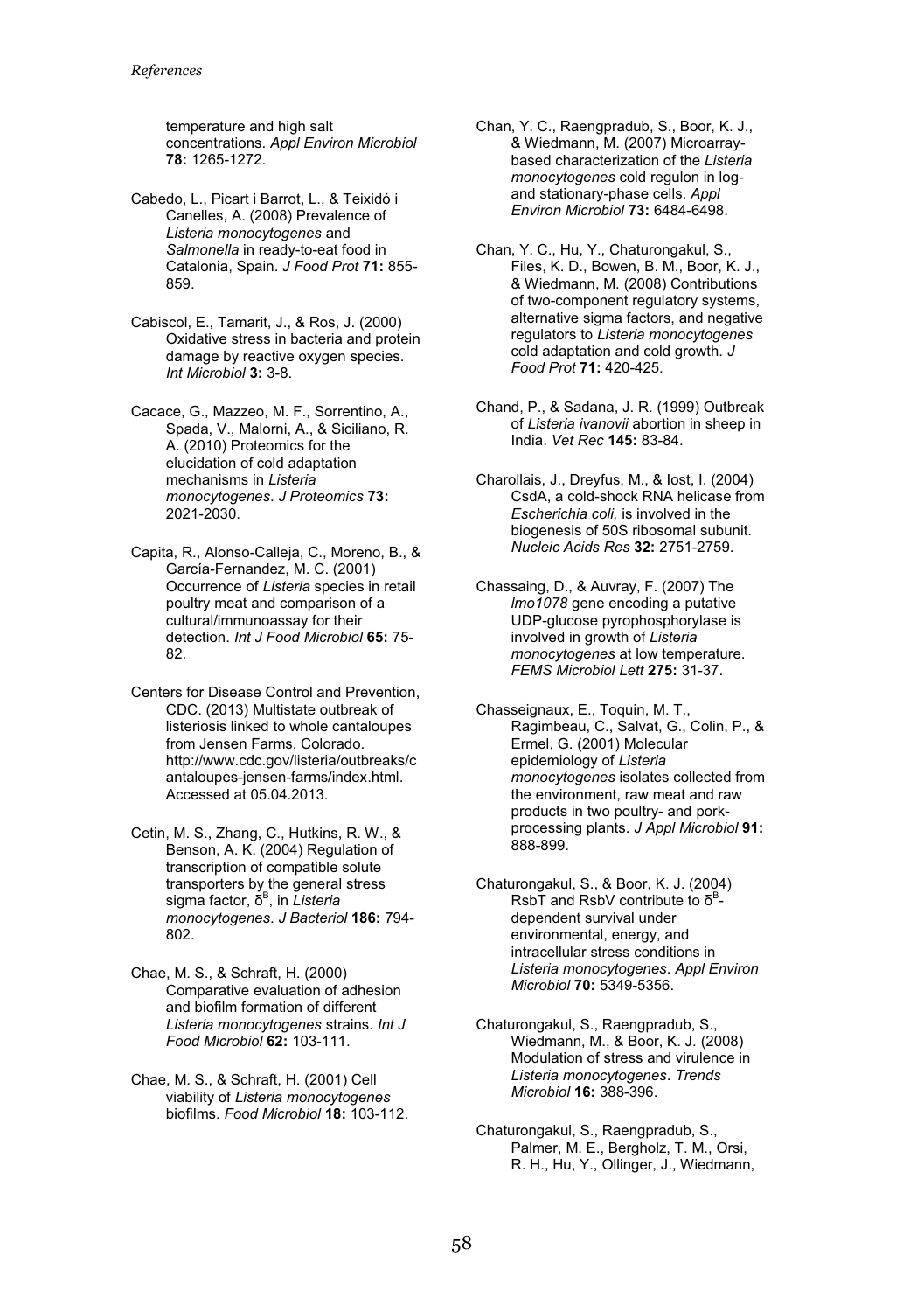temperature and high salt concentrations. *Appl Environ Microbiol* **78:** 1265-1272.

Cabedo, L., Picart i Barrot, L., & Teixidó i Canelles, A. (2008) Prevalence of *Listeria monocytogenes* and *Salmonella* in ready-to-eat food in Catalonia, Spain. *J Food Prot* **71:** 855-859.

Cabiscol, E., Tamarit, J., & Ros, J. (2000) Oxidative stress in bacteria and protein damage by reactive oxygen species. *Int Microbiol* **3:** 3-8.

Cacace, G., Mazzeo, M. F., Sorrentino, A., Spada, V., Malorni, A., & Siciliano, R. A. (2010) Proteomics for the elucidation of cold adaptation mechanisms in *Listeria monocytogenes*. *J Proteomics* **73:** 2021-2030.

Capita, R., Alonso-Calleja, C., Moreno, B., & García-Fernandez, M. C. (2001) Occurrence of *Listeria* species in retail poultry meat and comparison of a cultural/immunoassay for their detection. *Int J Food Microbiol* **65:** 75-82.

Centers for Disease Control and Prevention, CDC. (2013) Multistate outbreak of listeriosis linked to whole cantaloupes from Jensen Farms, Colorado. http://www.cdc.gov/listeria/outbreaks/cantaloupes-jensen-farms/index.html. Accessed at 05.04.2013.

Cetin, M. S., Zhang, C., Hutkins, R. W., & Benson, A. K. (2004) Regulation of transcription of compatible solute transporters by the general stress sigma factor, $\sigma^B$, in *Listeria monocytogenes*. *J Bacteriol* **186:** 794-802.

Chae, M. S., & Schraft, H. (2000) Comparative evaluation of adhesion and biofilm formation of different *Listeria monocytogenes* strains. *Int J Food Microbiol* **62:** 103-111.

Chae, M. S., & Schraft, H. (2001) Cell viability of *Listeria monocytogenes* biofilms. *Food Microbiol* **18:** 103-112.

Chan, Y. C., Raengpradub, S., Boor, K. J., & Wiedmann, M. (2007) Microarray-based characterization of the *Listeria monocytogenes* cold regulon in log- and stationary-phase cells. *Appl Environ Microbiol* **73:** 6484-6498.

Chan, Y. C., Hu, Y., Chaturongakul, S., Files, K. D., Bowen, B. M., Boor, K. J., & Wiedmann, M. (2008) Contributions of two-component regulatory systems, alternative sigma factors, and negative regulators to *Listeria monocytogenes* cold adaptation and cold growth. *J Food Prot* **71:** 420-425.

Chand, P., & Sadana, J. R. (1999) Outbreak of *Listeria ivanovii* abortion in sheep in India. *Vet Rec* **145:** 83-84.

Charollais, J., Dreyfus, M., & Iost, I. (2004) CsdA, a cold-shock RNA helicase from *Escherichia coli,* is involved in the biogenesis of 50S ribosomal subunit. *Nucleic Acids Res* **32:** 2751-2759.

Chassaing, D., & Auvray, F. (2007) The *lmo1078* gene encoding a putative UDP-glucose pyrophosphorylase is involved in growth of *Listeria monocytogenes* at low temperature. *FEMS Microbiol Lett* **275:** 31-37.

Chasseignaux, E., Toquin, M. T., Ragimbeau, C., Salvat, G., Colin, P., & Ermel, G. (2001) Molecular epidemiology of *Listeria monocytogenes* isolates collected from the environment, raw meat and raw products in two poultry- and pork-processing plants. *J Appl Microbiol* **91:** 888-899.

Chaturongakul, S., & Boor, K. J. (2004) RsbT and RsbV contribute to $\sigma^B$-dependent survival under environmental, energy, and intracellular stress conditions in *Listeria monocytogenes*. *Appl Environ Microbiol* **70:** 5349-5356.

Chaturongakul, S., Raengpradub, S., Wiedmann, M., & Boor, K. J. (2008) Modulation of stress and virulence in *Listeria monocytogenes*. *Trends Microbiol* **16:** 388-396.

Chaturongakul, S., Raengpradub, S., Palmer, M. E., Bergholz, T. M., Orsi, R. H., Hu, Y., Ollinger, J., Wiedmann,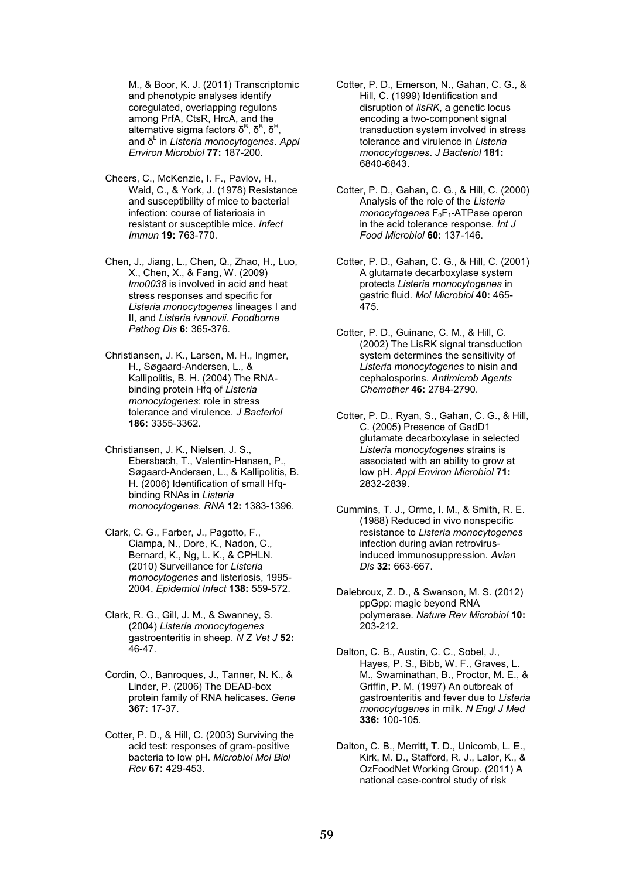M., & Boor, K. J. (2011) Transcriptomic and phenotypic analyses identify coregulated, overlapping regulons among PrfA, CtsR, HrcA, and the alternative sigma factors $\delta^B$, $\delta^B$, $\delta^H$, and $\delta^L$ in *Listeria monocytogenes*. *Appl Environ Microbiol* **77:** 187-200.

Cheers, C., McKenzie, I. F., Pavlov, H., Waid, C., & York, J. (1978) Resistance and susceptibility of mice to bacterial infection: course of listeriosis in resistant or susceptible mice. *Infect Immun* **19:** 763-770.

Chen, J., Jiang, L., Chen, Q., Zhao, H., Luo, X., Chen, X., & Fang, W. (2009) *lmo0038* is involved in acid and heat stress responses and specific for *Listeria monocytogenes* lineages I and II, and *Listeria ivanovii*. *Foodborne Pathog Dis* **6:** 365-376.

Christiansen, J. K., Larsen, M. H., Ingmer, H., Søgaard-Andersen, L., & Kallipolitis, B. H. (2004) The RNA-binding protein Hfq of *Listeria monocytogenes*: role in stress tolerance and virulence. *J Bacteriol* **186:** 3355-3362.

Christiansen, J. K., Nielsen, J. S., Ebersbach, T., Valentin-Hansen, P., Søgaard-Andersen, L., & Kallipolitis, B. H. (2006) Identification of small Hfq-binding RNAs in *Listeria monocytogenes*. *RNA* **12:** 1383-1396.

Clark, C. G., Farber, J., Pagotto, F., Ciampa, N., Dore, K., Nadon, C., Bernard, K., Ng, L. K., & CPHLN. (2010) Surveillance for *Listeria monocytogenes* and listeriosis, 1995-2004. *Epidemiol Infect* **138:** 559-572.

Clark, R. G., Gill, J. M., & Swanney, S. (2004) *Listeria monocytogenes* gastroenteritis in sheep. *N Z Vet J* **52:** 46-47.

Cordin, O., Banroques, J., Tanner, N. K., & Linder, P. (2006) The DEAD-box protein family of RNA helicases. *Gene* **367:** 17-37.

Cotter, P. D., & Hill, C. (2003) Surviving the acid test: responses of gram-positive bacteria to low pH. *Microbiol Mol Biol Rev* **67:** 429-453.

Cotter, P. D., Emerson, N., Gahan, C. G., & Hill, C. (1999) Identification and disruption of *lisRK*, a genetic locus encoding a two-component signal transduction system involved in stress tolerance and virulence in *Listeria monocytogenes*. *J Bacteriol* **181:** 6840-6843.

Cotter, P. D., Gahan, C. G., & Hill, C. (2000) Analysis of the role of the *Listeria monocytogenes* $F_0F_1$-ATPase operon in the acid tolerance response. *Int J Food Microbiol* **60:** 137-146.

Cotter, P. D., Gahan, C. G., & Hill, C. (2001) A glutamate decarboxylase system protects *Listeria monocytogenes* in gastric fluid. *Mol Microbiol* **40:** 465-475.

Cotter, P. D., Guinane, C. M., & Hill, C. (2002) The LisRK signal transduction system determines the sensitivity of *Listeria monocytogenes* to nisin and cephalosporins. *Antimicrob Agents Chemother* **46:** 2784-2790.

Cotter, P. D., Ryan, S., Gahan, C. G., & Hill, C. (2005) Presence of GadD1 glutamate decarboxylase in selected *Listeria monocytogenes* strains is associated with an ability to grow at low pH. *Appl Environ Microbiol* **71:** 2832-2839.

Cummins, T. J., Orme, I. M., & Smith, R. E. (1988) Reduced in vivo nonspecific resistance to *Listeria monocytogenes* infection during avian retrovirus-induced immunosuppression. *Avian Dis* **32:** 663-667.

Dalebroux, Z. D., & Swanson, M. S. (2012) ppGpp: magic beyond RNA polymerase. *Nature Rev Microbiol* **10:** 203-212.

Dalton, C. B., Austin, C. C., Sobel, J., Hayes, P. S., Bibb, W. F., Graves, L. M., Swaminathan, B., Proctor, M. E., & Griffin, P. M. (1997) An outbreak of gastroenteritis and fever due to *Listeria monocytogenes* in milk. *N Engl J Med* **336:** 100-105.

Dalton, C. B., Merritt, T. D., Unicomb, L. E., Kirk, M. D., Stafford, R. J., Lalor, K., & OzFoodNet Working Group. (2011) A national case-control study of risk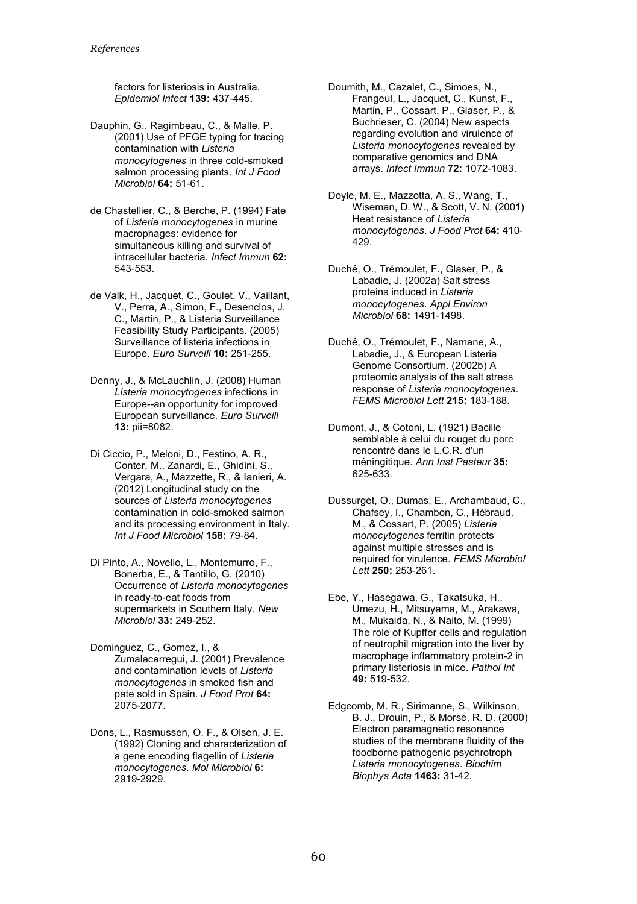factors for listeriosis in Australia. *Epidemiol Infect* **139:** 437-445.

Dauphin, G., Ragimbeau, C., & Malle, P. (2001) Use of PFGE typing for tracing contamination with *Listeria monocytogenes* in three cold-smoked salmon processing plants. *Int J Food Microbiol* **64:** 51-61.

de Chastellier, C., & Berche, P. (1994) Fate of *Listeria monocytogenes* in murine macrophages: evidence for simultaneous killing and survival of intracellular bacteria. *Infect Immun* **62:** 543-553.

de Valk, H., Jacquet, C., Goulet, V., Vaillant, V., Perra, A., Simon, F., Desenclos, J. C., Martin, P., & Listeria Surveillance Feasibility Study Participants. (2005) Surveillance of listeria infections in Europe. *Euro Surveill* **10:** 251-255.

Denny, J., & McLauchlin, J. (2008) Human *Listeria monocytogenes* infections in Europe--an opportunity for improved European surveillance. *Euro Surveill* **13:** pii=8082.

Di Ciccio, P., Meloni, D., Festino, A. R., Conter, M., Zanardi, E., Ghidini, S., Vergara, A., Mazzette, R., & Ianieri, A. (2012) Longitudinal study on the sources of *Listeria monocytogenes* contamination in cold-smoked salmon and its processing environment in Italy. *Int J Food Microbiol* **158:** 79-84.

Di Pinto, A., Novello, L., Montemurro, F., Bonerba, E., & Tantillo, G. (2010) Occurrence of *Listeria monocytogenes* in ready-to-eat foods from supermarkets in Southern Italy. *New Microbiol* **33:** 249-252.

Dominguez, C., Gomez, I., & Zumalacarregui, J. (2001) Prevalence and contamination levels of *Listeria monocytogenes* in smoked fish and pate sold in Spain. *J Food Prot* **64:** 2075-2077.

Dons, L., Rasmussen, O. F., & Olsen, J. E. (1992) Cloning and characterization of a gene encoding flagellin of *Listeria monocytogenes*. *Mol Microbiol* **6:** 2919-2929.

Doumith, M., Cazalet, C., Simoes, N., Frangeul, L., Jacquet, C., Kunst, F., Martin, P., Cossart, P., Glaser, P., & Buchrieser, C. (2004) New aspects regarding evolution and virulence of *Listeria monocytogenes* revealed by comparative genomics and DNA arrays. *Infect Immun* **72:** 1072-1083.

Doyle, M. E., Mazzotta, A. S., Wang, T., Wiseman, D. W., & Scott, V. N. (2001) Heat resistance of *Listeria monocytogenes*. *J Food Prot* **64:** 410-429.

Duché, O., Trémoulet, F., Glaser, P., & Labadie, J. (2002a) Salt stress proteins induced in *Listeria monocytogenes*. *Appl Environ Microbiol* **68:** 1491-1498.

Duché, O., Trémoulet, F., Namane, A., Labadie, J., & European Listeria Genome Consortium. (2002b) A proteomic analysis of the salt stress response of *Listeria monocytogenes*. *FEMS Microbiol Lett* **215:** 183-188.

Dumont, J., & Cotoni, L. (1921) Bacille semblable à celui du rouget du porc rencontré dans le L.C.R. d'un méningitique. *Ann Inst Pasteur* **35:** 625-633.

Dussurget, O., Dumas, E., Archambaud, C., Chafsey, I., Chambon, C., Hébraud, M., & Cossart, P. (2005) *Listeria monocytogenes* ferritin protects against multiple stresses and is required for virulence. *FEMS Microbiol Lett* **250:** 253-261.

Ebe, Y., Hasegawa, G., Takatsuka, H., Umezu, H., Mitsuyama, M., Arakawa, M., Mukaida, N., & Naito, M. (1999) The role of Kupffer cells and regulation of neutrophil migration into the liver by macrophage inflammatory protein-2 in primary listeriosis in mice. *Pathol Int* **49:** 519-532.

Edgcomb, M. R., Sirimanne, S., Wilkinson, B. J., Drouin, P., & Morse, R. D. (2000) Electron paramagnetic resonance studies of the membrane fluidity of the foodborne pathogenic psychrotroph *Listeria monocytogenes*. *Biochim Biophys Acta* **1463:** 31-42.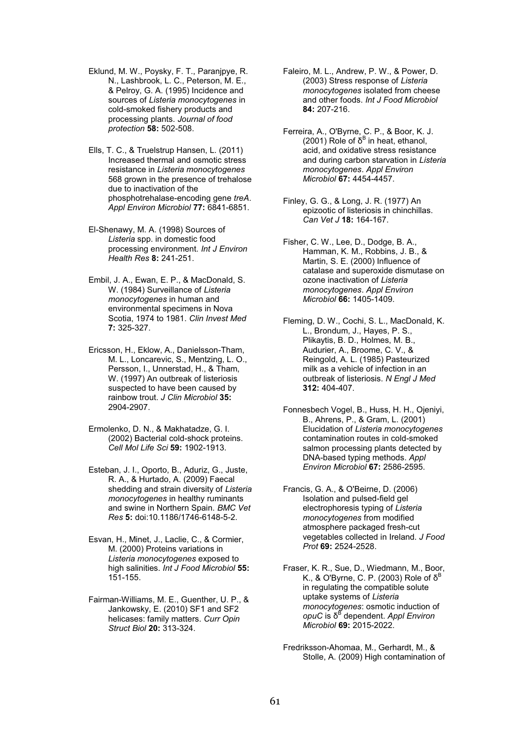Eklund, M. W., Poysky, F. T., Paranjpye, R. N., Lashbrook, L. C., Peterson, M. E., & Pelroy, G. A. (1995) Incidence and sources of *Listeria monocytogenes* in cold-smoked fishery products and processing plants. *Journal of food protection* **58:** 502-508.

Ells, T. C., & Truelstrup Hansen, L. (2011) Increased thermal and osmotic stress resistance in *Listeria monocytogenes* 568 grown in the presence of trehalose due to inactivation of the phosphotrehalase-encoding gene *treA*. *Appl Environ Microbiol* **77:** 6841-6851.

El-Shenawy, M. A. (1998) Sources of *Listeria* spp. in domestic food processing environment. *Int J Environ Health Res* **8:** 241-251.

Embil, J. A., Ewan, E. P., & MacDonald, S. W. (1984) Surveillance of *Listeria monocytogenes* in human and environmental specimens in Nova Scotia, 1974 to 1981. *Clin Invest Med* **7:** 325-327.

Ericsson, H., Eklow, A., Danielsson-Tham, M. L., Loncarevic, S., Mentzing, L. O., Persson, I., Unnerstad, H., & Tham, W. (1997) An outbreak of listeriosis suspected to have been caused by rainbow trout. *J Clin Microbiol* **35:** 2904-2907.

Ermolenko, D. N., & Makhatadze, G. I. (2002) Bacterial cold-shock proteins. *Cell Mol Life Sci* **59:** 1902-1913.

Esteban, J. I., Oporto, B., Aduriz, G., Juste, R. A., & Hurtado, A. (2009) Faecal shedding and strain diversity of *Listeria monocytogenes* in healthy ruminants and swine in Northern Spain. *BMC Vet Res* **5:** doi:10.1186/1746-6148-5-2.

Esvan, H., Minet, J., Laclie, C., & Cormier, M. (2000) Proteins variations in *Listeria monocytogenes* exposed to high salinities. *Int J Food Microbiol* **55:** 151-155.

Fairman-Williams, M. E., Guenther, U. P., & Jankowsky, E. (2010) SF1 and SF2 helicases: family matters. *Curr Opin Struct Biol* **20:** 313-324.

Faleiro, M. L., Andrew, P. W., & Power, D. (2003) Stress response of *Listeria monocytogenes* isolated from cheese and other foods. *Int J Food Microbiol* **84:** 207-216.

Ferreira, A., O'Byrne, C. P., & Boor, K. J. (2001) Role of $\delta^B$ in heat, ethanol, acid, and oxidative stress resistance and during carbon starvation in *Listeria monocytogenes*. *Appl Environ Microbiol* **67:** 4454-4457.

Finley, G. G., & Long, J. R. (1977) An epizootic of listeriosis in chinchillas. *Can Vet J* **18:** 164-167.

Fisher, C. W., Lee, D., Dodge, B. A., Hamman, K. M., Robbins, J. B., & Martin, S. E. (2000) Influence of catalase and superoxide dismutase on ozone inactivation of *Listeria monocytogenes*. *Appl Environ Microbiol* **66:** 1405-1409.

Fleming, D. W., Cochi, S. L., MacDonald, K. L., Brondum, J., Hayes, P. S., Plikaytis, B. D., Holmes, M. B., Audurier, A., Broome, C. V., & Reingold, A. L. (1985) Pasteurized milk as a vehicle of infection in an outbreak of listeriosis. *N Engl J Med* **312:** 404-407.

Fonnesbech Vogel, B., Huss, H. H., Ojeniyi, B., Ahrens, P., & Gram, L. (2001) Elucidation of *Listeria monocytogenes* contamination routes in cold-smoked salmon processing plants detected by DNA-based typing methods. *Appl Environ Microbiol* **67:** 2586-2595.

Francis, G. A., & O'Beirne, D. (2006) Isolation and pulsed-field gel electrophoresis typing of *Listeria monocytogenes* from modified atmosphere packaged fresh-cut vegetables collected in Ireland. *J Food Prot* **69:** 2524-2528.

Fraser, K. R., Sue, D., Wiedmann, M., Boor, K., & O'Byrne, C. P. (2003) Role of $\delta^B$ in regulating the compatible solute uptake systems of *Listeria monocytogenes*: osmotic induction of *opuC* is $\delta^B$ dependent. *Appl Environ Microbiol* **69:** 2015-2022.

Fredriksson-Ahomaa, M., Gerhardt, M., & Stolle, A. (2009) High contamination of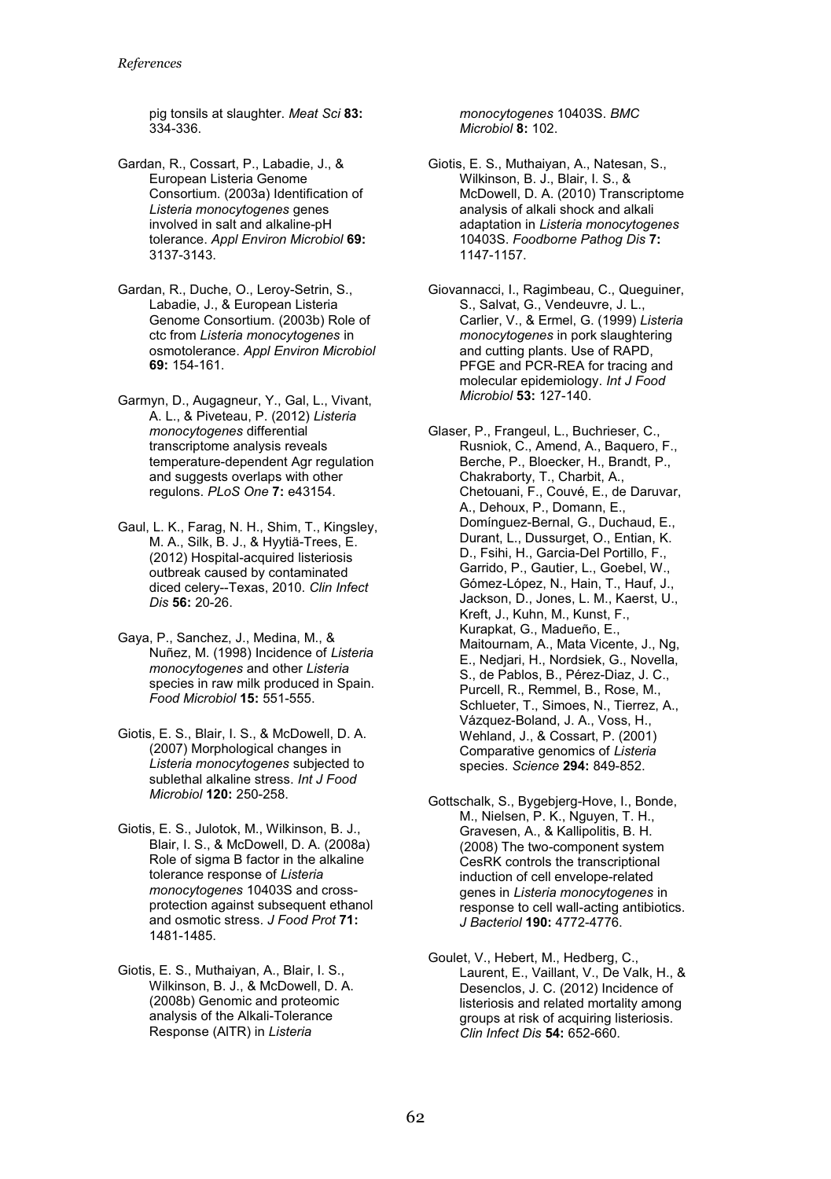pig tonsils at slaughter. *Meat Sci* **83:** 334-336.

Gardan, R., Cossart, P., Labadie, J., & European Listeria Genome Consortium. (2003a) Identification of *Listeria monocytogenes* genes involved in salt and alkaline-pH tolerance. *Appl Environ Microbiol* **69:** 3137-3143.

Gardan, R., Duche, O., Leroy-Setrin, S., Labadie, J., & European Listeria Genome Consortium. (2003b) Role of ctc from *Listeria monocytogenes* in osmotolerance. *Appl Environ Microbiol* **69:** 154-161.

Garmyn, D., Augagneur, Y., Gal, L., Vivant, A. L., & Piveteau, P. (2012) *Listeria monocytogenes* differential transcriptome analysis reveals temperature-dependent Agr regulation and suggests overlaps with other regulons. *PLoS One* **7:** e43154.

Gaul, L. K., Farag, N. H., Shim, T., Kingsley, M. A., Silk, B. J., & Hyytiä-Trees, E. (2012) Hospital-acquired listeriosis outbreak caused by contaminated diced celery--Texas, 2010. *Clin Infect Dis* **56:** 20-26.

Gaya, P., Sanchez, J., Medina, M., & Nuñez, M. (1998) Incidence of *Listeria monocytogenes* and other *Listeria* species in raw milk produced in Spain. *Food Microbiol* **15:** 551-555.

Giotis, E. S., Blair, I. S., & McDowell, D. A. (2007) Morphological changes in *Listeria monocytogenes* subjected to sublethal alkaline stress. *Int J Food Microbiol* **120:** 250-258.

Giotis, E. S., Julotok, M., Wilkinson, B. J., Blair, I. S., & McDowell, D. A. (2008a) Role of sigma B factor in the alkaline tolerance response of *Listeria monocytogenes* 10403S and cross-protection against subsequent ethanol and osmotic stress. *J Food Prot* **71:** 1481-1485.

Giotis, E. S., Muthaiyan, A., Blair, I. S., Wilkinson, B. J., & McDowell, D. A. (2008b) Genomic and proteomic analysis of the Alkali-Tolerance Response (AlTR) in *Listeria monocytogenes* 10403S. *BMC Microbiol* **8:** 102.

Giotis, E. S., Muthaiyan, A., Natesan, S., Wilkinson, B. J., Blair, I. S., & McDowell, D. A. (2010) Transcriptome analysis of alkali shock and alkali adaptation in *Listeria monocytogenes* 10403S. *Foodborne Pathog Dis* **7:** 1147-1157.

Giovannacci, I., Ragimbeau, C., Queguiner, S., Salvat, G., Vendeuvre, J. L., Carlier, V., & Ermel, G. (1999) *Listeria monocytogenes* in pork slaughtering and cutting plants. Use of RAPD, PFGE and PCR-REA for tracing and molecular epidemiology. *Int J Food Microbiol* **53:** 127-140.

Glaser, P., Frangeul, L., Buchrieser, C., Rusniok, C., Amend, A., Baquero, F., Berche, P., Bloecker, H., Brandt, P., Chakraborty, T., Charbit, A., Chetouani, F., Couvé, E., de Daruvar, A., Dehoux, P., Domann, E., Domínguez-Bernal, G., Duchaud, E., Durant, L., Dussurget, O., Entian, K. D., Fsihi, H., Garcia-Del Portillo, F., Garrido, P., Gautier, L., Goebel, W., Gómez-López, N., Hain, T., Hauf, J., Jackson, D., Jones, L. M., Kaerst, U., Kreft, J., Kuhn, M., Kunst, F., Kurapkat, G., Madueño, E., Maitournam, A., Mata Vicente, J., Ng, E., Nedjari, H., Nordsiek, G., Novella, S., de Pablos, B., Pérez-Diaz, J. C., Purcell, R., Remmel, B., Rose, M., Schlueter, T., Simoes, N., Tierrez, A., Vázquez-Boland, J. A., Voss, H., Wehland, J., & Cossart, P. (2001) Comparative genomics of *Listeria* species. *Science* **294:** 849-852.

Gottschalk, S., Bygebjerg-Hove, I., Bonde, M., Nielsen, P. K., Nguyen, T. H., Gravesen, A., & Kallipolitis, B. H. (2008) The two-component system CesRK controls the transcriptional induction of cell envelope-related genes in *Listeria monocytogenes* in response to cell wall-acting antibiotics. *J Bacteriol* **190:** 4772-4776.

Goulet, V., Hebert, M., Hedberg, C., Laurent, E., Vaillant, V., De Valk, H., & Desenclos, J. C. (2012) Incidence of listeriosis and related mortality among groups at risk of acquiring listeriosis. *Clin Infect Dis* **54:** 652-660.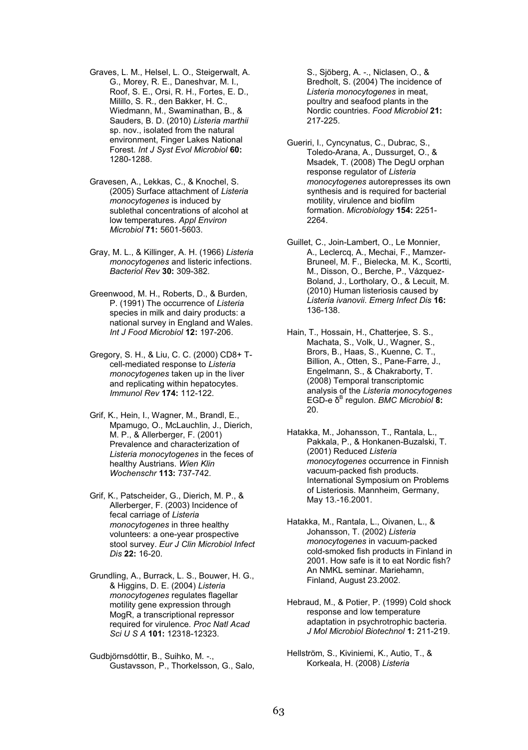Graves, L. M., Helsel, L. O., Steigerwalt, A. G., Morey, R. E., Daneshvar, M. I., Roof, S. E., Orsi, R. H., Fortes, E. D., Milillo, S. R., den Bakker, H. C., Wiedmann, M., Swaminathan, B., & Sauders, B. D. (2010) *Listeria marthii* sp. nov., isolated from the natural environment, Finger Lakes National Forest. *Int J Syst Evol Microbiol* **60:** 1280-1288.

Gravesen, A., Lekkas, C., & Knochel, S. (2005) Surface attachment of *Listeria monocytogenes* is induced by sublethal concentrations of alcohol at low temperatures. *Appl Environ Microbiol* **71:** 5601-5603.

Gray, M. L., & Killinger, A. H. (1966) *Listeria monocytogenes* and listeric infections. *Bacteriol Rev* **30:** 309-382.

Greenwood, M. H., Roberts, D., & Burden, P. (1991) The occurrence of *Listeria* species in milk and dairy products: a national survey in England and Wales. *Int J Food Microbiol* **12:** 197-206.

Gregory, S. H., & Liu, C. C. (2000) CD8+ T-cell-mediated response to *Listeria monocytogenes* taken up in the liver and replicating within hepatocytes. *Immunol Rev* **174:** 112-122.

Grif, K., Hein, I., Wagner, M., Brandl, E., Mpamugo, O., McLauchlin, J., Dierich, M. P., & Allerberger, F. (2001) Prevalence and characterization of *Listeria monocytogenes* in the feces of healthy Austrians. *Wien Klin Wochenschr* **113:** 737-742.

Grif, K., Patscheider, G., Dierich, M. P., & Allerberger, F. (2003) Incidence of fecal carriage of *Listeria monocytogenes* in three healthy volunteers: a one-year prospective stool survey. *Eur J Clin Microbiol Infect Dis* **22:** 16-20.

Grundling, A., Burrack, L. S., Bouwer, H. G., & Higgins, D. E. (2004) *Listeria monocytogenes* regulates flagellar motility gene expression through MogR, a transcriptional repressor required for virulence. *Proc Natl Acad Sci U S A* **101:** 12318-12323.

Gudbjörnsdóttir, B., Suihko, M. -., Gustavsson, P., Thorkelsson, G., Salo, S., Sjöberg, A. -., Niclasen, O., & Bredholt, S. (2004) The incidence of *Listeria monocytogenes* in meat, poultry and seafood plants in the Nordic countries. *Food Microbiol* **21:** 217-225.

Gueriri, I., Cyncynatus, C., Dubrac, S., Toledo-Arana, A., Dussurget, O., & Msadek, T. (2008) The DegU orphan response regulator of *Listeria monocytogenes* autorepresses its own synthesis and is required for bacterial motility, virulence and biofilm formation. *Microbiology* **154:** 2251-2264.

Guillet, C., Join-Lambert, O., Le Monnier, A., Leclercq, A., Mechai, F., Mamzer-Bruneel, M. F., Bielecka, M. K., Scortti, M., Disson, O., Berche, P., Vázquez-Boland, J., Lortholary, O., & Lecuit, M. (2010) Human listeriosis caused by *Listeria ivanovii*. *Emerg Infect Dis* **16:** 136-138.

Hain, T., Hossain, H., Chatterjee, S. S., Machata, S., Volk, U., Wagner, S., Brors, B., Haas, S., Kuenne, C. T., Billion, A., Otten, S., Pane-Farre, J., Engelmann, S., & Chakraborty, T. (2008) Temporal transcriptomic analysis of the *Listeria monocytogenes* EGD-e $\sigma^B$ regulon. *BMC Microbiol* **8:** 20.

Hatakka, M., Johansson, T., Rantala, L., Pakkala, P., & Honkanen-Buzalski, T. (2001) Reduced *Listeria monocytogenes* occurrence in Finnish vacuum-packed fish products. International Symposium on Problems of Listeriosis. Mannheim, Germany, May 13.-16.2001.

Hatakka, M., Rantala, L., Oivanen, L., & Johansson, T. (2002) *Listeria monocytogenes* in vacuum-packed cold-smoked fish products in Finland in 2001. How safe is it to eat Nordic fish? An NMKL seminar. Mariehamn, Finland, August 23.2002.

Hebraud, M., & Potier, P. (1999) Cold shock response and low temperature adaptation in psychrotrophic bacteria. *J Mol Microbiol Biotechnol* **1:** 211-219.

Hellström, S., Kiviniemi, K., Autio, T., & Korkeala, H. (2008) *Listeria*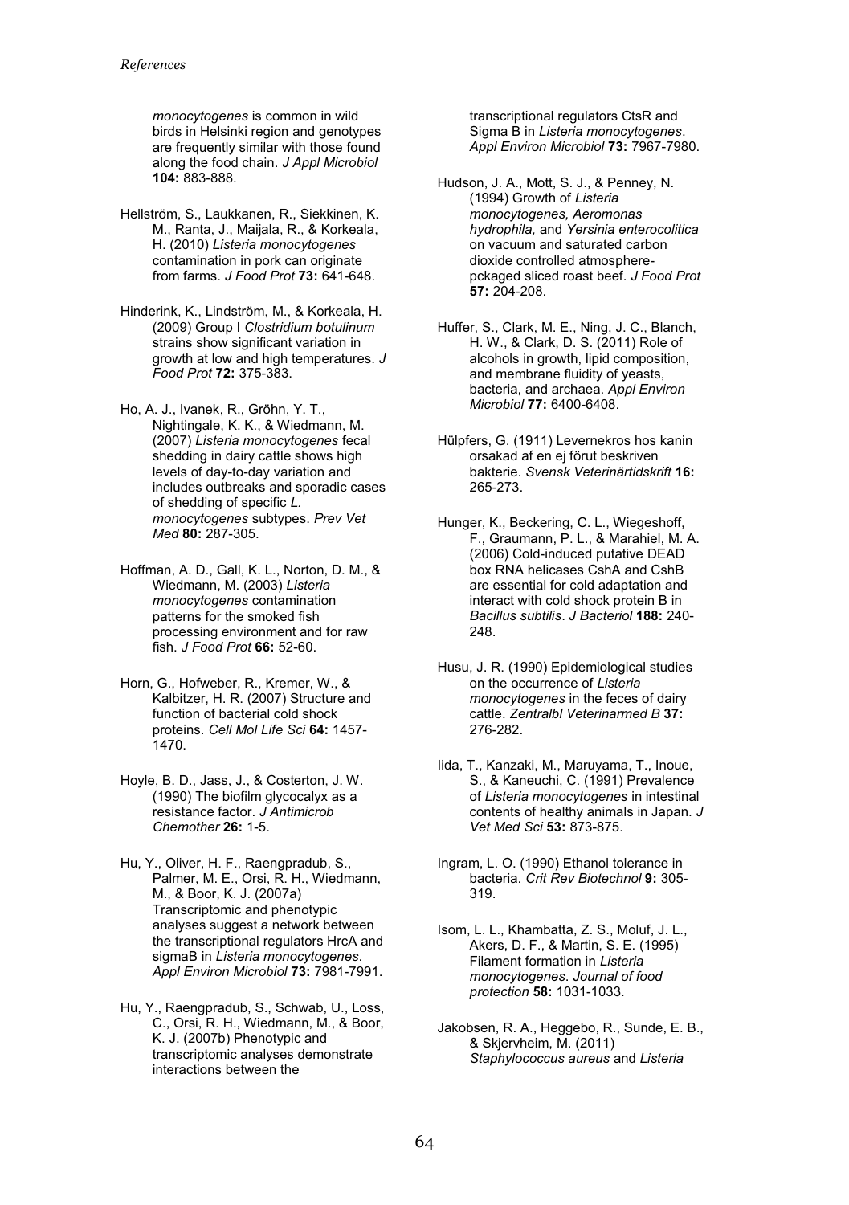*monocytogenes* is common in wild birds in Helsinki region and genotypes are frequently similar with those found along the food chain. *J Appl Microbiol* **104:** 883-888.

Hellström, S., Laukkanen, R., Siekkinen, K. M., Ranta, J., Maijala, R., & Korkeala, H. (2010) *Listeria monocytogenes* contamination in pork can originate from farms. *J Food Prot* **73:** 641-648.

Hinderink, K., Lindström, M., & Korkeala, H. (2009) Group I *Clostridium botulinum* strains show significant variation in growth at low and high temperatures. *J Food Prot* **72:** 375-383.

Ho, A. J., Ivanek, R., Gröhn, Y. T., Nightingale, K. K., & Wiedmann, M. (2007) *Listeria monocytogenes* fecal shedding in dairy cattle shows high levels of day-to-day variation and includes outbreaks and sporadic cases of shedding of specific *L. monocytogenes* subtypes. *Prev Vet Med* **80:** 287-305.

Hoffman, A. D., Gall, K. L., Norton, D. M., & Wiedmann, M. (2003) *Listeria monocytogenes* contamination patterns for the smoked fish processing environment and for raw fish. *J Food Prot* **66:** 52-60.

Horn, G., Hofweber, R., Kremer, W., & Kalbitzer, H. R. (2007) Structure and function of bacterial cold shock proteins. *Cell Mol Life Sci* **64:** 1457-1470.

Hoyle, B. D., Jass, J., & Costerton, J. W. (1990) The biofilm glycocalyx as a resistance factor. *J Antimicrob Chemother* **26:** 1-5.

Hu, Y., Oliver, H. F., Raengpradub, S., Palmer, M. E., Orsi, R. H., Wiedmann, M., & Boor, K. J. (2007a) Transcriptomic and phenotypic analyses suggest a network between the transcriptional regulators HrcA and sigmaB in *Listeria monocytogenes*. *Appl Environ Microbiol* **73:** 7981-7991.

Hu, Y., Raengpradub, S., Schwab, U., Loss, C., Orsi, R. H., Wiedmann, M., & Boor, K. J. (2007b) Phenotypic and transcriptomic analyses demonstrate interactions between the transcriptional regulators CtsR and Sigma B in *Listeria monocytogenes*. *Appl Environ Microbiol* **73:** 7967-7980.

Hudson, J. A., Mott, S. J., & Penney, N. (1994) Growth of *Listeria monocytogenes, Aeromonas hydrophila,* and *Yersinia enterocolitica* on vacuum and saturated carbon dioxide controlled atmosphere-pckaged sliced roast beef. *J Food Prot* **57:** 204-208.

Huffer, S., Clark, M. E., Ning, J. C., Blanch, H. W., & Clark, D. S. (2011) Role of alcohols in growth, lipid composition, and membrane fluidity of yeasts, bacteria, and archaea. *Appl Environ Microbiol* **77:** 6400-6408.

Hülpfers, G. (1911) Levernekros hos kanin orsakad af en ej förut beskriven bakterie. *Svensk Veterinärtidskrift* **16:** 265-273.

Hunger, K., Beckering, C. L., Wiegeshoff, F., Graumann, P. L., & Marahiel, M. A. (2006) Cold-induced putative DEAD box RNA helicases CshA and CshB are essential for cold adaptation and interact with cold shock protein B in *Bacillus subtilis*. *J Bacteriol* **188:** 240-248.

Husu, J. R. (1990) Epidemiological studies on the occurrence of *Listeria monocytogenes* in the feces of dairy cattle. *Zentralbl Veterinarmed B* **37:** 276-282.

Iida, T., Kanzaki, M., Maruyama, T., Inoue, S., & Kaneuchi, C. (1991) Prevalence of *Listeria monocytogenes* in intestinal contents of healthy animals in Japan. *J Vet Med Sci* **53:** 873-875.

Ingram, L. O. (1990) Ethanol tolerance in bacteria. *Crit Rev Biotechnol* **9:** 305-319.

Isom, L. L., Khambatta, Z. S., Moluf, J. L., Akers, D. F., & Martin, S. E. (1995) Filament formation in *Listeria monocytogenes*. *Journal of food protection* **58:** 1031-1033.

Jakobsen, R. A., Heggebo, R., Sunde, E. B., & Skjervheim, M. (2011) *Staphylococcus aureus* and *Listeria*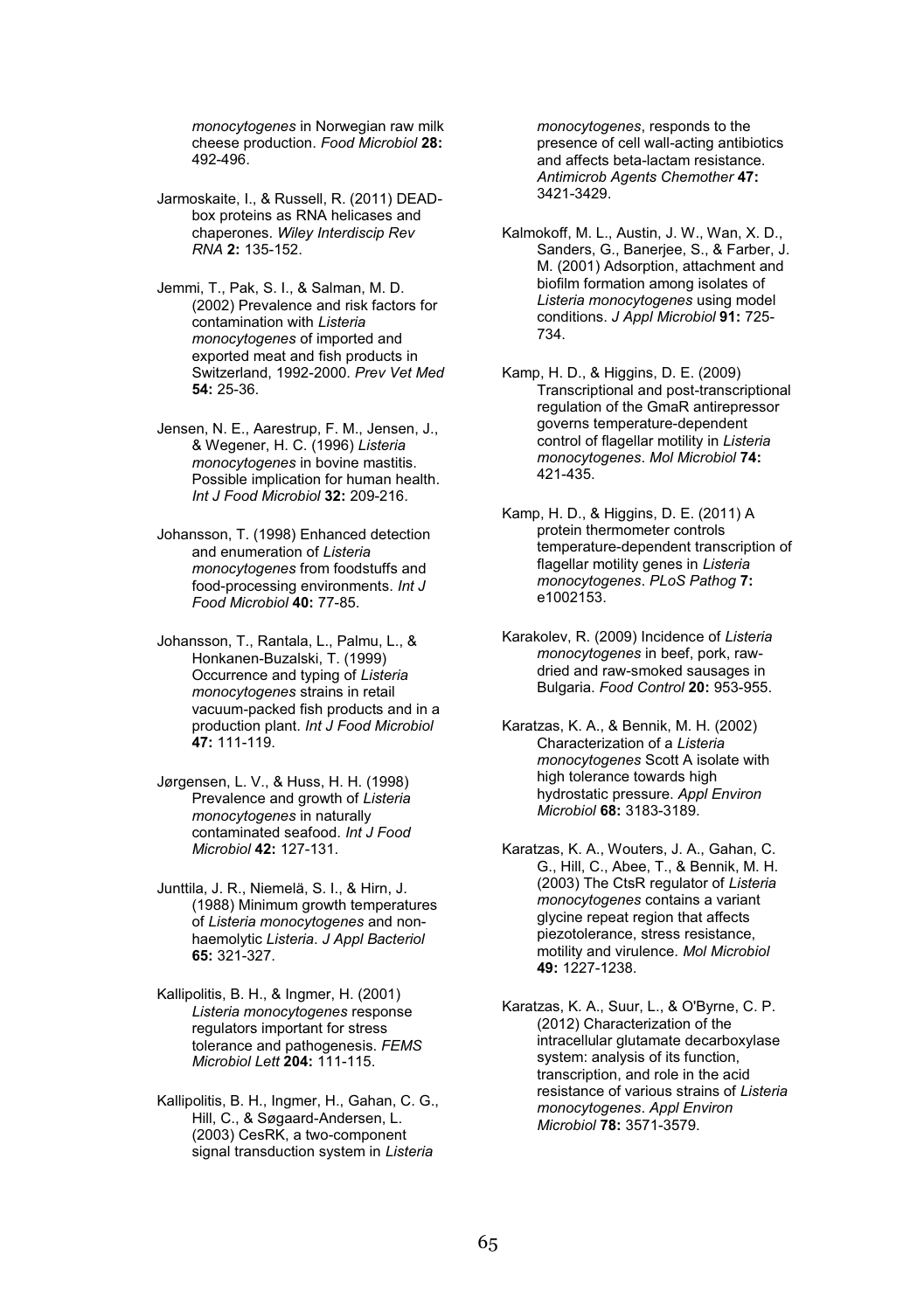*monocytogenes* in Norwegian raw milk cheese production. *Food Microbiol* **28:** 492-496.

Jarmoskaite, I., & Russell, R. (2011) DEAD-box proteins as RNA helicases and chaperones. *Wiley Interdiscip Rev RNA* **2:** 135-152.

Jemmi, T., Pak, S. I., & Salman, M. D. (2002) Prevalence and risk factors for contamination with *Listeria monocytogenes* of imported and exported meat and fish products in Switzerland, 1992-2000. *Prev Vet Med* **54:** 25-36.

Jensen, N. E., Aarestrup, F. M., Jensen, J., & Wegener, H. C. (1996) *Listeria monocytogenes* in bovine mastitis. Possible implication for human health. *Int J Food Microbiol* **32:** 209-216.

Johansson, T. (1998) Enhanced detection and enumeration of *Listeria monocytogenes* from foodstuffs and food-processing environments. *Int J Food Microbiol* **40:** 77-85.

Johansson, T., Rantala, L., Palmu, L., & Honkanen-Buzalski, T. (1999) Occurrence and typing of *Listeria monocytogenes* strains in retail vacuum-packed fish products and in a production plant. *Int J Food Microbiol* **47:** 111-119.

Jørgensen, L. V., & Huss, H. H. (1998) Prevalence and growth of *Listeria monocytogenes* in naturally contaminated seafood. *Int J Food Microbiol* **42:** 127-131.

Junttila, J. R., Niemelä, S. I., & Hirn, J. (1988) Minimum growth temperatures of *Listeria monocytogenes* and non-haemolytic *Listeria*. *J Appl Bacteriol* **65:** 321-327.

Kallipolitis, B. H., & Ingmer, H. (2001) *Listeria monocytogenes* response regulators important for stress tolerance and pathogenesis. *FEMS Microbiol Lett* **204:** 111-115.

Kallipolitis, B. H., Ingmer, H., Gahan, C. G., Hill, C., & Søgaard-Andersen, L. (2003) CesRK, a two-component signal transduction system in *Listeria monocytogenes*, responds to the presence of cell wall-acting antibiotics and affects beta-lactam resistance. *Antimicrob Agents Chemother* **47:** 3421-3429.

Kalmokoff, M. L., Austin, J. W., Wan, X. D., Sanders, G., Banerjee, S., & Farber, J. M. (2001) Adsorption, attachment and biofilm formation among isolates of *Listeria monocytogenes* using model conditions. *J Appl Microbiol* **91:** 725-734.

Kamp, H. D., & Higgins, D. E. (2009) Transcriptional and post-transcriptional regulation of the GmaR antirepressor governs temperature-dependent control of flagellar motility in *Listeria monocytogenes*. *Mol Microbiol* **74:** 421-435.

Kamp, H. D., & Higgins, D. E. (2011) A protein thermometer controls temperature-dependent transcription of flagellar motility genes in *Listeria monocytogenes*. *PLoS Pathog* **7:** e1002153.

Karakolev, R. (2009) Incidence of *Listeria monocytogenes* in beef, pork, raw-dried and raw-smoked sausages in Bulgaria. *Food Control* **20:** 953-955.

Karatzas, K. A., & Bennik, M. H. (2002) Characterization of a *Listeria monocytogenes* Scott A isolate with high tolerance towards high hydrostatic pressure. *Appl Environ Microbiol* **68:** 3183-3189.

Karatzas, K. A., Wouters, J. A., Gahan, C. G., Hill, C., Abee, T., & Bennik, M. H. (2003) The CtsR regulator of *Listeria monocytogenes* contains a variant glycine repeat region that affects piezotolerance, stress resistance, motility and virulence. *Mol Microbiol* **49:** 1227-1238.

Karatzas, K. A., Suur, L., & O'Byrne, C. P. (2012) Characterization of the intracellular glutamate decarboxylase system: analysis of its function, transcription, and role in the acid resistance of various strains of *Listeria monocytogenes*. *Appl Environ Microbiol* **78:** 3571-3579.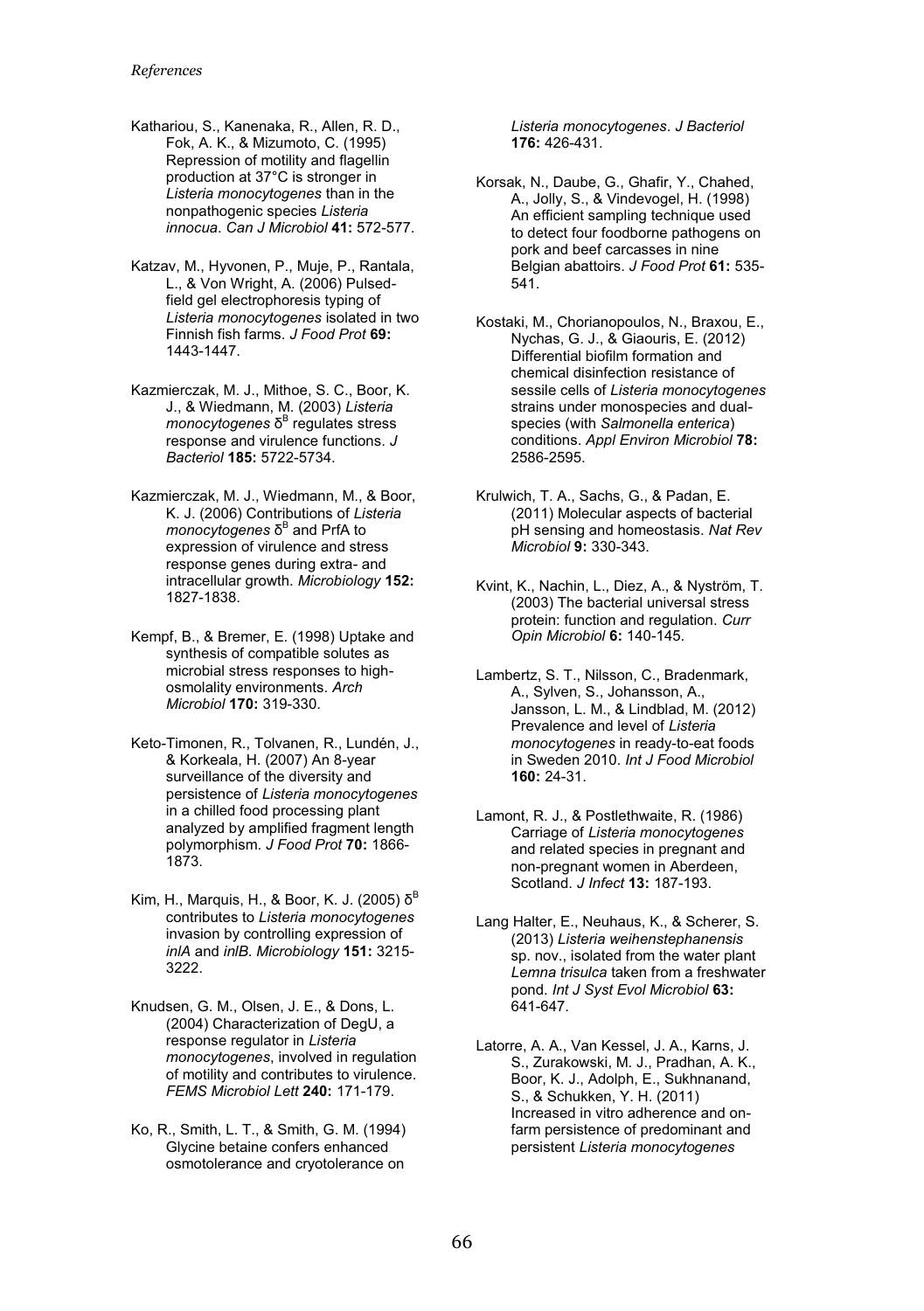Kathariou, S., Kanenaka, R., Allen, R. D., Fok, A. K., & Mizumoto, C. (1995) Repression of motility and flagellin production at 37°C is stronger in *Listeria monocytogenes* than in the nonpathogenic species *Listeria innocua*. *Can J Microbiol* **41:** 572-577.

Katzav, M., Hyvonen, P., Muje, P., Rantala, L., & Von Wright, A. (2006) Pulsed-field gel electrophoresis typing of *Listeria monocytogenes* isolated in two Finnish fish farms. *J Food Prot* **69:** 1443-1447.

Kazmierczak, M. J., Mithoe, S. C., Boor, K. J., & Wiedmann, M. (2003) *Listeria monocytogenes* $\delta^B$ regulates stress response and virulence functions. *J Bacteriol* **185:** 5722-5734.

Kazmierczak, M. J., Wiedmann, M., & Boor, K. J. (2006) Contributions of *Listeria monocytogenes* $\delta^B$ and PrfA to expression of virulence and stress response genes during extra- and intracellular growth. *Microbiology* **152:** 1827-1838.

Kempf, B., & Bremer, E. (1998) Uptake and synthesis of compatible solutes as microbial stress responses to high-osmolality environments. *Arch Microbiol* **170:** 319-330.

Keto-Timonen, R., Tolvanen, R., Lundén, J., & Korkeala, H. (2007) An 8-year surveillance of the diversity and persistence of *Listeria monocytogenes* in a chilled food processing plant analyzed by amplified fragment length polymorphism. *J Food Prot* **70:** 1866-1873.

Kim, H., Marquis, H., & Boor, K. J. (2005) $\delta^B$ contributes to *Listeria monocytogenes* invasion by controlling expression of *inlA* and *inlB*. *Microbiology* **151:** 3215-3222.

Knudsen, G. M., Olsen, J. E., & Dons, L. (2004) Characterization of DegU, a response regulator in *Listeria monocytogenes*, involved in regulation of motility and contributes to virulence. *FEMS Microbiol Lett* **240:** 171-179.

Ko, R., Smith, L. T., & Smith, G. M. (1994) Glycine betaine confers enhanced osmotolerance and cryotolerance on *Listeria monocytogenes*. *J Bacteriol* **176:** 426-431.

Korsak, N., Daube, G., Ghafir, Y., Chahed, A., Jolly, S., & Vindevogel, H. (1998) An efficient sampling technique used to detect four foodborne pathogens on pork and beef carcasses in nine Belgian abattoirs. *J Food Prot* **61:** 535-541.

Kostaki, M., Chorianopoulos, N., Braxou, E., Nychas, G. J., & Giaouris, E. (2012) Differential biofilm formation and chemical disinfection resistance of sessile cells of *Listeria monocytogenes* strains under monospecies and dual-species (with *Salmonella enterica*) conditions. *Appl Environ Microbiol* **78:** 2586-2595.

Krulwich, T. A., Sachs, G., & Padan, E. (2011) Molecular aspects of bacterial pH sensing and homeostasis. *Nat Rev Microbiol* **9:** 330-343.

Kvint, K., Nachin, L., Diez, A., & Nyström, T. (2003) The bacterial universal stress protein: function and regulation. *Curr Opin Microbiol* **6:** 140-145.

Lambertz, S. T., Nilsson, C., Bradenmark, A., Sylven, S., Johansson, A., Jansson, L. M., & Lindblad, M. (2012) Prevalence and level of *Listeria monocytogenes* in ready-to-eat foods in Sweden 2010. *Int J Food Microbiol* **160:** 24-31.

Lamont, R. J., & Postlethwaite, R. (1986) Carriage of *Listeria monocytogenes* and related species in pregnant and non-pregnant women in Aberdeen, Scotland. *J Infect* **13:** 187-193.

Lang Halter, E., Neuhaus, K., & Scherer, S. (2013) *Listeria weihenstephanensis* sp. nov., isolated from the water plant *Lemna trisulca* taken from a freshwater pond. *Int J Syst Evol Microbiol* **63:** 641-647.

Latorre, A. A., Van Kessel, J. A., Karns, J. S., Zurakowski, M. J., Pradhan, A. K., Boor, K. J., Adolph, E., Sukhnanand, S., & Schukken, Y. H. (2011) Increased in vitro adherence and on-farm persistence of predominant and persistent *Listeria monocytogenes*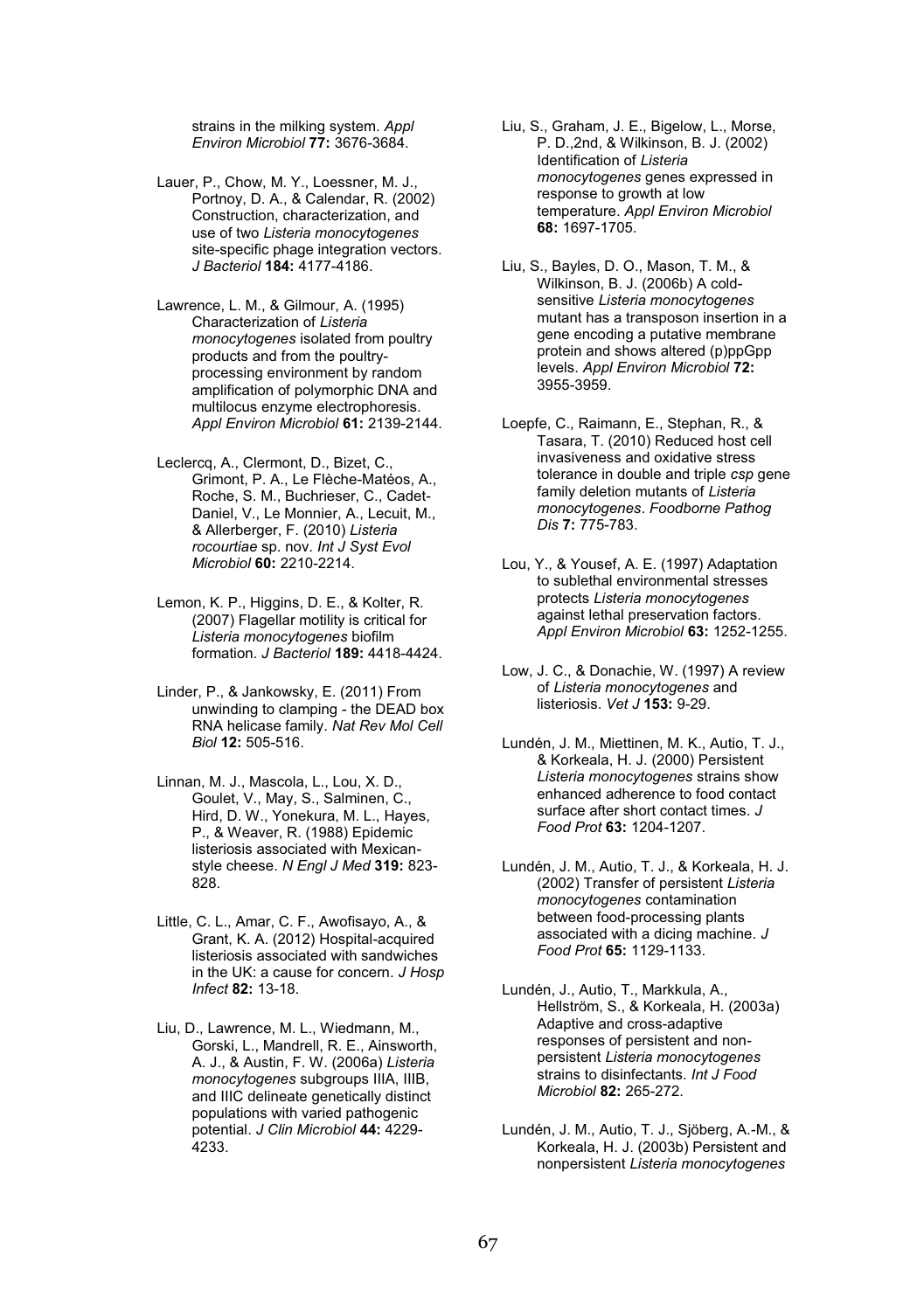strains in the milking system. *Appl Environ Microbiol* **77:** 3676-3684.

Lauer, P., Chow, M. Y., Loessner, M. J., Portnoy, D. A., & Calendar, R. (2002) Construction, characterization, and use of two *Listeria monocytogenes* site-specific phage integration vectors. *J Bacteriol* **184:** 4177-4186.

Lawrence, L. M., & Gilmour, A. (1995) Characterization of *Listeria monocytogenes* isolated from poultry products and from the poultry-processing environment by random amplification of polymorphic DNA and multilocus enzyme electrophoresis. *Appl Environ Microbiol* **61:** 2139-2144.

Leclercq, A., Clermont, D., Bizet, C., Grimont, P. A., Le Flèche-Matéos, A., Roche, S. M., Buchrieser, C., Cadet-Daniel, V., Le Monnier, A., Lecuit, M., & Allerberger, F. (2010) *Listeria rocourtiae* sp. nov. *Int J Syst Evol Microbiol* **60:** 2210-2214.

Lemon, K. P., Higgins, D. E., & Kolter, R. (2007) Flagellar motility is critical for *Listeria monocytogenes* biofilm formation. *J Bacteriol* **189:** 4418-4424.

Linder, P., & Jankowsky, E. (2011) From unwinding to clamping - the DEAD box RNA helicase family. *Nat Rev Mol Cell Biol* **12:** 505-516.

Linnan, M. J., Mascola, L., Lou, X. D., Goulet, V., May, S., Salminen, C., Hird, D. W., Yonekura, M. L., Hayes, P., & Weaver, R. (1988) Epidemic listeriosis associated with Mexican-style cheese. *N Engl J Med* **319:** 823-828.

Little, C. L., Amar, C. F., Awofisayo, A., & Grant, K. A. (2012) Hospital-acquired listeriosis associated with sandwiches in the UK: a cause for concern. *J Hosp Infect* **82:** 13-18.

Liu, D., Lawrence, M. L., Wiedmann, M., Gorski, L., Mandrell, R. E., Ainsworth, A. J., & Austin, F. W. (2006a) *Listeria monocytogenes* subgroups IIIA, IIIB, and IIIC delineate genetically distinct populations with varied pathogenic potential. *J Clin Microbiol* **44:** 4229-4233.

Liu, S., Graham, J. E., Bigelow, L., Morse, P. D.,2nd, & Wilkinson, B. J. (2002) Identification of *Listeria monocytogenes* genes expressed in response to growth at low temperature. *Appl Environ Microbiol* **68:** 1697-1705.

Liu, S., Bayles, D. O., Mason, T. M., & Wilkinson, B. J. (2006b) A cold-sensitive *Listeria monocytogenes* mutant has a transposon insertion in a gene encoding a putative membrane protein and shows altered (p)ppGpp levels. *Appl Environ Microbiol* **72:** 3955-3959.

Loepfe, C., Raimann, E., Stephan, R., & Tasara, T. (2010) Reduced host cell invasiveness and oxidative stress tolerance in double and triple *csp* gene family deletion mutants of *Listeria monocytogenes*. *Foodborne Pathog Dis* **7:** 775-783.

Lou, Y., & Yousef, A. E. (1997) Adaptation to sublethal environmental stresses protects *Listeria monocytogenes* against lethal preservation factors. *Appl Environ Microbiol* **63:** 1252-1255.

Low, J. C., & Donachie, W. (1997) A review of *Listeria monocytogenes* and listeriosis. *Vet J* **153:** 9-29.

Lundén, J. M., Miettinen, M. K., Autio, T. J., & Korkeala, H. J. (2000) Persistent *Listeria monocytogenes* strains show enhanced adherence to food contact surface after short contact times. *J Food Prot* **63:** 1204-1207.

Lundén, J. M., Autio, T. J., & Korkeala, H. J. (2002) Transfer of persistent *Listeria monocytogenes* contamination between food-processing plants associated with a dicing machine. *J Food Prot* **65:** 1129-1133.

Lundén, J., Autio, T., Markkula, A., Hellström, S., & Korkeala, H. (2003a) Adaptive and cross-adaptive responses of persistent and non-persistent *Listeria monocytogenes* strains to disinfectants. *Int J Food Microbiol* **82:** 265-272.

Lundén, J. M., Autio, T. J., Sjöberg, A.-M., & Korkeala, H. J. (2003b) Persistent and nonpersistent *Listeria monocytogenes*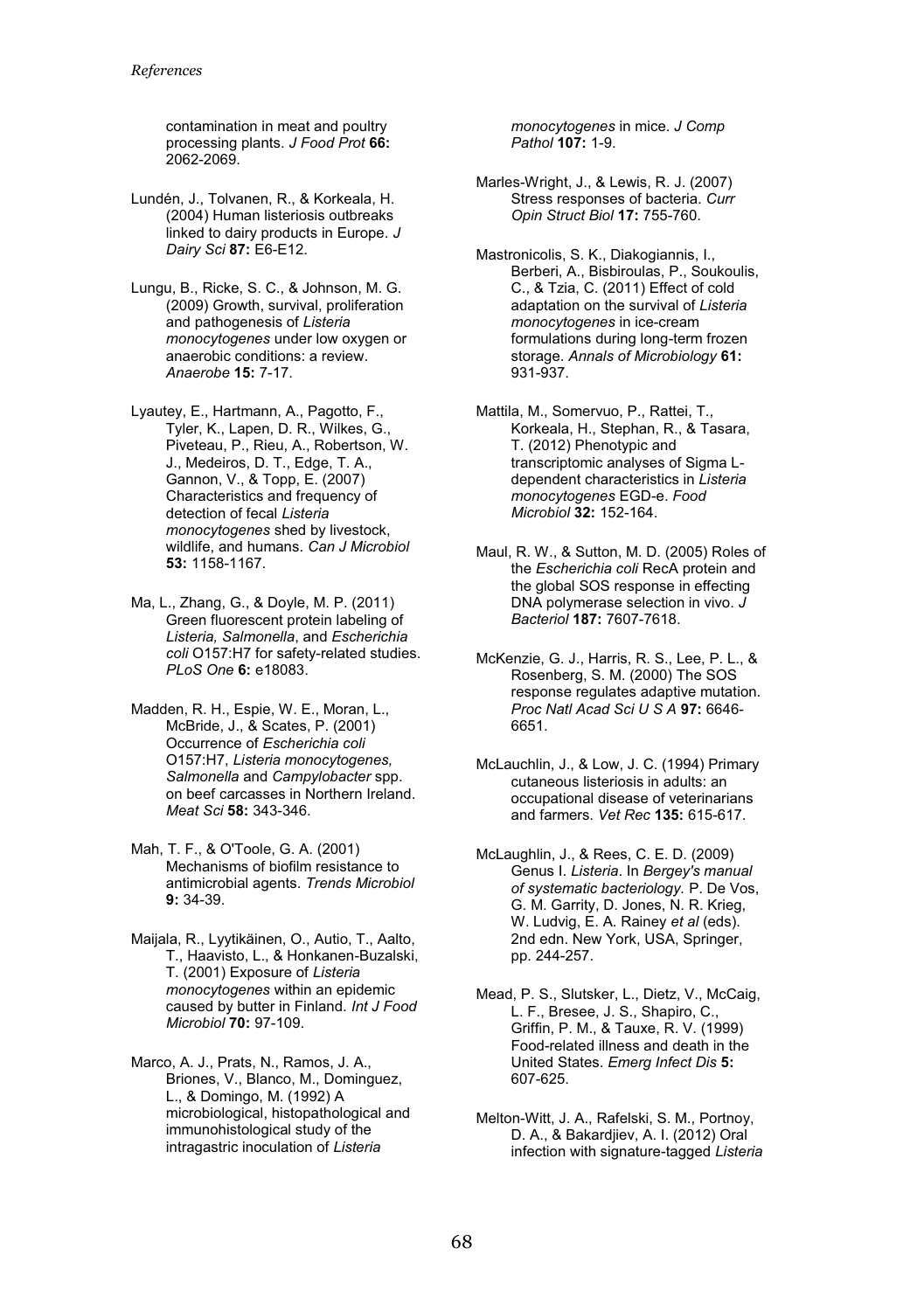contamination in meat and poultry processing plants. *J Food Prot* **66:** 2062-2069.

Lundén, J., Tolvanen, R., & Korkeala, H. (2004) Human listeriosis outbreaks linked to dairy products in Europe. *J Dairy Sci* **87:** E6-E12.

Lungu, B., Ricke, S. C., & Johnson, M. G. (2009) Growth, survival, proliferation and pathogenesis of *Listeria monocytogenes* under low oxygen or anaerobic conditions: a review. *Anaerobe* **15:** 7-17.

Lyautey, E., Hartmann, A., Pagotto, F., Tyler, K., Lapen, D. R., Wilkes, G., Piveteau, P., Rieu, A., Robertson, W. J., Medeiros, D. T., Edge, T. A., Gannon, V., & Topp, E. (2007) Characteristics and frequency of detection of fecal *Listeria monocytogenes* shed by livestock, wildlife, and humans. *Can J Microbiol* **53:** 1158-1167.

Ma, L., Zhang, G., & Doyle, M. P. (2011) Green fluorescent protein labeling of *Listeria, Salmonella*, and *Escherichia coli* O157:H7 for safety-related studies. *PLoS One* **6:** e18083.

Madden, R. H., Espie, W. E., Moran, L., McBride, J., & Scates, P. (2001) Occurrence of *Escherichia coli* O157:H7, *Listeria monocytogenes, Salmonella* and *Campylobacter* spp. on beef carcasses in Northern Ireland. *Meat Sci* **58:** 343-346.

Mah, T. F., & O'Toole, G. A. (2001) Mechanisms of biofilm resistance to antimicrobial agents. *Trends Microbiol* **9:** 34-39.

Maijala, R., Lyytikäinen, O., Autio, T., Aalto, T., Haavisto, L., & Honkanen-Buzalski, T. (2001) Exposure of *Listeria monocytogenes* within an epidemic caused by butter in Finland. *Int J Food Microbiol* **70:** 97-109.

Marco, A. J., Prats, N., Ramos, J. A., Briones, V., Blanco, M., Dominguez, L., & Domingo, M. (1992) A microbiological, histopathological and immunohistological study of the intragastric inoculation of *Listeria monocytogenes* in mice. *J Comp Pathol* **107:** 1-9.

Marles-Wright, J., & Lewis, R. J. (2007) Stress responses of bacteria. *Curr Opin Struct Biol* **17:** 755-760.

Mastronicolis, S. K., Diakogiannis, I., Berberi, A., Bisbiroulas, P., Soukoulis, C., & Tzia, C. (2011) Effect of cold adaptation on the survival of *Listeria monocytogenes* in ice-cream formulations during long-term frozen storage. *Annals of Microbiology* **61:** 931-937.

Mattila, M., Somervuo, P., Rattei, T., Korkeala, H., Stephan, R., & Tasara, T. (2012) Phenotypic and transcriptomic analyses of Sigma L-dependent characteristics in *Listeria monocytogenes* EGD-e. *Food Microbiol* **32:** 152-164.

Maul, R. W., & Sutton, M. D. (2005) Roles of the *Escherichia coli* RecA protein and the global SOS response in effecting DNA polymerase selection in vivo. *J Bacteriol* **187:** 7607-7618.

McKenzie, G. J., Harris, R. S., Lee, P. L., & Rosenberg, S. M. (2000) The SOS response regulates adaptive mutation. *Proc Natl Acad Sci U S A* **97:** 6646-6651.

McLauchlin, J., & Low, J. C. (1994) Primary cutaneous listeriosis in adults: an occupational disease of veterinarians and farmers. *Vet Rec* **135:** 615-617.

McLaughlin, J., & Rees, C. E. D. (2009) Genus I. *Listeria*. In *Bergey's manual of systematic bacteriology.* P. De Vos, G. M. Garrity, D. Jones, N. R. Krieg, W. Ludvig, E. A. Rainey *et al* (eds). 2nd edn. New York, USA, Springer, pp. 244-257.

Mead, P. S., Slutsker, L., Dietz, V., McCaig, L. F., Bresee, J. S., Shapiro, C., Griffin, P. M., & Tauxe, R. V. (1999) Food-related illness and death in the United States. *Emerg Infect Dis* **5:** 607-625.

Melton-Witt, J. A., Rafelski, S. M., Portnoy, D. A., & Bakardjiev, A. I. (2012) Oral infection with signature-tagged *Listeria*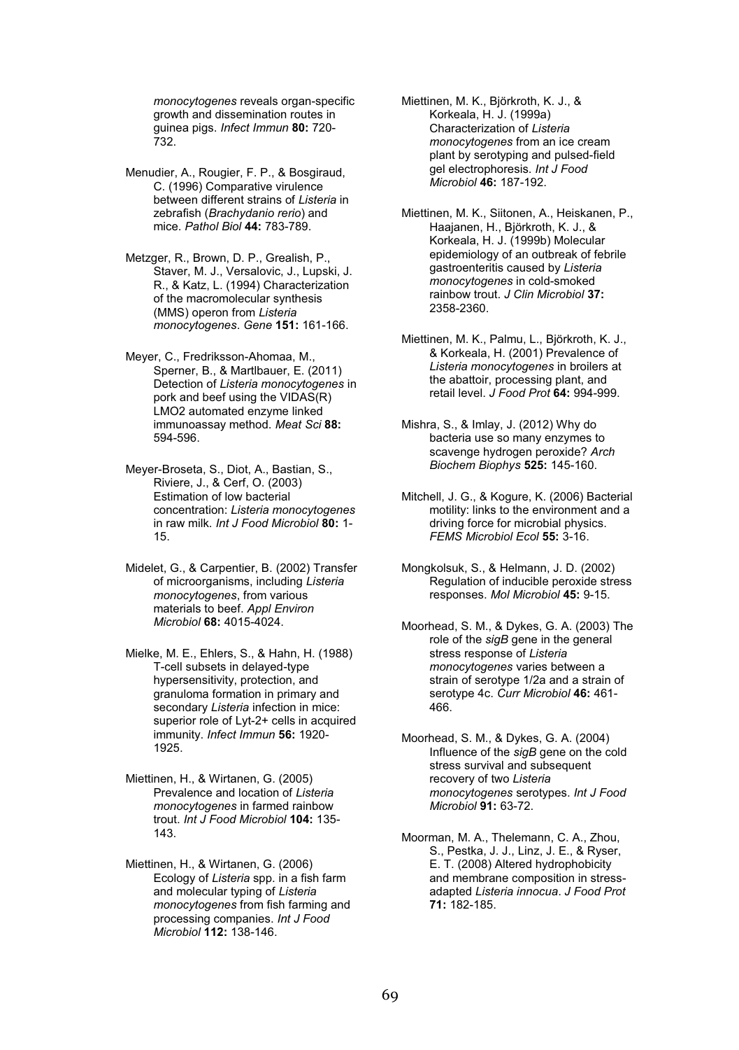*monocytogenes* reveals organ-specific growth and dissemination routes in guinea pigs. *Infect Immun* **80:** 720-732.

Menudier, A., Rougier, F. P., & Bosgiraud, C. (1996) Comparative virulence between different strains of *Listeria* in zebrafish (*Brachydanio rerio*) and mice. *Pathol Biol* **44:** 783-789.

Metzger, R., Brown, D. P., Grealish, P., Staver, M. J., Versalovic, J., Lupski, J. R., & Katz, L. (1994) Characterization of the macromolecular synthesis (MMS) operon from *Listeria monocytogenes*. *Gene* **151:** 161-166.

Meyer, C., Fredriksson-Ahomaa, M., Sperner, B., & Martlbauer, E. (2011) Detection of *Listeria monocytogenes* in pork and beef using the VIDAS(R) LMO2 automated enzyme linked immunoassay method. *Meat Sci* **88:** 594-596.

Meyer-Broseta, S., Diot, A., Bastian, S., Riviere, J., & Cerf, O. (2003) Estimation of low bacterial concentration: *Listeria monocytogenes* in raw milk. *Int J Food Microbiol* **80:** 1-15.

Midelet, G., & Carpentier, B. (2002) Transfer of microorganisms, including *Listeria monocytogenes*, from various materials to beef. *Appl Environ Microbiol* **68:** 4015-4024.

Mielke, M. E., Ehlers, S., & Hahn, H. (1988) T-cell subsets in delayed-type hypersensitivity, protection, and granuloma formation in primary and secondary *Listeria* infection in mice: superior role of Lyt-2+ cells in acquired immunity. *Infect Immun* **56:** 1920-1925.

Miettinen, H., & Wirtanen, G. (2005) Prevalence and location of *Listeria monocytogenes* in farmed rainbow trout. *Int J Food Microbiol* **104:** 135-143.

Miettinen, H., & Wirtanen, G. (2006) Ecology of *Listeria* spp. in a fish farm and molecular typing of *Listeria monocytogenes* from fish farming and processing companies. *Int J Food Microbiol* **112:** 138-146.

Miettinen, M. K., Björkroth, K. J., & Korkeala, H. J. (1999a) Characterization of *Listeria monocytogenes* from an ice cream plant by serotyping and pulsed-field gel electrophoresis. *Int J Food Microbiol* **46:** 187-192.

Miettinen, M. K., Siitonen, A., Heiskanen, P., Haajanen, H., Björkroth, K. J., & Korkeala, H. J. (1999b) Molecular epidemiology of an outbreak of febrile gastroenteritis caused by *Listeria monocytogenes* in cold-smoked rainbow trout. *J Clin Microbiol* **37:** 2358-2360.

Miettinen, M. K., Palmu, L., Björkroth, K. J., & Korkeala, H. (2001) Prevalence of *Listeria monocytogenes* in broilers at the abattoir, processing plant, and retail level. *J Food Prot* **64:** 994-999.

Mishra, S., & Imlay, J. (2012) Why do bacteria use so many enzymes to scavenge hydrogen peroxide? *Arch Biochem Biophys* **525:** 145-160.

Mitchell, J. G., & Kogure, K. (2006) Bacterial motility: links to the environment and a driving force for microbial physics. *FEMS Microbiol Ecol* **55:** 3-16.

Mongkolsuk, S., & Helmann, J. D. (2002) Regulation of inducible peroxide stress responses. *Mol Microbiol* **45:** 9-15.

Moorhead, S. M., & Dykes, G. A. (2003) The role of the *sigB* gene in the general stress response of *Listeria monocytogenes* varies between a strain of serotype 1/2a and a strain of serotype 4c. *Curr Microbiol* **46:** 461-466.

Moorhead, S. M., & Dykes, G. A. (2004) Influence of the *sigB* gene on the cold stress survival and subsequent recovery of two *Listeria monocytogenes* serotypes. *Int J Food Microbiol* **91:** 63-72.

Moorman, M. A., Thelemann, C. A., Zhou, S., Pestka, J. J., Linz, J. E., & Ryser, E. T. (2008) Altered hydrophobicity and membrane composition in stress-adapted *Listeria innocua*. *J Food Prot* **71:** 182-185.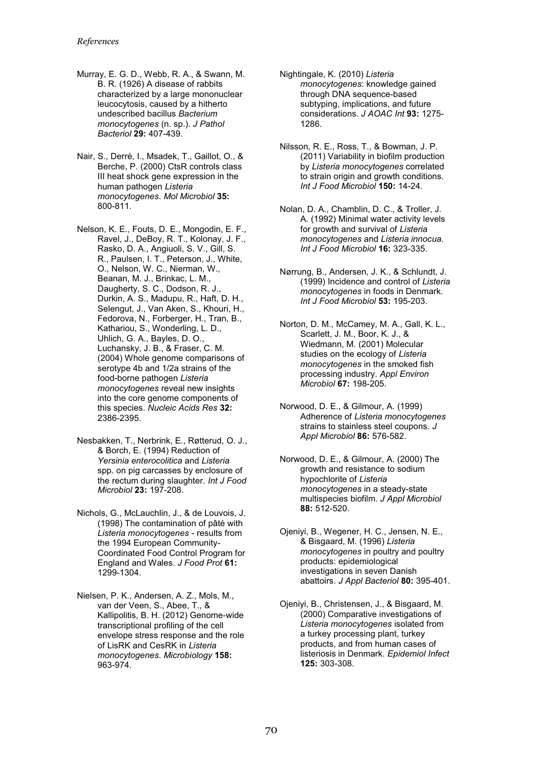Murray, E. G. D., Webb, R. A., & Swann, M. B. R. (1926) A disease of rabbits characterized by a large mononuclear leucocytosis, caused by a hitherto undescribed bacillus *Bacterium monocytogenes* (n. sp.). *J Pathol Bacteriol* **29:** 407-439.

Nair, S., Derré, I., Msadek, T., Gaillot, O., & Berche, P. (2000) CtsR controls class III heat shock gene expression in the human pathogen *Listeria monocytogenes*. *Mol Microbiol* **35:** 800-811.

Nelson, K. E., Fouts, D. E., Mongodin, E. F., Ravel, J., DeBoy, R. T., Kolonay, J. F., Rasko, D. A., Angiuoli, S. V., Gill, S. R., Paulsen, I. T., Peterson, J., White, O., Nelson, W. C., Nierman, W., Beanan, M. J., Brinkac, L. M., Daugherty, S. C., Dodson, R. J., Durkin, A. S., Madupu, R., Haft, D. H., Selengut, J., Van Aken, S., Khouri, H., Fedorova, N., Forberger, H., Tran, B., Kathariou, S., Wonderling, L. D., Uhlich, G. A., Bayles, D. O., Luchansky, J. B., & Fraser, C. M. (2004) Whole genome comparisons of serotype 4b and 1/2a strains of the food-borne pathogen *Listeria monocytogenes* reveal new insights into the core genome components of this species. *Nucleic Acids Res* **32:** 2386-2395.

Nesbakken, T., Nerbrink, E., Røtterud, O. J., & Borch, E. (1994) Reduction of *Yersinia enterocolitica* and *Listeria* spp. on pig carcasses by enclosure of the rectum during slaughter. *Int J Food Microbiol* **23:** 197-208.

Nichols, G., McLauchlin, J., & de Louvois, J. (1998) The contamination of pâté with *Listeria monocytogenes* - results from the 1994 European Community-Coordinated Food Control Program for England and Wales. *J Food Prot* **61:** 1299-1304.

Nielsen, P. K., Andersen, A. Z., Mols, M., van der Veen, S., Abee, T., & Kallipolitis, B. H. (2012) Genome-wide transcriptional profiling of the cell envelope stress response and the role of LisRK and CesRK in *Listeria monocytogenes*. *Microbiology* **158:** 963-974.

Nightingale, K. (2010) *Listeria monocytogenes*: knowledge gained through DNA sequence-based subtyping, implications, and future considerations. *J AOAC Int* **93:** 1275-1286.

Nilsson, R. E., Ross, T., & Bowman, J. P. (2011) Variability in biofilm production by *Listeria monocytogenes* correlated to strain origin and growth conditions. *Int J Food Microbiol* **150:** 14-24.

Nolan, D. A., Chamblin, D. C., & Troller, J. A. (1992) Minimal water activity levels for growth and survival of *Listeria monocytogenes* and *Listeria innocua*. *Int J Food Microbiol* **16:** 323-335.

Nørrung, B., Andersen, J. K., & Schlundt, J. (1999) Incidence and control of *Listeria monocytogenes* in foods in Denmark. *Int J Food Microbiol* **53:** 195-203.

Norton, D. M., McCamey, M. A., Gall, K. L., Scarlett, J. M., Boor, K. J., & Wiedmann, M. (2001) Molecular studies on the ecology of *Listeria monocytogenes* in the smoked fish processing industry. *Appl Environ Microbiol* **67:** 198-205.

Norwood, D. E., & Gilmour, A. (1999) Adherence of *Listeria monocytogenes* strains to stainless steel coupons. *J Appl Microbiol* **86:** 576-582.

Norwood, D. E., & Gilmour, A. (2000) The growth and resistance to sodium hypochlorite of *Listeria monocytogenes* in a steady-state multispecies biofilm. *J Appl Microbiol* **88:** 512-520.

Ojeniyi, B., Wegener, H. C., Jensen, N. E., & Bisgaard, M. (1996) *Listeria monocytogenes* in poultry and poultry products: epidemiological investigations in seven Danish abattoirs. *J Appl Bacteriol* **80:** 395-401.

Ojeniyi, B., Christensen, J., & Bisgaard, M. (2000) Comparative investigations of *Listeria monocytogenes* isolated from a turkey processing plant, turkey products, and from human cases of listeriosis in Denmark. *Epidemiol Infect* **125:** 303-308.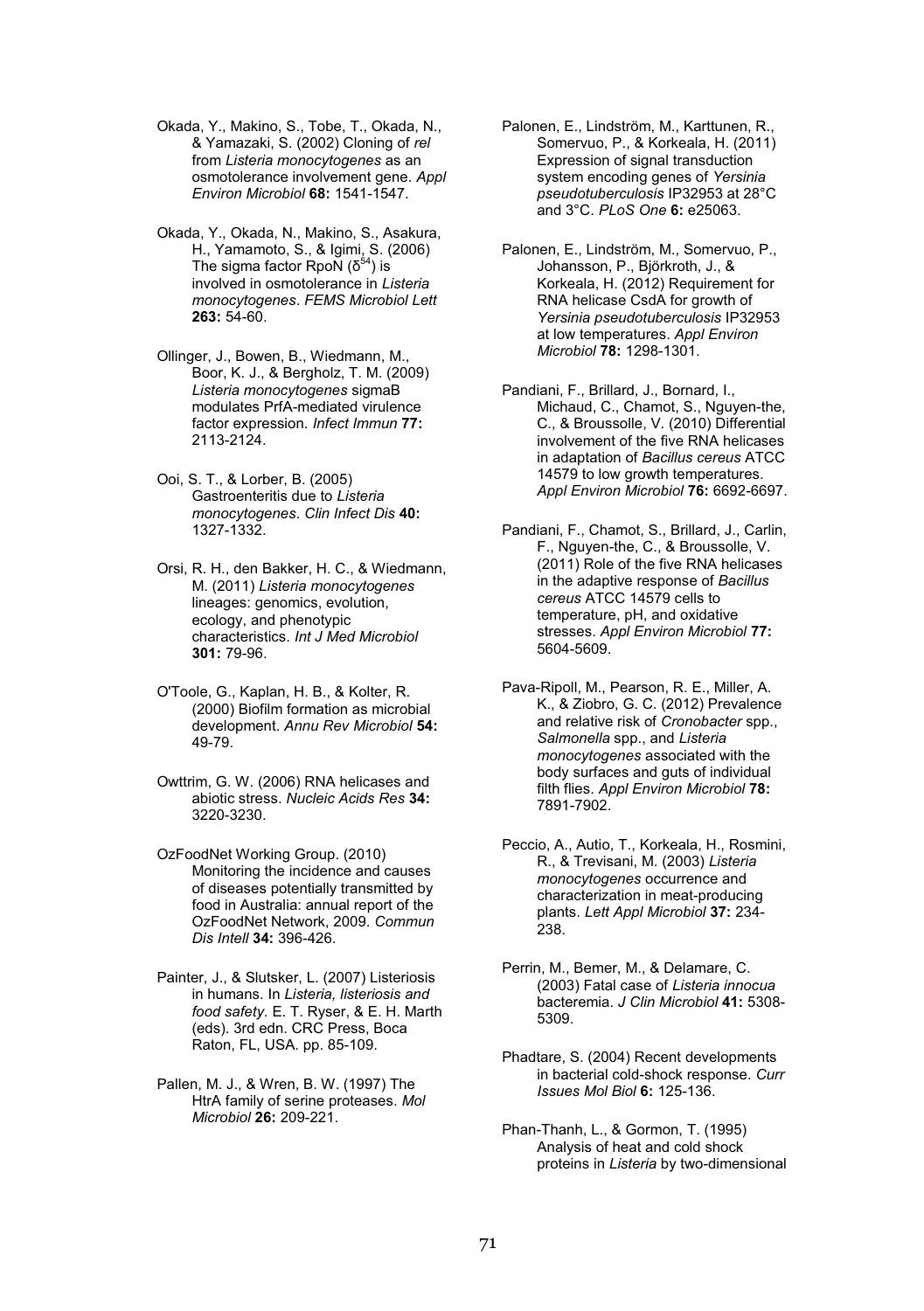Okada, Y., Makino, S., Tobe, T., Okada, N., & Yamazaki, S. (2002) Cloning of *rel* from *Listeria monocytogenes* as an osmotolerance involvement gene. *Appl Environ Microbiol* **68:** 1541-1547.

Okada, Y., Okada, N., Makino, S., Asakura, H., Yamamoto, S., & Igimi, S. (2006) The sigma factor RpoN ($\delta^{54}$) is involved in osmotolerance in *Listeria monocytogenes*. *FEMS Microbiol Lett* **263:** 54-60.

Ollinger, J., Bowen, B., Wiedmann, M., Boor, K. J., & Bergholz, T. M. (2009) *Listeria monocytogenes* sigmaB modulates PrfA-mediated virulence factor expression. *Infect Immun* **77:** 2113-2124.

Ooi, S. T., & Lorber, B. (2005) Gastroenteritis due to *Listeria monocytogenes*. *Clin Infect Dis* **40:** 1327-1332.

Orsi, R. H., den Bakker, H. C., & Wiedmann, M. (2011) *Listeria monocytogenes* lineages: genomics, evolution, ecology, and phenotypic characteristics. *Int J Med Microbiol* **301:** 79-96.

O'Toole, G., Kaplan, H. B., & Kolter, R. (2000) Biofilm formation as microbial development. *Annu Rev Microbiol* **54:** 49-79.

Owttrim, G. W. (2006) RNA helicases and abiotic stress. *Nucleic Acids Res* **34:** 3220-3230.

OzFoodNet Working Group. (2010) Monitoring the incidence and causes of diseases potentially transmitted by food in Australia: annual report of the OzFoodNet Network, 2009. *Commun Dis Intell* **34:** 396-426.

Painter, J., & Slutsker, L. (2007) Listeriosis in humans. In *Listeria, listeriosis and food safety*. E. T. Ryser, & E. H. Marth (eds). 3rd edn. CRC Press, Boca Raton, FL, USA. pp. 85-109.

Pallen, M. J., & Wren, B. W. (1997) The HtrA family of serine proteases. *Mol Microbiol* **26:** 209-221.

Palonen, E., Lindström, M., Karttunen, R., Somervuo, P., & Korkeala, H. (2011) Expression of signal transduction system encoding genes of *Yersinia pseudotuberculosis* IP32953 at 28°C and 3°C. *PLoS One* **6:** e25063.

Palonen, E., Lindström, M., Somervuo, P., Johansson, P., Björkroth, J., & Korkeala, H. (2012) Requirement for RNA helicase CsdA for growth of *Yersinia pseudotuberculosis* IP32953 at low temperatures. *Appl Environ Microbiol* **78:** 1298-1301.

Pandiani, F., Brillard, J., Bornard, I., Michaud, C., Chamot, S., Nguyen-the, C., & Broussolle, V. (2010) Differential involvement of the five RNA helicases in adaptation of *Bacillus cereus* ATCC 14579 to low growth temperatures. *Appl Environ Microbiol* **76:** 6692-6697.

Pandiani, F., Chamot, S., Brillard, J., Carlin, F., Nguyen-the, C., & Broussolle, V. (2011) Role of the five RNA helicases in the adaptive response of *Bacillus cereus* ATCC 14579 cells to temperature, pH, and oxidative stresses. *Appl Environ Microbiol* **77:** 5604-5609.

Pava-Ripoll, M., Pearson, R. E., Miller, A. K., & Ziobro, G. C. (2012) Prevalence and relative risk of *Cronobacter* spp., *Salmonella* spp., and *Listeria monocytogenes* associated with the body surfaces and guts of individual filth flies. *Appl Environ Microbiol* **78:** 7891-7902.

Peccio, A., Autio, T., Korkeala, H., Rosmini, R., & Trevisani, M. (2003) *Listeria monocytogenes* occurrence and characterization in meat-producing plants. *Lett Appl Microbiol* **37:** 234-238.

Perrin, M., Bemer, M., & Delamare, C. (2003) Fatal case of *Listeria innocua* bacteremia. *J Clin Microbiol* **41:** 5308-5309.

Phadtare, S. (2004) Recent developments in bacterial cold-shock response. *Curr Issues Mol Biol* **6:** 125-136.

Phan-Thanh, L., & Gormon, T. (1995) Analysis of heat and cold shock proteins in *Listeria* by two-dimensional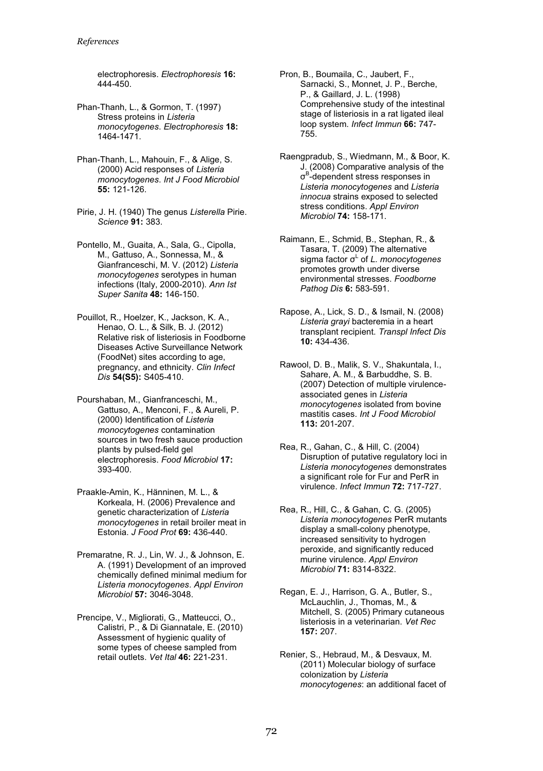electrophoresis. *Electrophoresis* **16:** 444-450.

Phan-Thanh, L., & Gormon, T. (1997) Stress proteins in *Listeria monocytogenes*. *Electrophoresis* **18:** 1464-1471.

Phan-Thanh, L., Mahouin, F., & Alige, S. (2000) Acid responses of *Listeria monocytogenes*. *Int J Food Microbiol* **55:** 121-126.

Pirie, J. H. (1940) The genus *Listerella* Pirie. *Science* **91:** 383.

Pontello, M., Guaita, A., Sala, G., Cipolla, M., Gattuso, A., Sonnessa, M., & Gianfranceschi, M. V. (2012) *Listeria monocytogenes* serotypes in human infections (Italy, 2000-2010). *Ann Ist Super Sanita* **48:** 146-150.

Pouillot, R., Hoelzer, K., Jackson, K. A., Henao, O. L., & Silk, B. J. (2012) Relative risk of listeriosis in Foodborne Diseases Active Surveillance Network (FoodNet) sites according to age, pregnancy, and ethnicity. *Clin Infect Dis* **54(S5):** S405-410.

Pourshaban, M., Gianfranceschi, M., Gattuso, A., Menconi, F., & Aureli, P. (2000) Identification of *Listeria monocytogenes* contamination sources in two fresh sauce production plants by pulsed-field gel electrophoresis. *Food Microbiol* **17:** 393-400.

Praakle-Amin, K., Hänninen, M. L., & Korkeala, H. (2006) Prevalence and genetic characterization of *Listeria monocytogenes* in retail broiler meat in Estonia. *J Food Prot* **69:** 436-440.

Premaratne, R. J., Lin, W. J., & Johnson, E. A. (1991) Development of an improved chemically defined minimal medium for *Listeria monocytogenes*. *Appl Environ Microbiol* **57:** 3046-3048.

Prencipe, V., Migliorati, G., Matteucci, O., Calistri, P., & Di Giannatale, E. (2010) Assessment of hygienic quality of some types of cheese sampled from retail outlets. *Vet Ital* **46:** 221-231.

Pron, B., Boumaila, C., Jaubert, F., Sarnacki, S., Monnet, J. P., Berche, P., & Gaillard, J. L. (1998) Comprehensive study of the intestinal stage of listeriosis in a rat ligated ileal loop system. *Infect Immun* **66:** 747-755.

Raengpradub, S., Wiedmann, M., & Boor, K. J. (2008) Comparative analysis of the $\sigma^B$-dependent stress responses in *Listeria monocytogenes* and *Listeria innocua* strains exposed to selected stress conditions. *Appl Environ Microbiol* **74:** 158-171.

Raimann, E., Schmid, B., Stephan, R., & Tasara, T. (2009) The alternative sigma factor $\sigma^L$ of *L. monocytogenes* promotes growth under diverse environmental stresses. *Foodborne Pathog Dis* **6:** 583-591.

Rapose, A., Lick, S. D., & Ismail, N. (2008) *Listeria grayi* bacteremia in a heart transplant recipient. *Transpl Infect Dis* **10:** 434-436.

Rawool, D. B., Malik, S. V., Shakuntala, I., Sahare, A. M., & Barbuddhe, S. B. (2007) Detection of multiple virulence-associated genes in *Listeria monocytogenes* isolated from bovine mastitis cases. *Int J Food Microbiol* **113:** 201-207.

Rea, R., Gahan, C., & Hill, C. (2004) Disruption of putative regulatory loci in *Listeria monocytogenes* demonstrates a significant role for Fur and PerR in virulence. *Infect Immun* **72:** 717-727.

Rea, R., Hill, C., & Gahan, C. G. (2005) *Listeria monocytogenes* PerR mutants display a small-colony phenotype, increased sensitivity to hydrogen peroxide, and significantly reduced murine virulence. *Appl Environ Microbiol* **71:** 8314-8322.

Regan, E. J., Harrison, G. A., Butler, S., McLauchlin, J., Thomas, M., & Mitchell, S. (2005) Primary cutaneous listeriosis in a veterinarian. *Vet Rec* **157:** 207.

Renier, S., Hebraud, M., & Desvaux, M. (2011) Molecular biology of surface colonization by *Listeria monocytogenes*: an additional facet of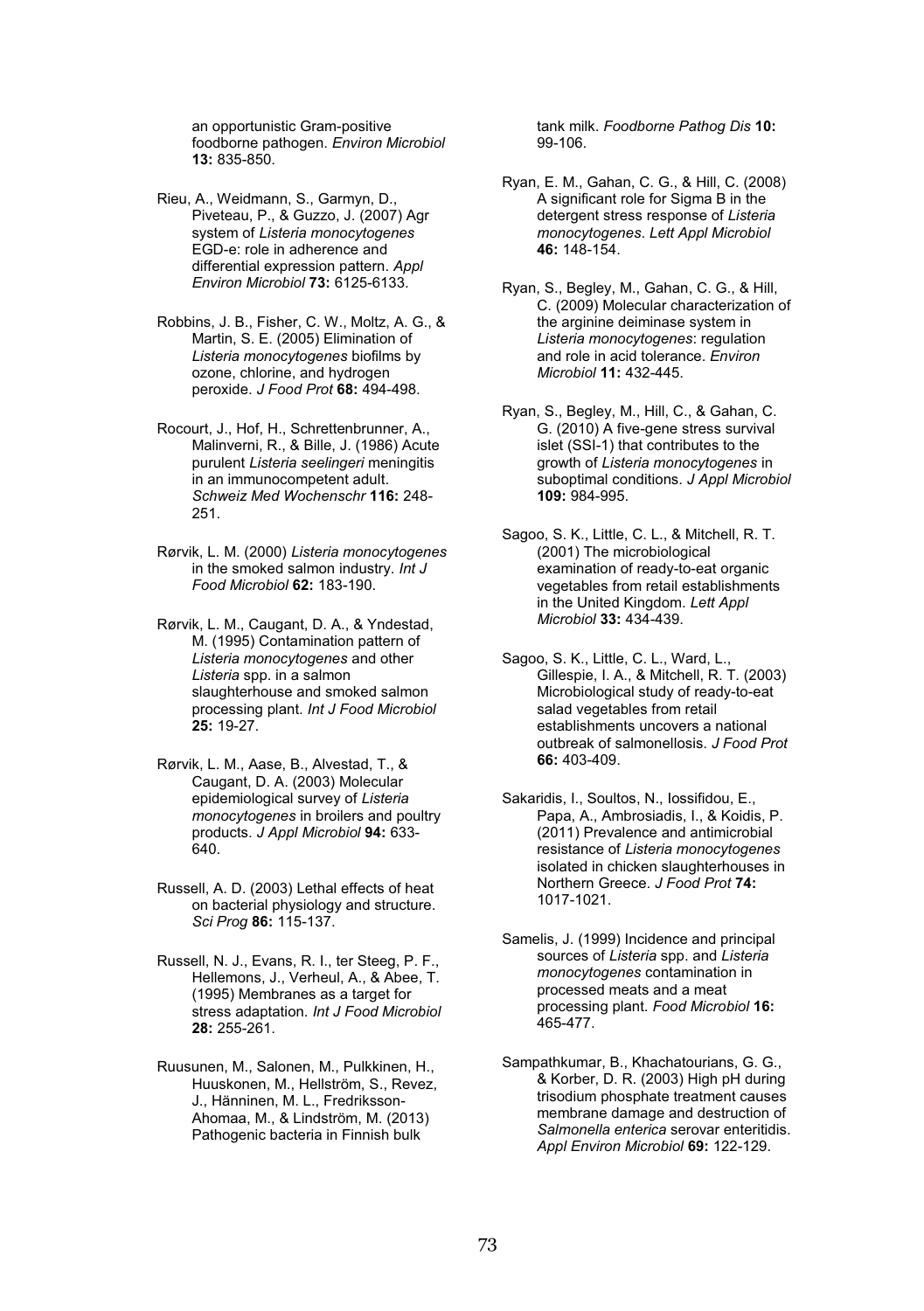an opportunistic Gram-positive foodborne pathogen. *Environ Microbiol* **13:** 835-850.

Rieu, A., Weidmann, S., Garmyn, D., Piveteau, P., & Guzzo, J. (2007) Agr system of *Listeria monocytogenes* EGD-e: role in adherence and differential expression pattern. *Appl Environ Microbiol* **73:** 6125-6133.

Robbins, J. B., Fisher, C. W., Moltz, A. G., & Martin, S. E. (2005) Elimination of *Listeria monocytogenes* biofilms by ozone, chlorine, and hydrogen peroxide. *J Food Prot* **68:** 494-498.

Rocourt, J., Hof, H., Schrettenbrunner, A., Malinverni, R., & Bille, J. (1986) Acute purulent *Listeria seelingeri* meningitis in an immunocompetent adult. *Schweiz Med Wochenschr* **116:** 248-251.

Rørvik, L. M. (2000) *Listeria monocytogenes* in the smoked salmon industry. *Int J Food Microbiol* **62:** 183-190.

Rørvik, L. M., Caugant, D. A., & Yndestad, M. (1995) Contamination pattern of *Listeria monocytogenes* and other *Listeria* spp. in a salmon slaughterhouse and smoked salmon processing plant. *Int J Food Microbiol* **25:** 19-27.

Rørvik, L. M., Aase, B., Alvestad, T., & Caugant, D. A. (2003) Molecular epidemiological survey of *Listeria monocytogenes* in broilers and poultry products. *J Appl Microbiol* **94:** 633-640.

Russell, A. D. (2003) Lethal effects of heat on bacterial physiology and structure. *Sci Prog* **86:** 115-137.

Russell, N. J., Evans, R. I., ter Steeg, P. F., Hellemons, J., Verheul, A., & Abee, T. (1995) Membranes as a target for stress adaptation. *Int J Food Microbiol* **28:** 255-261.

Ruusunen, M., Salonen, M., Pulkkinen, H., Huuskonen, M., Hellström, S., Revez, J., Hänninen, M. L., Fredriksson-Ahomaa, M., & Lindström, M. (2013) Pathogenic bacteria in Finnish bulk tank milk. *Foodborne Pathog Dis* **10:** 99-106.

Ryan, E. M., Gahan, C. G., & Hill, C. (2008) A significant role for Sigma B in the detergent stress response of *Listeria monocytogenes*. *Lett Appl Microbiol* **46:** 148-154.

Ryan, S., Begley, M., Gahan, C. G., & Hill, C. (2009) Molecular characterization of the arginine deiminase system in *Listeria monocytogenes*: regulation and role in acid tolerance. *Environ Microbiol* **11:** 432-445.

Ryan, S., Begley, M., Hill, C., & Gahan, C. G. (2010) A five-gene stress survival islet (SSI-1) that contributes to the growth of *Listeria monocytogenes* in suboptimal conditions. *J Appl Microbiol* **109:** 984-995.

Sagoo, S. K., Little, C. L., & Mitchell, R. T. (2001) The microbiological examination of ready-to-eat organic vegetables from retail establishments in the United Kingdom. *Lett Appl Microbiol* **33:** 434-439.

Sagoo, S. K., Little, C. L., Ward, L., Gillespie, I. A., & Mitchell, R. T. (2003) Microbiological study of ready-to-eat salad vegetables from retail establishments uncovers a national outbreak of salmonellosis. *J Food Prot* **66:** 403-409.

Sakaridis, I., Soultos, N., Iossifidou, E., Papa, A., Ambrosiadis, I., & Koidis, P. (2011) Prevalence and antimicrobial resistance of *Listeria monocytogenes* isolated in chicken slaughterhouses in Northern Greece. *J Food Prot* **74:** 1017-1021.

Samelis, J. (1999) Incidence and principal sources of *Listeria* spp. and *Listeria monocytogenes* contamination in processed meats and a meat processing plant. *Food Microbiol* **16:** 465-477.

Sampathkumar, B., Khachatourians, G. G., & Korber, D. R. (2003) High pH during trisodium phosphate treatment causes membrane damage and destruction of *Salmonella enterica* serovar enteritidis. *Appl Environ Microbiol* **69:** 122-129.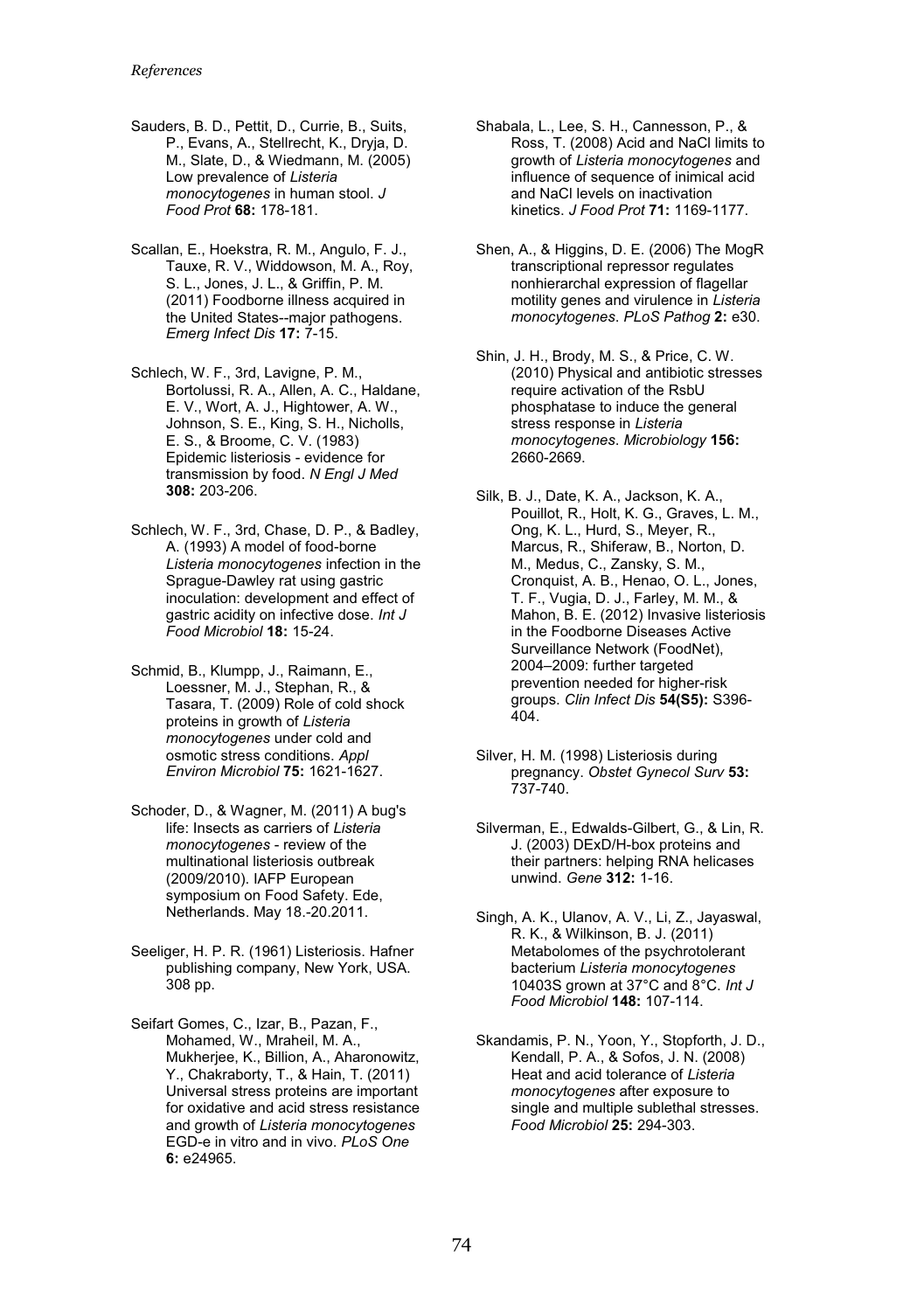*References*

Sauders, B. D., Pettit, D., Currie, B., Suits, P., Evans, A., Stellrecht, K., Dryja, D. M., Slate, D., & Wiedmann, M. (2005) Low prevalence of *Listeria monocytogenes* in human stool. *J Food Prot* **68:** 178-181.

Scallan, E., Hoekstra, R. M., Angulo, F. J., Tauxe, R. V., Widdowson, M. A., Roy, S. L., Jones, J. L., & Griffin, P. M. (2011) Foodborne illness acquired in the United States--major pathogens. *Emerg Infect Dis* **17:** 7-15.

Schlech, W. F., 3rd, Lavigne, P. M., Bortolussi, R. A., Allen, A. C., Haldane, E. V., Wort, A. J., Hightower, A. W., Johnson, S. E., King, S. H., Nicholls, E. S., & Broome, C. V. (1983) Epidemic listeriosis - evidence for transmission by food. *N Engl J Med* **308:** 203-206.

Schlech, W. F., 3rd, Chase, D. P., & Badley, A. (1993) A model of food-borne *Listeria monocytogenes* infection in the Sprague-Dawley rat using gastric inoculation: development and effect of gastric acidity on infective dose. *Int J Food Microbiol* **18:** 15-24.

Schmid, B., Klumpp, J., Raimann, E., Loessner, M. J., Stephan, R., & Tasara, T. (2009) Role of cold shock proteins in growth of *Listeria monocytogenes* under cold and osmotic stress conditions. *Appl Environ Microbiol* **75:** 1621-1627.

Schoder, D., & Wagner, M. (2011) A bug's life: Insects as carriers of *Listeria monocytogenes* - review of the multinational listeriosis outbreak (2009/2010). IAFP European symposium on Food Safety. Ede, Netherlands. May 18.-20.2011.

Seeliger, H. P. R. (1961) Listeriosis. Hafner publishing company, New York, USA. 308 pp.

Seifart Gomes, C., Izar, B., Pazan, F., Mohamed, W., Mraheil, M. A., Mukherjee, K., Billion, A., Aharonowitz, Y., Chakraborty, T., & Hain, T. (2011) Universal stress proteins are important for oxidative and acid stress resistance and growth of *Listeria monocytogenes* EGD-e in vitro and in vivo. *PLoS One* **6:** e24965.

Shabala, L., Lee, S. H., Cannesson, P., & Ross, T. (2008) Acid and NaCl limits to growth of *Listeria monocytogenes* and influence of sequence of inimical acid and NaCl levels on inactivation kinetics. *J Food Prot* **71:** 1169-1177.

Shen, A., & Higgins, D. E. (2006) The MogR transcriptional repressor regulates nonhierarchal expression of flagellar motility genes and virulence in *Listeria monocytogenes*. *PLoS Pathog* **2:** e30.

Shin, J. H., Brody, M. S., & Price, C. W. (2010) Physical and antibiotic stresses require activation of the RsbU phosphatase to induce the general stress response in *Listeria monocytogenes*. *Microbiology* **156:** 2660-2669.

Silk, B. J., Date, K. A., Jackson, K. A., Pouillot, R., Holt, K. G., Graves, L. M., Ong, K. L., Hurd, S., Meyer, R., Marcus, R., Shiferaw, B., Norton, D. M., Medus, C., Zansky, S. M., Cronquist, A. B., Henao, O. L., Jones, T. F., Vugia, D. J., Farley, M. M., & Mahon, B. E. (2012) Invasive listeriosis in the Foodborne Diseases Active Surveillance Network (FoodNet), 2004–2009: further targeted prevention needed for higher-risk groups. *Clin Infect Dis* **54(S5):** S396-404.

Silver, H. M. (1998) Listeriosis during pregnancy. *Obstet Gynecol Surv* **53:** 737-740.

Silverman, E., Edwalds-Gilbert, G., & Lin, R. J. (2003) DExD/H-box proteins and their partners: helping RNA helicases unwind. *Gene* **312:** 1-16.

Singh, A. K., Ulanov, A. V., Li, Z., Jayaswal, R. K., & Wilkinson, B. J. (2011) Metabolomes of the psychrotolerant bacterium *Listeria monocytogenes* 10403S grown at 37°C and 8°C. *Int J Food Microbiol* **148:** 107-114.

Skandamis, P. N., Yoon, Y., Stopforth, J. D., Kendall, P. A., & Sofos, J. N. (2008) Heat and acid tolerance of *Listeria monocytogenes* after exposure to single and multiple sublethal stresses. *Food Microbiol* **25:** 294-303.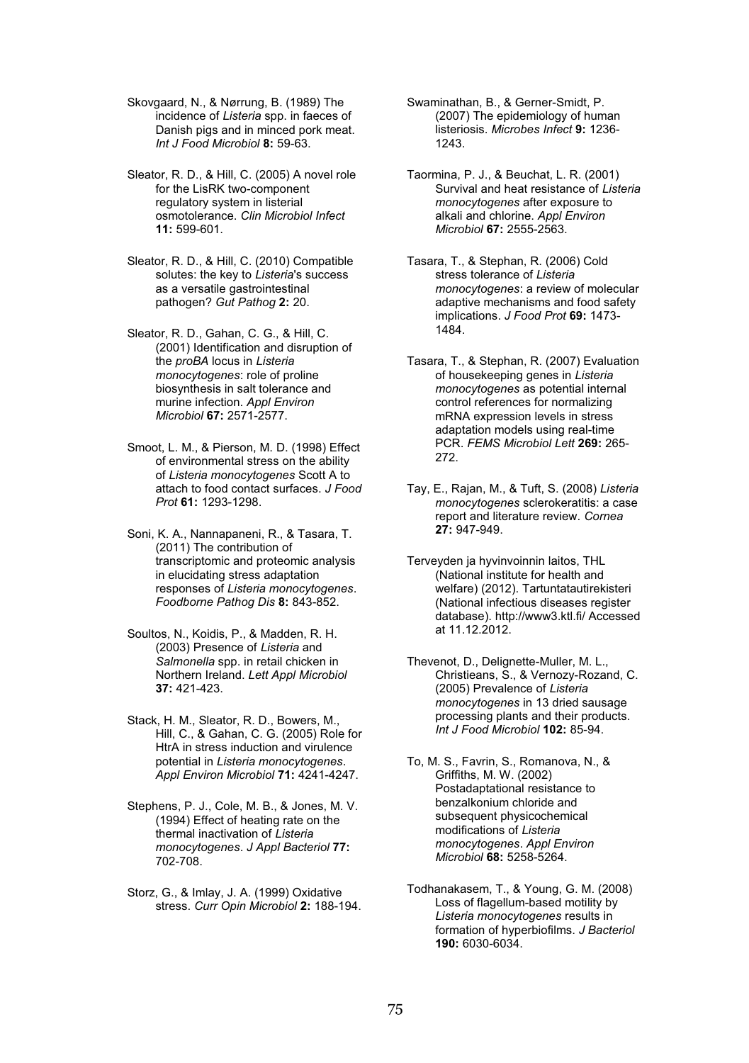Skovgaard, N., & Nørrung, B. (1989) The incidence of *Listeria* spp. in faeces of Danish pigs and in minced pork meat. *Int J Food Microbiol* **8:** 59-63.

Sleator, R. D., & Hill, C. (2005) A novel role for the LisRK two-component regulatory system in listerial osmotolerance. *Clin Microbiol Infect* **11:** 599-601.

Sleator, R. D., & Hill, C. (2010) Compatible solutes: the key to *Listeria*'s success as a versatile gastrointestinal pathogen? *Gut Pathog* **2:** 20.

Sleator, R. D., Gahan, C. G., & Hill, C. (2001) Identification and disruption of the *proBA* locus in *Listeria monocytogenes*: role of proline biosynthesis in salt tolerance and murine infection. *Appl Environ Microbiol* **67:** 2571-2577.

Smoot, L. M., & Pierson, M. D. (1998) Effect of environmental stress on the ability of *Listeria monocytogenes* Scott A to attach to food contact surfaces. *J Food Prot* **61:** 1293-1298.

Soni, K. A., Nannapaneni, R., & Tasara, T. (2011) The contribution of transcriptomic and proteomic analysis in elucidating stress adaptation responses of *Listeria monocytogenes*. *Foodborne Pathog Dis* **8:** 843-852.

Soultos, N., Koidis, P., & Madden, R. H. (2003) Presence of *Listeria* and *Salmonella* spp. in retail chicken in Northern Ireland. *Lett Appl Microbiol* **37:** 421-423.

Stack, H. M., Sleator, R. D., Bowers, M., Hill, C., & Gahan, C. G. (2005) Role for HtrA in stress induction and virulence potential in *Listeria monocytogenes*. *Appl Environ Microbiol* **71:** 4241-4247.

Stephens, P. J., Cole, M. B., & Jones, M. V. (1994) Effect of heating rate on the thermal inactivation of *Listeria monocytogenes*. *J Appl Bacteriol* **77:** 702-708.

Storz, G., & Imlay, J. A. (1999) Oxidative stress. *Curr Opin Microbiol* **2:** 188-194.

Swaminathan, B., & Gerner-Smidt, P. (2007) The epidemiology of human listeriosis. *Microbes Infect* **9:** 1236-1243.

Taormina, P. J., & Beuchat, L. R. (2001) Survival and heat resistance of *Listeria monocytogenes* after exposure to alkali and chlorine. *Appl Environ Microbiol* **67:** 2555-2563.

Tasara, T., & Stephan, R. (2006) Cold stress tolerance of *Listeria monocytogenes*: a review of molecular adaptive mechanisms and food safety implications. *J Food Prot* **69:** 1473-1484.

Tasara, T., & Stephan, R. (2007) Evaluation of housekeeping genes in *Listeria monocytogenes* as potential internal control references for normalizing mRNA expression levels in stress adaptation models using real-time PCR. *FEMS Microbiol Lett* **269:** 265-272.

Tay, E., Rajan, M., & Tuft, S. (2008) *Listeria monocytogenes* sclerokeratitis: a case report and literature review. *Cornea* **27:** 947-949.

Terveyden ja hyvinvoinnin laitos, THL (National institute for health and welfare) (2012). Tartuntatautirekisteri (National infectious diseases register database). http://www3.ktl.fi/ Accessed at 11.12.2012.

Thevenot, D., Delignette-Muller, M. L., Christieans, S., & Vernozy-Rozand, C. (2005) Prevalence of *Listeria monocytogenes* in 13 dried sausage processing plants and their products. *Int J Food Microbiol* **102:** 85-94.

To, M. S., Favrin, S., Romanova, N., & Griffiths, M. W. (2002) Postadaptational resistance to benzalkonium chloride and subsequent physicochemical modifications of *Listeria monocytogenes*. *Appl Environ Microbiol* **68:** 5258-5264.

Todhanakasem, T., & Young, G. M. (2008) Loss of flagellum-based motility by *Listeria monocytogenes* results in formation of hyperbiofilms. *J Bacteriol* **190:** 6030-6034.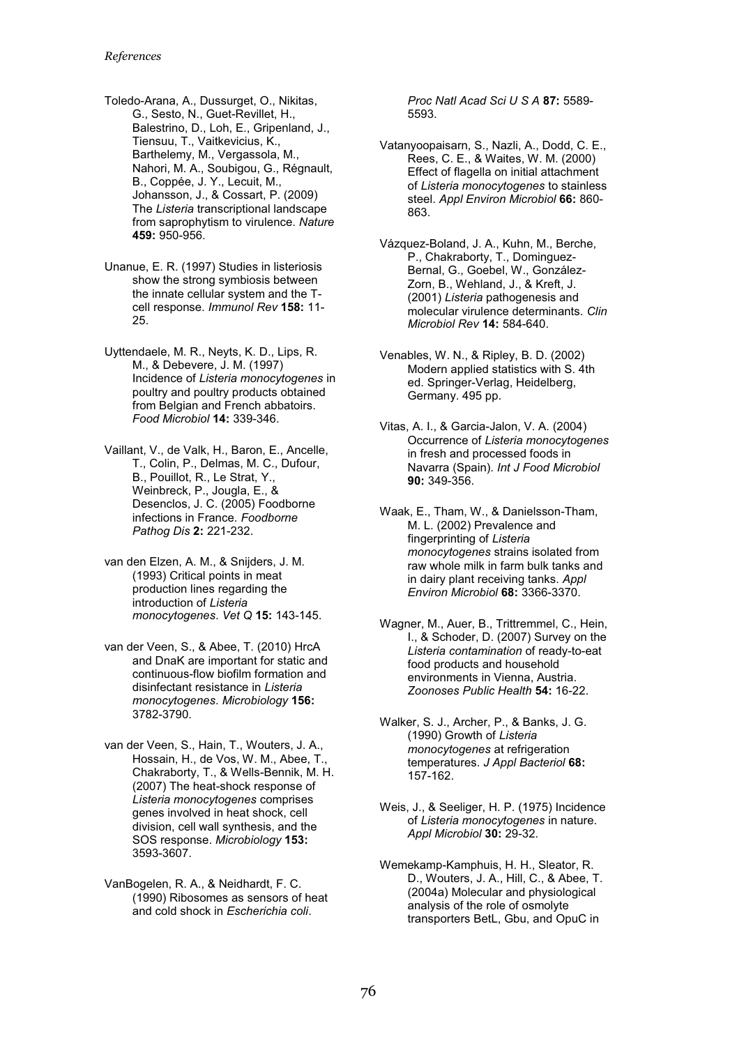Toledo-Arana, A., Dussurget, O., Nikitas, G., Sesto, N., Guet-Revillet, H., Balestrino, D., Loh, E., Gripenland, J., Tiensuu, T., Vaitkevicius, K., Barthelemy, M., Vergassola, M., Nahori, M. A., Soubigou, G., Régnault, B., Coppée, J. Y., Lecuit, M., Johansson, J., & Cossart, P. (2009) The *Listeria* transcriptional landscape from saprophytism to virulence. *Nature* **459:** 950-956.

Unanue, E. R. (1997) Studies in listeriosis show the strong symbiosis between the innate cellular system and the T-cell response. *Immunol Rev* **158:** 11-25.

Uyttendaele, M. R., Neyts, K. D., Lips, R. M., & Debevere, J. M. (1997) Incidence of *Listeria monocytogenes* in poultry and poultry products obtained from Belgian and French abbatoirs. *Food Microbiol* **14:** 339-346.

Vaillant, V., de Valk, H., Baron, E., Ancelle, T., Colin, P., Delmas, M. C., Dufour, B., Pouillot, R., Le Strat, Y., Weinbreck, P., Jougla, E., & Desenclos, J. C. (2005) Foodborne infections in France. *Foodborne Pathog Dis* **2:** 221-232.

van den Elzen, A. M., & Snijders, J. M. (1993) Critical points in meat production lines regarding the introduction of *Listeria monocytogenes*. *Vet Q* **15:** 143-145.

van der Veen, S., & Abee, T. (2010) HrcA and DnaK are important for static and continuous-flow biofilm formation and disinfectant resistance in *Listeria monocytogenes*. *Microbiology* **156:** 3782-3790.

van der Veen, S., Hain, T., Wouters, J. A., Hossain, H., de Vos, W. M., Abee, T., Chakraborty, T., & Wells-Bennik, M. H. (2007) The heat-shock response of *Listeria monocytogenes* comprises genes involved in heat shock, cell division, cell wall synthesis, and the SOS response. *Microbiology* **153:** 3593-3607.

VanBogelen, R. A., & Neidhardt, F. C. (1990) Ribosomes as sensors of heat and cold shock in *Escherichia coli*. *Proc Natl Acad Sci U S A* **87:** 5589-5593.

Vatanyoopaisarn, S., Nazli, A., Dodd, C. E., Rees, C. E., & Waites, W. M. (2000) Effect of flagella on initial attachment of *Listeria monocytogenes* to stainless steel. *Appl Environ Microbiol* **66:** 860-863.

Vázquez-Boland, J. A., Kuhn, M., Berche, P., Chakraborty, T., Dominguez-Bernal, G., Goebel, W., González-Zorn, B., Wehland, J., & Kreft, J. (2001) *Listeria* pathogenesis and molecular virulence determinants. *Clin Microbiol Rev* **14:** 584-640.

Venables, W. N., & Ripley, B. D. (2002) Modern applied statistics with S. 4th ed. Springer-Verlag, Heidelberg, Germany. 495 pp.

Vitas, A. I., & Garcia-Jalon, V. A. (2004) Occurrence of *Listeria monocytogenes* in fresh and processed foods in Navarra (Spain). *Int J Food Microbiol* **90:** 349-356.

Waak, E., Tham, W., & Danielsson-Tham, M. L. (2002) Prevalence and fingerprinting of *Listeria monocytogenes* strains isolated from raw whole milk in farm bulk tanks and in dairy plant receiving tanks. *Appl Environ Microbiol* **68:** 3366-3370.

Wagner, M., Auer, B., Trittremmel, C., Hein, I., & Schoder, D. (2007) Survey on the *Listeria contamination* of ready-to-eat food products and household environments in Vienna, Austria. *Zoonoses Public Health* **54:** 16-22.

Walker, S. J., Archer, P., & Banks, J. G. (1990) Growth of *Listeria monocytogenes* at refrigeration temperatures. *J Appl Bacteriol* **68:** 157-162.

Weis, J., & Seeliger, H. P. (1975) Incidence of *Listeria monocytogenes* in nature. *Appl Microbiol* **30:** 29-32.

Wemekamp-Kamphuis, H. H., Sleator, R. D., Wouters, J. A., Hill, C., & Abee, T. (2004a) Molecular and physiological analysis of the role of osmolyte transporters BetL, Gbu, and OpuC in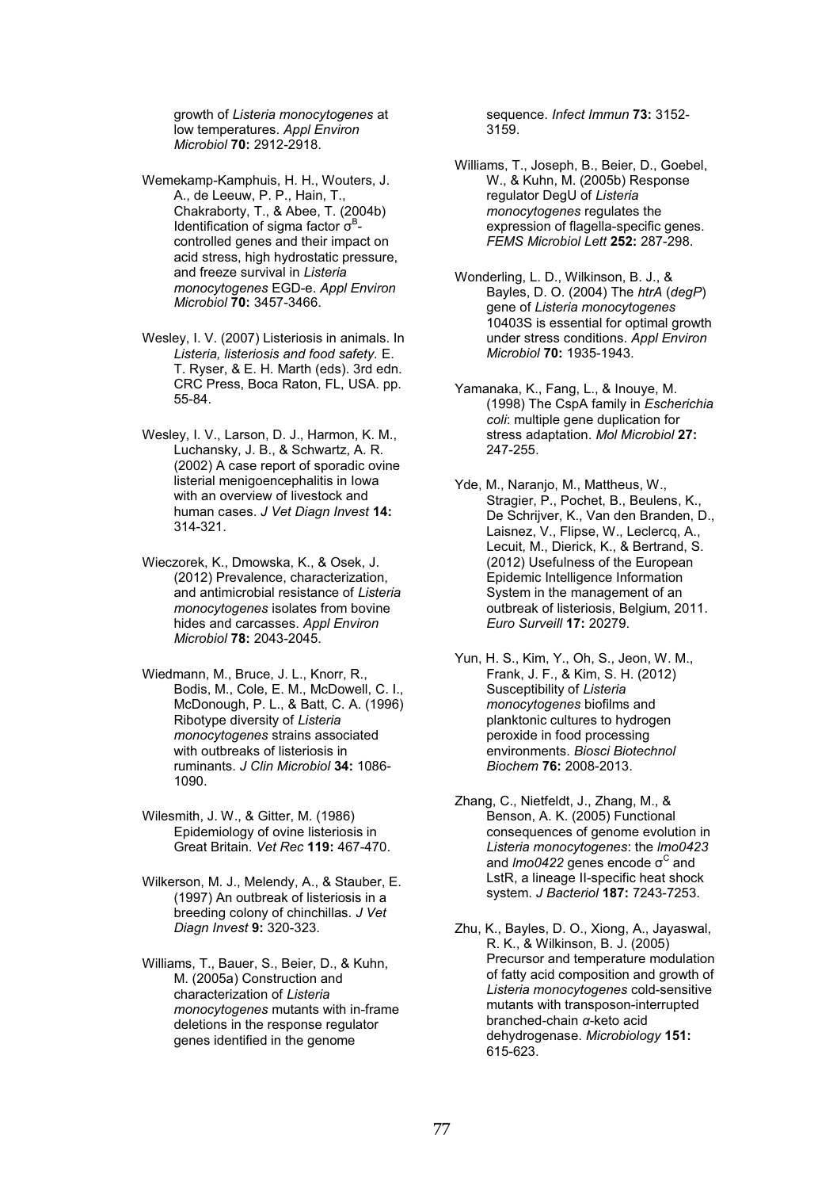growth of *Listeria monocytogenes* at low temperatures. *Appl Environ Microbiol* **70:** 2912-2918.

Wemekamp-Kamphuis, H. H., Wouters, J. A., de Leeuw, P. P., Hain, T., Chakraborty, T., & Abee, T. (2004b) Identification of sigma factor $\sigma^B$-controlled genes and their impact on acid stress, high hydrostatic pressure, and freeze survival in *Listeria monocytogenes* EGD-e. *Appl Environ Microbiol* **70:** 3457-3466.

Wesley, I. V. (2007) Listeriosis in animals. In *Listeria, listeriosis and food safety.* E. T. Ryser, & E. H. Marth (eds). 3rd edn. CRC Press, Boca Raton, FL, USA. pp. 55-84.

Wesley, I. V., Larson, D. J., Harmon, K. M., Luchansky, J. B., & Schwartz, A. R. (2002) A case report of sporadic ovine listerial menigoencephalitis in Iowa with an overview of livestock and human cases. *J Vet Diagn Invest* **14:** 314-321.

Wieczorek, K., Dmowska, K., & Osek, J. (2012) Prevalence, characterization, and antimicrobial resistance of *Listeria monocytogenes* isolates from bovine hides and carcasses. *Appl Environ Microbiol* **78:** 2043-2045.

Wiedmann, M., Bruce, J. L., Knorr, R., Bodis, M., Cole, E. M., McDowell, C. I., McDonough, P. L., & Batt, C. A. (1996) Ribotype diversity of *Listeria monocytogenes* strains associated with outbreaks of listeriosis in ruminants. *J Clin Microbiol* **34:** 1086-1090.

Wilesmith, J. W., & Gitter, M. (1986) Epidemiology of ovine listeriosis in Great Britain. *Vet Rec* **119:** 467-470.

Wilkerson, M. J., Melendy, A., & Stauber, E. (1997) An outbreak of listeriosis in a breeding colony of chinchillas. *J Vet Diagn Invest* **9:** 320-323.

Williams, T., Bauer, S., Beier, D., & Kuhn, M. (2005a) Construction and characterization of *Listeria monocytogenes* mutants with in-frame deletions in the response regulator genes identified in the genome sequence. *Infect Immun* **73:** 3152-3159.

Williams, T., Joseph, B., Beier, D., Goebel, W., & Kuhn, M. (2005b) Response regulator DegU of *Listeria monocytogenes* regulates the expression of flagella-specific genes. *FEMS Microbiol Lett* **252:** 287-298.

Wonderling, L. D., Wilkinson, B. J., & Bayles, D. O. (2004) The *htrA* (*degP*) gene of *Listeria monocytogenes* 10403S is essential for optimal growth under stress conditions. *Appl Environ Microbiol* **70:** 1935-1943.

Yamanaka, K., Fang, L., & Inouye, M. (1998) The CspA family in *Escherichia coli*: multiple gene duplication for stress adaptation. *Mol Microbiol* **27:** 247-255.

Yde, M., Naranjo, M., Mattheus, W., Stragier, P., Pochet, B., Beulens, K., De Schrijver, K., Van den Branden, D., Laisnez, V., Flipse, W., Leclercq, A., Lecuit, M., Dierick, K., & Bertrand, S. (2012) Usefulness of the European Epidemic Intelligence Information System in the management of an outbreak of listeriosis, Belgium, 2011. *Euro Surveill* **17:** 20279.

Yun, H. S., Kim, Y., Oh, S., Jeon, W. M., Frank, J. F., & Kim, S. H. (2012) Susceptibility of *Listeria monocytogenes* biofilms and planktonic cultures to hydrogen peroxide in food processing environments. *Biosci Biotechnol Biochem* **76:** 2008-2013.

Zhang, C., Nietfeldt, J., Zhang, M., & Benson, A. K. (2005) Functional consequences of genome evolution in *Listeria monocytogenes*: the *lmo0423* and *lmo0422* genes encode $\sigma^C$ and LstR, a lineage II-specific heat shock system. *J Bacteriol* **187:** 7243-7253.

Zhu, K., Bayles, D. O., Xiong, A., Jayaswal, R. K., & Wilkinson, B. J. (2005) Precursor and temperature modulation of fatty acid composition and growth of *Listeria monocytogenes* cold-sensitive mutants with transposon-interrupted branched-chain *α*-keto acid dehydrogenase. *Microbiology* **151:** 615-623.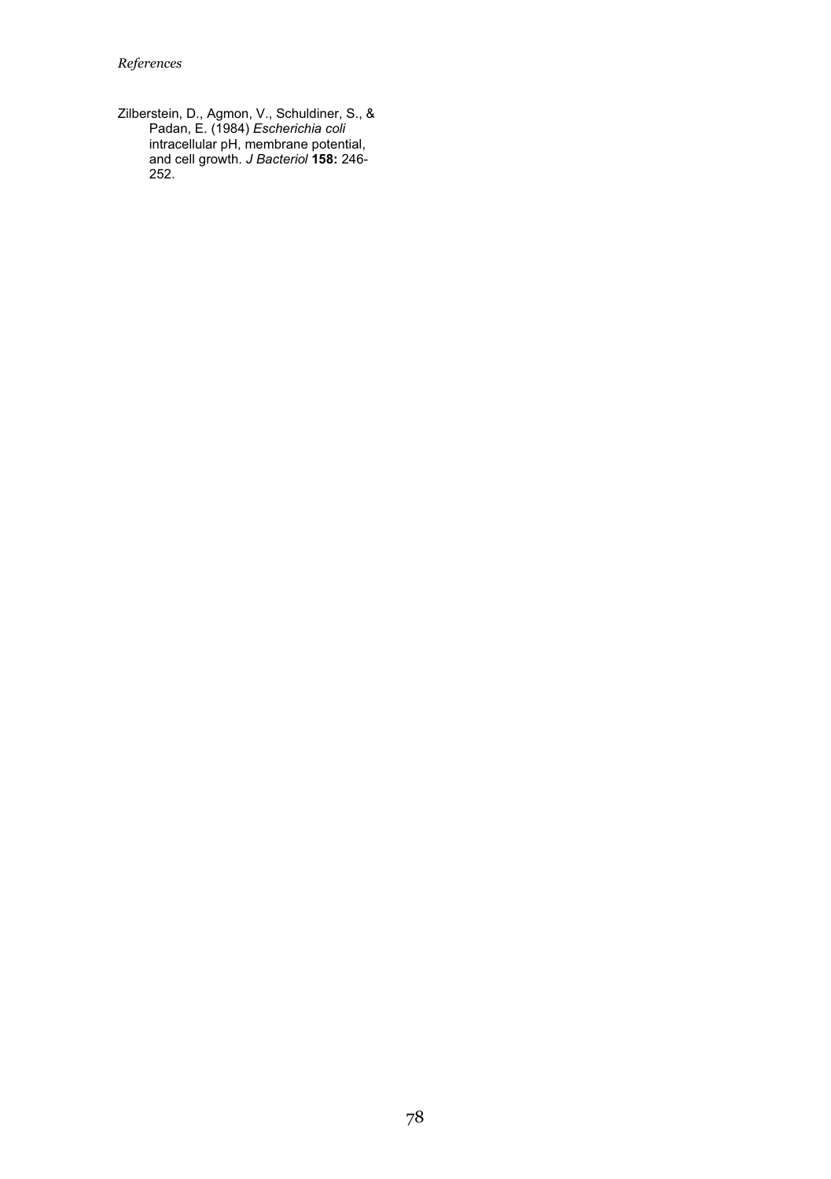Zilberstein, D., Agmon, V., Schuldiner, S., & Padan, E. (1984) *Escherichia coli* intracellular pH, membrane potential, and cell growth. *J Bacteriol* **158:** 246-252.